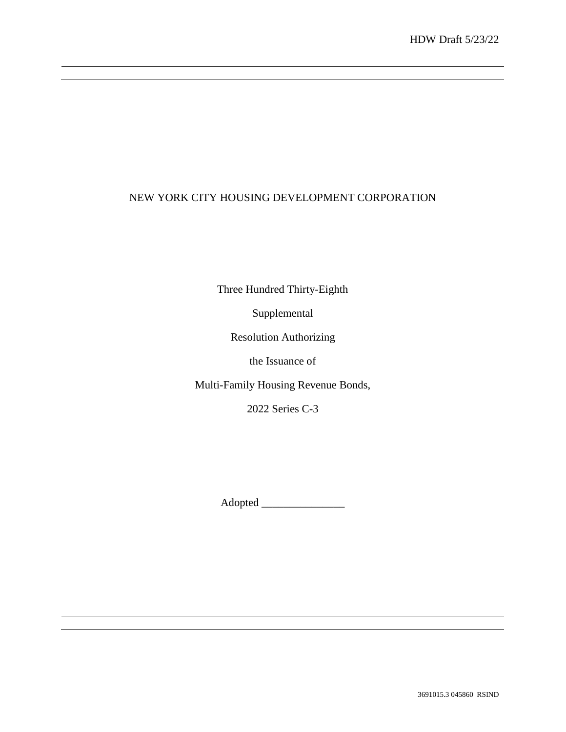HDW Draft 5/23/22

---

NEW YORK CITY HOUSING DEVELOPMENT CORPORATION

Three Hundred Thirty-Eighth

Supplemental

Resolution Authorizing

the Issuance of

Multi-Family Housing Revenue Bonds,

2022 Series C-3

Adopted _______________

---

3691015.3 045860 RSIND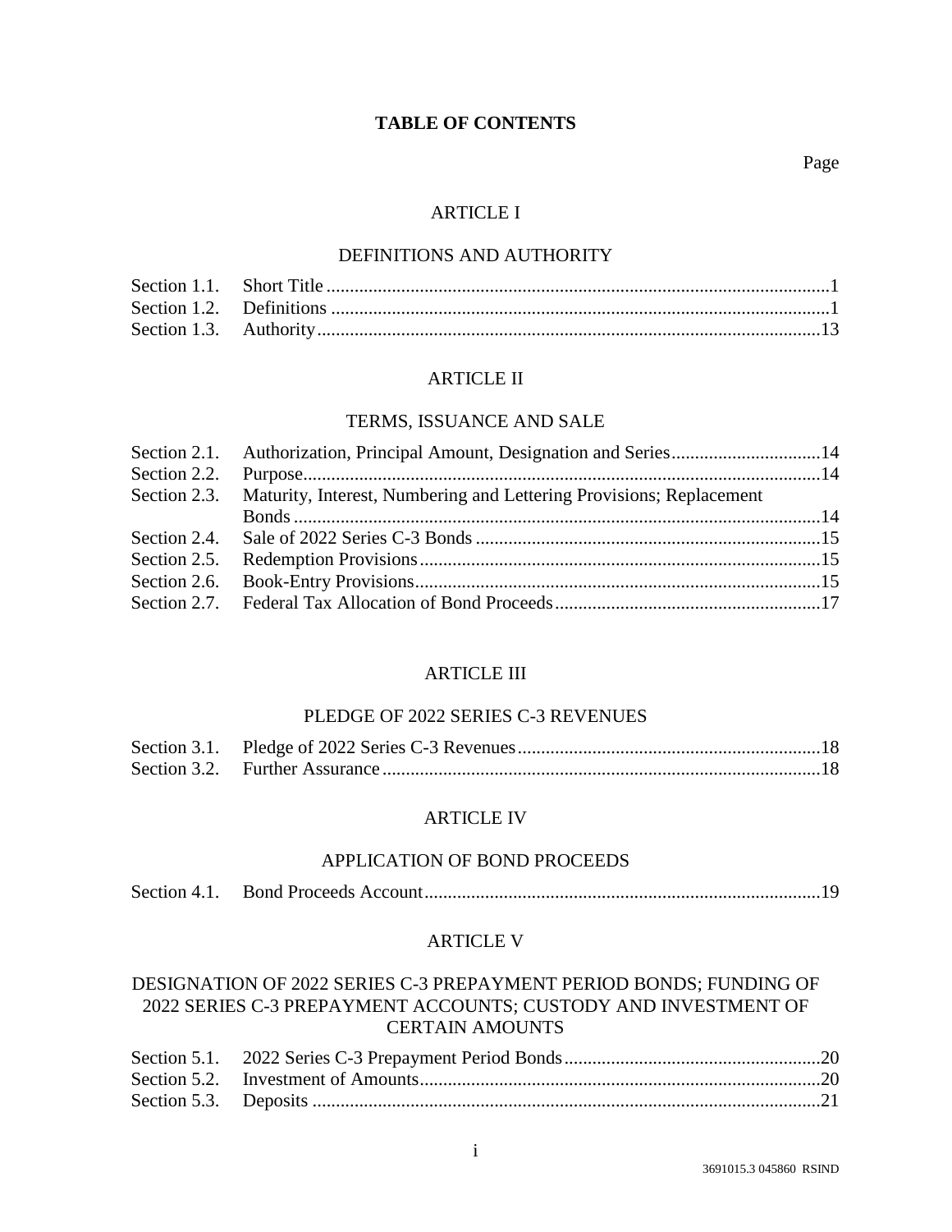# TABLE OF CONTENTS

Page

## ARTICLE I

## DEFINITIONS AND AUTHORITY

| | | |
|---|---|---|
| Section 1.1. | Short Title | 1 |
| Section 1.2. | Definitions | 1 |
| Section 1.3. | Authority | 13 |

## ARTICLE II

## TERMS, ISSUANCE AND SALE

| | | |
|---|---|---|
| Section 2.1. | Authorization, Principal Amount, Designation and Series | 14 |
| Section 2.2. | Purpose | 14 |
| Section 2.3. | Maturity, Interest, Numbering and Lettering Provisions; Replacement Bonds | 14 |
| Section 2.4. | Sale of 2022 Series C-3 Bonds | 15 |
| Section 2.5. | Redemption Provisions | 15 |
| Section 2.6. | Book-Entry Provisions | 15 |
| Section 2.7. | Federal Tax Allocation of Bond Proceeds | 17 |

## ARTICLE III

## PLEDGE OF 2022 SERIES C-3 REVENUES

| | | |
|---|---|---|
| Section 3.1. | Pledge of 2022 Series C-3 Revenues | 18 |
| Section 3.2. | Further Assurance | 18 |

## ARTICLE IV

## APPLICATION OF BOND PROCEEDS

| | | |
|---|---|---|
| Section 4.1. | Bond Proceeds Account | 19 |

## ARTICLE V

## DESIGNATION OF 2022 SERIES C-3 PREPAYMENT PERIOD BONDS; FUNDING OF 2022 SERIES C-3 PREPAYMENT ACCOUNTS; CUSTODY AND INVESTMENT OF CERTAIN AMOUNTS

| | | |
|---|---|---|
| Section 5.1. | 2022 Series C-3 Prepayment Period Bonds | 20 |
| Section 5.2. | Investment of Amounts | 20 |
| Section 5.3. | Deposits | 21 |

3691015.3 045860 RSIND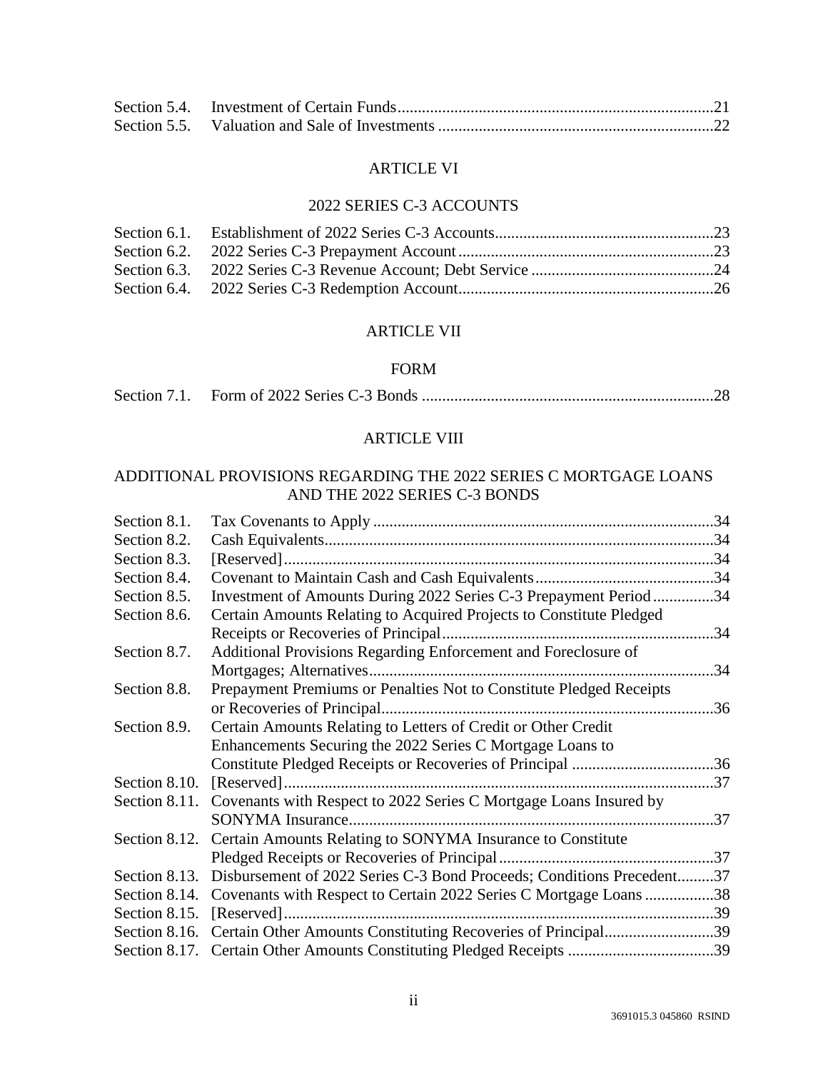| | | |
|---|---|---|
| Section 5.4. | Investment of Certain Funds | 21 |
| Section 5.5. | Valuation and Sale of Investments | 22 |

ARTICLE VI

2022 SERIES C-3 ACCOUNTS

| | | |
|---|---|---|
| Section 6.1. | Establishment of 2022 Series C-3 Accounts | 23 |
| Section 6.2. | 2022 Series C-3 Prepayment Account | 23 |
| Section 6.3. | 2022 Series C-3 Revenue Account; Debt Service | 24 |
| Section 6.4. | 2022 Series C-3 Redemption Account | 26 |

ARTICLE VII

FORM

| | | |
|---|---|---|
| Section 7.1. | Form of 2022 Series C-3 Bonds | 28 |

ARTICLE VIII

ADDITIONAL PROVISIONS REGARDING THE 2022 SERIES C MORTGAGE LOANS AND THE 2022 SERIES C-3 BONDS

| | | |
|---|---|---|
| Section 8.1. | Tax Covenants to Apply | 34 |
| Section 8.2. | Cash Equivalents | 34 |
| Section 8.3. | [Reserved] | 34 |
| Section 8.4. | Covenant to Maintain Cash and Cash Equivalents | 34 |
| Section 8.5. | Investment of Amounts During 2022 Series C-3 Prepayment Period | 34 |
| Section 8.6. | Certain Amounts Relating to Acquired Projects to Constitute Pledged Receipts or Recoveries of Principal | 34 |
| Section 8.7. | Additional Provisions Regarding Enforcement and Foreclosure of Mortgages; Alternatives | 34 |
| Section 8.8. | Prepayment Premiums or Penalties Not to Constitute Pledged Receipts or Recoveries of Principal | 36 |
| Section 8.9. | Certain Amounts Relating to Letters of Credit or Other Credit Enhancements Securing the 2022 Series C Mortgage Loans to Constitute Pledged Receipts or Recoveries of Principal | 36 |
| Section 8.10. | [Reserved] | 37 |
| Section 8.11. | Covenants with Respect to 2022 Series C Mortgage Loans Insured by SONYMA Insurance | 37 |
| Section 8.12. | Certain Amounts Relating to SONYMA Insurance to Constitute Pledged Receipts or Recoveries of Principal | 37 |
| Section 8.13. | Disbursement of 2022 Series C-3 Bond Proceeds; Conditions Precedent | 37 |
| Section 8.14. | Covenants with Respect to Certain 2022 Series C Mortgage Loans | 38 |
| Section 8.15. | [Reserved] | 39 |
| Section 8.16. | Certain Other Amounts Constituting Recoveries of Principal | 39 |
| Section 8.17. | Certain Other Amounts Constituting Pledged Receipts | 39 |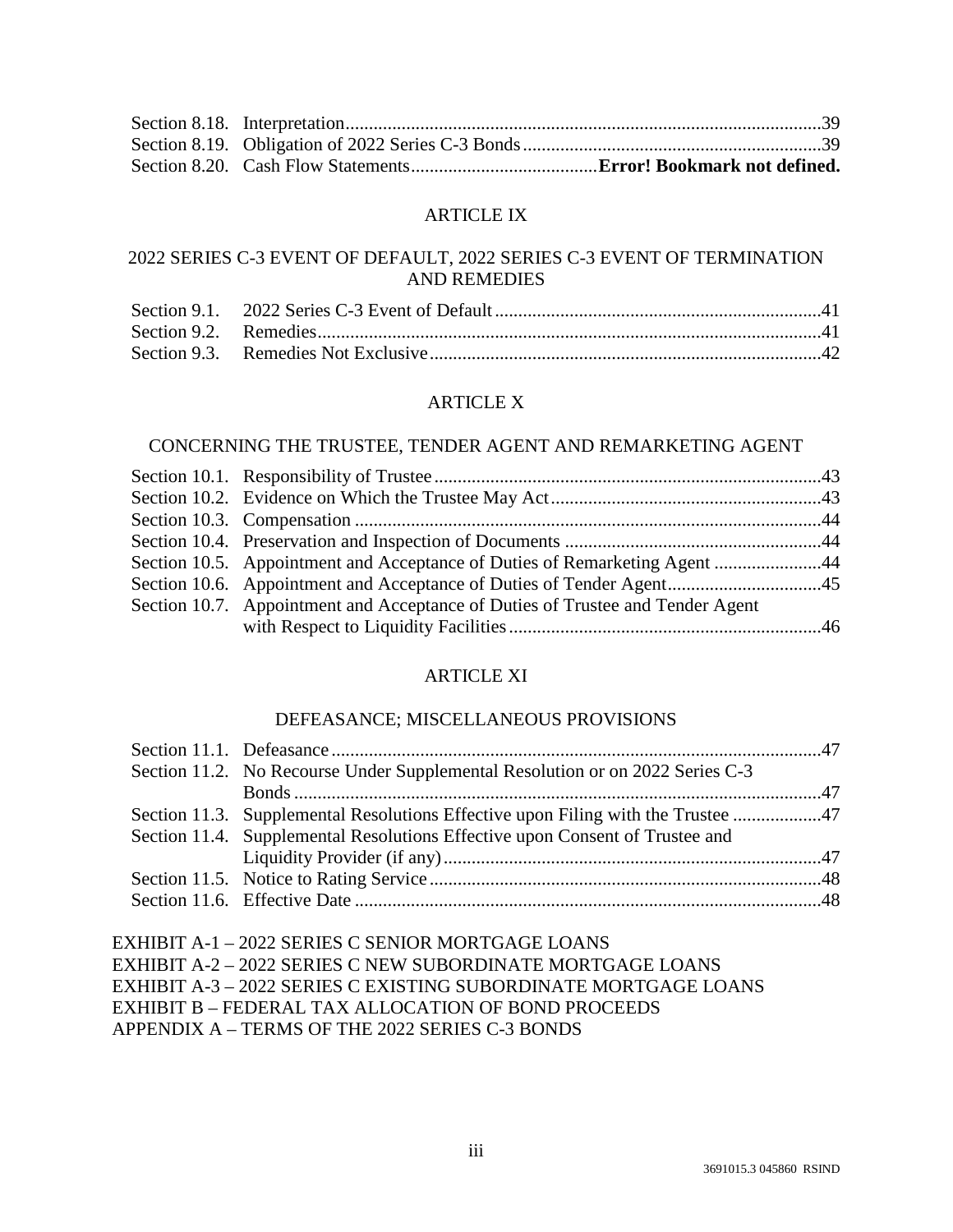| | | |
|---|---|---|
| Section 8.18. | Interpretation | 39 |
| Section 8.19. | Obligation of 2022 Series C-3 Bonds | 39 |
| Section 8.20. | Cash Flow Statements | **Error! Bookmark not defined.** |

ARTICLE IX

2022 SERIES C-3 EVENT OF DEFAULT, 2022 SERIES C-3 EVENT OF TERMINATION AND REMEDIES

| | | |
|---|---|---|
| Section 9.1. | 2022 Series C-3 Event of Default | 41 |
| Section 9.2. | Remedies | 41 |
| Section 9.3. | Remedies Not Exclusive | 42 |

ARTICLE X

CONCERNING THE TRUSTEE, TENDER AGENT AND REMARKETING AGENT

| | | |
|---|---|---|
| Section 10.1. | Responsibility of Trustee | 43 |
| Section 10.2. | Evidence on Which the Trustee May Act | 43 |
| Section 10.3. | Compensation | 44 |
| Section 10.4. | Preservation and Inspection of Documents | 44 |
| Section 10.5. | Appointment and Acceptance of Duties of Remarketing Agent | 44 |
| Section 10.6. | Appointment and Acceptance of Duties of Tender Agent | 45 |
| Section 10.7. | Appointment and Acceptance of Duties of Trustee and Tender Agent with Respect to Liquidity Facilities | 46 |

ARTICLE XI

DEFEASANCE; MISCELLANEOUS PROVISIONS

| | | |
|---|---|---|
| Section 11.1. | Defeasance | 47 |
| Section 11.2. | No Recourse Under Supplemental Resolution or on 2022 Series C-3 Bonds | 47 |
| Section 11.3. | Supplemental Resolutions Effective upon Filing with the Trustee | 47 |
| Section 11.4. | Supplemental Resolutions Effective upon Consent of Trustee and Liquidity Provider (if any) | 47 |
| Section 11.5. | Notice to Rating Service | 48 |
| Section 11.6. | Effective Date | 48 |

EXHIBIT A-1 – 2022 SERIES C SENIOR MORTGAGE LOANS
EXHIBIT A-2 – 2022 SERIES C NEW SUBORDINATE MORTGAGE LOANS
EXHIBIT A-3 – 2022 SERIES C EXISTING SUBORDINATE MORTGAGE LOANS
EXHIBIT B – FEDERAL TAX ALLOCATION OF BOND PROCEEDS
APPENDIX A – TERMS OF THE 2022 SERIES C-3 BONDS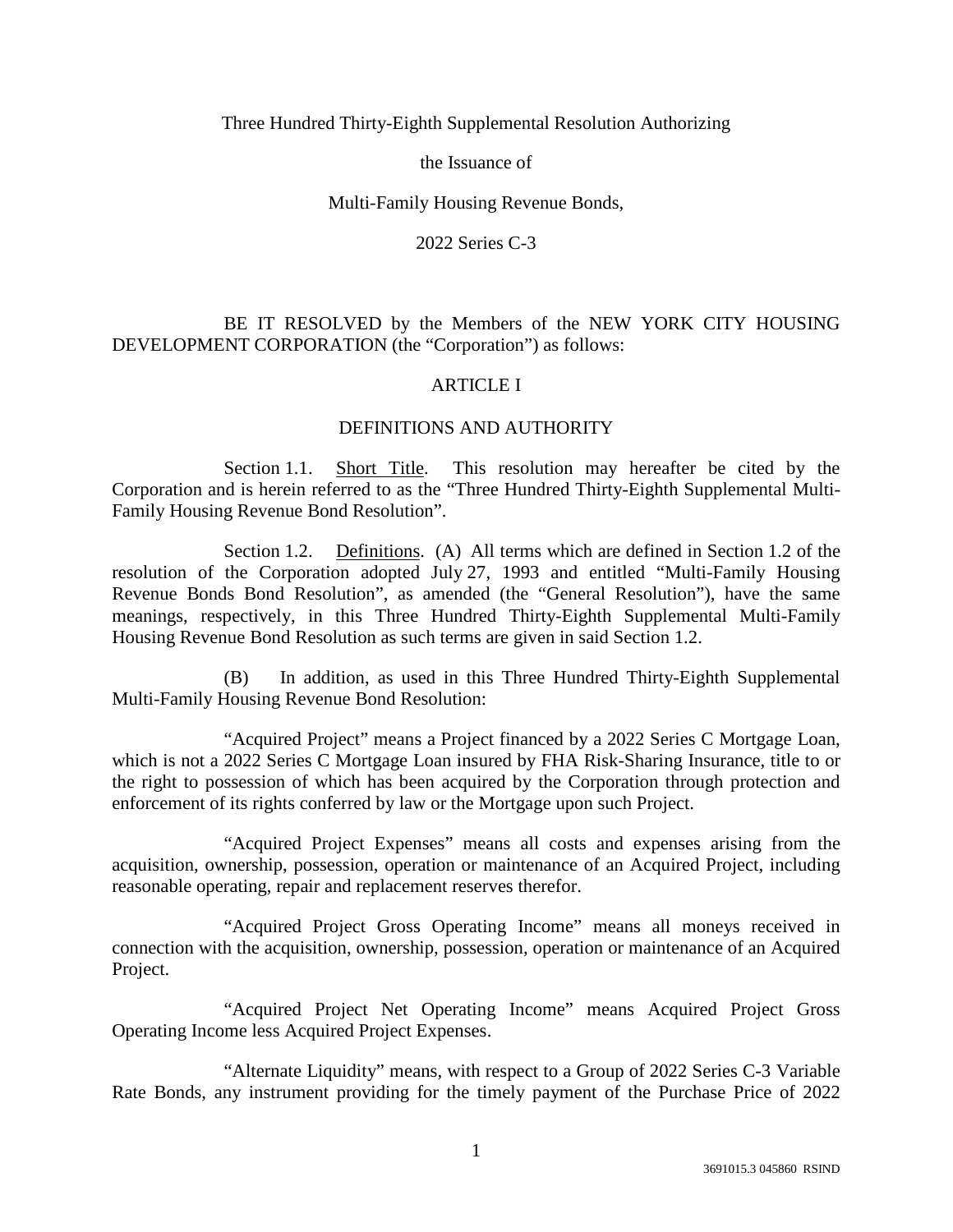Three Hundred Thirty-Eighth Supplemental Resolution Authorizing

the Issuance of

Multi-Family Housing Revenue Bonds,

2022 Series C-3

BE IT RESOLVED by the Members of the NEW YORK CITY HOUSING DEVELOPMENT CORPORATION (the "Corporation") as follows:

## ARTICLE I

## DEFINITIONS AND AUTHORITY

Section 1.1. Short Title. This resolution may hereafter be cited by the Corporation and is herein referred to as the "Three Hundred Thirty-Eighth Supplemental Multi-Family Housing Revenue Bond Resolution".

Section 1.2. Definitions. (A) All terms which are defined in Section 1.2 of the resolution of the Corporation adopted July 27, 1993 and entitled "Multi-Family Housing Revenue Bonds Bond Resolution", as amended (the "General Resolution"), have the same meanings, respectively, in this Three Hundred Thirty-Eighth Supplemental Multi-Family Housing Revenue Bond Resolution as such terms are given in said Section 1.2.

(B) In addition, as used in this Three Hundred Thirty-Eighth Supplemental Multi-Family Housing Revenue Bond Resolution:

"Acquired Project" means a Project financed by a 2022 Series C Mortgage Loan, which is not a 2022 Series C Mortgage Loan insured by FHA Risk-Sharing Insurance, title to or the right to possession of which has been acquired by the Corporation through protection and enforcement of its rights conferred by law or the Mortgage upon such Project.

"Acquired Project Expenses" means all costs and expenses arising from the acquisition, ownership, possession, operation or maintenance of an Acquired Project, including reasonable operating, repair and replacement reserves therefor.

"Acquired Project Gross Operating Income" means all moneys received in connection with the acquisition, ownership, possession, operation or maintenance of an Acquired Project.

"Acquired Project Net Operating Income" means Acquired Project Gross Operating Income less Acquired Project Expenses.

"Alternate Liquidity" means, with respect to a Group of 2022 Series C-3 Variable Rate Bonds, any instrument providing for the timely payment of the Purchase Price of 2022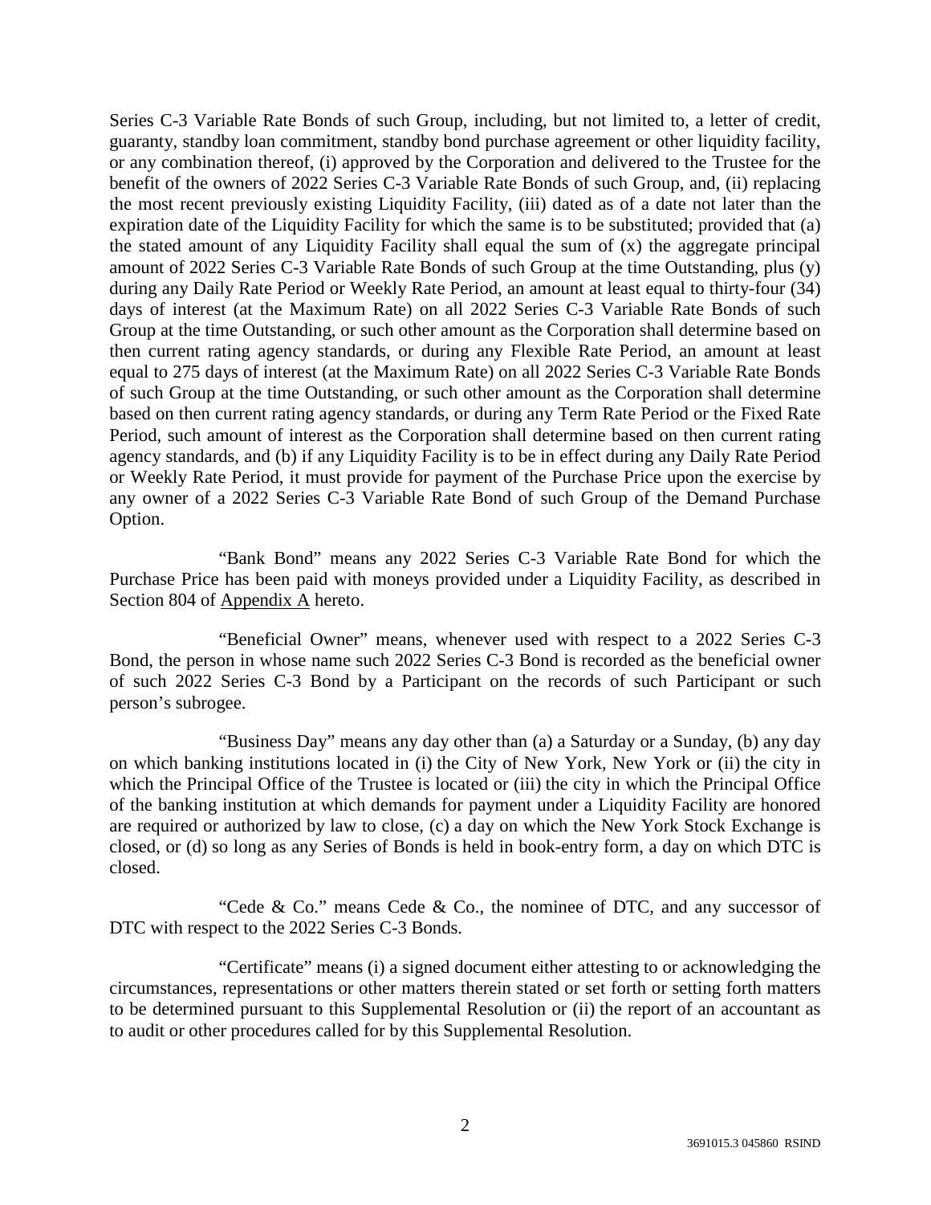Series C-3 Variable Rate Bonds of such Group, including, but not limited to, a letter of credit, guaranty, standby loan commitment, standby bond purchase agreement or other liquidity facility, or any combination thereof, (i) approved by the Corporation and delivered to the Trustee for the benefit of the owners of 2022 Series C-3 Variable Rate Bonds of such Group, and, (ii) replacing the most recent previously existing Liquidity Facility, (iii) dated as of a date not later than the expiration date of the Liquidity Facility for which the same is to be substituted; provided that (a) the stated amount of any Liquidity Facility shall equal the sum of (x) the aggregate principal amount of 2022 Series C-3 Variable Rate Bonds of such Group at the time Outstanding, plus (y) during any Daily Rate Period or Weekly Rate Period, an amount at least equal to thirty-four (34) days of interest (at the Maximum Rate) on all 2022 Series C-3 Variable Rate Bonds of such Group at the time Outstanding, or such other amount as the Corporation shall determine based on then current rating agency standards, or during any Flexible Rate Period, an amount at least equal to 275 days of interest (at the Maximum Rate) on all 2022 Series C-3 Variable Rate Bonds of such Group at the time Outstanding, or such other amount as the Corporation shall determine based on then current rating agency standards, or during any Term Rate Period or the Fixed Rate Period, such amount of interest as the Corporation shall determine based on then current rating agency standards, and (b) if any Liquidity Facility is to be in effect during any Daily Rate Period or Weekly Rate Period, it must provide for payment of the Purchase Price upon the exercise by any owner of a 2022 Series C-3 Variable Rate Bond of such Group of the Demand Purchase Option.

"Bank Bond" means any 2022 Series C-3 Variable Rate Bond for which the Purchase Price has been paid with moneys provided under a Liquidity Facility, as described in Section 804 of Appendix A hereto.

"Beneficial Owner" means, whenever used with respect to a 2022 Series C-3 Bond, the person in whose name such 2022 Series C-3 Bond is recorded as the beneficial owner of such 2022 Series C-3 Bond by a Participant on the records of such Participant or such person's subrogee.

"Business Day" means any day other than (a) a Saturday or a Sunday, (b) any day on which banking institutions located in (i) the City of New York, New York or (ii) the city in which the Principal Office of the Trustee is located or (iii) the city in which the Principal Office of the banking institution at which demands for payment under a Liquidity Facility are honored are required or authorized by law to close, (c) a day on which the New York Stock Exchange is closed, or (d) so long as any Series of Bonds is held in book-entry form, a day on which DTC is closed.

"Cede & Co." means Cede & Co., the nominee of DTC, and any successor of DTC with respect to the 2022 Series C-3 Bonds.

"Certificate" means (i) a signed document either attesting to or acknowledging the circumstances, representations or other matters therein stated or set forth or setting forth matters to be determined pursuant to this Supplemental Resolution or (ii) the report of an accountant as to audit or other procedures called for by this Supplemental Resolution.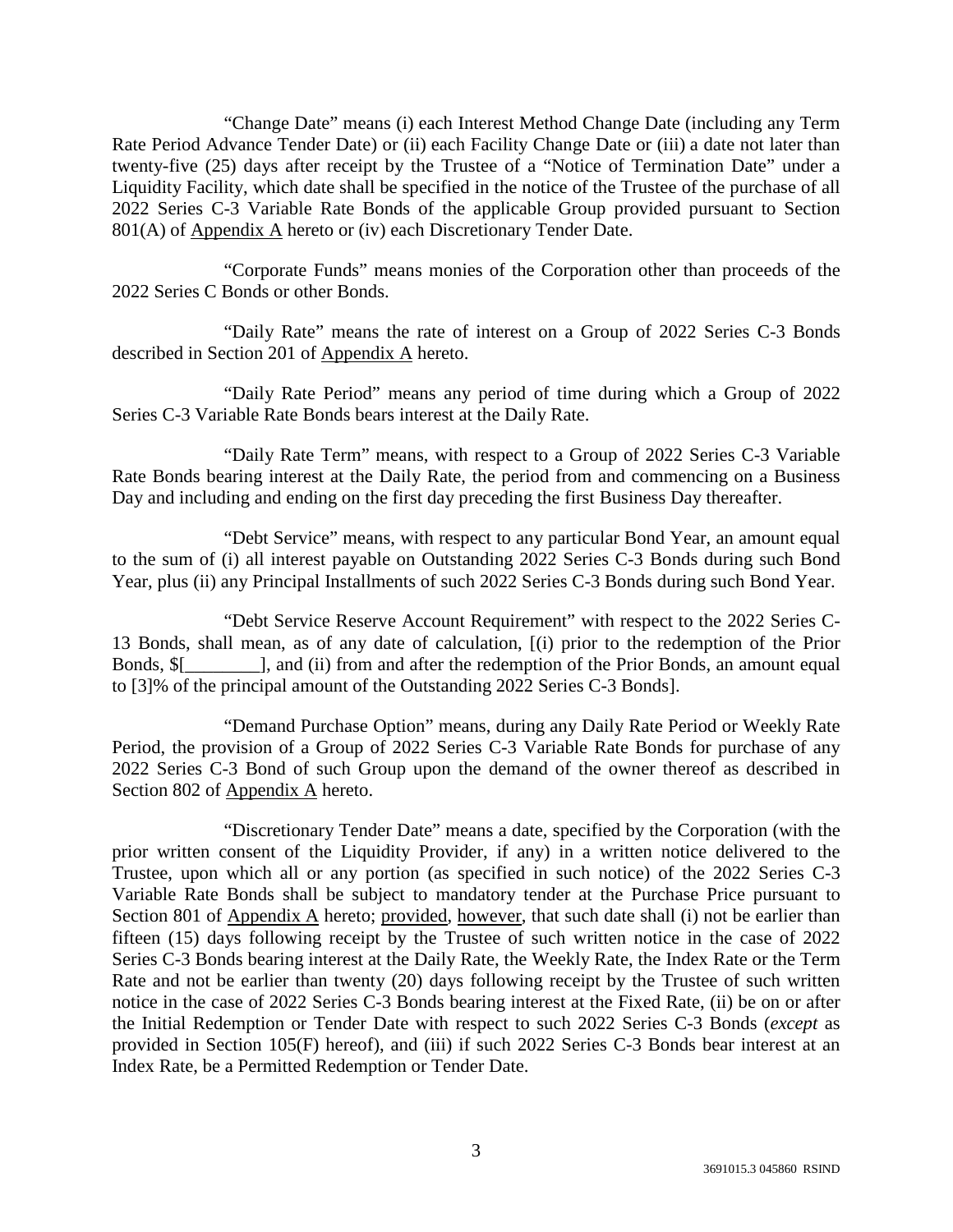"Change Date" means (i) each Interest Method Change Date (including any Term Rate Period Advance Tender Date) or (ii) each Facility Change Date or (iii) a date not later than twenty-five (25) days after receipt by the Trustee of a "Notice of Termination Date" under a Liquidity Facility, which date shall be specified in the notice of the Trustee of the purchase of all 2022 Series C-3 Variable Rate Bonds of the applicable Group provided pursuant to Section 801(A) of Appendix A hereto or (iv) each Discretionary Tender Date.

"Corporate Funds" means monies of the Corporation other than proceeds of the 2022 Series C Bonds or other Bonds.

"Daily Rate" means the rate of interest on a Group of 2022 Series C-3 Bonds described in Section 201 of Appendix A hereto.

"Daily Rate Period" means any period of time during which a Group of 2022 Series C-3 Variable Rate Bonds bears interest at the Daily Rate.

"Daily Rate Term" means, with respect to a Group of 2022 Series C-3 Variable Rate Bonds bearing interest at the Daily Rate, the period from and commencing on a Business Day and including and ending on the first day preceding the first Business Day thereafter.

"Debt Service" means, with respect to any particular Bond Year, an amount equal to the sum of (i) all interest payable on Outstanding 2022 Series C-3 Bonds during such Bond Year, plus (ii) any Principal Installments of such 2022 Series C-3 Bonds during such Bond Year.

"Debt Service Reserve Account Requirement" with respect to the 2022 Series C-13 Bonds, shall mean, as of any date of calculation, [(i) prior to the redemption of the Prior Bonds, $[________], and (ii) from and after the redemption of the Prior Bonds, an amount equal to [3]% of the principal amount of the Outstanding 2022 Series C-3 Bonds].

"Demand Purchase Option" means, during any Daily Rate Period or Weekly Rate Period, the provision of a Group of 2022 Series C-3 Variable Rate Bonds for purchase of any 2022 Series C-3 Bond of such Group upon the demand of the owner thereof as described in Section 802 of Appendix A hereto.

"Discretionary Tender Date" means a date, specified by the Corporation (with the prior written consent of the Liquidity Provider, if any) in a written notice delivered to the Trustee, upon which all or any portion (as specified in such notice) of the 2022 Series C-3 Variable Rate Bonds shall be subject to mandatory tender at the Purchase Price pursuant to Section 801 of Appendix A hereto; provided, however, that such date shall (i) not be earlier than fifteen (15) days following receipt by the Trustee of such written notice in the case of 2022 Series C-3 Bonds bearing interest at the Daily Rate, the Weekly Rate, the Index Rate or the Term Rate and not be earlier than twenty (20) days following receipt by the Trustee of such written notice in the case of 2022 Series C-3 Bonds bearing interest at the Fixed Rate, (ii) be on or after the Initial Redemption or Tender Date with respect to such 2022 Series C-3 Bonds (*except* as provided in Section 105(F) hereof), and (iii) if such 2022 Series C-3 Bonds bear interest at an Index Rate, be a Permitted Redemption or Tender Date.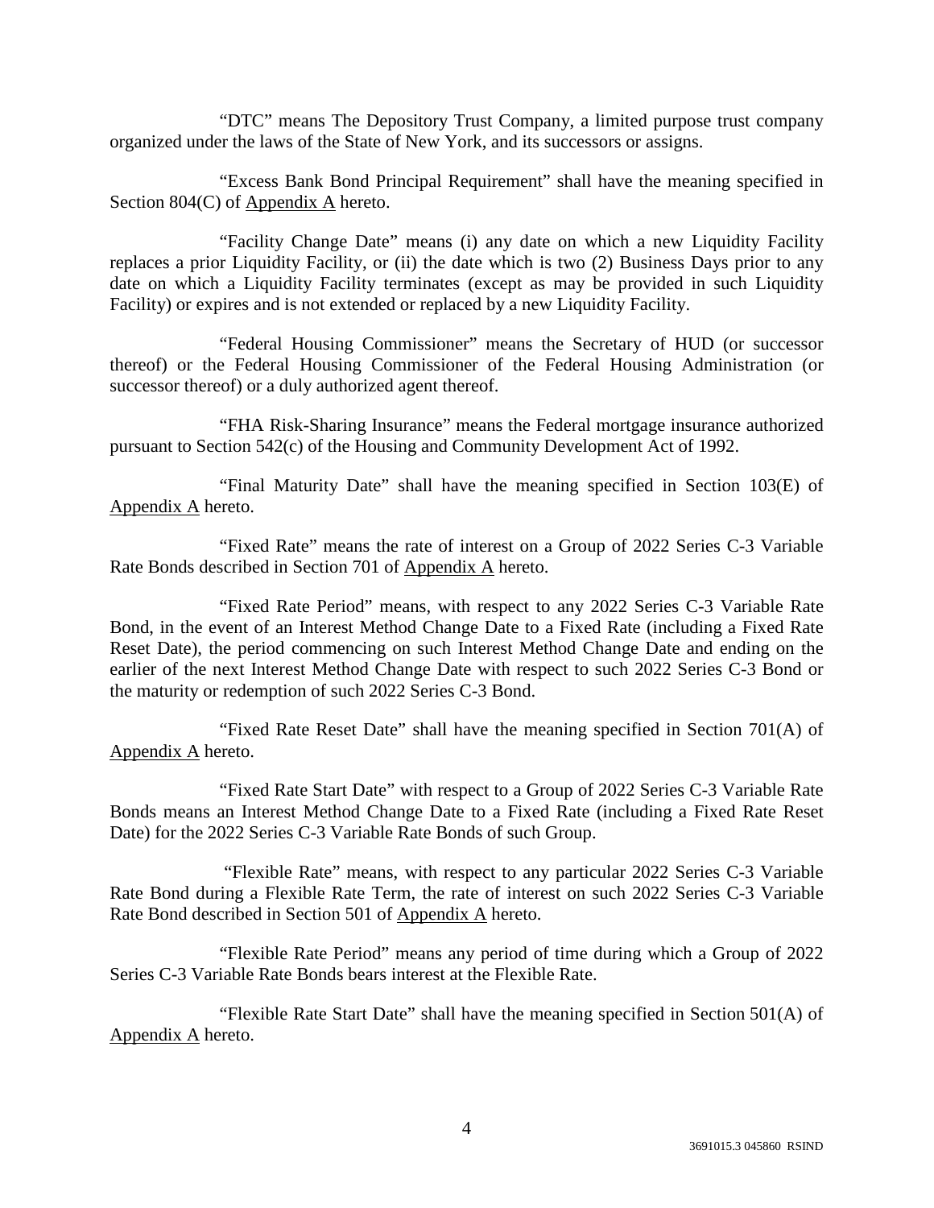"DTC" means The Depository Trust Company, a limited purpose trust company organized under the laws of the State of New York, and its successors or assigns.

"Excess Bank Bond Principal Requirement" shall have the meaning specified in Section 804(C) of Appendix A hereto.

"Facility Change Date" means (i) any date on which a new Liquidity Facility replaces a prior Liquidity Facility, or (ii) the date which is two (2) Business Days prior to any date on which a Liquidity Facility terminates (except as may be provided in such Liquidity Facility) or expires and is not extended or replaced by a new Liquidity Facility.

"Federal Housing Commissioner" means the Secretary of HUD (or successor thereof) or the Federal Housing Commissioner of the Federal Housing Administration (or successor thereof) or a duly authorized agent thereof.

"FHA Risk-Sharing Insurance" means the Federal mortgage insurance authorized pursuant to Section 542(c) of the Housing and Community Development Act of 1992.

"Final Maturity Date" shall have the meaning specified in Section 103(E) of Appendix A hereto.

"Fixed Rate" means the rate of interest on a Group of 2022 Series C-3 Variable Rate Bonds described in Section 701 of Appendix A hereto.

"Fixed Rate Period" means, with respect to any 2022 Series C-3 Variable Rate Bond, in the event of an Interest Method Change Date to a Fixed Rate (including a Fixed Rate Reset Date), the period commencing on such Interest Method Change Date and ending on the earlier of the next Interest Method Change Date with respect to such 2022 Series C-3 Bond or the maturity or redemption of such 2022 Series C-3 Bond.

"Fixed Rate Reset Date" shall have the meaning specified in Section 701(A) of Appendix A hereto.

"Fixed Rate Start Date" with respect to a Group of 2022 Series C-3 Variable Rate Bonds means an Interest Method Change Date to a Fixed Rate (including a Fixed Rate Reset Date) for the 2022 Series C-3 Variable Rate Bonds of such Group.

"Flexible Rate" means, with respect to any particular 2022 Series C-3 Variable Rate Bond during a Flexible Rate Term, the rate of interest on such 2022 Series C-3 Variable Rate Bond described in Section 501 of Appendix A hereto.

"Flexible Rate Period" means any period of time during which a Group of 2022 Series C-3 Variable Rate Bonds bears interest at the Flexible Rate.

"Flexible Rate Start Date" shall have the meaning specified in Section 501(A) of Appendix A hereto.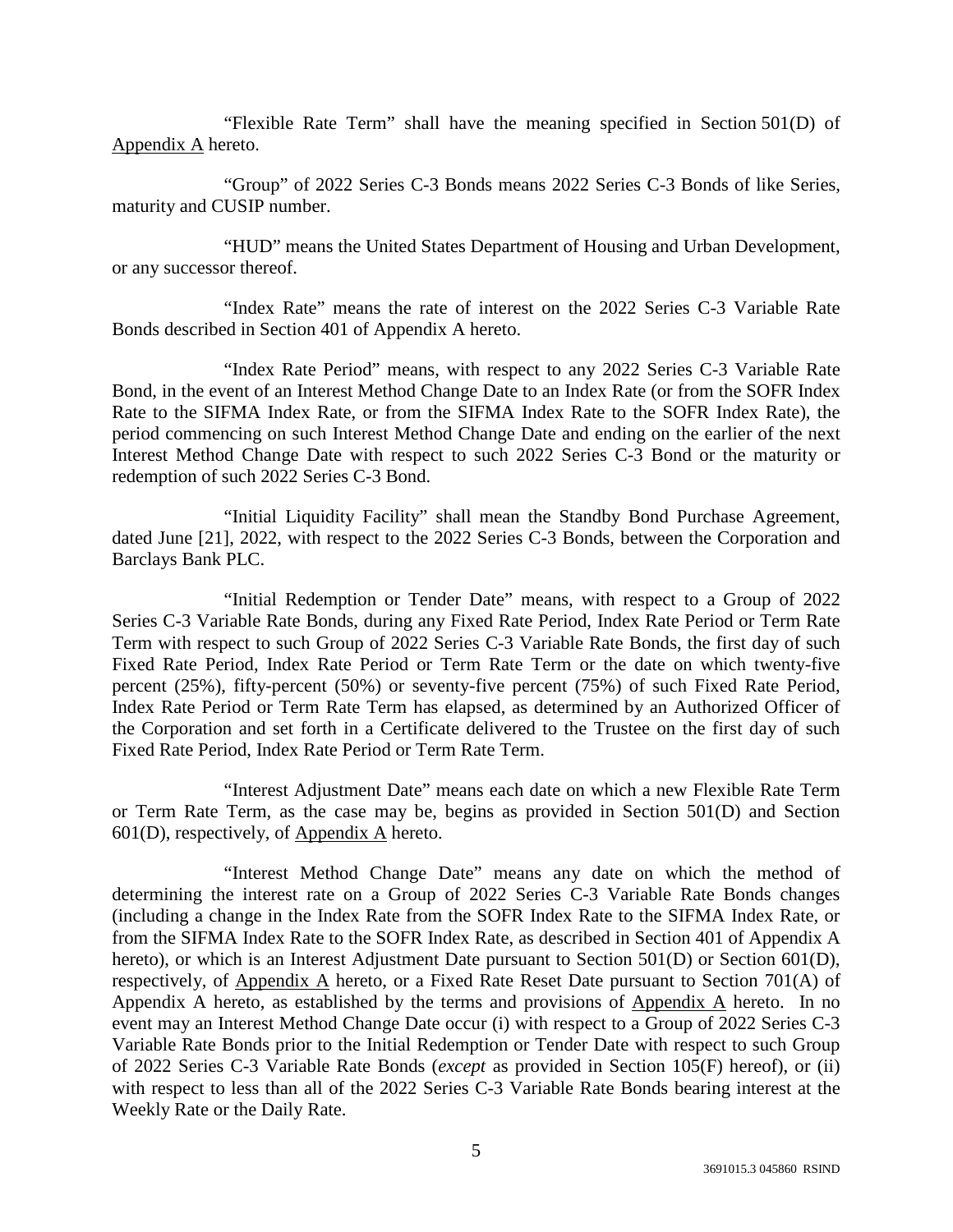"Flexible Rate Term" shall have the meaning specified in Section 501(D) of Appendix A hereto.

"Group" of 2022 Series C-3 Bonds means 2022 Series C-3 Bonds of like Series, maturity and CUSIP number.

"HUD" means the United States Department of Housing and Urban Development, or any successor thereof.

"Index Rate" means the rate of interest on the 2022 Series C-3 Variable Rate Bonds described in Section 401 of Appendix A hereto.

"Index Rate Period" means, with respect to any 2022 Series C-3 Variable Rate Bond, in the event of an Interest Method Change Date to an Index Rate (or from the SOFR Index Rate to the SIFMA Index Rate, or from the SIFMA Index Rate to the SOFR Index Rate), the period commencing on such Interest Method Change Date and ending on the earlier of the next Interest Method Change Date with respect to such 2022 Series C-3 Bond or the maturity or redemption of such 2022 Series C-3 Bond.

"Initial Liquidity Facility" shall mean the Standby Bond Purchase Agreement, dated June [21], 2022, with respect to the 2022 Series C-3 Bonds, between the Corporation and Barclays Bank PLC.

"Initial Redemption or Tender Date" means, with respect to a Group of 2022 Series C-3 Variable Rate Bonds, during any Fixed Rate Period, Index Rate Period or Term Rate Term with respect to such Group of 2022 Series C-3 Variable Rate Bonds, the first day of such Fixed Rate Period, Index Rate Period or Term Rate Term or the date on which twenty-five percent (25%), fifty-percent (50%) or seventy-five percent (75%) of such Fixed Rate Period, Index Rate Period or Term Rate Term has elapsed, as determined by an Authorized Officer of the Corporation and set forth in a Certificate delivered to the Trustee on the first day of such Fixed Rate Period, Index Rate Period or Term Rate Term.

"Interest Adjustment Date" means each date on which a new Flexible Rate Term or Term Rate Term, as the case may be, begins as provided in Section 501(D) and Section 601(D), respectively, of Appendix A hereto.

"Interest Method Change Date" means any date on which the method of determining the interest rate on a Group of 2022 Series C-3 Variable Rate Bonds changes (including a change in the Index Rate from the SOFR Index Rate to the SIFMA Index Rate, or from the SIFMA Index Rate to the SOFR Index Rate, as described in Section 401 of Appendix A hereto), or which is an Interest Adjustment Date pursuant to Section 501(D) or Section 601(D), respectively, of Appendix A hereto, or a Fixed Rate Reset Date pursuant to Section 701(A) of Appendix A hereto, as established by the terms and provisions of Appendix A hereto. In no event may an Interest Method Change Date occur (i) with respect to a Group of 2022 Series C-3 Variable Rate Bonds prior to the Initial Redemption or Tender Date with respect to such Group of 2022 Series C-3 Variable Rate Bonds (*except* as provided in Section 105(F) hereof), or (ii) with respect to less than all of the 2022 Series C-3 Variable Rate Bonds bearing interest at the Weekly Rate or the Daily Rate.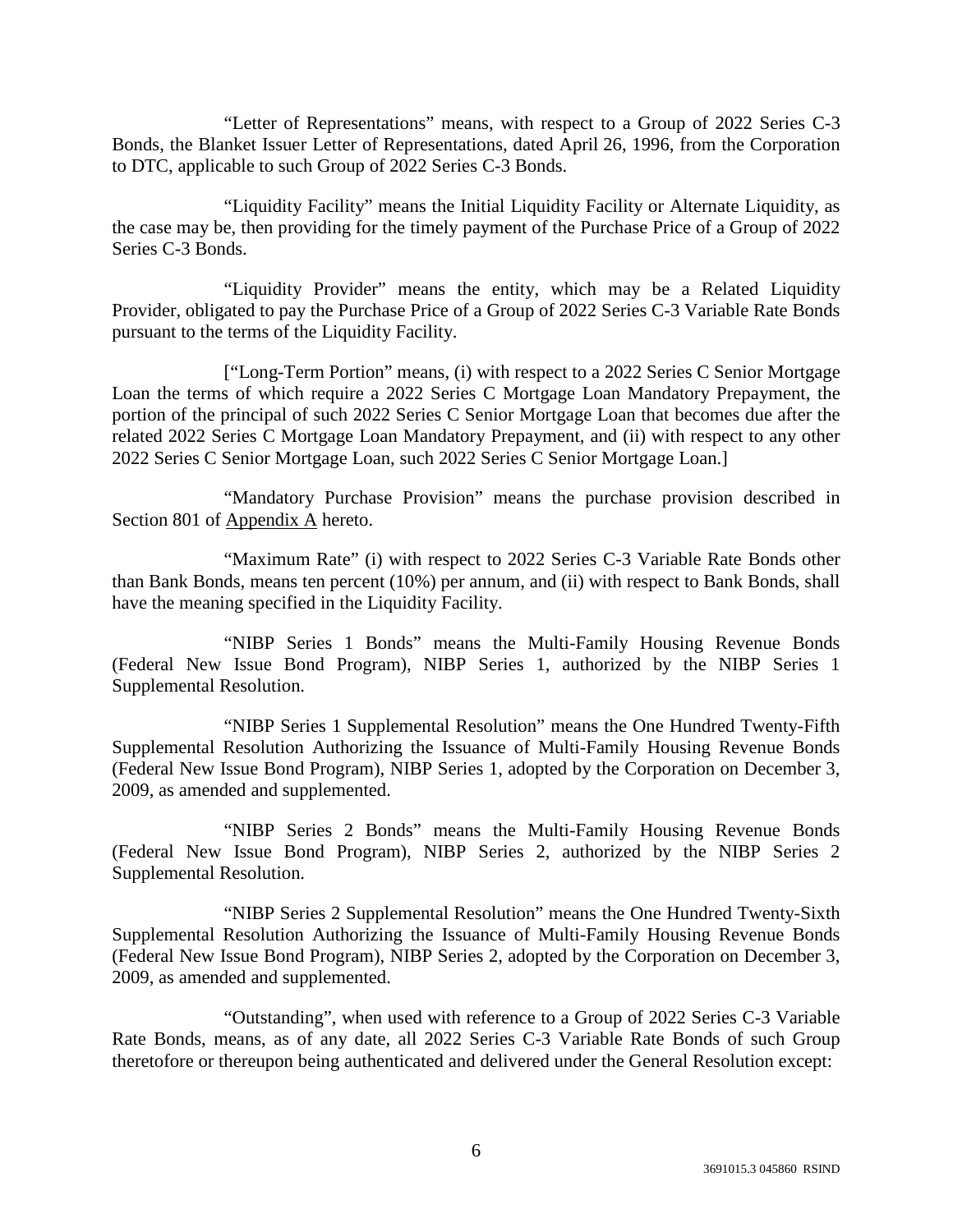"Letter of Representations" means, with respect to a Group of 2022 Series C-3 Bonds, the Blanket Issuer Letter of Representations, dated April 26, 1996, from the Corporation to DTC, applicable to such Group of 2022 Series C-3 Bonds.

"Liquidity Facility" means the Initial Liquidity Facility or Alternate Liquidity, as the case may be, then providing for the timely payment of the Purchase Price of a Group of 2022 Series C-3 Bonds.

"Liquidity Provider" means the entity, which may be a Related Liquidity Provider, obligated to pay the Purchase Price of a Group of 2022 Series C-3 Variable Rate Bonds pursuant to the terms of the Liquidity Facility.

["Long-Term Portion" means, (i) with respect to a 2022 Series C Senior Mortgage Loan the terms of which require a 2022 Series C Mortgage Loan Mandatory Prepayment, the portion of the principal of such 2022 Series C Senior Mortgage Loan that becomes due after the related 2022 Series C Mortgage Loan Mandatory Prepayment, and (ii) with respect to any other 2022 Series C Senior Mortgage Loan, such 2022 Series C Senior Mortgage Loan.]

"Mandatory Purchase Provision" means the purchase provision described in Section 801 of Appendix A hereto.

"Maximum Rate" (i) with respect to 2022 Series C-3 Variable Rate Bonds other than Bank Bonds, means ten percent (10%) per annum, and (ii) with respect to Bank Bonds, shall have the meaning specified in the Liquidity Facility.

"NIBP Series 1 Bonds" means the Multi-Family Housing Revenue Bonds (Federal New Issue Bond Program), NIBP Series 1, authorized by the NIBP Series 1 Supplemental Resolution.

"NIBP Series 1 Supplemental Resolution" means the One Hundred Twenty-Fifth Supplemental Resolution Authorizing the Issuance of Multi-Family Housing Revenue Bonds (Federal New Issue Bond Program), NIBP Series 1, adopted by the Corporation on December 3, 2009, as amended and supplemented.

"NIBP Series 2 Bonds" means the Multi-Family Housing Revenue Bonds (Federal New Issue Bond Program), NIBP Series 2, authorized by the NIBP Series 2 Supplemental Resolution.

"NIBP Series 2 Supplemental Resolution" means the One Hundred Twenty-Sixth Supplemental Resolution Authorizing the Issuance of Multi-Family Housing Revenue Bonds (Federal New Issue Bond Program), NIBP Series 2, adopted by the Corporation on December 3, 2009, as amended and supplemented.

"Outstanding", when used with reference to a Group of 2022 Series C-3 Variable Rate Bonds, means, as of any date, all 2022 Series C-3 Variable Rate Bonds of such Group theretofore or thereupon being authenticated and delivered under the General Resolution except: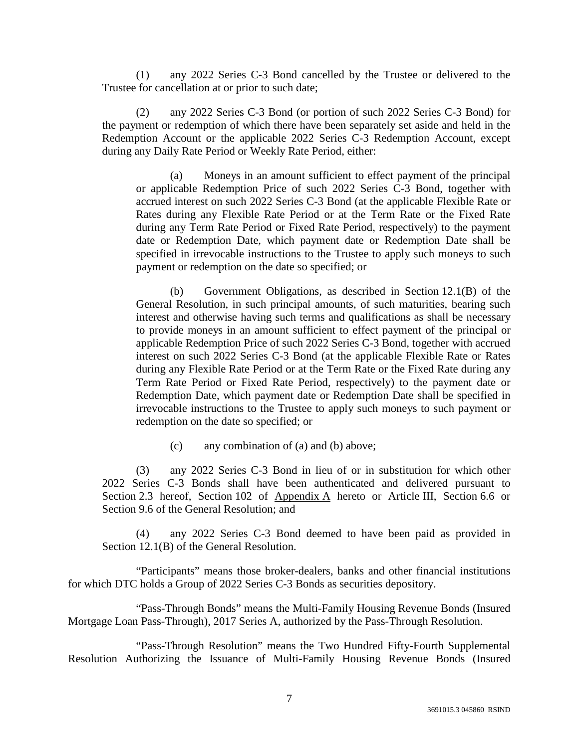(1) any 2022 Series C-3 Bond cancelled by the Trustee or delivered to the Trustee for cancellation at or prior to such date;

(2) any 2022 Series C-3 Bond (or portion of such 2022 Series C-3 Bond) for the payment or redemption of which there have been separately set aside and held in the Redemption Account or the applicable 2022 Series C-3 Redemption Account, except during any Daily Rate Period or Weekly Rate Period, either:

(a) Moneys in an amount sufficient to effect payment of the principal or applicable Redemption Price of such 2022 Series C-3 Bond, together with accrued interest on such 2022 Series C-3 Bond (at the applicable Flexible Rate or Rates during any Flexible Rate Period or at the Term Rate or the Fixed Rate during any Term Rate Period or Fixed Rate Period, respectively) to the payment date or Redemption Date, which payment date or Redemption Date shall be specified in irrevocable instructions to the Trustee to apply such moneys to such payment or redemption on the date so specified; or

(b) Government Obligations, as described in Section 12.1(B) of the General Resolution, in such principal amounts, of such maturities, bearing such interest and otherwise having such terms and qualifications as shall be necessary to provide moneys in an amount sufficient to effect payment of the principal or applicable Redemption Price of such 2022 Series C-3 Bond, together with accrued interest on such 2022 Series C-3 Bond (at the applicable Flexible Rate or Rates during any Flexible Rate Period or at the Term Rate or the Fixed Rate during any Term Rate Period or Fixed Rate Period, respectively) to the payment date or Redemption Date, which payment date or Redemption Date shall be specified in irrevocable instructions to the Trustee to apply such moneys to such payment or redemption on the date so specified; or

(c) any combination of (a) and (b) above;

(3) any 2022 Series C-3 Bond in lieu of or in substitution for which other 2022 Series C-3 Bonds shall have been authenticated and delivered pursuant to Section 2.3 hereof, Section 102 of Appendix A hereto or Article III, Section 6.6 or Section 9.6 of the General Resolution; and

(4) any 2022 Series C-3 Bond deemed to have been paid as provided in Section 12.1(B) of the General Resolution.

"Participants" means those broker-dealers, banks and other financial institutions for which DTC holds a Group of 2022 Series C-3 Bonds as securities depository.

"Pass-Through Bonds" means the Multi-Family Housing Revenue Bonds (Insured Mortgage Loan Pass-Through), 2017 Series A, authorized by the Pass-Through Resolution.

"Pass-Through Resolution" means the Two Hundred Fifty-Fourth Supplemental Resolution Authorizing the Issuance of Multi-Family Housing Revenue Bonds (Insured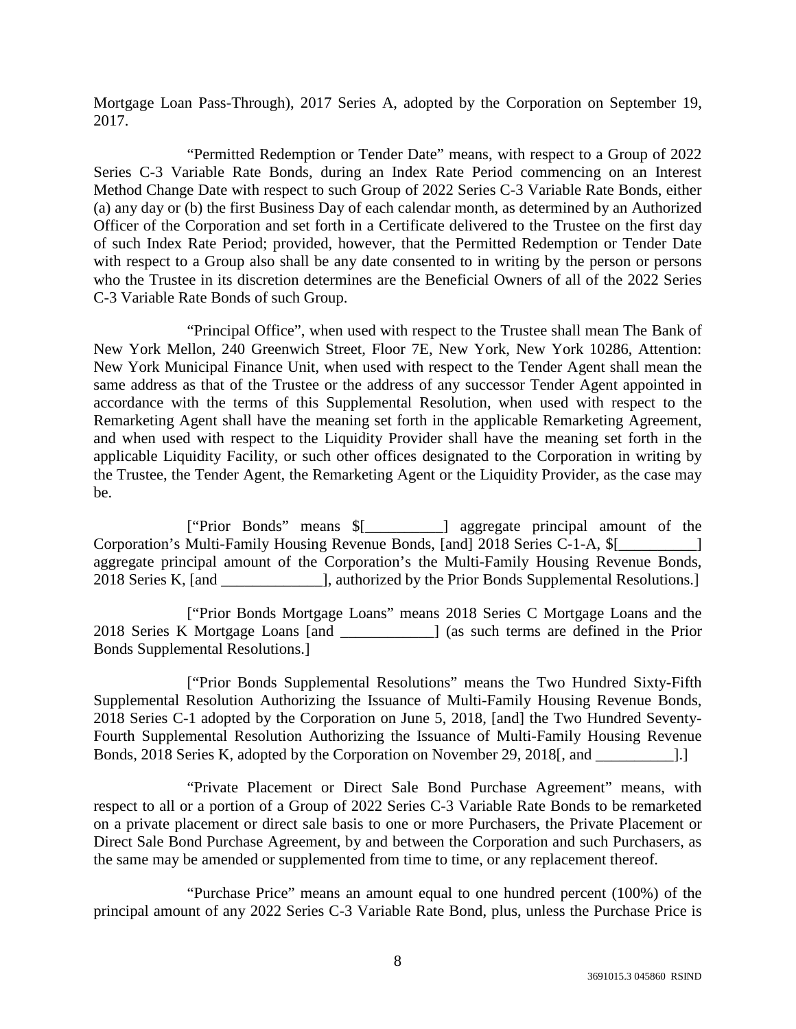Mortgage Loan Pass-Through), 2017 Series A, adopted by the Corporation on September 19, 2017.

"Permitted Redemption or Tender Date" means, with respect to a Group of 2022 Series C-3 Variable Rate Bonds, during an Index Rate Period commencing on an Interest Method Change Date with respect to such Group of 2022 Series C-3 Variable Rate Bonds, either (a) any day or (b) the first Business Day of each calendar month, as determined by an Authorized Officer of the Corporation and set forth in a Certificate delivered to the Trustee on the first day of such Index Rate Period; provided, however, that the Permitted Redemption or Tender Date with respect to a Group also shall be any date consented to in writing by the person or persons who the Trustee in its discretion determines are the Beneficial Owners of all of the 2022 Series C-3 Variable Rate Bonds of such Group.

"Principal Office", when used with respect to the Trustee shall mean The Bank of New York Mellon, 240 Greenwich Street, Floor 7E, New York, New York 10286, Attention: New York Municipal Finance Unit, when used with respect to the Tender Agent shall mean the same address as that of the Trustee or the address of any successor Tender Agent appointed in accordance with the terms of this Supplemental Resolution, when used with respect to the Remarketing Agent shall have the meaning set forth in the applicable Remarketing Agreement, and when used with respect to the Liquidity Provider shall have the meaning set forth in the applicable Liquidity Facility, or such other offices designated to the Corporation in writing by the Trustee, the Tender Agent, the Remarketing Agent or the Liquidity Provider, as the case may be.

["Prior Bonds" means $[__________] aggregate principal amount of the Corporation's Multi-Family Housing Revenue Bonds, [and] 2018 Series C-1-A, $[__________] aggregate principal amount of the Corporation's the Multi-Family Housing Revenue Bonds, 2018 Series K, [and _____________], authorized by the Prior Bonds Supplemental Resolutions.]

["Prior Bonds Mortgage Loans" means 2018 Series C Mortgage Loans and the 2018 Series K Mortgage Loans [and ____________] (as such terms are defined in the Prior Bonds Supplemental Resolutions.]

["Prior Bonds Supplemental Resolutions" means the Two Hundred Sixty-Fifth Supplemental Resolution Authorizing the Issuance of Multi-Family Housing Revenue Bonds, 2018 Series C-1 adopted by the Corporation on June 5, 2018, [and] the Two Hundred Seventy-Fourth Supplemental Resolution Authorizing the Issuance of Multi-Family Housing Revenue Bonds, 2018 Series K, adopted by the Corporation on November 29, 2018[, and __________].]

"Private Placement or Direct Sale Bond Purchase Agreement" means, with respect to all or a portion of a Group of 2022 Series C-3 Variable Rate Bonds to be remarketed on a private placement or direct sale basis to one or more Purchasers, the Private Placement or Direct Sale Bond Purchase Agreement, by and between the Corporation and such Purchasers, as the same may be amended or supplemented from time to time, or any replacement thereof.

"Purchase Price" means an amount equal to one hundred percent (100%) of the principal amount of any 2022 Series C-3 Variable Rate Bond, plus, unless the Purchase Price is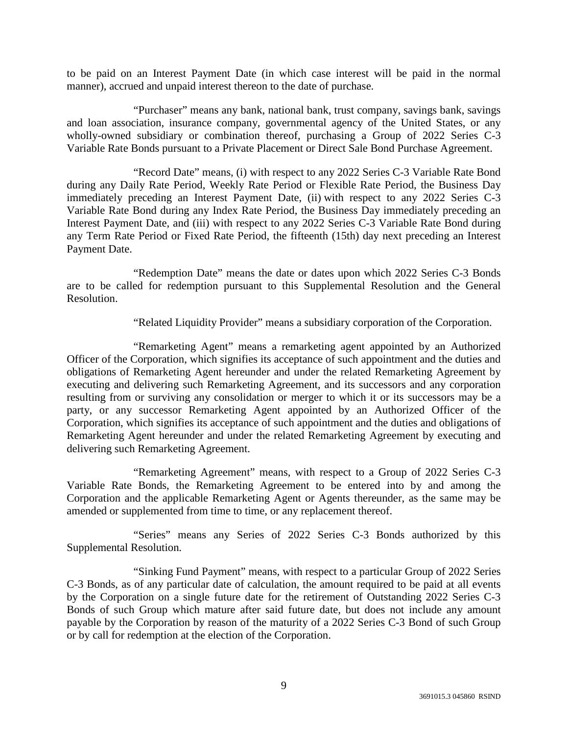to be paid on an Interest Payment Date (in which case interest will be paid in the normal manner), accrued and unpaid interest thereon to the date of purchase.

"Purchaser" means any bank, national bank, trust company, savings bank, savings and loan association, insurance company, governmental agency of the United States, or any wholly-owned subsidiary or combination thereof, purchasing a Group of 2022 Series C-3 Variable Rate Bonds pursuant to a Private Placement or Direct Sale Bond Purchase Agreement.

"Record Date" means, (i) with respect to any 2022 Series C-3 Variable Rate Bond during any Daily Rate Period, Weekly Rate Period or Flexible Rate Period, the Business Day immediately preceding an Interest Payment Date, (ii) with respect to any 2022 Series C-3 Variable Rate Bond during any Index Rate Period, the Business Day immediately preceding an Interest Payment Date, and (iii) with respect to any 2022 Series C-3 Variable Rate Bond during any Term Rate Period or Fixed Rate Period, the fifteenth (15th) day next preceding an Interest Payment Date.

"Redemption Date" means the date or dates upon which 2022 Series C-3 Bonds are to be called for redemption pursuant to this Supplemental Resolution and the General Resolution.

"Related Liquidity Provider" means a subsidiary corporation of the Corporation.

"Remarketing Agent" means a remarketing agent appointed by an Authorized Officer of the Corporation, which signifies its acceptance of such appointment and the duties and obligations of Remarketing Agent hereunder and under the related Remarketing Agreement by executing and delivering such Remarketing Agreement, and its successors and any corporation resulting from or surviving any consolidation or merger to which it or its successors may be a party, or any successor Remarketing Agent appointed by an Authorized Officer of the Corporation, which signifies its acceptance of such appointment and the duties and obligations of Remarketing Agent hereunder and under the related Remarketing Agreement by executing and delivering such Remarketing Agreement.

"Remarketing Agreement" means, with respect to a Group of 2022 Series C-3 Variable Rate Bonds, the Remarketing Agreement to be entered into by and among the Corporation and the applicable Remarketing Agent or Agents thereunder, as the same may be amended or supplemented from time to time, or any replacement thereof.

"Series" means any Series of 2022 Series C-3 Bonds authorized by this Supplemental Resolution.

"Sinking Fund Payment" means, with respect to a particular Group of 2022 Series C-3 Bonds, as of any particular date of calculation, the amount required to be paid at all events by the Corporation on a single future date for the retirement of Outstanding 2022 Series C-3 Bonds of such Group which mature after said future date, but does not include any amount payable by the Corporation by reason of the maturity of a 2022 Series C-3 Bond of such Group or by call for redemption at the election of the Corporation.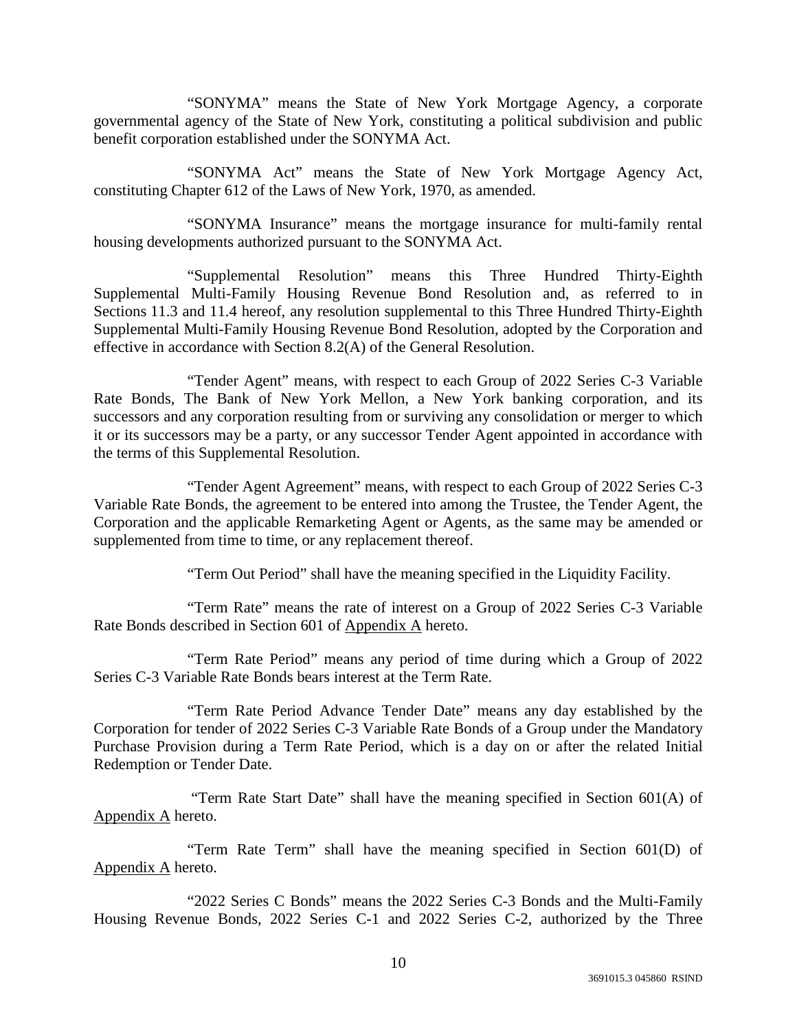"SONYMA" means the State of New York Mortgage Agency, a corporate governmental agency of the State of New York, constituting a political subdivision and public benefit corporation established under the SONYMA Act.

"SONYMA Act" means the State of New York Mortgage Agency Act, constituting Chapter 612 of the Laws of New York, 1970, as amended.

"SONYMA Insurance" means the mortgage insurance for multi-family rental housing developments authorized pursuant to the SONYMA Act.

"Supplemental Resolution" means this Three Hundred Thirty-Eighth Supplemental Multi-Family Housing Revenue Bond Resolution and, as referred to in Sections 11.3 and 11.4 hereof, any resolution supplemental to this Three Hundred Thirty-Eighth Supplemental Multi-Family Housing Revenue Bond Resolution, adopted by the Corporation and effective in accordance with Section 8.2(A) of the General Resolution.

"Tender Agent" means, with respect to each Group of 2022 Series C-3 Variable Rate Bonds, The Bank of New York Mellon, a New York banking corporation, and its successors and any corporation resulting from or surviving any consolidation or merger to which it or its successors may be a party, or any successor Tender Agent appointed in accordance with the terms of this Supplemental Resolution.

"Tender Agent Agreement" means, with respect to each Group of 2022 Series C-3 Variable Rate Bonds, the agreement to be entered into among the Trustee, the Tender Agent, the Corporation and the applicable Remarketing Agent or Agents, as the same may be amended or supplemented from time to time, or any replacement thereof.

"Term Out Period" shall have the meaning specified in the Liquidity Facility.

"Term Rate" means the rate of interest on a Group of 2022 Series C-3 Variable Rate Bonds described in Section 601 of Appendix A hereto.

"Term Rate Period" means any period of time during which a Group of 2022 Series C-3 Variable Rate Bonds bears interest at the Term Rate.

"Term Rate Period Advance Tender Date" means any day established by the Corporation for tender of 2022 Series C-3 Variable Rate Bonds of a Group under the Mandatory Purchase Provision during a Term Rate Period, which is a day on or after the related Initial Redemption or Tender Date.

"Term Rate Start Date" shall have the meaning specified in Section 601(A) of Appendix A hereto.

"Term Rate Term" shall have the meaning specified in Section 601(D) of Appendix A hereto.

"2022 Series C Bonds" means the 2022 Series C-3 Bonds and the Multi-Family Housing Revenue Bonds, 2022 Series C-1 and 2022 Series C-2, authorized by the Three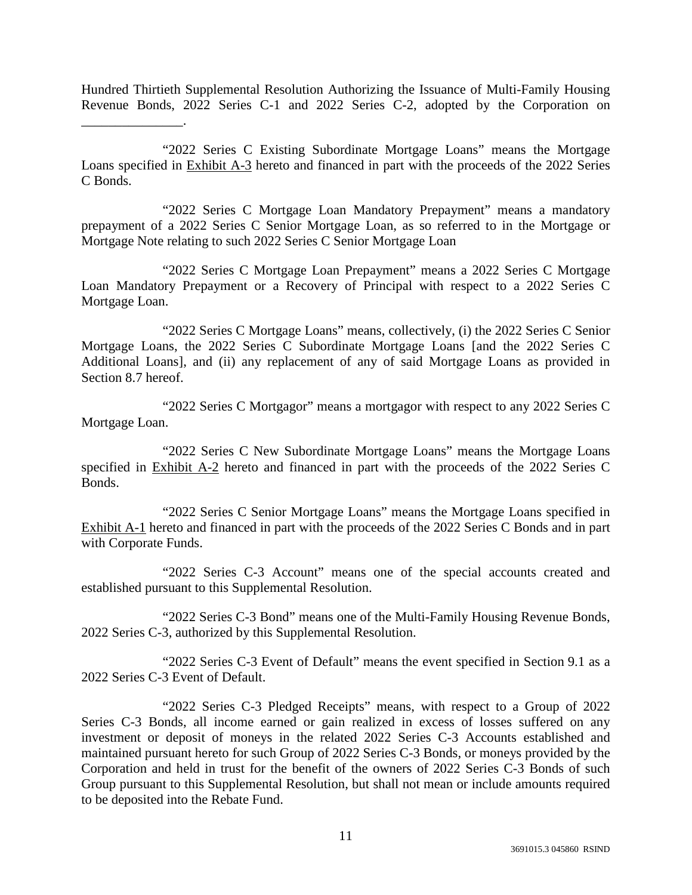Hundred Thirtieth Supplemental Resolution Authorizing the Issuance of Multi-Family Housing Revenue Bonds, 2022 Series C-1 and 2022 Series C-2, adopted by the Corporation on _______________.

"2022 Series C Existing Subordinate Mortgage Loans" means the Mortgage Loans specified in Exhibit A-3 hereto and financed in part with the proceeds of the 2022 Series C Bonds.

"2022 Series C Mortgage Loan Mandatory Prepayment" means a mandatory prepayment of a 2022 Series C Senior Mortgage Loan, as so referred to in the Mortgage or Mortgage Note relating to such 2022 Series C Senior Mortgage Loan

"2022 Series C Mortgage Loan Prepayment" means a 2022 Series C Mortgage Loan Mandatory Prepayment or a Recovery of Principal with respect to a 2022 Series C Mortgage Loan.

"2022 Series C Mortgage Loans" means, collectively, (i) the 2022 Series C Senior Mortgage Loans, the 2022 Series C Subordinate Mortgage Loans [and the 2022 Series C Additional Loans], and (ii) any replacement of any of said Mortgage Loans as provided in Section 8.7 hereof.

"2022 Series C Mortgagor" means a mortgagor with respect to any 2022 Series C Mortgage Loan.

"2022 Series C New Subordinate Mortgage Loans" means the Mortgage Loans specified in Exhibit A-2 hereto and financed in part with the proceeds of the 2022 Series C Bonds.

"2022 Series C Senior Mortgage Loans" means the Mortgage Loans specified in Exhibit A-1 hereto and financed in part with the proceeds of the 2022 Series C Bonds and in part with Corporate Funds.

"2022 Series C-3 Account" means one of the special accounts created and established pursuant to this Supplemental Resolution.

"2022 Series C-3 Bond" means one of the Multi-Family Housing Revenue Bonds, 2022 Series C-3, authorized by this Supplemental Resolution.

"2022 Series C-3 Event of Default" means the event specified in Section 9.1 as a 2022 Series C-3 Event of Default.

"2022 Series C-3 Pledged Receipts" means, with respect to a Group of 2022 Series C-3 Bonds, all income earned or gain realized in excess of losses suffered on any investment or deposit of moneys in the related 2022 Series C-3 Accounts established and maintained pursuant hereto for such Group of 2022 Series C-3 Bonds, or moneys provided by the Corporation and held in trust for the benefit of the owners of 2022 Series C-3 Bonds of such Group pursuant to this Supplemental Resolution, but shall not mean or include amounts required to be deposited into the Rebate Fund.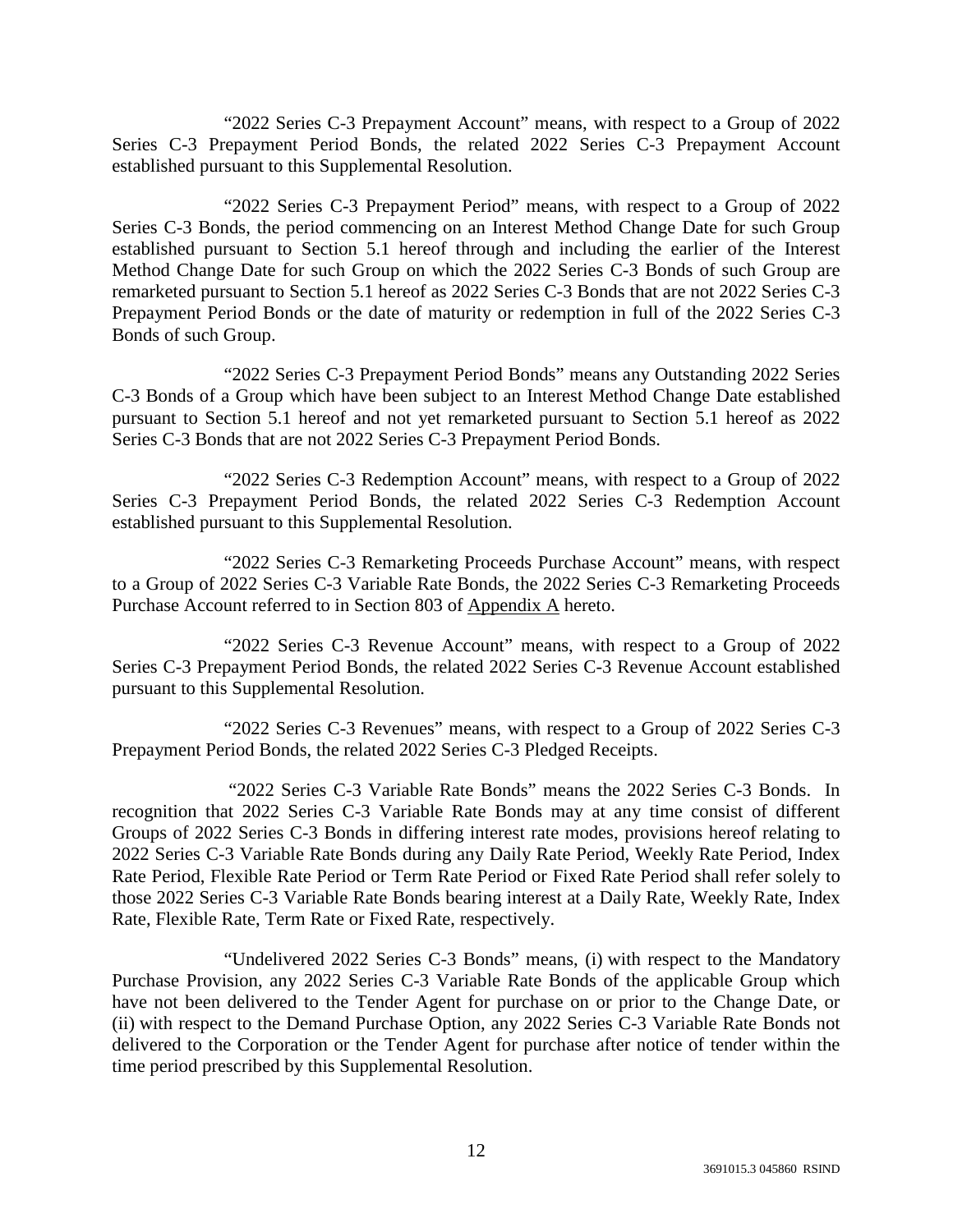"2022 Series C-3 Prepayment Account" means, with respect to a Group of 2022 Series C-3 Prepayment Period Bonds, the related 2022 Series C-3 Prepayment Account established pursuant to this Supplemental Resolution.

"2022 Series C-3 Prepayment Period" means, with respect to a Group of 2022 Series C-3 Bonds, the period commencing on an Interest Method Change Date for such Group established pursuant to Section 5.1 hereof through and including the earlier of the Interest Method Change Date for such Group on which the 2022 Series C-3 Bonds of such Group are remarketed pursuant to Section 5.1 hereof as 2022 Series C-3 Bonds that are not 2022 Series C-3 Prepayment Period Bonds or the date of maturity or redemption in full of the 2022 Series C-3 Bonds of such Group.

"2022 Series C-3 Prepayment Period Bonds" means any Outstanding 2022 Series C-3 Bonds of a Group which have been subject to an Interest Method Change Date established pursuant to Section 5.1 hereof and not yet remarketed pursuant to Section 5.1 hereof as 2022 Series C-3 Bonds that are not 2022 Series C-3 Prepayment Period Bonds.

"2022 Series C-3 Redemption Account" means, with respect to a Group of 2022 Series C-3 Prepayment Period Bonds, the related 2022 Series C-3 Redemption Account established pursuant to this Supplemental Resolution.

"2022 Series C-3 Remarketing Proceeds Purchase Account" means, with respect to a Group of 2022 Series C-3 Variable Rate Bonds, the 2022 Series C-3 Remarketing Proceeds Purchase Account referred to in Section 803 of Appendix A hereto.

"2022 Series C-3 Revenue Account" means, with respect to a Group of 2022 Series C-3 Prepayment Period Bonds, the related 2022 Series C-3 Revenue Account established pursuant to this Supplemental Resolution.

"2022 Series C-3 Revenues" means, with respect to a Group of 2022 Series C-3 Prepayment Period Bonds, the related 2022 Series C-3 Pledged Receipts.

"2022 Series C-3 Variable Rate Bonds" means the 2022 Series C-3 Bonds. In recognition that 2022 Series C-3 Variable Rate Bonds may at any time consist of different Groups of 2022 Series C-3 Bonds in differing interest rate modes, provisions hereof relating to 2022 Series C-3 Variable Rate Bonds during any Daily Rate Period, Weekly Rate Period, Index Rate Period, Flexible Rate Period or Term Rate Period or Fixed Rate Period shall refer solely to those 2022 Series C-3 Variable Rate Bonds bearing interest at a Daily Rate, Weekly Rate, Index Rate, Flexible Rate, Term Rate or Fixed Rate, respectively.

"Undelivered 2022 Series C-3 Bonds" means, (i) with respect to the Mandatory Purchase Provision, any 2022 Series C-3 Variable Rate Bonds of the applicable Group which have not been delivered to the Tender Agent for purchase on or prior to the Change Date, or (ii) with respect to the Demand Purchase Option, any 2022 Series C-3 Variable Rate Bonds not delivered to the Corporation or the Tender Agent for purchase after notice of tender within the time period prescribed by this Supplemental Resolution.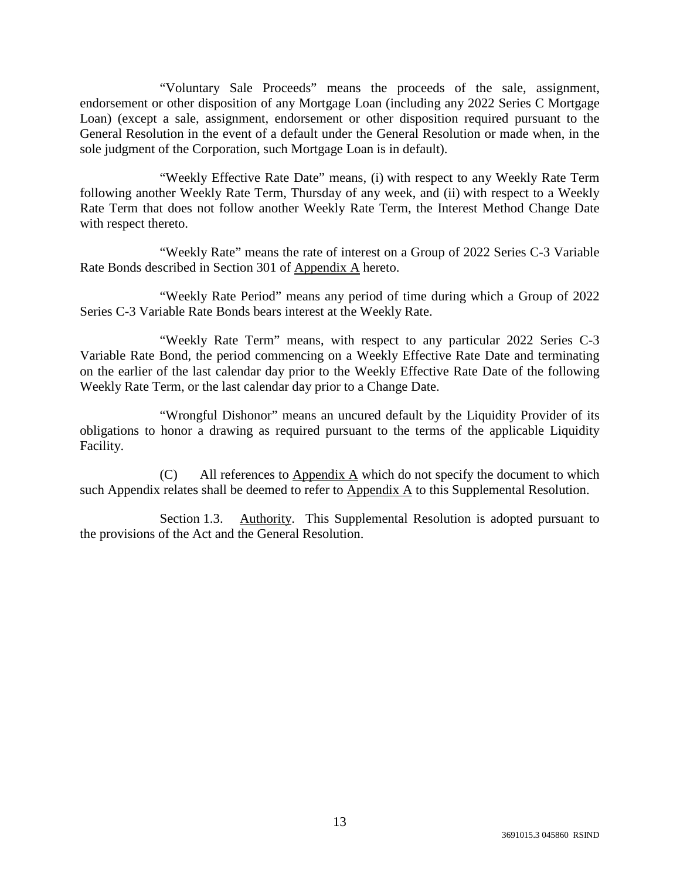"Voluntary Sale Proceeds" means the proceeds of the sale, assignment, endorsement or other disposition of any Mortgage Loan (including any 2022 Series C Mortgage Loan) (except a sale, assignment, endorsement or other disposition required pursuant to the General Resolution in the event of a default under the General Resolution or made when, in the sole judgment of the Corporation, such Mortgage Loan is in default).

"Weekly Effective Rate Date" means, (i) with respect to any Weekly Rate Term following another Weekly Rate Term, Thursday of any week, and (ii) with respect to a Weekly Rate Term that does not follow another Weekly Rate Term, the Interest Method Change Date with respect thereto.

"Weekly Rate" means the rate of interest on a Group of 2022 Series C-3 Variable Rate Bonds described in Section 301 of Appendix A hereto.

"Weekly Rate Period" means any period of time during which a Group of 2022 Series C-3 Variable Rate Bonds bears interest at the Weekly Rate.

"Weekly Rate Term" means, with respect to any particular 2022 Series C-3 Variable Rate Bond, the period commencing on a Weekly Effective Rate Date and terminating on the earlier of the last calendar day prior to the Weekly Effective Rate Date of the following Weekly Rate Term, or the last calendar day prior to a Change Date.

"Wrongful Dishonor" means an uncured default by the Liquidity Provider of its obligations to honor a drawing as required pursuant to the terms of the applicable Liquidity Facility.

(C) All references to Appendix A which do not specify the document to which such Appendix relates shall be deemed to refer to Appendix A to this Supplemental Resolution.

Section 1.3. Authority. This Supplemental Resolution is adopted pursuant to the provisions of the Act and the General Resolution.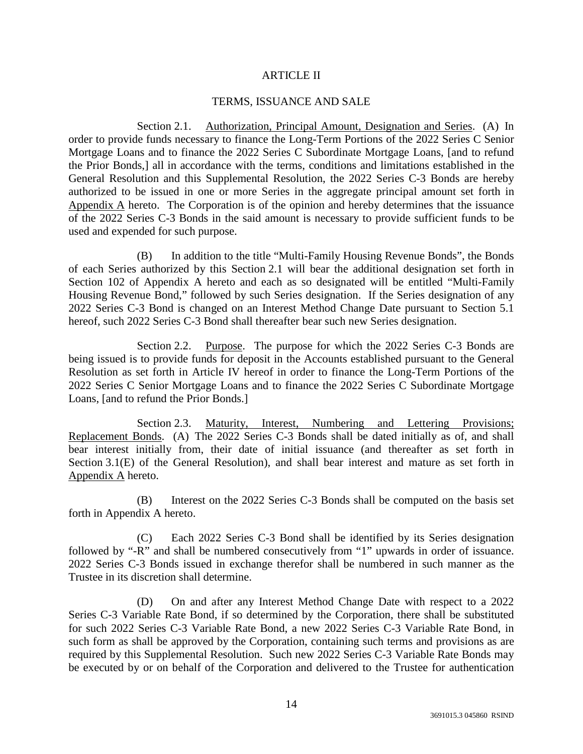# ARTICLE II

## TERMS, ISSUANCE AND SALE

Section 2.1. Authorization, Principal Amount, Designation and Series. (A) In order to provide funds necessary to finance the Long-Term Portions of the 2022 Series C Senior Mortgage Loans and to finance the 2022 Series C Subordinate Mortgage Loans, [and to refund the Prior Bonds,] all in accordance with the terms, conditions and limitations established in the General Resolution and this Supplemental Resolution, the 2022 Series C-3 Bonds are hereby authorized to be issued in one or more Series in the aggregate principal amount set forth in Appendix A hereto. The Corporation is of the opinion and hereby determines that the issuance of the 2022 Series C-3 Bonds in the said amount is necessary to provide sufficient funds to be used and expended for such purpose.

(B) In addition to the title "Multi-Family Housing Revenue Bonds", the Bonds of each Series authorized by this Section 2.1 will bear the additional designation set forth in Section 102 of Appendix A hereto and each as so designated will be entitled "Multi-Family Housing Revenue Bond," followed by such Series designation. If the Series designation of any 2022 Series C-3 Bond is changed on an Interest Method Change Date pursuant to Section 5.1 hereof, such 2022 Series C-3 Bond shall thereafter bear such new Series designation.

Section 2.2. Purpose. The purpose for which the 2022 Series C-3 Bonds are being issued is to provide funds for deposit in the Accounts established pursuant to the General Resolution as set forth in Article IV hereof in order to finance the Long-Term Portions of the 2022 Series C Senior Mortgage Loans and to finance the 2022 Series C Subordinate Mortgage Loans, [and to refund the Prior Bonds.]

Section 2.3. Maturity, Interest, Numbering and Lettering Provisions; Replacement Bonds. (A) The 2022 Series C-3 Bonds shall be dated initially as of, and shall bear interest initially from, their date of initial issuance (and thereafter as set forth in Section 3.1(E) of the General Resolution), and shall bear interest and mature as set forth in Appendix A hereto.

(B) Interest on the 2022 Series C-3 Bonds shall be computed on the basis set forth in Appendix A hereto.

(C) Each 2022 Series C-3 Bond shall be identified by its Series designation followed by "-R" and shall be numbered consecutively from "1" upwards in order of issuance. 2022 Series C-3 Bonds issued in exchange therefor shall be numbered in such manner as the Trustee in its discretion shall determine.

(D) On and after any Interest Method Change Date with respect to a 2022 Series C-3 Variable Rate Bond, if so determined by the Corporation, there shall be substituted for such 2022 Series C-3 Variable Rate Bond, a new 2022 Series C-3 Variable Rate Bond, in such form as shall be approved by the Corporation, containing such terms and provisions as are required by this Supplemental Resolution. Such new 2022 Series C-3 Variable Rate Bonds may be executed by or on behalf of the Corporation and delivered to the Trustee for authentication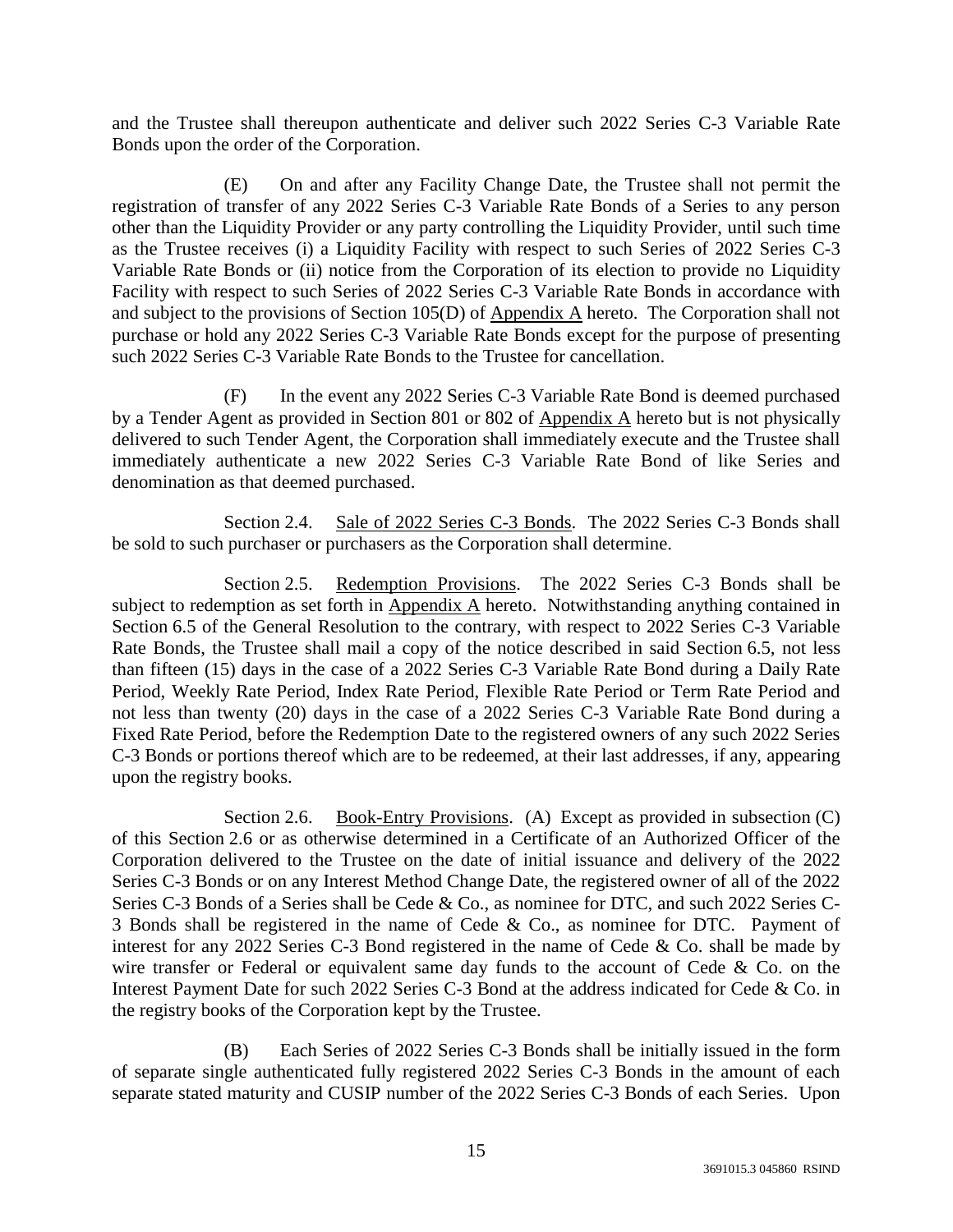and the Trustee shall thereupon authenticate and deliver such 2022 Series C-3 Variable Rate Bonds upon the order of the Corporation.

(E) On and after any Facility Change Date, the Trustee shall not permit the registration of transfer of any 2022 Series C-3 Variable Rate Bonds of a Series to any person other than the Liquidity Provider or any party controlling the Liquidity Provider, until such time as the Trustee receives (i) a Liquidity Facility with respect to such Series of 2022 Series C-3 Variable Rate Bonds or (ii) notice from the Corporation of its election to provide no Liquidity Facility with respect to such Series of 2022 Series C-3 Variable Rate Bonds in accordance with and subject to the provisions of Section 105(D) of Appendix A hereto. The Corporation shall not purchase or hold any 2022 Series C-3 Variable Rate Bonds except for the purpose of presenting such 2022 Series C-3 Variable Rate Bonds to the Trustee for cancellation.

(F) In the event any 2022 Series C-3 Variable Rate Bond is deemed purchased by a Tender Agent as provided in Section 801 or 802 of Appendix A hereto but is not physically delivered to such Tender Agent, the Corporation shall immediately execute and the Trustee shall immediately authenticate a new 2022 Series C-3 Variable Rate Bond of like Series and denomination as that deemed purchased.

Section 2.4. Sale of 2022 Series C-3 Bonds. The 2022 Series C-3 Bonds shall be sold to such purchaser or purchasers as the Corporation shall determine.

Section 2.5. Redemption Provisions. The 2022 Series C-3 Bonds shall be subject to redemption as set forth in Appendix A hereto. Notwithstanding anything contained in Section 6.5 of the General Resolution to the contrary, with respect to 2022 Series C-3 Variable Rate Bonds, the Trustee shall mail a copy of the notice described in said Section 6.5, not less than fifteen (15) days in the case of a 2022 Series C-3 Variable Rate Bond during a Daily Rate Period, Weekly Rate Period, Index Rate Period, Flexible Rate Period or Term Rate Period and not less than twenty (20) days in the case of a 2022 Series C-3 Variable Rate Bond during a Fixed Rate Period, before the Redemption Date to the registered owners of any such 2022 Series C-3 Bonds or portions thereof which are to be redeemed, at their last addresses, if any, appearing upon the registry books.

Section 2.6. Book-Entry Provisions. (A) Except as provided in subsection (C) of this Section 2.6 or as otherwise determined in a Certificate of an Authorized Officer of the Corporation delivered to the Trustee on the date of initial issuance and delivery of the 2022 Series C-3 Bonds or on any Interest Method Change Date, the registered owner of all of the 2022 Series C-3 Bonds of a Series shall be Cede & Co., as nominee for DTC, and such 2022 Series C-3 Bonds shall be registered in the name of Cede & Co., as nominee for DTC. Payment of interest for any 2022 Series C-3 Bond registered in the name of Cede & Co. shall be made by wire transfer or Federal or equivalent same day funds to the account of Cede & Co. on the Interest Payment Date for such 2022 Series C-3 Bond at the address indicated for Cede & Co. in the registry books of the Corporation kept by the Trustee.

(B) Each Series of 2022 Series C-3 Bonds shall be initially issued in the form of separate single authenticated fully registered 2022 Series C-3 Bonds in the amount of each separate stated maturity and CUSIP number of the 2022 Series C-3 Bonds of each Series. Upon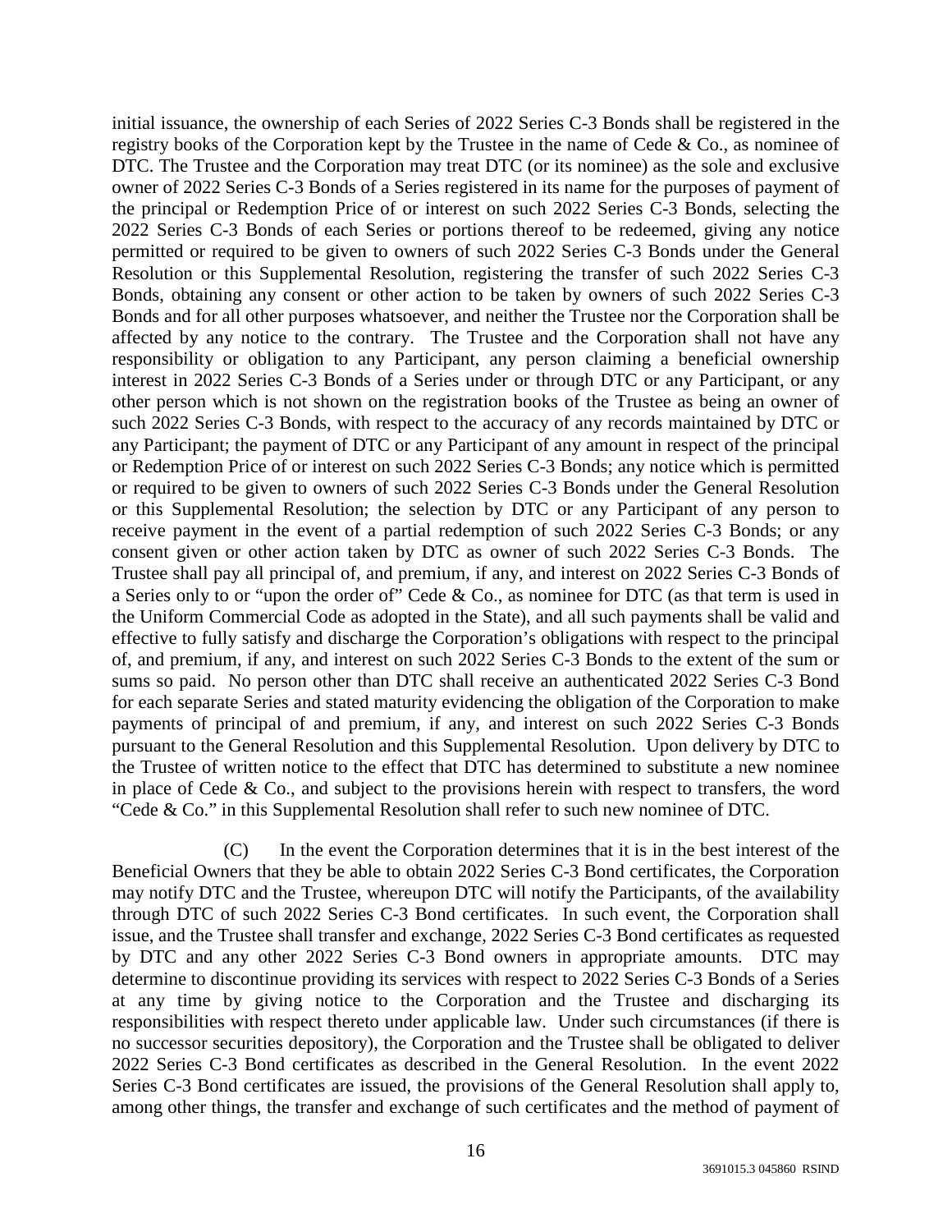initial issuance, the ownership of each Series of 2022 Series C-3 Bonds shall be registered in the registry books of the Corporation kept by the Trustee in the name of Cede & Co., as nominee of DTC. The Trustee and the Corporation may treat DTC (or its nominee) as the sole and exclusive owner of 2022 Series C-3 Bonds of a Series registered in its name for the purposes of payment of the principal or Redemption Price of or interest on such 2022 Series C-3 Bonds, selecting the 2022 Series C-3 Bonds of each Series or portions thereof to be redeemed, giving any notice permitted or required to be given to owners of such 2022 Series C-3 Bonds under the General Resolution or this Supplemental Resolution, registering the transfer of such 2022 Series C-3 Bonds, obtaining any consent or other action to be taken by owners of such 2022 Series C-3 Bonds and for all other purposes whatsoever, and neither the Trustee nor the Corporation shall be affected by any notice to the contrary. The Trustee and the Corporation shall not have any responsibility or obligation to any Participant, any person claiming a beneficial ownership interest in 2022 Series C-3 Bonds of a Series under or through DTC or any Participant, or any other person which is not shown on the registration books of the Trustee as being an owner of such 2022 Series C-3 Bonds, with respect to the accuracy of any records maintained by DTC or any Participant; the payment of DTC or any Participant of any amount in respect of the principal or Redemption Price of or interest on such 2022 Series C-3 Bonds; any notice which is permitted or required to be given to owners of such 2022 Series C-3 Bonds under the General Resolution or this Supplemental Resolution; the selection by DTC or any Participant of any person to receive payment in the event of a partial redemption of such 2022 Series C-3 Bonds; or any consent given or other action taken by DTC as owner of such 2022 Series C-3 Bonds. The Trustee shall pay all principal of, and premium, if any, and interest on 2022 Series C-3 Bonds of a Series only to or "upon the order of" Cede & Co., as nominee for DTC (as that term is used in the Uniform Commercial Code as adopted in the State), and all such payments shall be valid and effective to fully satisfy and discharge the Corporation's obligations with respect to the principal of, and premium, if any, and interest on such 2022 Series C-3 Bonds to the extent of the sum or sums so paid. No person other than DTC shall receive an authenticated 2022 Series C-3 Bond for each separate Series and stated maturity evidencing the obligation of the Corporation to make payments of principal of and premium, if any, and interest on such 2022 Series C-3 Bonds pursuant to the General Resolution and this Supplemental Resolution. Upon delivery by DTC to the Trustee of written notice to the effect that DTC has determined to substitute a new nominee in place of Cede & Co., and subject to the provisions herein with respect to transfers, the word "Cede & Co." in this Supplemental Resolution shall refer to such new nominee of DTC.

(C) In the event the Corporation determines that it is in the best interest of the Beneficial Owners that they be able to obtain 2022 Series C-3 Bond certificates, the Corporation may notify DTC and the Trustee, whereupon DTC will notify the Participants, of the availability through DTC of such 2022 Series C-3 Bond certificates. In such event, the Corporation shall issue, and the Trustee shall transfer and exchange, 2022 Series C-3 Bond certificates as requested by DTC and any other 2022 Series C-3 Bond owners in appropriate amounts. DTC may determine to discontinue providing its services with respect to 2022 Series C-3 Bonds of a Series at any time by giving notice to the Corporation and the Trustee and discharging its responsibilities with respect thereto under applicable law. Under such circumstances (if there is no successor securities depository), the Corporation and the Trustee shall be obligated to deliver 2022 Series C-3 Bond certificates as described in the General Resolution. In the event 2022 Series C-3 Bond certificates are issued, the provisions of the General Resolution shall apply to, among other things, the transfer and exchange of such certificates and the method of payment of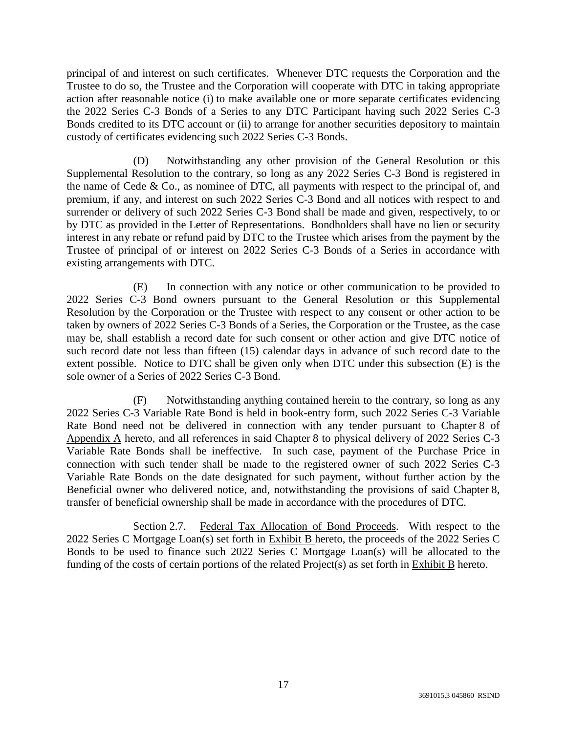principal of and interest on such certificates. Whenever DTC requests the Corporation and the Trustee to do so, the Trustee and the Corporation will cooperate with DTC in taking appropriate action after reasonable notice (i) to make available one or more separate certificates evidencing the 2022 Series C-3 Bonds of a Series to any DTC Participant having such 2022 Series C-3 Bonds credited to its DTC account or (ii) to arrange for another securities depository to maintain custody of certificates evidencing such 2022 Series C-3 Bonds.

(D) Notwithstanding any other provision of the General Resolution or this Supplemental Resolution to the contrary, so long as any 2022 Series C-3 Bond is registered in the name of Cede & Co., as nominee of DTC, all payments with respect to the principal of, and premium, if any, and interest on such 2022 Series C-3 Bond and all notices with respect to and surrender or delivery of such 2022 Series C-3 Bond shall be made and given, respectively, to or by DTC as provided in the Letter of Representations. Bondholders shall have no lien or security interest in any rebate or refund paid by DTC to the Trustee which arises from the payment by the Trustee of principal of or interest on 2022 Series C-3 Bonds of a Series in accordance with existing arrangements with DTC.

(E) In connection with any notice or other communication to be provided to 2022 Series C-3 Bond owners pursuant to the General Resolution or this Supplemental Resolution by the Corporation or the Trustee with respect to any consent or other action to be taken by owners of 2022 Series C-3 Bonds of a Series, the Corporation or the Trustee, as the case may be, shall establish a record date for such consent or other action and give DTC notice of such record date not less than fifteen (15) calendar days in advance of such record date to the extent possible. Notice to DTC shall be given only when DTC under this subsection (E) is the sole owner of a Series of 2022 Series C-3 Bond.

(F) Notwithstanding anything contained herein to the contrary, so long as any 2022 Series C-3 Variable Rate Bond is held in book-entry form, such 2022 Series C-3 Variable Rate Bond need not be delivered in connection with any tender pursuant to Chapter 8 of Appendix A hereto, and all references in said Chapter 8 to physical delivery of 2022 Series C-3 Variable Rate Bonds shall be ineffective. In such case, payment of the Purchase Price in connection with such tender shall be made to the registered owner of such 2022 Series C-3 Variable Rate Bonds on the date designated for such payment, without further action by the Beneficial owner who delivered notice, and, notwithstanding the provisions of said Chapter 8, transfer of beneficial ownership shall be made in accordance with the procedures of DTC.

Section 2.7. Federal Tax Allocation of Bond Proceeds. With respect to the 2022 Series C Mortgage Loan(s) set forth in Exhibit B hereto, the proceeds of the 2022 Series C Bonds to be used to finance such 2022 Series C Mortgage Loan(s) will be allocated to the funding of the costs of certain portions of the related Project(s) as set forth in Exhibit B hereto.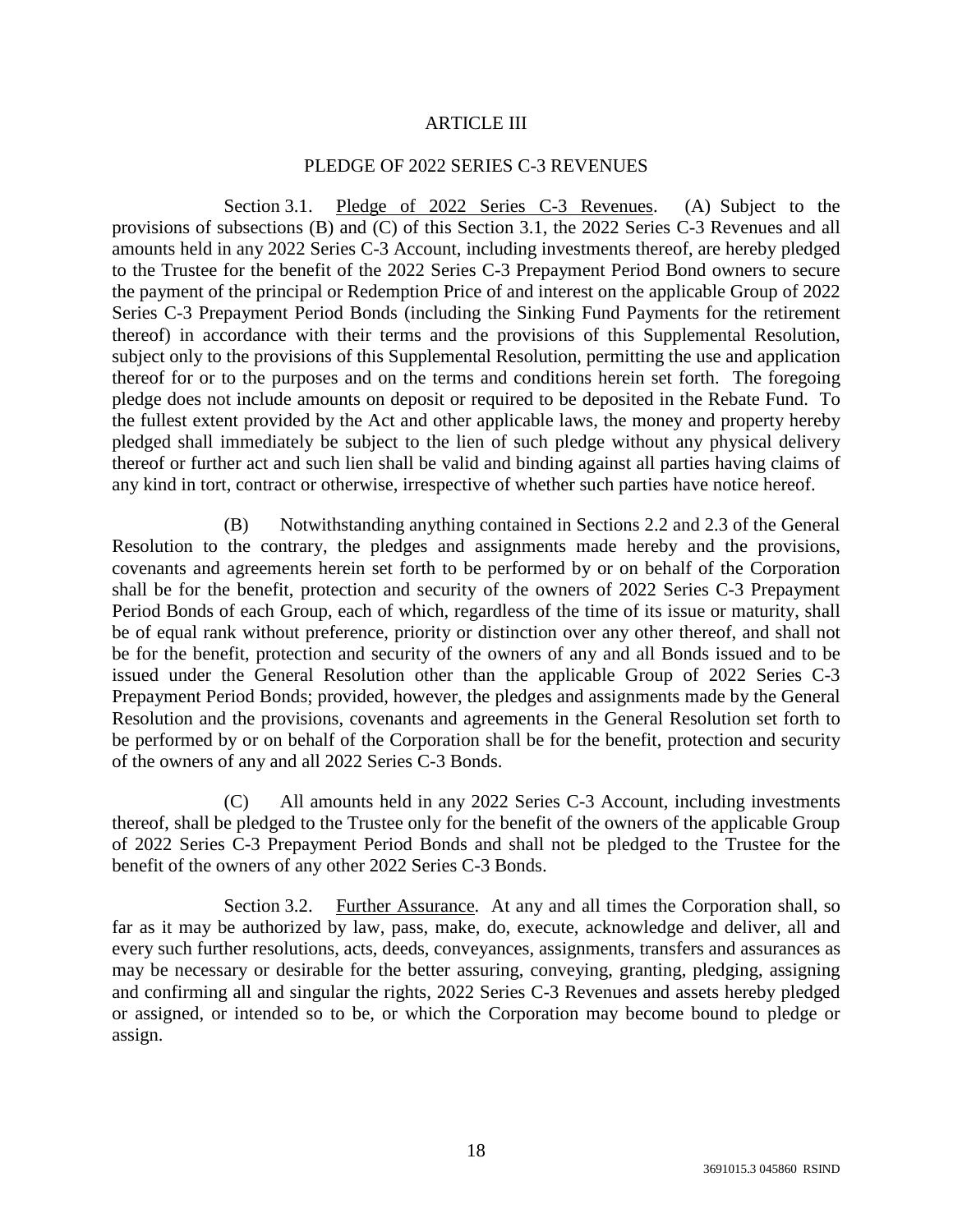# ARTICLE III

## PLEDGE OF 2022 SERIES C-3 REVENUES

Section 3.1. Pledge of 2022 Series C-3 Revenues. (A) Subject to the provisions of subsections (B) and (C) of this Section 3.1, the 2022 Series C-3 Revenues and all amounts held in any 2022 Series C-3 Account, including investments thereof, are hereby pledged to the Trustee for the benefit of the 2022 Series C-3 Prepayment Period Bond owners to secure the payment of the principal or Redemption Price of and interest on the applicable Group of 2022 Series C-3 Prepayment Period Bonds (including the Sinking Fund Payments for the retirement thereof) in accordance with their terms and the provisions of this Supplemental Resolution, subject only to the provisions of this Supplemental Resolution, permitting the use and application thereof for or to the purposes and on the terms and conditions herein set forth. The foregoing pledge does not include amounts on deposit or required to be deposited in the Rebate Fund. To the fullest extent provided by the Act and other applicable laws, the money and property hereby pledged shall immediately be subject to the lien of such pledge without any physical delivery thereof or further act and such lien shall be valid and binding against all parties having claims of any kind in tort, contract or otherwise, irrespective of whether such parties have notice hereof.

(B) Notwithstanding anything contained in Sections 2.2 and 2.3 of the General Resolution to the contrary, the pledges and assignments made hereby and the provisions, covenants and agreements herein set forth to be performed by or on behalf of the Corporation shall be for the benefit, protection and security of the owners of 2022 Series C-3 Prepayment Period Bonds of each Group, each of which, regardless of the time of its issue or maturity, shall be of equal rank without preference, priority or distinction over any other thereof, and shall not be for the benefit, protection and security of the owners of any and all Bonds issued and to be issued under the General Resolution other than the applicable Group of 2022 Series C-3 Prepayment Period Bonds; provided, however, the pledges and assignments made by the General Resolution and the provisions, covenants and agreements in the General Resolution set forth to be performed by or on behalf of the Corporation shall be for the benefit, protection and security of the owners of any and all 2022 Series C-3 Bonds.

(C) All amounts held in any 2022 Series C-3 Account, including investments thereof, shall be pledged to the Trustee only for the benefit of the owners of the applicable Group of 2022 Series C-3 Prepayment Period Bonds and shall not be pledged to the Trustee for the benefit of the owners of any other 2022 Series C-3 Bonds.

Section 3.2. Further Assurance. At any and all times the Corporation shall, so far as it may be authorized by law, pass, make, do, execute, acknowledge and deliver, all and every such further resolutions, acts, deeds, conveyances, assignments, transfers and assurances as may be necessary or desirable for the better assuring, conveying, granting, pledging, assigning and confirming all and singular the rights, 2022 Series C-3 Revenues and assets hereby pledged or assigned, or intended so to be, or which the Corporation may become bound to pledge or assign.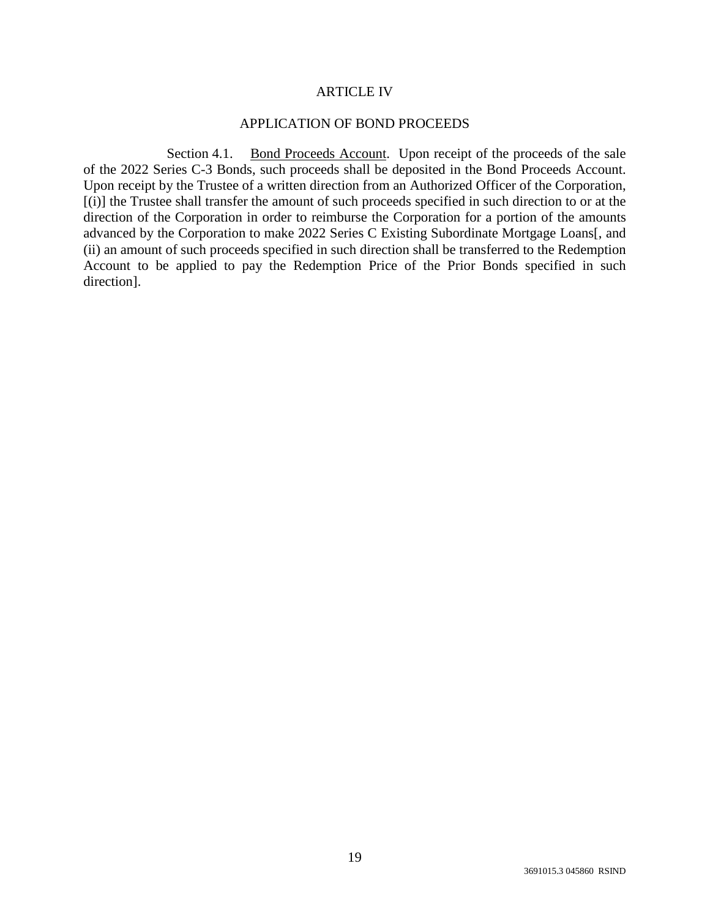# ARTICLE IV

## APPLICATION OF BOND PROCEEDS

Section 4.1. Bond Proceeds Account. Upon receipt of the proceeds of the sale of the 2022 Series C-3 Bonds, such proceeds shall be deposited in the Bond Proceeds Account. Upon receipt by the Trustee of a written direction from an Authorized Officer of the Corporation, [(i)] the Trustee shall transfer the amount of such proceeds specified in such direction to or at the direction of the Corporation in order to reimburse the Corporation for a portion of the amounts advanced by the Corporation to make 2022 Series C Existing Subordinate Mortgage Loans[, and (ii) an amount of such proceeds specified in such direction shall be transferred to the Redemption Account to be applied to pay the Redemption Price of the Prior Bonds specified in such direction].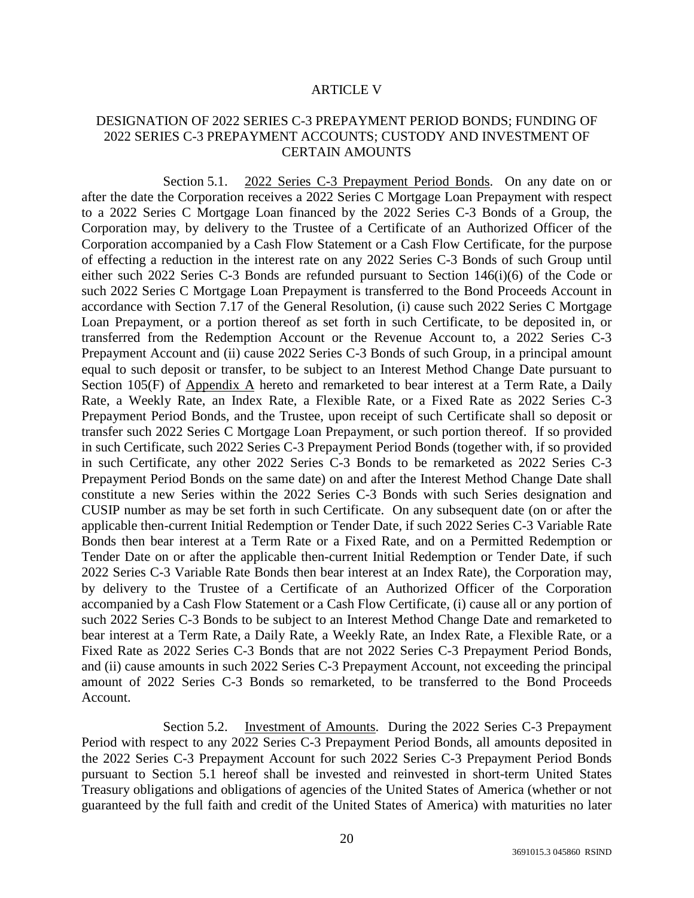# ARTICLE V

## DESIGNATION OF 2022 SERIES C-3 PREPAYMENT PERIOD BONDS; FUNDING OF 2022 SERIES C-3 PREPAYMENT ACCOUNTS; CUSTODY AND INVESTMENT OF CERTAIN AMOUNTS

Section 5.1. <u>2022 Series C-3 Prepayment Period Bonds</u>. On any date on or after the date the Corporation receives a 2022 Series C Mortgage Loan Prepayment with respect to a 2022 Series C Mortgage Loan financed by the 2022 Series C-3 Bonds of a Group, the Corporation may, by delivery to the Trustee of a Certificate of an Authorized Officer of the Corporation accompanied by a Cash Flow Statement or a Cash Flow Certificate, for the purpose of effecting a reduction in the interest rate on any 2022 Series C-3 Bonds of such Group until either such 2022 Series C-3 Bonds are refunded pursuant to Section 146(i)(6) of the Code or such 2022 Series C Mortgage Loan Prepayment is transferred to the Bond Proceeds Account in accordance with Section 7.17 of the General Resolution, (i) cause such 2022 Series C Mortgage Loan Prepayment, or a portion thereof as set forth in such Certificate, to be deposited in, or transferred from the Redemption Account or the Revenue Account to, a 2022 Series C-3 Prepayment Account and (ii) cause 2022 Series C-3 Bonds of such Group, in a principal amount equal to such deposit or transfer, to be subject to an Interest Method Change Date pursuant to Section 105(F) of <u>Appendix A</u> hereto and remarketed to bear interest at a Term Rate, a Daily Rate, a Weekly Rate, an Index Rate, a Flexible Rate, or a Fixed Rate as 2022 Series C-3 Prepayment Period Bonds, and the Trustee, upon receipt of such Certificate shall so deposit or transfer such 2022 Series C Mortgage Loan Prepayment, or such portion thereof. If so provided in such Certificate, such 2022 Series C-3 Prepayment Period Bonds (together with, if so provided in such Certificate, any other 2022 Series C-3 Bonds to be remarketed as 2022 Series C-3 Prepayment Period Bonds on the same date) on and after the Interest Method Change Date shall constitute a new Series within the 2022 Series C-3 Bonds with such Series designation and CUSIP number as may be set forth in such Certificate. On any subsequent date (on or after the applicable then-current Initial Redemption or Tender Date, if such 2022 Series C-3 Variable Rate Bonds then bear interest at a Term Rate or a Fixed Rate, and on a Permitted Redemption or Tender Date on or after the applicable then-current Initial Redemption or Tender Date, if such 2022 Series C-3 Variable Rate Bonds then bear interest at an Index Rate), the Corporation may, by delivery to the Trustee of a Certificate of an Authorized Officer of the Corporation accompanied by a Cash Flow Statement or a Cash Flow Certificate, (i) cause all or any portion of such 2022 Series C-3 Bonds to be subject to an Interest Method Change Date and remarketed to bear interest at a Term Rate, a Daily Rate, a Weekly Rate, an Index Rate, a Flexible Rate, or a Fixed Rate as 2022 Series C-3 Bonds that are not 2022 Series C-3 Prepayment Period Bonds, and (ii) cause amounts in such 2022 Series C-3 Prepayment Account, not exceeding the principal amount of 2022 Series C-3 Bonds so remarketed, to be transferred to the Bond Proceeds Account.

Section 5.2. <u>Investment of Amounts</u>. During the 2022 Series C-3 Prepayment Period with respect to any 2022 Series C-3 Prepayment Period Bonds, all amounts deposited in the 2022 Series C-3 Prepayment Account for such 2022 Series C-3 Prepayment Period Bonds pursuant to Section 5.1 hereof shall be invested and reinvested in short-term United States Treasury obligations and obligations of agencies of the United States of America (whether or not guaranteed by the full faith and credit of the United States of America) with maturities no later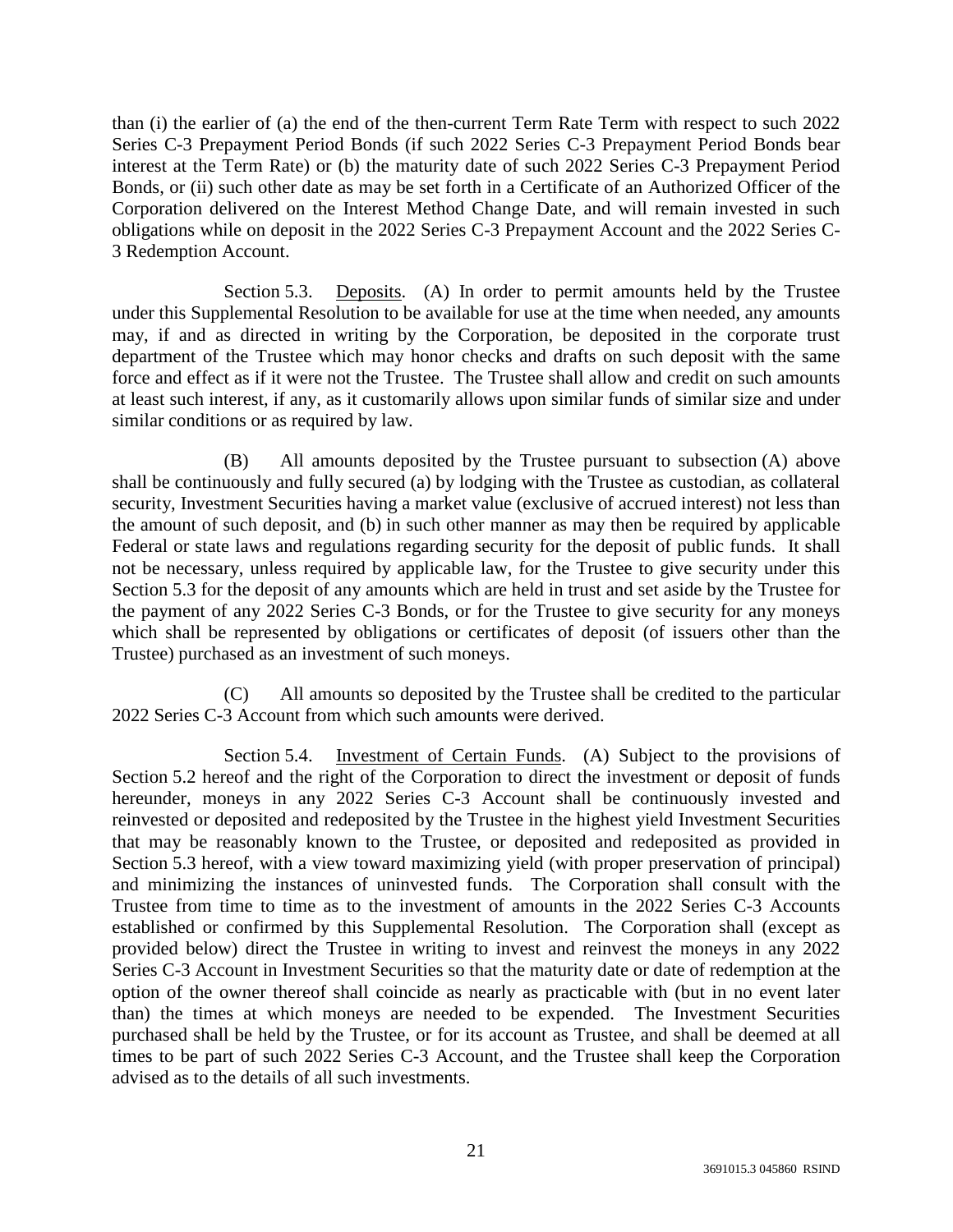than (i) the earlier of (a) the end of the then-current Term Rate Term with respect to such 2022 Series C-3 Prepayment Period Bonds (if such 2022 Series C-3 Prepayment Period Bonds bear interest at the Term Rate) or (b) the maturity date of such 2022 Series C-3 Prepayment Period Bonds, or (ii) such other date as may be set forth in a Certificate of an Authorized Officer of the Corporation delivered on the Interest Method Change Date, and will remain invested in such obligations while on deposit in the 2022 Series C-3 Prepayment Account and the 2022 Series C-3 Redemption Account.

Section 5.3. Deposits. (A) In order to permit amounts held by the Trustee under this Supplemental Resolution to be available for use at the time when needed, any amounts may, if and as directed in writing by the Corporation, be deposited in the corporate trust department of the Trustee which may honor checks and drafts on such deposit with the same force and effect as if it were not the Trustee. The Trustee shall allow and credit on such amounts at least such interest, if any, as it customarily allows upon similar funds of similar size and under similar conditions or as required by law.

(B) All amounts deposited by the Trustee pursuant to subsection (A) above shall be continuously and fully secured (a) by lodging with the Trustee as custodian, as collateral security, Investment Securities having a market value (exclusive of accrued interest) not less than the amount of such deposit, and (b) in such other manner as may then be required by applicable Federal or state laws and regulations regarding security for the deposit of public funds. It shall not be necessary, unless required by applicable law, for the Trustee to give security under this Section 5.3 for the deposit of any amounts which are held in trust and set aside by the Trustee for the payment of any 2022 Series C-3 Bonds, or for the Trustee to give security for any moneys which shall be represented by obligations or certificates of deposit (of issuers other than the Trustee) purchased as an investment of such moneys.

(C) All amounts so deposited by the Trustee shall be credited to the particular 2022 Series C-3 Account from which such amounts were derived.

Section 5.4. Investment of Certain Funds. (A) Subject to the provisions of Section 5.2 hereof and the right of the Corporation to direct the investment or deposit of funds hereunder, moneys in any 2022 Series C-3 Account shall be continuously invested and reinvested or deposited and redeposited by the Trustee in the highest yield Investment Securities that may be reasonably known to the Trustee, or deposited and redeposited as provided in Section 5.3 hereof, with a view toward maximizing yield (with proper preservation of principal) and minimizing the instances of uninvested funds. The Corporation shall consult with the Trustee from time to time as to the investment of amounts in the 2022 Series C-3 Accounts established or confirmed by this Supplemental Resolution. The Corporation shall (except as provided below) direct the Trustee in writing to invest and reinvest the moneys in any 2022 Series C-3 Account in Investment Securities so that the maturity date or date of redemption at the option of the owner thereof shall coincide as nearly as practicable with (but in no event later than) the times at which moneys are needed to be expended. The Investment Securities purchased shall be held by the Trustee, or for its account as Trustee, and shall be deemed at all times to be part of such 2022 Series C-3 Account, and the Trustee shall keep the Corporation advised as to the details of all such investments.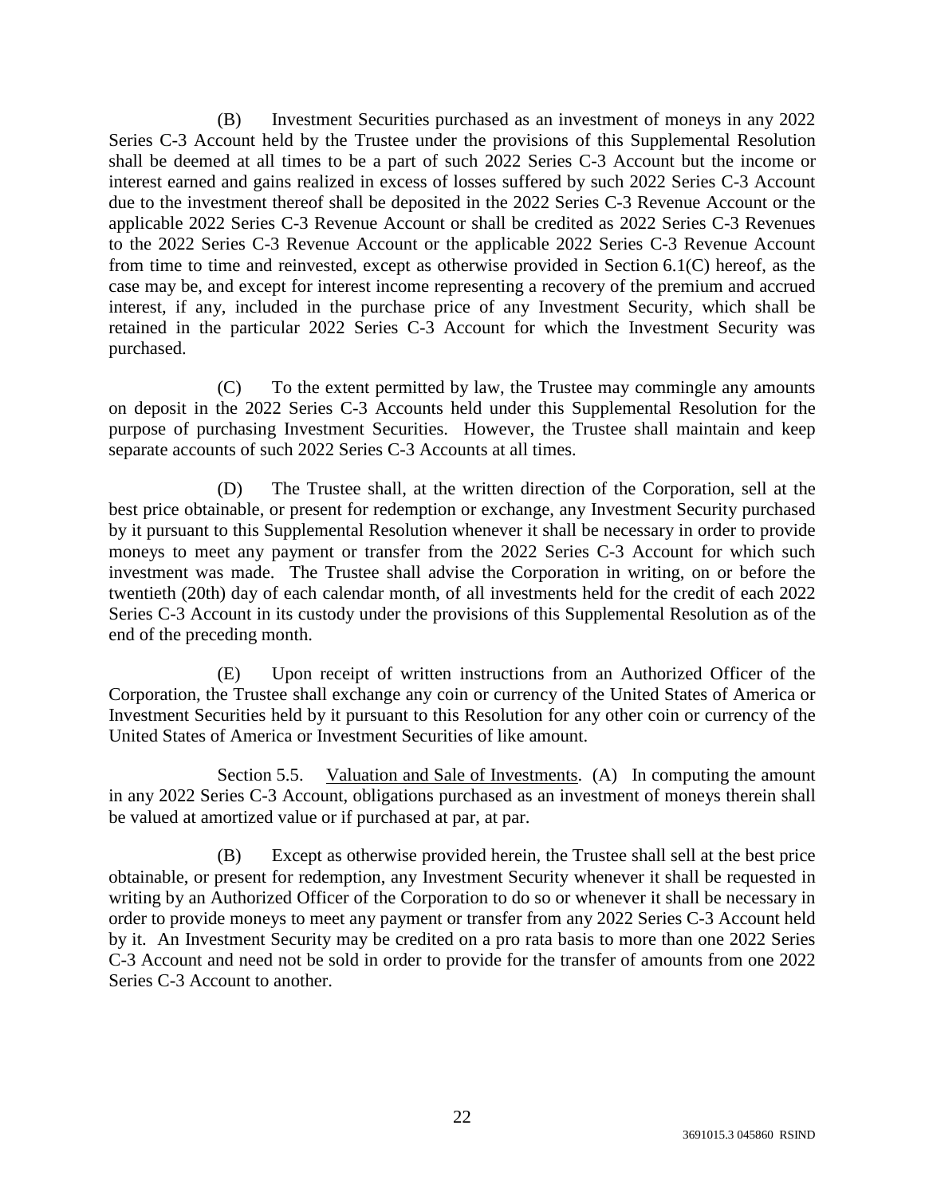(B) Investment Securities purchased as an investment of moneys in any 2022 Series C-3 Account held by the Trustee under the provisions of this Supplemental Resolution shall be deemed at all times to be a part of such 2022 Series C-3 Account but the income or interest earned and gains realized in excess of losses suffered by such 2022 Series C-3 Account due to the investment thereof shall be deposited in the 2022 Series C-3 Revenue Account or the applicable 2022 Series C-3 Revenue Account or shall be credited as 2022 Series C-3 Revenues to the 2022 Series C-3 Revenue Account or the applicable 2022 Series C-3 Revenue Account from time to time and reinvested, except as otherwise provided in Section 6.1(C) hereof, as the case may be, and except for interest income representing a recovery of the premium and accrued interest, if any, included in the purchase price of any Investment Security, which shall be retained in the particular 2022 Series C-3 Account for which the Investment Security was purchased.

(C) To the extent permitted by law, the Trustee may commingle any amounts on deposit in the 2022 Series C-3 Accounts held under this Supplemental Resolution for the purpose of purchasing Investment Securities. However, the Trustee shall maintain and keep separate accounts of such 2022 Series C-3 Accounts at all times.

(D) The Trustee shall, at the written direction of the Corporation, sell at the best price obtainable, or present for redemption or exchange, any Investment Security purchased by it pursuant to this Supplemental Resolution whenever it shall be necessary in order to provide moneys to meet any payment or transfer from the 2022 Series C-3 Account for which such investment was made. The Trustee shall advise the Corporation in writing, on or before the twentieth (20th) day of each calendar month, of all investments held for the credit of each 2022 Series C-3 Account in its custody under the provisions of this Supplemental Resolution as of the end of the preceding month.

(E) Upon receipt of written instructions from an Authorized Officer of the Corporation, the Trustee shall exchange any coin or currency of the United States of America or Investment Securities held by it pursuant to this Resolution for any other coin or currency of the United States of America or Investment Securities of like amount.

Section 5.5. Valuation and Sale of Investments. (A) In computing the amount in any 2022 Series C-3 Account, obligations purchased as an investment of moneys therein shall be valued at amortized value or if purchased at par, at par.

(B) Except as otherwise provided herein, the Trustee shall sell at the best price obtainable, or present for redemption, any Investment Security whenever it shall be requested in writing by an Authorized Officer of the Corporation to do so or whenever it shall be necessary in order to provide moneys to meet any payment or transfer from any 2022 Series C-3 Account held by it. An Investment Security may be credited on a pro rata basis to more than one 2022 Series C-3 Account and need not be sold in order to provide for the transfer of amounts from one 2022 Series C-3 Account to another.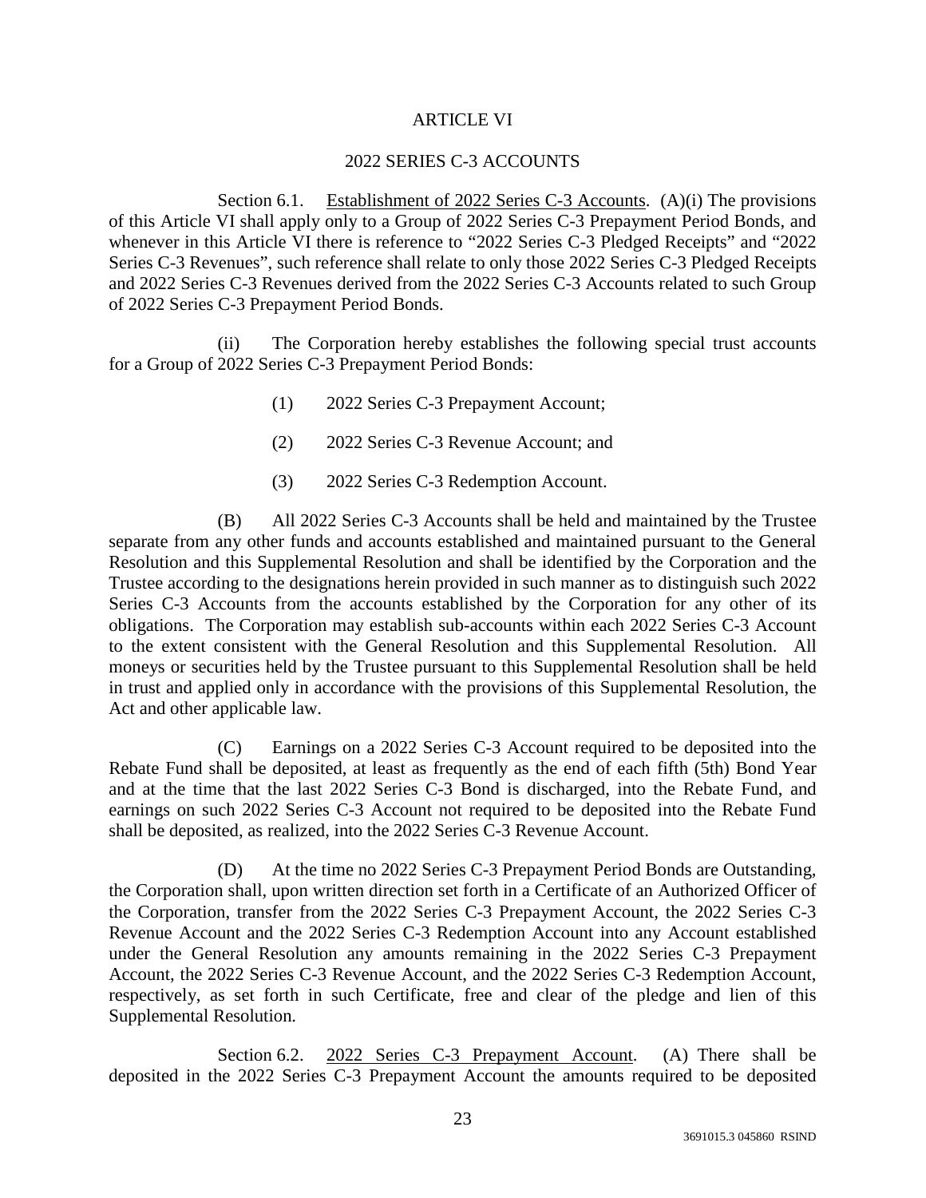# ARTICLE VI

## 2022 SERIES C-3 ACCOUNTS

Section 6.1. Establishment of 2022 Series C-3 Accounts. (A)(i) The provisions of this Article VI shall apply only to a Group of 2022 Series C-3 Prepayment Period Bonds, and whenever in this Article VI there is reference to "2022 Series C-3 Pledged Receipts" and "2022 Series C-3 Revenues", such reference shall relate to only those 2022 Series C-3 Pledged Receipts and 2022 Series C-3 Revenues derived from the 2022 Series C-3 Accounts related to such Group of 2022 Series C-3 Prepayment Period Bonds.

(ii) The Corporation hereby establishes the following special trust accounts for a Group of 2022 Series C-3 Prepayment Period Bonds:

(1) 2022 Series C-3 Prepayment Account;

(2) 2022 Series C-3 Revenue Account; and

(3) 2022 Series C-3 Redemption Account.

(B) All 2022 Series C-3 Accounts shall be held and maintained by the Trustee separate from any other funds and accounts established and maintained pursuant to the General Resolution and this Supplemental Resolution and shall be identified by the Corporation and the Trustee according to the designations herein provided in such manner as to distinguish such 2022 Series C-3 Accounts from the accounts established by the Corporation for any other of its obligations. The Corporation may establish sub-accounts within each 2022 Series C-3 Account to the extent consistent with the General Resolution and this Supplemental Resolution. All moneys or securities held by the Trustee pursuant to this Supplemental Resolution shall be held in trust and applied only in accordance with the provisions of this Supplemental Resolution, the Act and other applicable law.

(C) Earnings on a 2022 Series C-3 Account required to be deposited into the Rebate Fund shall be deposited, at least as frequently as the end of each fifth (5th) Bond Year and at the time that the last 2022 Series C-3 Bond is discharged, into the Rebate Fund, and earnings on such 2022 Series C-3 Account not required to be deposited into the Rebate Fund shall be deposited, as realized, into the 2022 Series C-3 Revenue Account.

(D) At the time no 2022 Series C-3 Prepayment Period Bonds are Outstanding, the Corporation shall, upon written direction set forth in a Certificate of an Authorized Officer of the Corporation, transfer from the 2022 Series C-3 Prepayment Account, the 2022 Series C-3 Revenue Account and the 2022 Series C-3 Redemption Account into any Account established under the General Resolution any amounts remaining in the 2022 Series C-3 Prepayment Account, the 2022 Series C-3 Revenue Account, and the 2022 Series C-3 Redemption Account, respectively, as set forth in such Certificate, free and clear of the pledge and lien of this Supplemental Resolution.

Section 6.2. 2022 Series C-3 Prepayment Account. (A) There shall be deposited in the 2022 Series C-3 Prepayment Account the amounts required to be deposited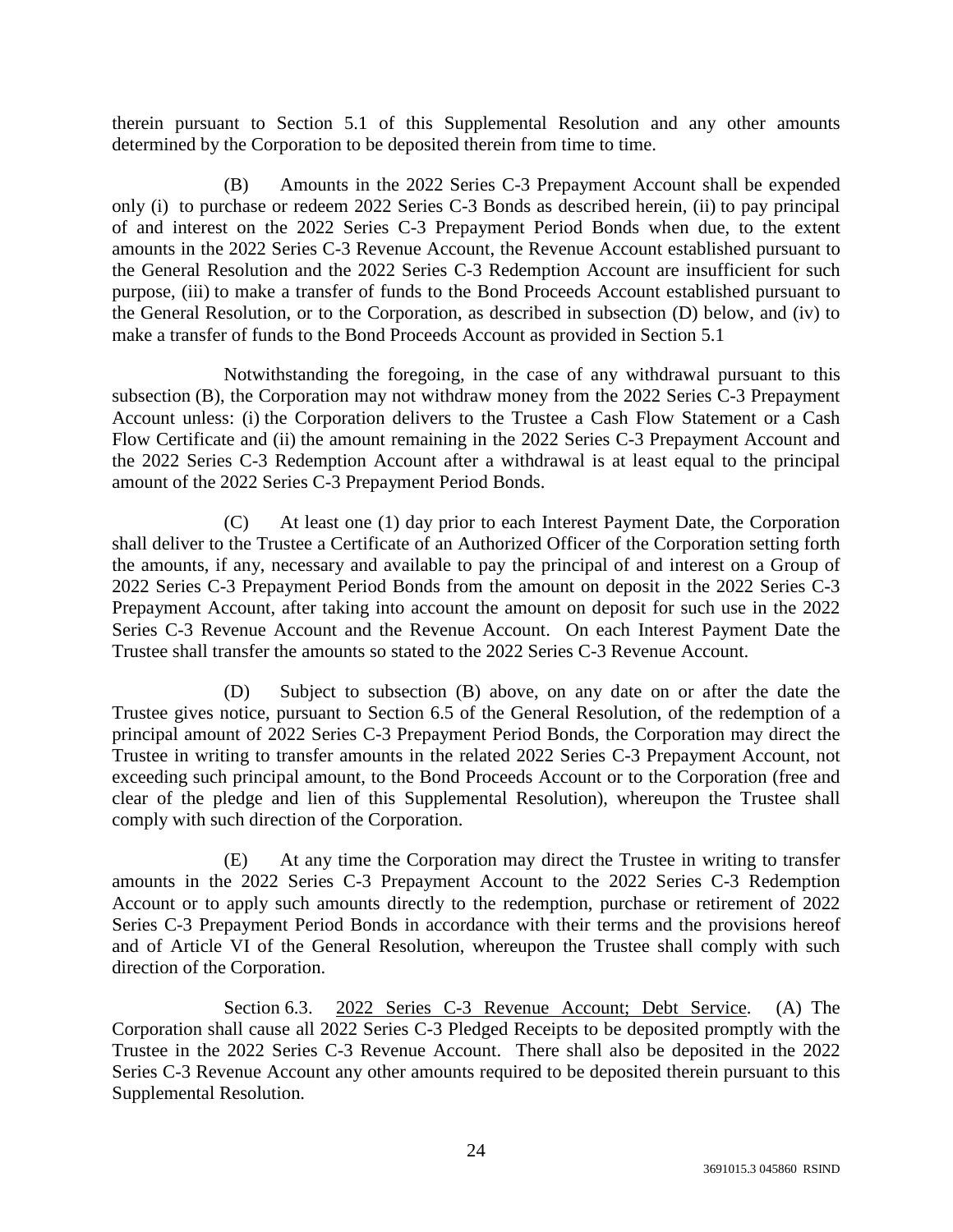therein pursuant to Section 5.1 of this Supplemental Resolution and any other amounts determined by the Corporation to be deposited therein from time to time.

(B) Amounts in the 2022 Series C-3 Prepayment Account shall be expended only (i) to purchase or redeem 2022 Series C-3 Bonds as described herein, (ii) to pay principal of and interest on the 2022 Series C-3 Prepayment Period Bonds when due, to the extent amounts in the 2022 Series C-3 Revenue Account, the Revenue Account established pursuant to the General Resolution and the 2022 Series C-3 Redemption Account are insufficient for such purpose, (iii) to make a transfer of funds to the Bond Proceeds Account established pursuant to the General Resolution, or to the Corporation, as described in subsection (D) below, and (iv) to make a transfer of funds to the Bond Proceeds Account as provided in Section 5.1

Notwithstanding the foregoing, in the case of any withdrawal pursuant to this subsection (B), the Corporation may not withdraw money from the 2022 Series C-3 Prepayment Account unless: (i) the Corporation delivers to the Trustee a Cash Flow Statement or a Cash Flow Certificate and (ii) the amount remaining in the 2022 Series C-3 Prepayment Account and the 2022 Series C-3 Redemption Account after a withdrawal is at least equal to the principal amount of the 2022 Series C-3 Prepayment Period Bonds.

(C) At least one (1) day prior to each Interest Payment Date, the Corporation shall deliver to the Trustee a Certificate of an Authorized Officer of the Corporation setting forth the amounts, if any, necessary and available to pay the principal of and interest on a Group of 2022 Series C-3 Prepayment Period Bonds from the amount on deposit in the 2022 Series C-3 Prepayment Account, after taking into account the amount on deposit for such use in the 2022 Series C-3 Revenue Account and the Revenue Account. On each Interest Payment Date the Trustee shall transfer the amounts so stated to the 2022 Series C-3 Revenue Account.

(D) Subject to subsection (B) above, on any date on or after the date the Trustee gives notice, pursuant to Section 6.5 of the General Resolution, of the redemption of a principal amount of 2022 Series C-3 Prepayment Period Bonds, the Corporation may direct the Trustee in writing to transfer amounts in the related 2022 Series C-3 Prepayment Account, not exceeding such principal amount, to the Bond Proceeds Account or to the Corporation (free and clear of the pledge and lien of this Supplemental Resolution), whereupon the Trustee shall comply with such direction of the Corporation.

(E) At any time the Corporation may direct the Trustee in writing to transfer amounts in the 2022 Series C-3 Prepayment Account to the 2022 Series C-3 Redemption Account or to apply such amounts directly to the redemption, purchase or retirement of 2022 Series C-3 Prepayment Period Bonds in accordance with their terms and the provisions hereof and of Article VI of the General Resolution, whereupon the Trustee shall comply with such direction of the Corporation.

Section 6.3. 2022 Series C-3 Revenue Account; Debt Service. (A) The Corporation shall cause all 2022 Series C-3 Pledged Receipts to be deposited promptly with the Trustee in the 2022 Series C-3 Revenue Account. There shall also be deposited in the 2022 Series C-3 Revenue Account any other amounts required to be deposited therein pursuant to this Supplemental Resolution.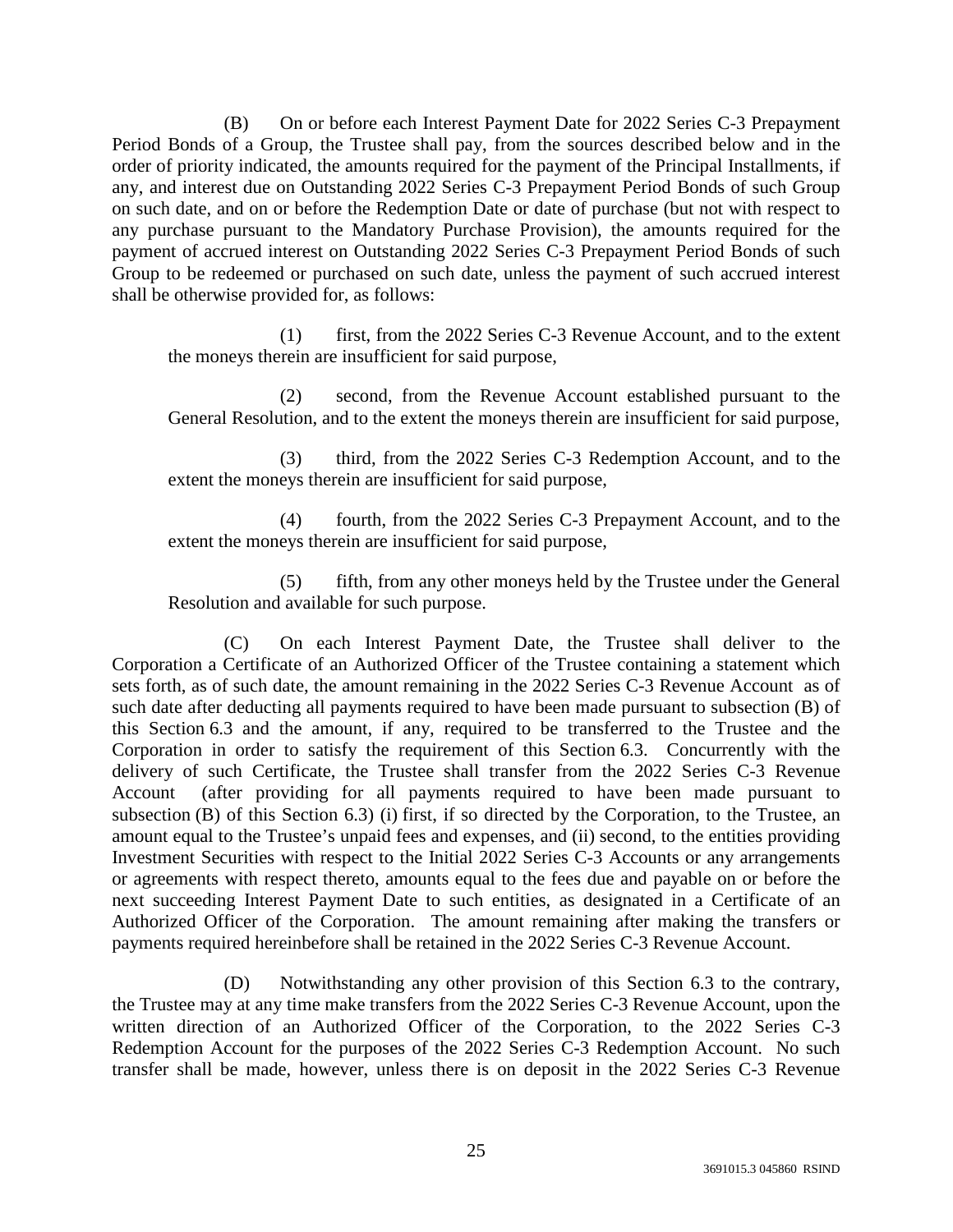(B) On or before each Interest Payment Date for 2022 Series C-3 Prepayment Period Bonds of a Group, the Trustee shall pay, from the sources described below and in the order of priority indicated, the amounts required for the payment of the Principal Installments, if any, and interest due on Outstanding 2022 Series C-3 Prepayment Period Bonds of such Group on such date, and on or before the Redemption Date or date of purchase (but not with respect to any purchase pursuant to the Mandatory Purchase Provision), the amounts required for the payment of accrued interest on Outstanding 2022 Series C-3 Prepayment Period Bonds of such Group to be redeemed or purchased on such date, unless the payment of such accrued interest shall be otherwise provided for, as follows:

(1) first, from the 2022 Series C-3 Revenue Account, and to the extent the moneys therein are insufficient for said purpose,

(2) second, from the Revenue Account established pursuant to the General Resolution, and to the extent the moneys therein are insufficient for said purpose,

(3) third, from the 2022 Series C-3 Redemption Account, and to the extent the moneys therein are insufficient for said purpose,

(4) fourth, from the 2022 Series C-3 Prepayment Account, and to the extent the moneys therein are insufficient for said purpose,

(5) fifth, from any other moneys held by the Trustee under the General Resolution and available for such purpose.

(C) On each Interest Payment Date, the Trustee shall deliver to the Corporation a Certificate of an Authorized Officer of the Trustee containing a statement which sets forth, as of such date, the amount remaining in the 2022 Series C-3 Revenue Account as of such date after deducting all payments required to have been made pursuant to subsection (B) of this Section 6.3 and the amount, if any, required to be transferred to the Trustee and the Corporation in order to satisfy the requirement of this Section 6.3. Concurrently with the delivery of such Certificate, the Trustee shall transfer from the 2022 Series C-3 Revenue Account (after providing for all payments required to have been made pursuant to subsection (B) of this Section 6.3) (i) first, if so directed by the Corporation, to the Trustee, an amount equal to the Trustee's unpaid fees and expenses, and (ii) second, to the entities providing Investment Securities with respect to the Initial 2022 Series C-3 Accounts or any arrangements or agreements with respect thereto, amounts equal to the fees due and payable on or before the next succeeding Interest Payment Date to such entities, as designated in a Certificate of an Authorized Officer of the Corporation. The amount remaining after making the transfers or payments required hereinbefore shall be retained in the 2022 Series C-3 Revenue Account.

(D) Notwithstanding any other provision of this Section 6.3 to the contrary, the Trustee may at any time make transfers from the 2022 Series C-3 Revenue Account, upon the written direction of an Authorized Officer of the Corporation, to the 2022 Series C-3 Redemption Account for the purposes of the 2022 Series C-3 Redemption Account. No such transfer shall be made, however, unless there is on deposit in the 2022 Series C-3 Revenue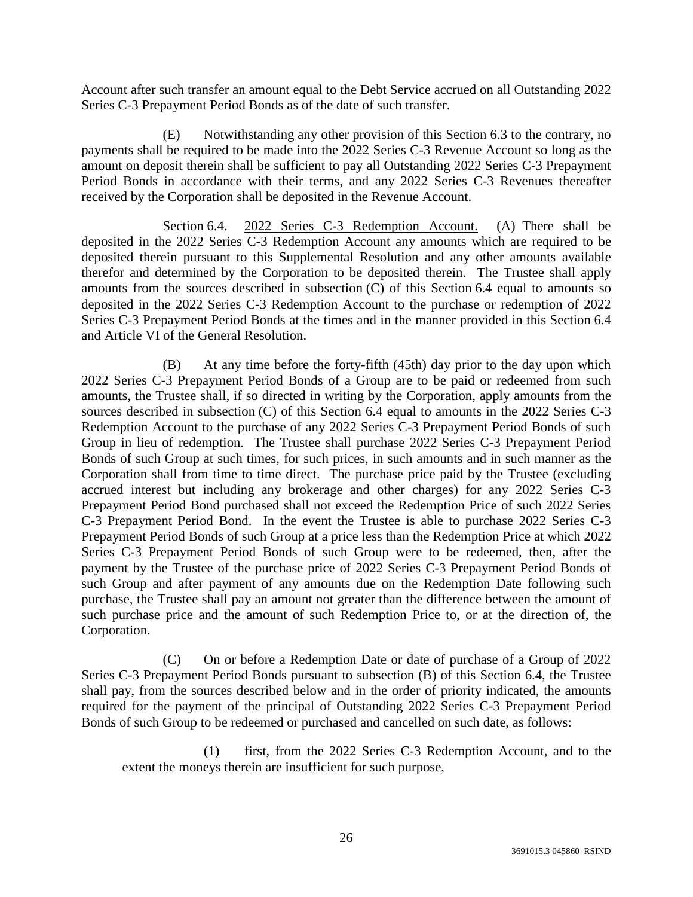Account after such transfer an amount equal to the Debt Service accrued on all Outstanding 2022 Series C-3 Prepayment Period Bonds as of the date of such transfer.

(E) Notwithstanding any other provision of this Section 6.3 to the contrary, no payments shall be required to be made into the 2022 Series C-3 Revenue Account so long as the amount on deposit therein shall be sufficient to pay all Outstanding 2022 Series C-3 Prepayment Period Bonds in accordance with their terms, and any 2022 Series C-3 Revenues thereafter received by the Corporation shall be deposited in the Revenue Account.

Section 6.4. <u>2022 Series C-3 Redemption Account.</u> (A) There shall be deposited in the 2022 Series C-3 Redemption Account any amounts which are required to be deposited therein pursuant to this Supplemental Resolution and any other amounts available therefor and determined by the Corporation to be deposited therein. The Trustee shall apply amounts from the sources described in subsection (C) of this Section 6.4 equal to amounts so deposited in the 2022 Series C-3 Redemption Account to the purchase or redemption of 2022 Series C-3 Prepayment Period Bonds at the times and in the manner provided in this Section 6.4 and Article VI of the General Resolution.

(B) At any time before the forty-fifth (45th) day prior to the day upon which 2022 Series C-3 Prepayment Period Bonds of a Group are to be paid or redeemed from such amounts, the Trustee shall, if so directed in writing by the Corporation, apply amounts from the sources described in subsection (C) of this Section 6.4 equal to amounts in the 2022 Series C-3 Redemption Account to the purchase of any 2022 Series C-3 Prepayment Period Bonds of such Group in lieu of redemption. The Trustee shall purchase 2022 Series C-3 Prepayment Period Bonds of such Group at such times, for such prices, in such amounts and in such manner as the Corporation shall from time to time direct. The purchase price paid by the Trustee (excluding accrued interest but including any brokerage and other charges) for any 2022 Series C-3 Prepayment Period Bond purchased shall not exceed the Redemption Price of such 2022 Series C-3 Prepayment Period Bond. In the event the Trustee is able to purchase 2022 Series C-3 Prepayment Period Bonds of such Group at a price less than the Redemption Price at which 2022 Series C-3 Prepayment Period Bonds of such Group were to be redeemed, then, after the payment by the Trustee of the purchase price of 2022 Series C-3 Prepayment Period Bonds of such Group and after payment of any amounts due on the Redemption Date following such purchase, the Trustee shall pay an amount not greater than the difference between the amount of such purchase price and the amount of such Redemption Price to, or at the direction of, the Corporation.

(C) On or before a Redemption Date or date of purchase of a Group of 2022 Series C-3 Prepayment Period Bonds pursuant to subsection (B) of this Section 6.4, the Trustee shall pay, from the sources described below and in the order of priority indicated, the amounts required for the payment of the principal of Outstanding 2022 Series C-3 Prepayment Period Bonds of such Group to be redeemed or purchased and cancelled on such date, as follows:

(1) first, from the 2022 Series C-3 Redemption Account, and to the extent the moneys therein are insufficient for such purpose,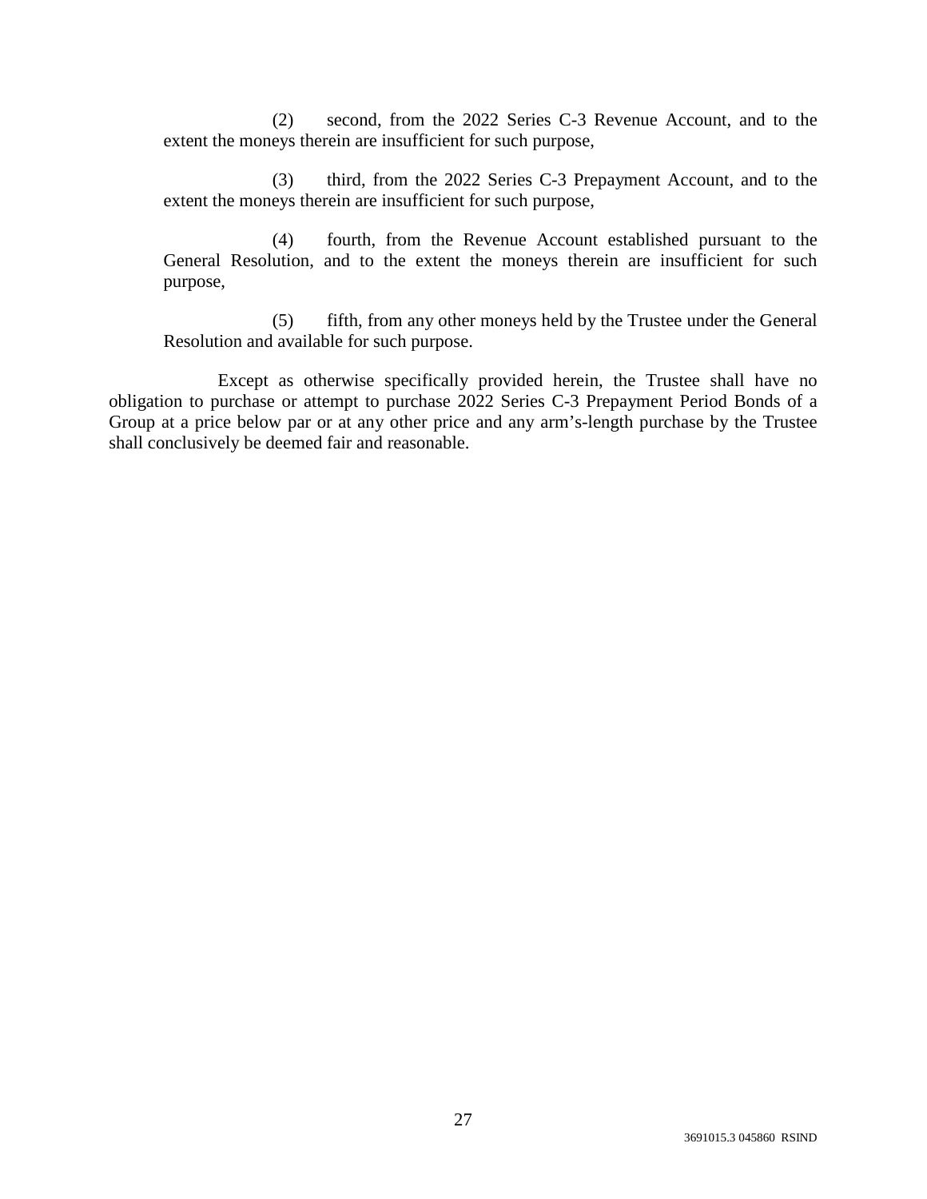(2) second, from the 2022 Series C-3 Revenue Account, and to the extent the moneys therein are insufficient for such purpose,

(3) third, from the 2022 Series C-3 Prepayment Account, and to the extent the moneys therein are insufficient for such purpose,

(4) fourth, from the Revenue Account established pursuant to the General Resolution, and to the extent the moneys therein are insufficient for such purpose,

(5) fifth, from any other moneys held by the Trustee under the General Resolution and available for such purpose.

Except as otherwise specifically provided herein, the Trustee shall have no obligation to purchase or attempt to purchase 2022 Series C-3 Prepayment Period Bonds of a Group at a price below par or at any other price and any arm's-length purchase by the Trustee shall conclusively be deemed fair and reasonable.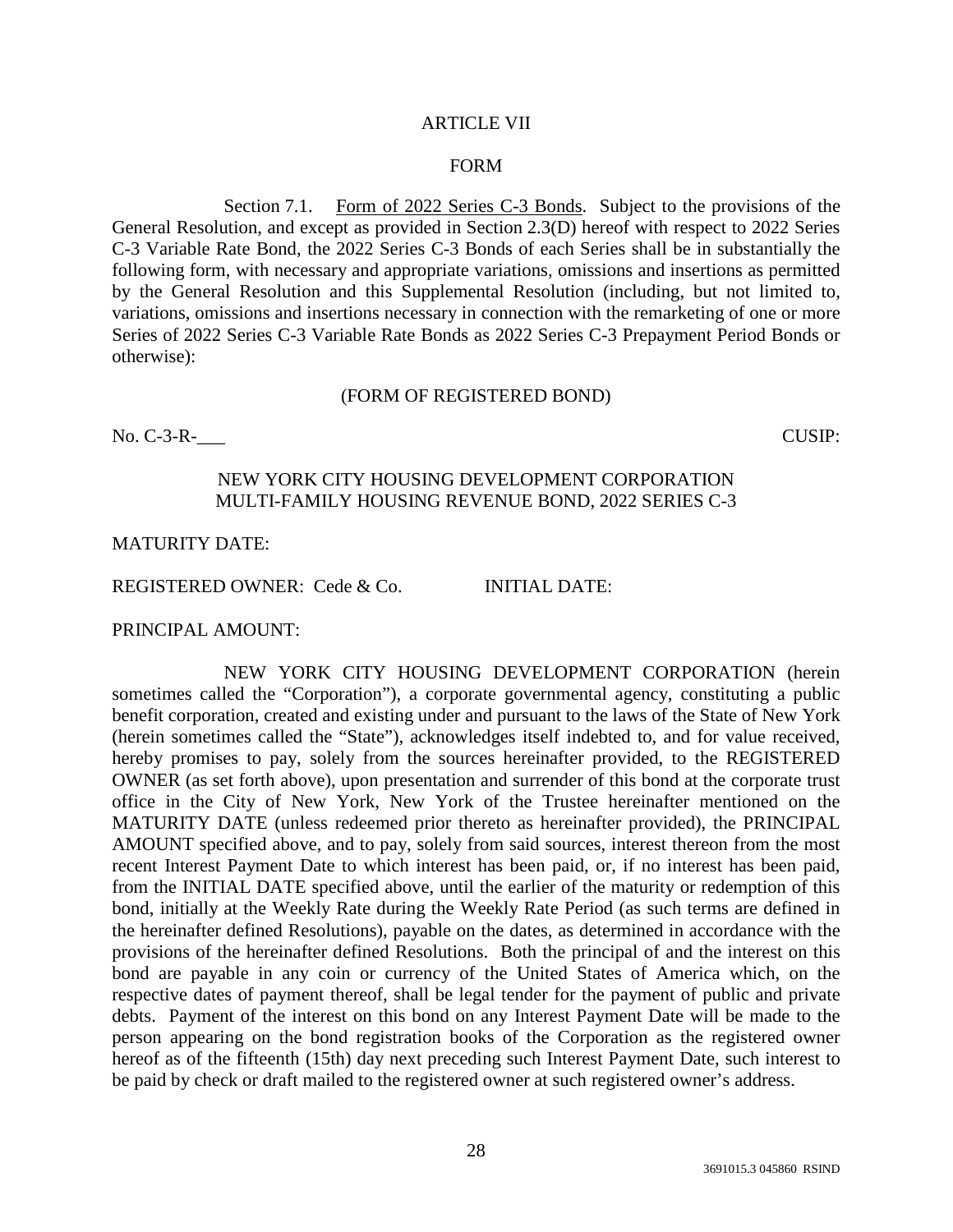# ARTICLE VII

## FORM

Section 7.1. Form of 2022 Series C-3 Bonds. Subject to the provisions of the General Resolution, and except as provided in Section 2.3(D) hereof with respect to 2022 Series C-3 Variable Rate Bond, the 2022 Series C-3 Bonds of each Series shall be in substantially the following form, with necessary and appropriate variations, omissions and insertions as permitted by the General Resolution and this Supplemental Resolution (including, but not limited to, variations, omissions and insertions necessary in connection with the remarketing of one or more Series of 2022 Series C-3 Variable Rate Bonds as 2022 Series C-3 Prepayment Period Bonds or otherwise):

(FORM OF REGISTERED BOND)

No. C-3-R-___ CUSIP:

NEW YORK CITY HOUSING DEVELOPMENT CORPORATION
MULTI-FAMILY HOUSING REVENUE BOND, 2022 SERIES C-3

MATURITY DATE:

REGISTERED OWNER: Cede & Co. INITIAL DATE:

PRINCIPAL AMOUNT:

NEW YORK CITY HOUSING DEVELOPMENT CORPORATION (herein sometimes called the "Corporation"), a corporate governmental agency, constituting a public benefit corporation, created and existing under and pursuant to the laws of the State of New York (herein sometimes called the "State"), acknowledges itself indebted to, and for value received, hereby promises to pay, solely from the sources hereinafter provided, to the REGISTERED OWNER (as set forth above), upon presentation and surrender of this bond at the corporate trust office in the City of New York, New York of the Trustee hereinafter mentioned on the MATURITY DATE (unless redeemed prior thereto as hereinafter provided), the PRINCIPAL AMOUNT specified above, and to pay, solely from said sources, interest thereon from the most recent Interest Payment Date to which interest has been paid, or, if no interest has been paid, from the INITIAL DATE specified above, until the earlier of the maturity or redemption of this bond, initially at the Weekly Rate during the Weekly Rate Period (as such terms are defined in the hereinafter defined Resolutions), payable on the dates, as determined in accordance with the provisions of the hereinafter defined Resolutions. Both the principal of and the interest on this bond are payable in any coin or currency of the United States of America which, on the respective dates of payment thereof, shall be legal tender for the payment of public and private debts. Payment of the interest on this bond on any Interest Payment Date will be made to the person appearing on the bond registration books of the Corporation as the registered owner hereof as of the fifteenth (15th) day next preceding such Interest Payment Date, such interest to be paid by check or draft mailed to the registered owner at such registered owner's address.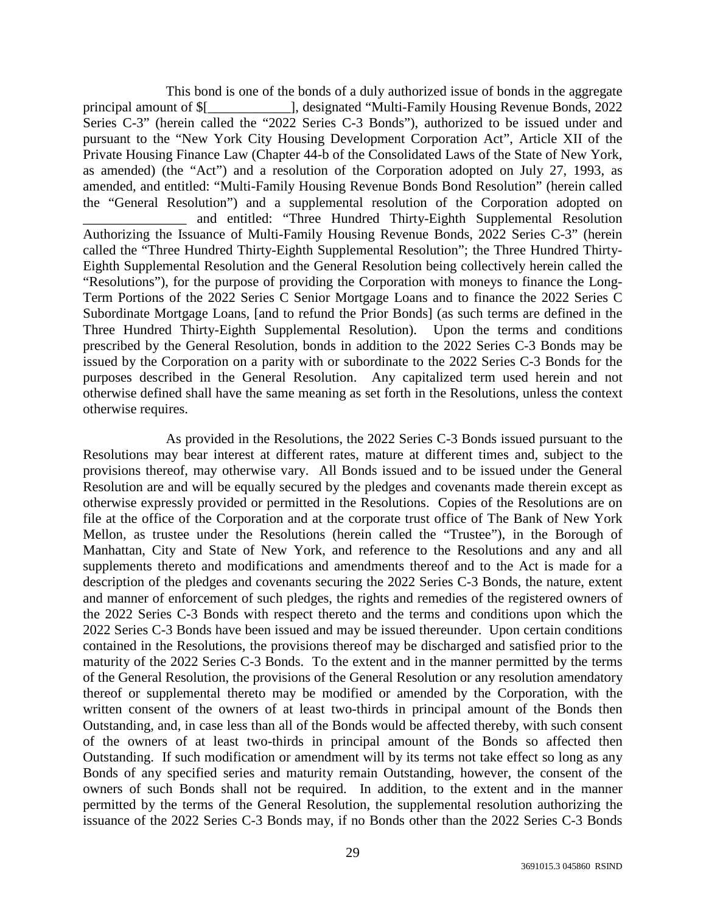This bond is one of the bonds of a duly authorized issue of bonds in the aggregate principal amount of $[____________], designated "Multi-Family Housing Revenue Bonds, 2022 Series C-3" (herein called the "2022 Series C-3 Bonds"), authorized to be issued under and pursuant to the "New York City Housing Development Corporation Act", Article XII of the Private Housing Finance Law (Chapter 44-b of the Consolidated Laws of the State of New York, as amended) (the "Act") and a resolution of the Corporation adopted on July 27, 1993, as amended, and entitled: "Multi-Family Housing Revenue Bonds Bond Resolution" (herein called the "General Resolution") and a supplemental resolution of the Corporation adopted on _______________ and entitled: "Three Hundred Thirty-Eighth Supplemental Resolution Authorizing the Issuance of Multi-Family Housing Revenue Bonds, 2022 Series C-3" (herein called the "Three Hundred Thirty-Eighth Supplemental Resolution"; the Three Hundred Thirty-Eighth Supplemental Resolution and the General Resolution being collectively herein called the "Resolutions"), for the purpose of providing the Corporation with moneys to finance the Long-Term Portions of the 2022 Series C Senior Mortgage Loans and to finance the 2022 Series C Subordinate Mortgage Loans, [and to refund the Prior Bonds] (as such terms are defined in the Three Hundred Thirty-Eighth Supplemental Resolution). Upon the terms and conditions prescribed by the General Resolution, bonds in addition to the 2022 Series C-3 Bonds may be issued by the Corporation on a parity with or subordinate to the 2022 Series C-3 Bonds for the purposes described in the General Resolution. Any capitalized term used herein and not otherwise defined shall have the same meaning as set forth in the Resolutions, unless the context otherwise requires.

As provided in the Resolutions, the 2022 Series C-3 Bonds issued pursuant to the Resolutions may bear interest at different rates, mature at different times and, subject to the provisions thereof, may otherwise vary. All Bonds issued and to be issued under the General Resolution are and will be equally secured by the pledges and covenants made therein except as otherwise expressly provided or permitted in the Resolutions. Copies of the Resolutions are on file at the office of the Corporation and at the corporate trust office of The Bank of New York Mellon, as trustee under the Resolutions (herein called the "Trustee"), in the Borough of Manhattan, City and State of New York, and reference to the Resolutions and any and all supplements thereto and modifications and amendments thereof and to the Act is made for a description of the pledges and covenants securing the 2022 Series C-3 Bonds, the nature, extent and manner of enforcement of such pledges, the rights and remedies of the registered owners of the 2022 Series C-3 Bonds with respect thereto and the terms and conditions upon which the 2022 Series C-3 Bonds have been issued and may be issued thereunder. Upon certain conditions contained in the Resolutions, the provisions thereof may be discharged and satisfied prior to the maturity of the 2022 Series C-3 Bonds. To the extent and in the manner permitted by the terms of the General Resolution, the provisions of the General Resolution or any resolution amendatory thereof or supplemental thereto may be modified or amended by the Corporation, with the written consent of the owners of at least two-thirds in principal amount of the Bonds then Outstanding, and, in case less than all of the Bonds would be affected thereby, with such consent of the owners of at least two-thirds in principal amount of the Bonds so affected then Outstanding. If such modification or amendment will by its terms not take effect so long as any Bonds of any specified series and maturity remain Outstanding, however, the consent of the owners of such Bonds shall not be required. In addition, to the extent and in the manner permitted by the terms of the General Resolution, the supplemental resolution authorizing the issuance of the 2022 Series C-3 Bonds may, if no Bonds other than the 2022 Series C-3 Bonds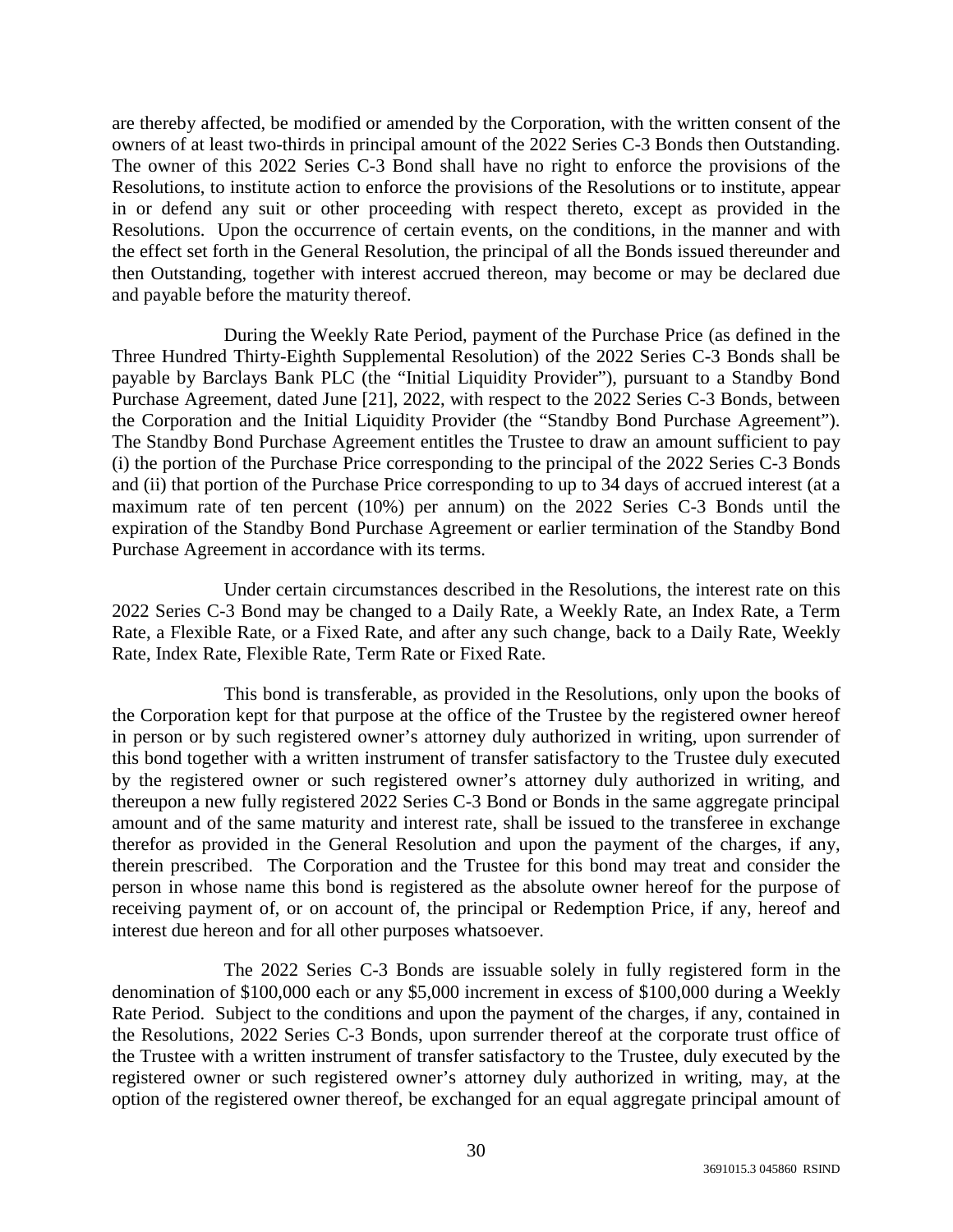are thereby affected, be modified or amended by the Corporation, with the written consent of the owners of at least two-thirds in principal amount of the 2022 Series C-3 Bonds then Outstanding. The owner of this 2022 Series C-3 Bond shall have no right to enforce the provisions of the Resolutions, to institute action to enforce the provisions of the Resolutions or to institute, appear in or defend any suit or other proceeding with respect thereto, except as provided in the Resolutions. Upon the occurrence of certain events, on the conditions, in the manner and with the effect set forth in the General Resolution, the principal of all the Bonds issued thereunder and then Outstanding, together with interest accrued thereon, may become or may be declared due and payable before the maturity thereof.

During the Weekly Rate Period, payment of the Purchase Price (as defined in the Three Hundred Thirty-Eighth Supplemental Resolution) of the 2022 Series C-3 Bonds shall be payable by Barclays Bank PLC (the "Initial Liquidity Provider"), pursuant to a Standby Bond Purchase Agreement, dated June [21], 2022, with respect to the 2022 Series C-3 Bonds, between the Corporation and the Initial Liquidity Provider (the "Standby Bond Purchase Agreement"). The Standby Bond Purchase Agreement entitles the Trustee to draw an amount sufficient to pay (i) the portion of the Purchase Price corresponding to the principal of the 2022 Series C-3 Bonds and (ii) that portion of the Purchase Price corresponding to up to 34 days of accrued interest (at a maximum rate of ten percent (10%) per annum) on the 2022 Series C-3 Bonds until the expiration of the Standby Bond Purchase Agreement or earlier termination of the Standby Bond Purchase Agreement in accordance with its terms.

Under certain circumstances described in the Resolutions, the interest rate on this 2022 Series C-3 Bond may be changed to a Daily Rate, a Weekly Rate, an Index Rate, a Term Rate, a Flexible Rate, or a Fixed Rate, and after any such change, back to a Daily Rate, Weekly Rate, Index Rate, Flexible Rate, Term Rate or Fixed Rate.

This bond is transferable, as provided in the Resolutions, only upon the books of the Corporation kept for that purpose at the office of the Trustee by the registered owner hereof in person or by such registered owner's attorney duly authorized in writing, upon surrender of this bond together with a written instrument of transfer satisfactory to the Trustee duly executed by the registered owner or such registered owner's attorney duly authorized in writing, and thereupon a new fully registered 2022 Series C-3 Bond or Bonds in the same aggregate principal amount and of the same maturity and interest rate, shall be issued to the transferee in exchange therefor as provided in the General Resolution and upon the payment of the charges, if any, therein prescribed. The Corporation and the Trustee for this bond may treat and consider the person in whose name this bond is registered as the absolute owner hereof for the purpose of receiving payment of, or on account of, the principal or Redemption Price, if any, hereof and interest due hereon and for all other purposes whatsoever.

The 2022 Series C-3 Bonds are issuable solely in fully registered form in the denomination of $100,000 each or any $5,000 increment in excess of $100,000 during a Weekly Rate Period. Subject to the conditions and upon the payment of the charges, if any, contained in the Resolutions, 2022 Series C-3 Bonds, upon surrender thereof at the corporate trust office of the Trustee with a written instrument of transfer satisfactory to the Trustee, duly executed by the registered owner or such registered owner's attorney duly authorized in writing, may, at the option of the registered owner thereof, be exchanged for an equal aggregate principal amount of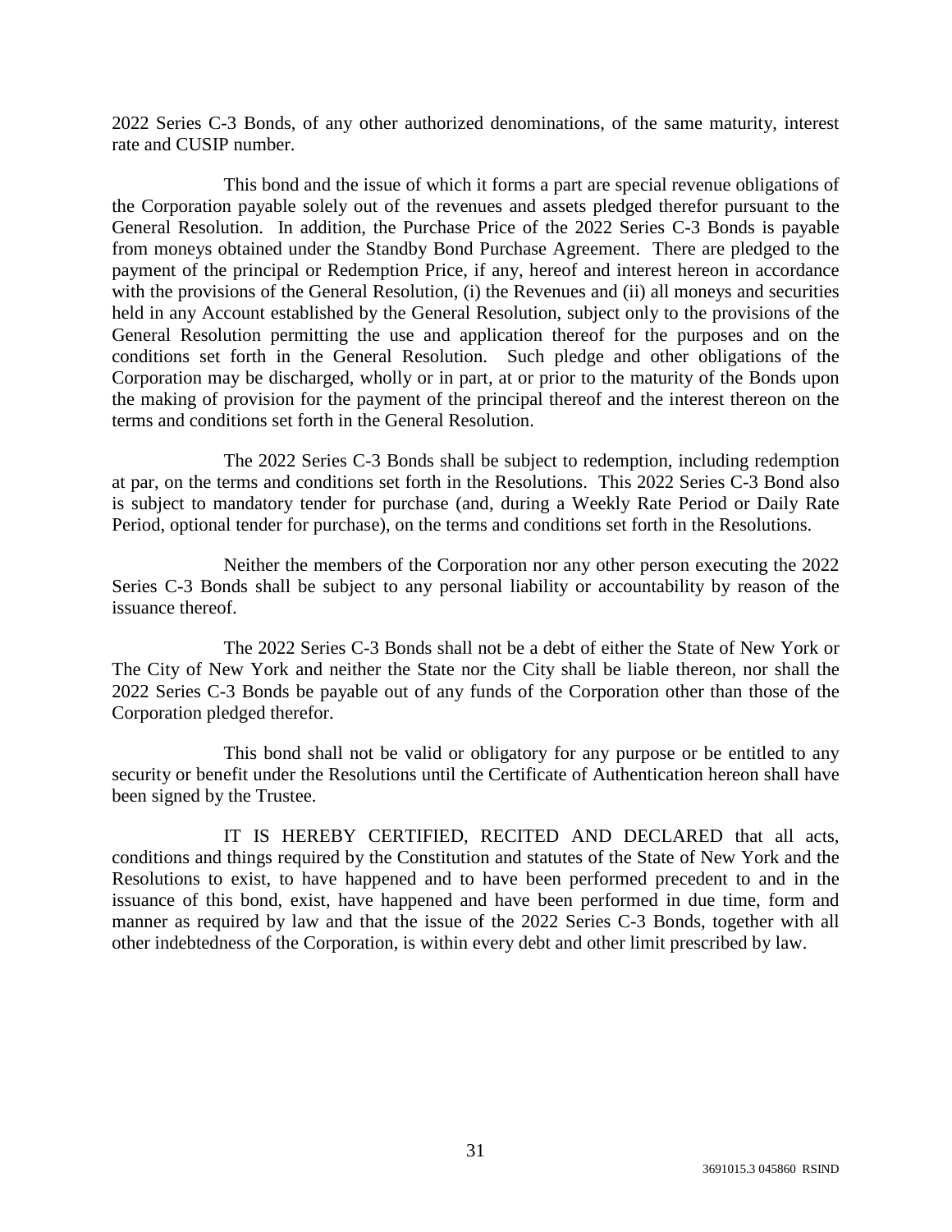2022 Series C-3 Bonds, of any other authorized denominations, of the same maturity, interest rate and CUSIP number.

This bond and the issue of which it forms a part are special revenue obligations of the Corporation payable solely out of the revenues and assets pledged therefor pursuant to the General Resolution. In addition, the Purchase Price of the 2022 Series C-3 Bonds is payable from moneys obtained under the Standby Bond Purchase Agreement. There are pledged to the payment of the principal or Redemption Price, if any, hereof and interest hereon in accordance with the provisions of the General Resolution, (i) the Revenues and (ii) all moneys and securities held in any Account established by the General Resolution, subject only to the provisions of the General Resolution permitting the use and application thereof for the purposes and on the conditions set forth in the General Resolution. Such pledge and other obligations of the Corporation may be discharged, wholly or in part, at or prior to the maturity of the Bonds upon the making of provision for the payment of the principal thereof and the interest thereon on the terms and conditions set forth in the General Resolution.

The 2022 Series C-3 Bonds shall be subject to redemption, including redemption at par, on the terms and conditions set forth in the Resolutions. This 2022 Series C-3 Bond also is subject to mandatory tender for purchase (and, during a Weekly Rate Period or Daily Rate Period, optional tender for purchase), on the terms and conditions set forth in the Resolutions.

Neither the members of the Corporation nor any other person executing the 2022 Series C-3 Bonds shall be subject to any personal liability or accountability by reason of the issuance thereof.

The 2022 Series C-3 Bonds shall not be a debt of either the State of New York or The City of New York and neither the State nor the City shall be liable thereon, nor shall the 2022 Series C-3 Bonds be payable out of any funds of the Corporation other than those of the Corporation pledged therefor.

This bond shall not be valid or obligatory for any purpose or be entitled to any security or benefit under the Resolutions until the Certificate of Authentication hereon shall have been signed by the Trustee.

IT IS HEREBY CERTIFIED, RECITED AND DECLARED that all acts, conditions and things required by the Constitution and statutes of the State of New York and the Resolutions to exist, to have happened and to have been performed precedent to and in the issuance of this bond, exist, have happened and have been performed in due time, form and manner as required by law and that the issue of the 2022 Series C-3 Bonds, together with all other indebtedness of the Corporation, is within every debt and other limit prescribed by law.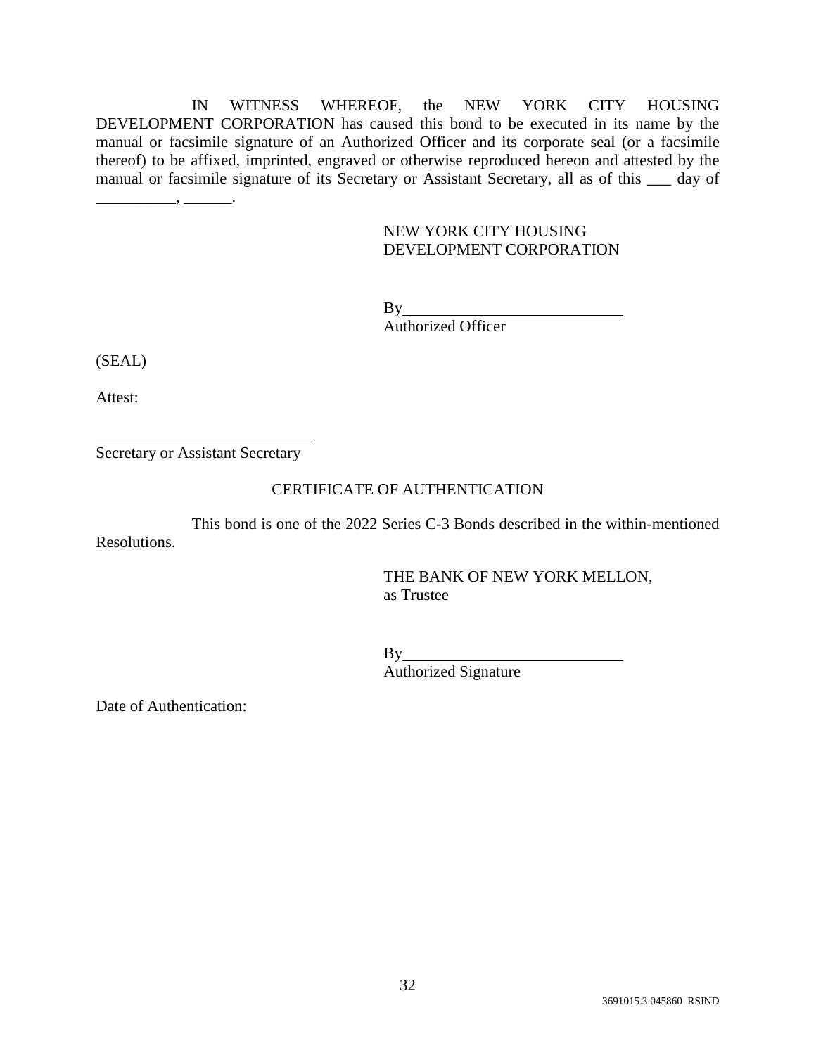IN WITNESS WHEREOF, the NEW YORK CITY HOUSING DEVELOPMENT CORPORATION has caused this bond to be executed in its name by the manual or facsimile signature of an Authorized Officer and its corporate seal (or a facsimile thereof) to be affixed, imprinted, engraved or otherwise reproduced hereon and attested by the manual or facsimile signature of its Secretary or Assistant Secretary, all as of this ___ day of __________, ______.

NEW YORK CITY HOUSING DEVELOPMENT CORPORATION

By____________________________
Authorized Officer

(SEAL)

Attest:

____________________________
Secretary or Assistant Secretary

CERTIFICATE OF AUTHENTICATION

This bond is one of the 2022 Series C-3 Bonds described in the within-mentioned Resolutions.

THE BANK OF NEW YORK MELLON,
as Trustee

By____________________________
Authorized Signature

Date of Authentication:

3691015.3 045860 RSIND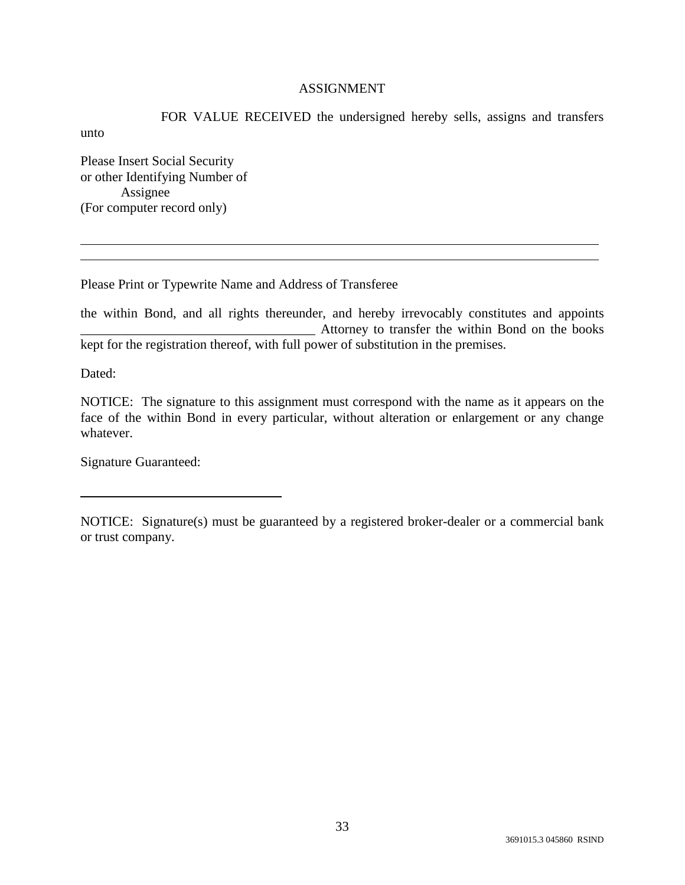# ASSIGNMENT

FOR VALUE RECEIVED the undersigned hereby sells, assigns and transfers unto

Please Insert Social Security
or other Identifying Number of
Assignee
(For computer record only)

\_\_\_\_\_\_\_\_\_\_\_\_\_\_\_\_\_\_\_\_\_\_\_\_\_\_\_\_\_\_\_\_\_\_\_\_\_\_\_\_\_\_\_\_\_\_\_\_\_\_\_\_\_\_\_\_\_\_\_\_\_\_\_\_\_\_\_\_\_\_\_\_

\_\_\_\_\_\_\_\_\_\_\_\_\_\_\_\_\_\_\_\_\_\_\_\_\_\_\_\_\_\_\_\_\_\_\_\_\_\_\_\_\_\_\_\_\_\_\_\_\_\_\_\_\_\_\_\_\_\_\_\_\_\_\_\_\_\_\_\_\_\_\_\_

Please Print or Typewrite Name and Address of Transferee

the within Bond, and all rights thereunder, and hereby irrevocably constitutes and appoints \_\_\_\_\_\_\_\_\_\_\_\_\_\_\_\_\_\_\_\_\_\_\_\_\_\_\_\_\_\_\_\_\_\_\_ Attorney to transfer the within Bond on the books kept for the registration thereof, with full power of substitution in the premises.

Dated:

NOTICE: The signature to this assignment must correspond with the name as it appears on the face of the within Bond in every particular, without alteration or enlargement or any change whatever.

Signature Guaranteed:

\_\_\_\_\_\_\_\_\_\_\_\_\_\_\_\_\_\_\_\_\_\_\_\_\_\_\_\_\_\_\_

NOTICE: Signature(s) must be guaranteed by a registered broker-dealer or a commercial bank or trust company.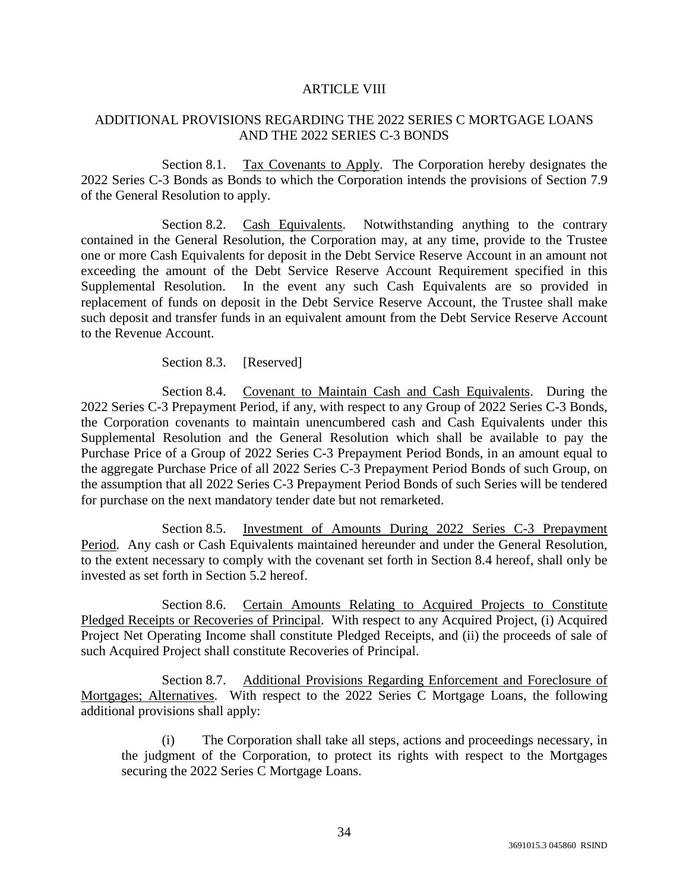# ARTICLE VIII

## ADDITIONAL PROVISIONS REGARDING THE 2022 SERIES C MORTGAGE LOANS AND THE 2022 SERIES C-3 BONDS

Section 8.1. Tax Covenants to Apply. The Corporation hereby designates the 2022 Series C-3 Bonds as Bonds to which the Corporation intends the provisions of Section 7.9 of the General Resolution to apply.

Section 8.2. Cash Equivalents. Notwithstanding anything to the contrary contained in the General Resolution, the Corporation may, at any time, provide to the Trustee one or more Cash Equivalents for deposit in the Debt Service Reserve Account in an amount not exceeding the amount of the Debt Service Reserve Account Requirement specified in this Supplemental Resolution. In the event any such Cash Equivalents are so provided in replacement of funds on deposit in the Debt Service Reserve Account, the Trustee shall make such deposit and transfer funds in an equivalent amount from the Debt Service Reserve Account to the Revenue Account.

Section 8.3. [Reserved]

Section 8.4. Covenant to Maintain Cash and Cash Equivalents. During the 2022 Series C-3 Prepayment Period, if any, with respect to any Group of 2022 Series C-3 Bonds, the Corporation covenants to maintain unencumbered cash and Cash Equivalents under this Supplemental Resolution and the General Resolution which shall be available to pay the Purchase Price of a Group of 2022 Series C-3 Prepayment Period Bonds, in an amount equal to the aggregate Purchase Price of all 2022 Series C-3 Prepayment Period Bonds of such Group, on the assumption that all 2022 Series C-3 Prepayment Period Bonds of such Series will be tendered for purchase on the next mandatory tender date but not remarketed.

Section 8.5. Investment of Amounts During 2022 Series C-3 Prepayment Period. Any cash or Cash Equivalents maintained hereunder and under the General Resolution, to the extent necessary to comply with the covenant set forth in Section 8.4 hereof, shall only be invested as set forth in Section 5.2 hereof.

Section 8.6. Certain Amounts Relating to Acquired Projects to Constitute Pledged Receipts or Recoveries of Principal. With respect to any Acquired Project, (i) Acquired Project Net Operating Income shall constitute Pledged Receipts, and (ii) the proceeds of sale of such Acquired Project shall constitute Recoveries of Principal.

Section 8.7. Additional Provisions Regarding Enforcement and Foreclosure of Mortgages; Alternatives. With respect to the 2022 Series C Mortgage Loans, the following additional provisions shall apply:

(i) The Corporation shall take all steps, actions and proceedings necessary, in the judgment of the Corporation, to protect its rights with respect to the Mortgages securing the 2022 Series C Mortgage Loans.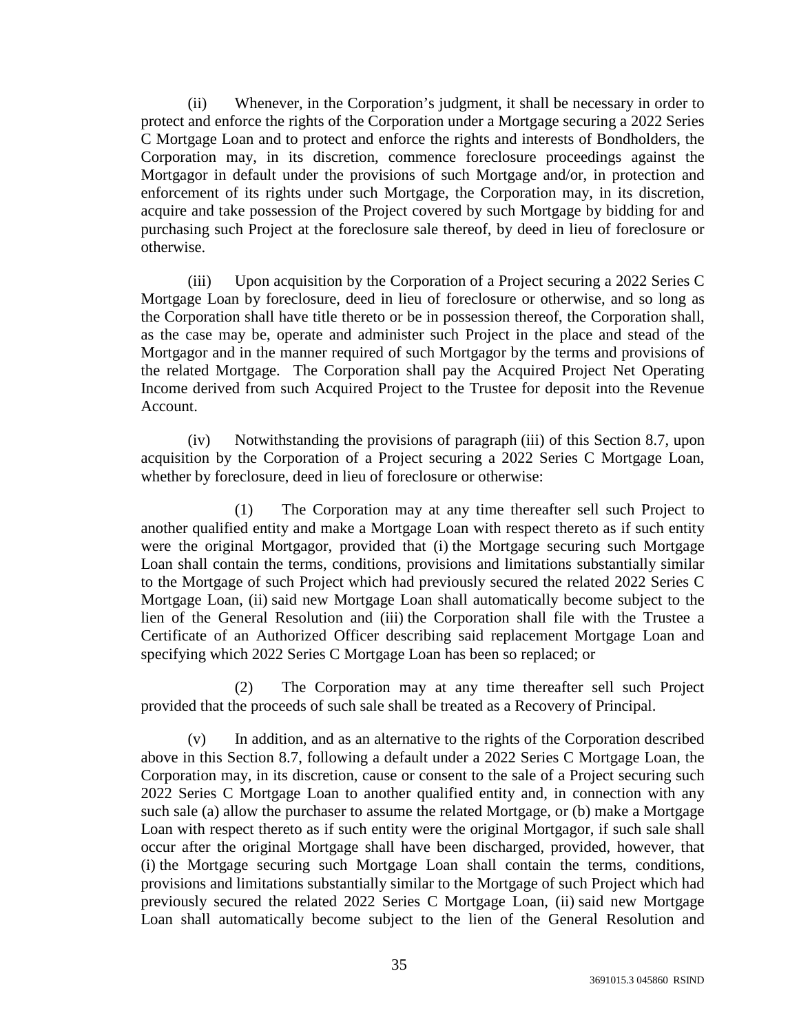(ii) Whenever, in the Corporation's judgment, it shall be necessary in order to protect and enforce the rights of the Corporation under a Mortgage securing a 2022 Series C Mortgage Loan and to protect and enforce the rights and interests of Bondholders, the Corporation may, in its discretion, commence foreclosure proceedings against the Mortgagor in default under the provisions of such Mortgage and/or, in protection and enforcement of its rights under such Mortgage, the Corporation may, in its discretion, acquire and take possession of the Project covered by such Mortgage by bidding for and purchasing such Project at the foreclosure sale thereof, by deed in lieu of foreclosure or otherwise.

(iii) Upon acquisition by the Corporation of a Project securing a 2022 Series C Mortgage Loan by foreclosure, deed in lieu of foreclosure or otherwise, and so long as the Corporation shall have title thereto or be in possession thereof, the Corporation shall, as the case may be, operate and administer such Project in the place and stead of the Mortgagor and in the manner required of such Mortgagor by the terms and provisions of the related Mortgage. The Corporation shall pay the Acquired Project Net Operating Income derived from such Acquired Project to the Trustee for deposit into the Revenue Account.

(iv) Notwithstanding the provisions of paragraph (iii) of this Section 8.7, upon acquisition by the Corporation of a Project securing a 2022 Series C Mortgage Loan, whether by foreclosure, deed in lieu of foreclosure or otherwise:

(1) The Corporation may at any time thereafter sell such Project to another qualified entity and make a Mortgage Loan with respect thereto as if such entity were the original Mortgagor, provided that (i) the Mortgage securing such Mortgage Loan shall contain the terms, conditions, provisions and limitations substantially similar to the Mortgage of such Project which had previously secured the related 2022 Series C Mortgage Loan, (ii) said new Mortgage Loan shall automatically become subject to the lien of the General Resolution and (iii) the Corporation shall file with the Trustee a Certificate of an Authorized Officer describing said replacement Mortgage Loan and specifying which 2022 Series C Mortgage Loan has been so replaced; or

(2) The Corporation may at any time thereafter sell such Project provided that the proceeds of such sale shall be treated as a Recovery of Principal.

(v) In addition, and as an alternative to the rights of the Corporation described above in this Section 8.7, following a default under a 2022 Series C Mortgage Loan, the Corporation may, in its discretion, cause or consent to the sale of a Project securing such 2022 Series C Mortgage Loan to another qualified entity and, in connection with any such sale (a) allow the purchaser to assume the related Mortgage, or (b) make a Mortgage Loan with respect thereto as if such entity were the original Mortgagor, if such sale shall occur after the original Mortgage shall have been discharged, provided, however, that (i) the Mortgage securing such Mortgage Loan shall contain the terms, conditions, provisions and limitations substantially similar to the Mortgage of such Project which had previously secured the related 2022 Series C Mortgage Loan, (ii) said new Mortgage Loan shall automatically become subject to the lien of the General Resolution and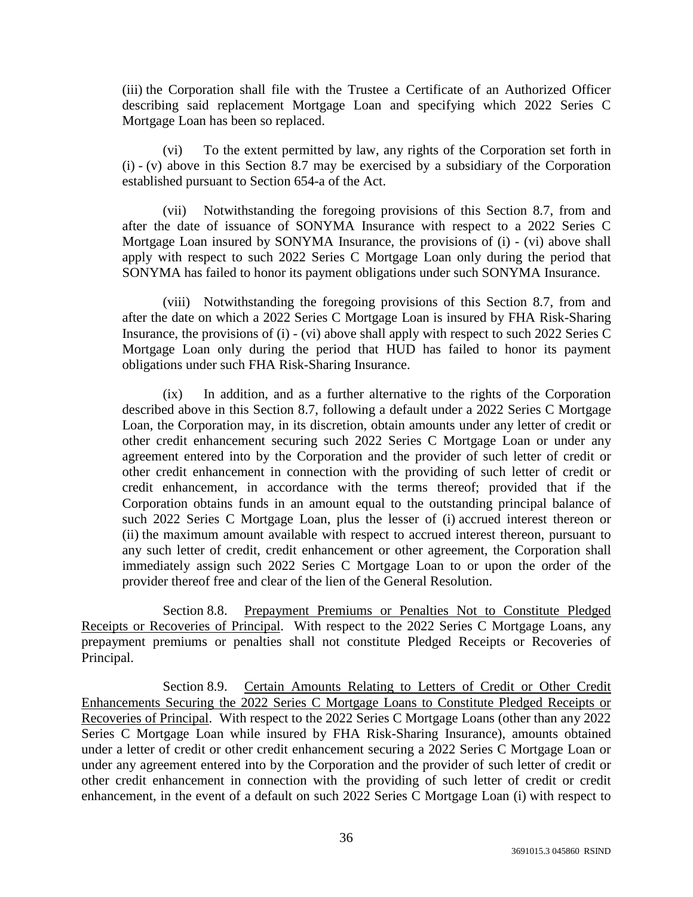(iii) the Corporation shall file with the Trustee a Certificate of an Authorized Officer describing said replacement Mortgage Loan and specifying which 2022 Series C Mortgage Loan has been so replaced.

(vi) To the extent permitted by law, any rights of the Corporation set forth in (i) - (v) above in this Section 8.7 may be exercised by a subsidiary of the Corporation established pursuant to Section 654-a of the Act.

(vii) Notwithstanding the foregoing provisions of this Section 8.7, from and after the date of issuance of SONYMA Insurance with respect to a 2022 Series C Mortgage Loan insured by SONYMA Insurance, the provisions of (i) - (vi) above shall apply with respect to such 2022 Series C Mortgage Loan only during the period that SONYMA has failed to honor its payment obligations under such SONYMA Insurance.

(viii) Notwithstanding the foregoing provisions of this Section 8.7, from and after the date on which a 2022 Series C Mortgage Loan is insured by FHA Risk-Sharing Insurance, the provisions of (i) - (vi) above shall apply with respect to such 2022 Series C Mortgage Loan only during the period that HUD has failed to honor its payment obligations under such FHA Risk-Sharing Insurance.

(ix) In addition, and as a further alternative to the rights of the Corporation described above in this Section 8.7, following a default under a 2022 Series C Mortgage Loan, the Corporation may, in its discretion, obtain amounts under any letter of credit or other credit enhancement securing such 2022 Series C Mortgage Loan or under any agreement entered into by the Corporation and the provider of such letter of credit or other credit enhancement in connection with the providing of such letter of credit or credit enhancement, in accordance with the terms thereof; provided that if the Corporation obtains funds in an amount equal to the outstanding principal balance of such 2022 Series C Mortgage Loan, plus the lesser of (i) accrued interest thereon or (ii) the maximum amount available with respect to accrued interest thereon, pursuant to any such letter of credit, credit enhancement or other agreement, the Corporation shall immediately assign such 2022 Series C Mortgage Loan to or upon the order of the provider thereof free and clear of the lien of the General Resolution.

Section 8.8. Prepayment Premiums or Penalties Not to Constitute Pledged Receipts or Recoveries of Principal. With respect to the 2022 Series C Mortgage Loans, any prepayment premiums or penalties shall not constitute Pledged Receipts or Recoveries of Principal.

Section 8.9. Certain Amounts Relating to Letters of Credit or Other Credit Enhancements Securing the 2022 Series C Mortgage Loans to Constitute Pledged Receipts or Recoveries of Principal. With respect to the 2022 Series C Mortgage Loans (other than any 2022 Series C Mortgage Loan while insured by FHA Risk-Sharing Insurance), amounts obtained under a letter of credit or other credit enhancement securing a 2022 Series C Mortgage Loan or under any agreement entered into by the Corporation and the provider of such letter of credit or other credit enhancement in connection with the providing of such letter of credit or credit enhancement, in the event of a default on such 2022 Series C Mortgage Loan (i) with respect to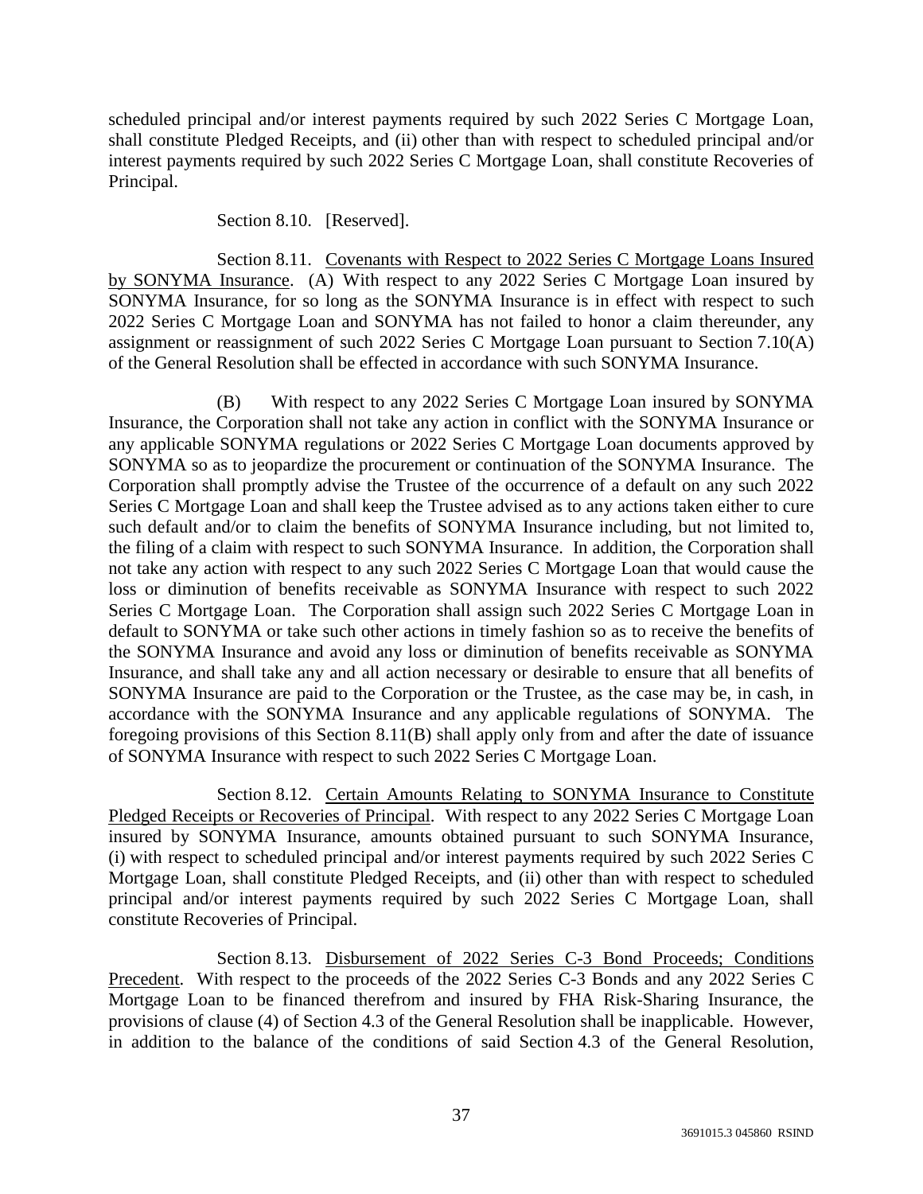scheduled principal and/or interest payments required by such 2022 Series C Mortgage Loan, shall constitute Pledged Receipts, and (ii) other than with respect to scheduled principal and/or interest payments required by such 2022 Series C Mortgage Loan, shall constitute Recoveries of Principal.

Section 8.10. [Reserved].

Section 8.11. Covenants with Respect to 2022 Series C Mortgage Loans Insured by SONYMA Insurance. (A) With respect to any 2022 Series C Mortgage Loan insured by SONYMA Insurance, for so long as the SONYMA Insurance is in effect with respect to such 2022 Series C Mortgage Loan and SONYMA has not failed to honor a claim thereunder, any assignment or reassignment of such 2022 Series C Mortgage Loan pursuant to Section 7.10(A) of the General Resolution shall be effected in accordance with such SONYMA Insurance.

(B) With respect to any 2022 Series C Mortgage Loan insured by SONYMA Insurance, the Corporation shall not take any action in conflict with the SONYMA Insurance or any applicable SONYMA regulations or 2022 Series C Mortgage Loan documents approved by SONYMA so as to jeopardize the procurement or continuation of the SONYMA Insurance. The Corporation shall promptly advise the Trustee of the occurrence of a default on any such 2022 Series C Mortgage Loan and shall keep the Trustee advised as to any actions taken either to cure such default and/or to claim the benefits of SONYMA Insurance including, but not limited to, the filing of a claim with respect to such SONYMA Insurance. In addition, the Corporation shall not take any action with respect to any such 2022 Series C Mortgage Loan that would cause the loss or diminution of benefits receivable as SONYMA Insurance with respect to such 2022 Series C Mortgage Loan. The Corporation shall assign such 2022 Series C Mortgage Loan in default to SONYMA or take such other actions in timely fashion so as to receive the benefits of the SONYMA Insurance and avoid any loss or diminution of benefits receivable as SONYMA Insurance, and shall take any and all action necessary or desirable to ensure that all benefits of SONYMA Insurance are paid to the Corporation or the Trustee, as the case may be, in cash, in accordance with the SONYMA Insurance and any applicable regulations of SONYMA. The foregoing provisions of this Section 8.11(B) shall apply only from and after the date of issuance of SONYMA Insurance with respect to such 2022 Series C Mortgage Loan.

Section 8.12. Certain Amounts Relating to SONYMA Insurance to Constitute Pledged Receipts or Recoveries of Principal. With respect to any 2022 Series C Mortgage Loan insured by SONYMA Insurance, amounts obtained pursuant to such SONYMA Insurance, (i) with respect to scheduled principal and/or interest payments required by such 2022 Series C Mortgage Loan, shall constitute Pledged Receipts, and (ii) other than with respect to scheduled principal and/or interest payments required by such 2022 Series C Mortgage Loan, shall constitute Recoveries of Principal.

Section 8.13. Disbursement of 2022 Series C-3 Bond Proceeds; Conditions Precedent. With respect to the proceeds of the 2022 Series C-3 Bonds and any 2022 Series C Mortgage Loan to be financed therefrom and insured by FHA Risk-Sharing Insurance, the provisions of clause (4) of Section 4.3 of the General Resolution shall be inapplicable. However, in addition to the balance of the conditions of said Section 4.3 of the General Resolution,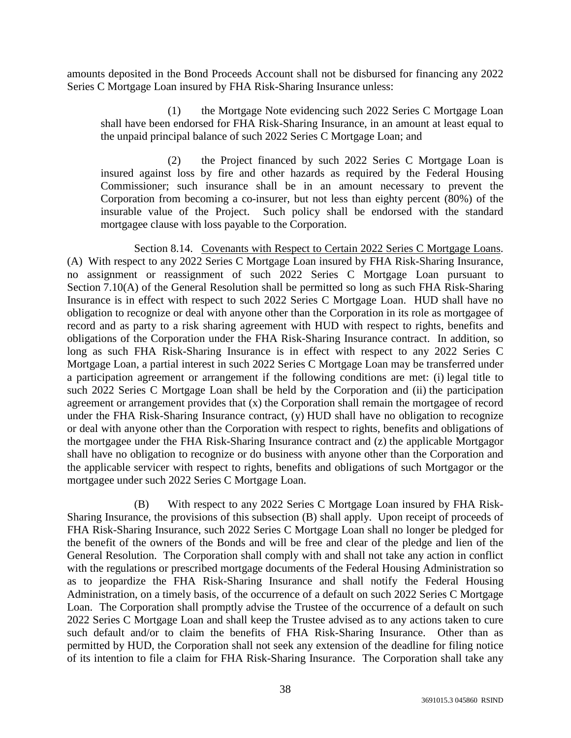amounts deposited in the Bond Proceeds Account shall not be disbursed for financing any 2022 Series C Mortgage Loan insured by FHA Risk-Sharing Insurance unless:

(1) the Mortgage Note evidencing such 2022 Series C Mortgage Loan shall have been endorsed for FHA Risk-Sharing Insurance, in an amount at least equal to the unpaid principal balance of such 2022 Series C Mortgage Loan; and

(2) the Project financed by such 2022 Series C Mortgage Loan is insured against loss by fire and other hazards as required by the Federal Housing Commissioner; such insurance shall be in an amount necessary to prevent the Corporation from becoming a co-insurer, but not less than eighty percent (80%) of the insurable value of the Project. Such policy shall be endorsed with the standard mortgagee clause with loss payable to the Corporation.

Section 8.14. Covenants with Respect to Certain 2022 Series C Mortgage Loans. (A) With respect to any 2022 Series C Mortgage Loan insured by FHA Risk-Sharing Insurance, no assignment or reassignment of such 2022 Series C Mortgage Loan pursuant to Section 7.10(A) of the General Resolution shall be permitted so long as such FHA Risk-Sharing Insurance is in effect with respect to such 2022 Series C Mortgage Loan. HUD shall have no obligation to recognize or deal with anyone other than the Corporation in its role as mortgagee of record and as party to a risk sharing agreement with HUD with respect to rights, benefits and obligations of the Corporation under the FHA Risk-Sharing Insurance contract. In addition, so long as such FHA Risk-Sharing Insurance is in effect with respect to any 2022 Series C Mortgage Loan, a partial interest in such 2022 Series C Mortgage Loan may be transferred under a participation agreement or arrangement if the following conditions are met: (i) legal title to such 2022 Series C Mortgage Loan shall be held by the Corporation and (ii) the participation agreement or arrangement provides that (x) the Corporation shall remain the mortgagee of record under the FHA Risk-Sharing Insurance contract, (y) HUD shall have no obligation to recognize or deal with anyone other than the Corporation with respect to rights, benefits and obligations of the mortgagee under the FHA Risk-Sharing Insurance contract and (z) the applicable Mortgagor shall have no obligation to recognize or do business with anyone other than the Corporation and the applicable servicer with respect to rights, benefits and obligations of such Mortgagor or the mortgagee under such 2022 Series C Mortgage Loan.

(B) With respect to any 2022 Series C Mortgage Loan insured by FHA Risk-Sharing Insurance, the provisions of this subsection (B) shall apply. Upon receipt of proceeds of FHA Risk-Sharing Insurance, such 2022 Series C Mortgage Loan shall no longer be pledged for the benefit of the owners of the Bonds and will be free and clear of the pledge and lien of the General Resolution. The Corporation shall comply with and shall not take any action in conflict with the regulations or prescribed mortgage documents of the Federal Housing Administration so as to jeopardize the FHA Risk-Sharing Insurance and shall notify the Federal Housing Administration, on a timely basis, of the occurrence of a default on such 2022 Series C Mortgage Loan. The Corporation shall promptly advise the Trustee of the occurrence of a default on such 2022 Series C Mortgage Loan and shall keep the Trustee advised as to any actions taken to cure such default and/or to claim the benefits of FHA Risk-Sharing Insurance. Other than as permitted by HUD, the Corporation shall not seek any extension of the deadline for filing notice of its intention to file a claim for FHA Risk-Sharing Insurance. The Corporation shall take any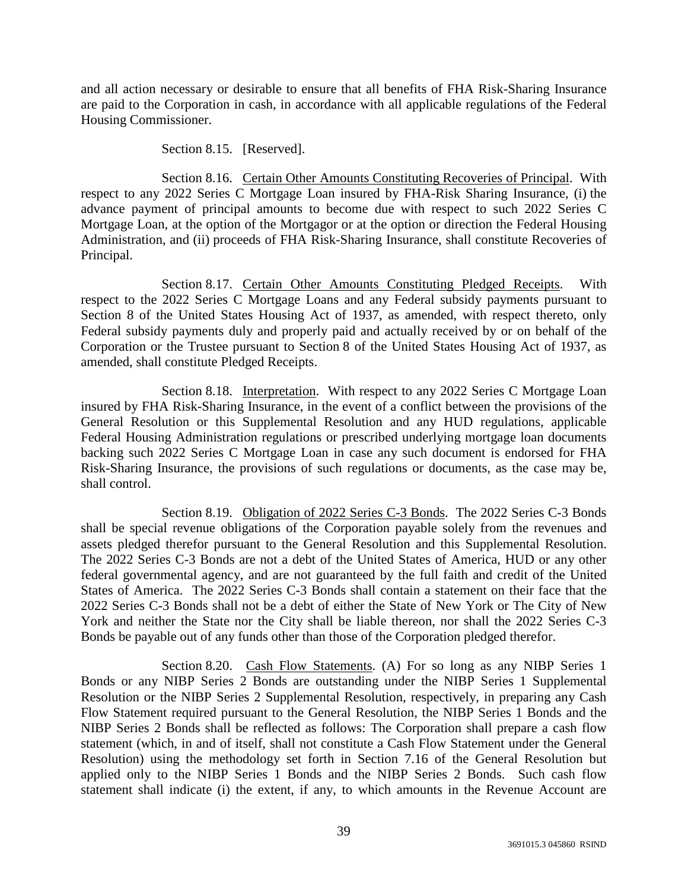and all action necessary or desirable to ensure that all benefits of FHA Risk-Sharing Insurance are paid to the Corporation in cash, in accordance with all applicable regulations of the Federal Housing Commissioner.

Section 8.15. [Reserved].

Section 8.16. Certain Other Amounts Constituting Recoveries of Principal. With respect to any 2022 Series C Mortgage Loan insured by FHA-Risk Sharing Insurance, (i) the advance payment of principal amounts to become due with respect to such 2022 Series C Mortgage Loan, at the option of the Mortgagor or at the option or direction the Federal Housing Administration, and (ii) proceeds of FHA Risk-Sharing Insurance, shall constitute Recoveries of Principal.

Section 8.17. Certain Other Amounts Constituting Pledged Receipts. With respect to the 2022 Series C Mortgage Loans and any Federal subsidy payments pursuant to Section 8 of the United States Housing Act of 1937, as amended, with respect thereto, only Federal subsidy payments duly and properly paid and actually received by or on behalf of the Corporation or the Trustee pursuant to Section 8 of the United States Housing Act of 1937, as amended, shall constitute Pledged Receipts.

Section 8.18. Interpretation. With respect to any 2022 Series C Mortgage Loan insured by FHA Risk-Sharing Insurance, in the event of a conflict between the provisions of the General Resolution or this Supplemental Resolution and any HUD regulations, applicable Federal Housing Administration regulations or prescribed underlying mortgage loan documents backing such 2022 Series C Mortgage Loan in case any such document is endorsed for FHA Risk-Sharing Insurance, the provisions of such regulations or documents, as the case may be, shall control.

Section 8.19. Obligation of 2022 Series C-3 Bonds. The 2022 Series C-3 Bonds shall be special revenue obligations of the Corporation payable solely from the revenues and assets pledged therefor pursuant to the General Resolution and this Supplemental Resolution. The 2022 Series C-3 Bonds are not a debt of the United States of America, HUD or any other federal governmental agency, and are not guaranteed by the full faith and credit of the United States of America. The 2022 Series C-3 Bonds shall contain a statement on their face that the 2022 Series C-3 Bonds shall not be a debt of either the State of New York or The City of New York and neither the State nor the City shall be liable thereon, nor shall the 2022 Series C-3 Bonds be payable out of any funds other than those of the Corporation pledged therefor.

Section 8.20. Cash Flow Statements. (A) For so long as any NIBP Series 1 Bonds or any NIBP Series 2 Bonds are outstanding under the NIBP Series 1 Supplemental Resolution or the NIBP Series 2 Supplemental Resolution, respectively, in preparing any Cash Flow Statement required pursuant to the General Resolution, the NIBP Series 1 Bonds and the NIBP Series 2 Bonds shall be reflected as follows: The Corporation shall prepare a cash flow statement (which, in and of itself, shall not constitute a Cash Flow Statement under the General Resolution) using the methodology set forth in Section 7.16 of the General Resolution but applied only to the NIBP Series 1 Bonds and the NIBP Series 2 Bonds. Such cash flow statement shall indicate (i) the extent, if any, to which amounts in the Revenue Account are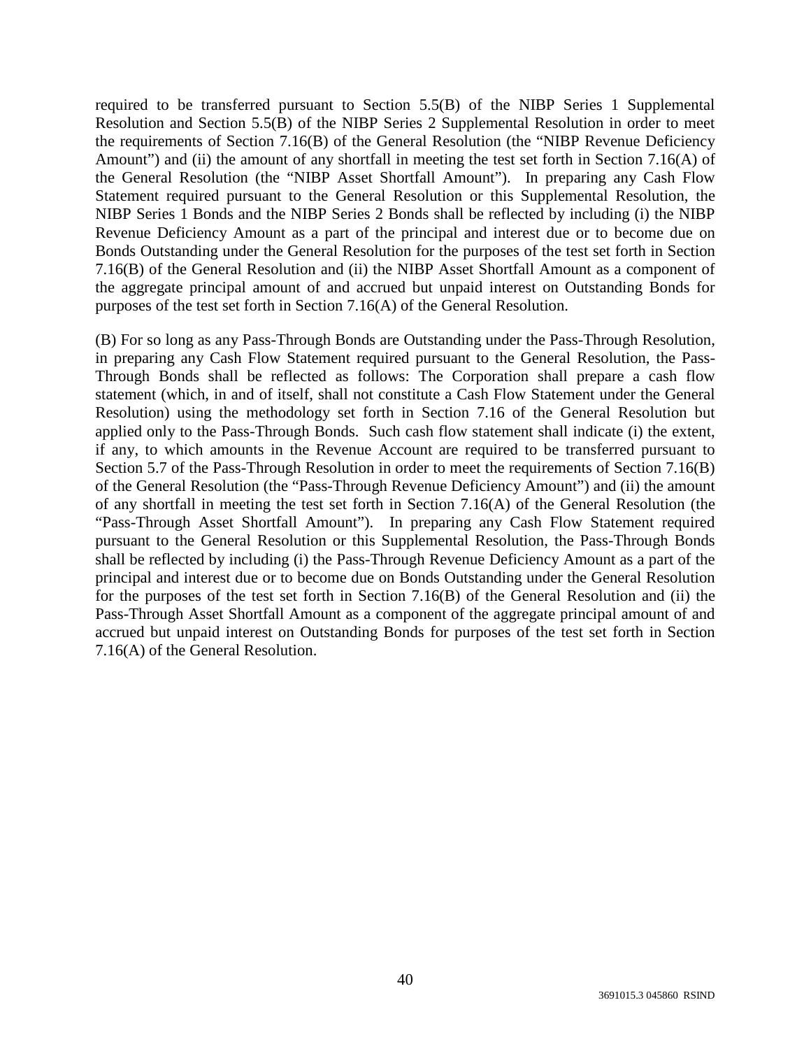required to be transferred pursuant to Section 5.5(B) of the NIBP Series 1 Supplemental Resolution and Section 5.5(B) of the NIBP Series 2 Supplemental Resolution in order to meet the requirements of Section 7.16(B) of the General Resolution (the "NIBP Revenue Deficiency Amount") and (ii) the amount of any shortfall in meeting the test set forth in Section 7.16(A) of the General Resolution (the "NIBP Asset Shortfall Amount"). In preparing any Cash Flow Statement required pursuant to the General Resolution or this Supplemental Resolution, the NIBP Series 1 Bonds and the NIBP Series 2 Bonds shall be reflected by including (i) the NIBP Revenue Deficiency Amount as a part of the principal and interest due or to become due on Bonds Outstanding under the General Resolution for the purposes of the test set forth in Section 7.16(B) of the General Resolution and (ii) the NIBP Asset Shortfall Amount as a component of the aggregate principal amount of and accrued but unpaid interest on Outstanding Bonds for purposes of the test set forth in Section 7.16(A) of the General Resolution.

(B) For so long as any Pass-Through Bonds are Outstanding under the Pass-Through Resolution, in preparing any Cash Flow Statement required pursuant to the General Resolution, the Pass-Through Bonds shall be reflected as follows: The Corporation shall prepare a cash flow statement (which, in and of itself, shall not constitute a Cash Flow Statement under the General Resolution) using the methodology set forth in Section 7.16 of the General Resolution but applied only to the Pass-Through Bonds. Such cash flow statement shall indicate (i) the extent, if any, to which amounts in the Revenue Account are required to be transferred pursuant to Section 5.7 of the Pass-Through Resolution in order to meet the requirements of Section 7.16(B) of the General Resolution (the "Pass-Through Revenue Deficiency Amount") and (ii) the amount of any shortfall in meeting the test set forth in Section 7.16(A) of the General Resolution (the "Pass-Through Asset Shortfall Amount"). In preparing any Cash Flow Statement required pursuant to the General Resolution or this Supplemental Resolution, the Pass-Through Bonds shall be reflected by including (i) the Pass-Through Revenue Deficiency Amount as a part of the principal and interest due or to become due on Bonds Outstanding under the General Resolution for the purposes of the test set forth in Section 7.16(B) of the General Resolution and (ii) the Pass-Through Asset Shortfall Amount as a component of the aggregate principal amount of and accrued but unpaid interest on Outstanding Bonds for purposes of the test set forth in Section 7.16(A) of the General Resolution.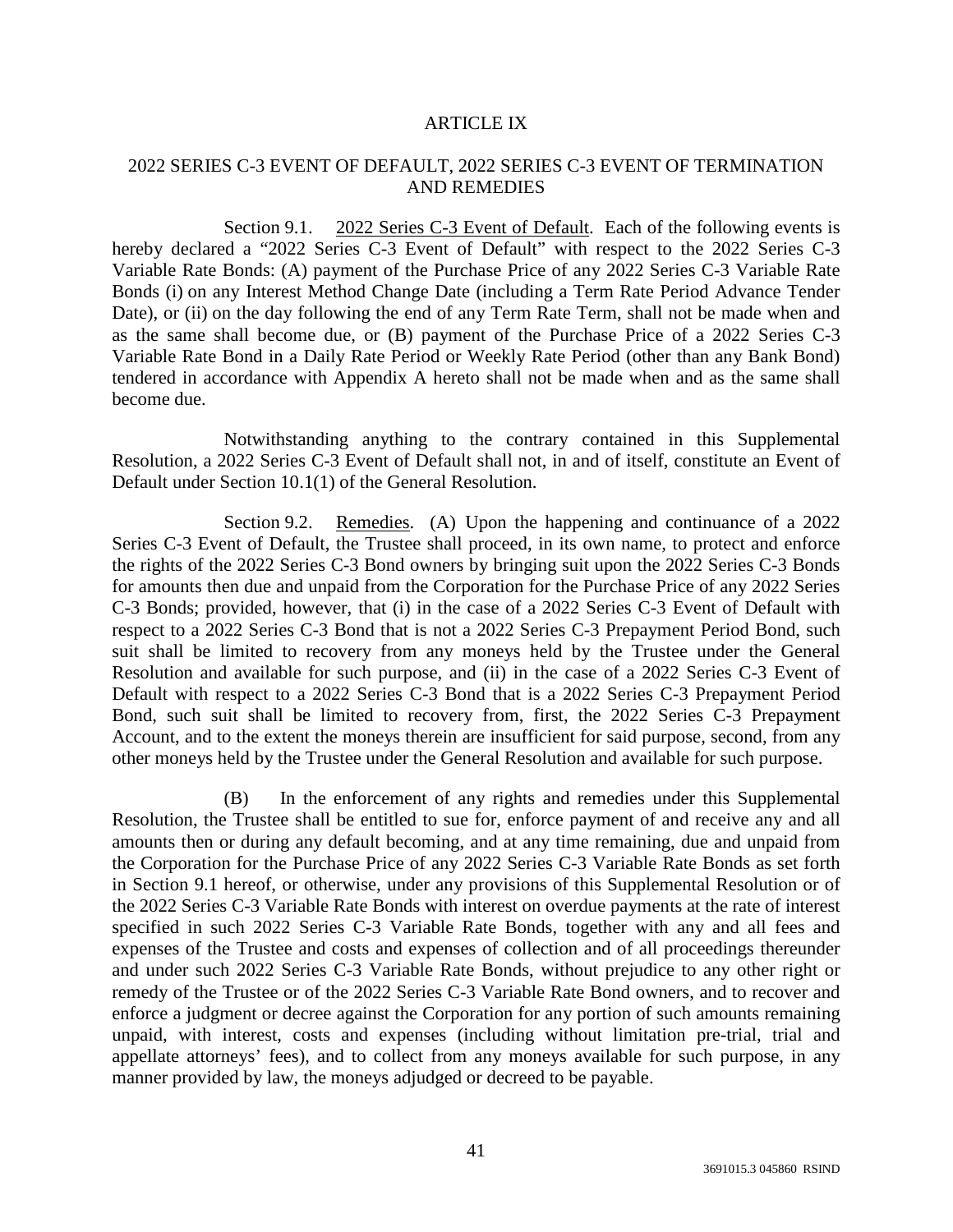# ARTICLE IX

## 2022 SERIES C-3 EVENT OF DEFAULT, 2022 SERIES C-3 EVENT OF TERMINATION AND REMEDIES

Section 9.1. 2022 Series C-3 Event of Default. Each of the following events is hereby declared a "2022 Series C-3 Event of Default" with respect to the 2022 Series C-3 Variable Rate Bonds: (A) payment of the Purchase Price of any 2022 Series C-3 Variable Rate Bonds (i) on any Interest Method Change Date (including a Term Rate Period Advance Tender Date), or (ii) on the day following the end of any Term Rate Term, shall not be made when and as the same shall become due, or (B) payment of the Purchase Price of a 2022 Series C-3 Variable Rate Bond in a Daily Rate Period or Weekly Rate Period (other than any Bank Bond) tendered in accordance with Appendix A hereto shall not be made when and as the same shall become due.

Notwithstanding anything to the contrary contained in this Supplemental Resolution, a 2022 Series C-3 Event of Default shall not, in and of itself, constitute an Event of Default under Section 10.1(1) of the General Resolution.

Section 9.2. Remedies. (A) Upon the happening and continuance of a 2022 Series C-3 Event of Default, the Trustee shall proceed, in its own name, to protect and enforce the rights of the 2022 Series C-3 Bond owners by bringing suit upon the 2022 Series C-3 Bonds for amounts then due and unpaid from the Corporation for the Purchase Price of any 2022 Series C-3 Bonds; provided, however, that (i) in the case of a 2022 Series C-3 Event of Default with respect to a 2022 Series C-3 Bond that is not a 2022 Series C-3 Prepayment Period Bond, such suit shall be limited to recovery from any moneys held by the Trustee under the General Resolution and available for such purpose, and (ii) in the case of a 2022 Series C-3 Event of Default with respect to a 2022 Series C-3 Bond that is a 2022 Series C-3 Prepayment Period Bond, such suit shall be limited to recovery from, first, the 2022 Series C-3 Prepayment Account, and to the extent the moneys therein are insufficient for said purpose, second, from any other moneys held by the Trustee under the General Resolution and available for such purpose.

(B) In the enforcement of any rights and remedies under this Supplemental Resolution, the Trustee shall be entitled to sue for, enforce payment of and receive any and all amounts then or during any default becoming, and at any time remaining, due and unpaid from the Corporation for the Purchase Price of any 2022 Series C-3 Variable Rate Bonds as set forth in Section 9.1 hereof, or otherwise, under any provisions of this Supplemental Resolution or of the 2022 Series C-3 Variable Rate Bonds with interest on overdue payments at the rate of interest specified in such 2022 Series C-3 Variable Rate Bonds, together with any and all fees and expenses of the Trustee and costs and expenses of collection and of all proceedings thereunder and under such 2022 Series C-3 Variable Rate Bonds, without prejudice to any other right or remedy of the Trustee or of the 2022 Series C-3 Variable Rate Bond owners, and to recover and enforce a judgment or decree against the Corporation for any portion of such amounts remaining unpaid, with interest, costs and expenses (including without limitation pre-trial, trial and appellate attorneys' fees), and to collect from any moneys available for such purpose, in any manner provided by law, the moneys adjudged or decreed to be payable.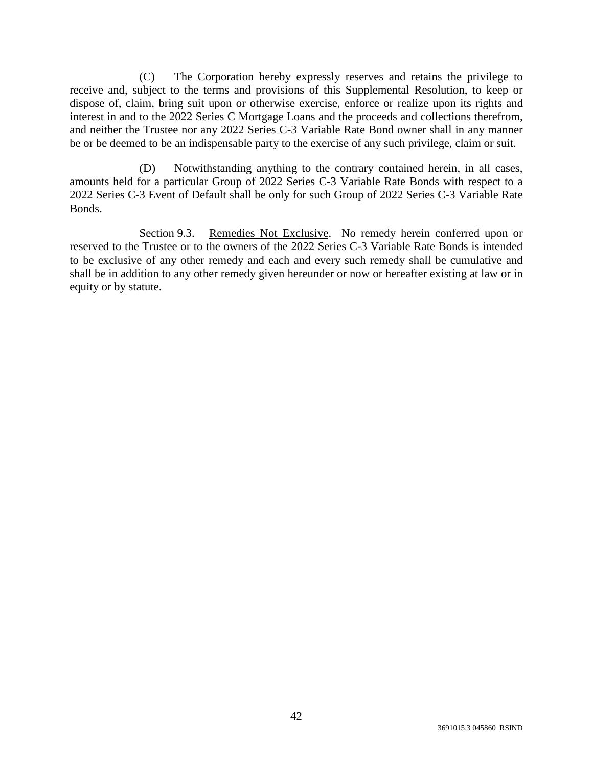(C) The Corporation hereby expressly reserves and retains the privilege to receive and, subject to the terms and provisions of this Supplemental Resolution, to keep or dispose of, claim, bring suit upon or otherwise exercise, enforce or realize upon its rights and interest in and to the 2022 Series C Mortgage Loans and the proceeds and collections therefrom, and neither the Trustee nor any 2022 Series C-3 Variable Rate Bond owner shall in any manner be or be deemed to be an indispensable party to the exercise of any such privilege, claim or suit.

(D) Notwithstanding anything to the contrary contained herein, in all cases, amounts held for a particular Group of 2022 Series C-3 Variable Rate Bonds with respect to a 2022 Series C-3 Event of Default shall be only for such Group of 2022 Series C-3 Variable Rate Bonds.

Section 9.3. Remedies Not Exclusive. No remedy herein conferred upon or reserved to the Trustee or to the owners of the 2022 Series C-3 Variable Rate Bonds is intended to be exclusive of any other remedy and each and every such remedy shall be cumulative and shall be in addition to any other remedy given hereunder or now or hereafter existing at law or in equity or by statute.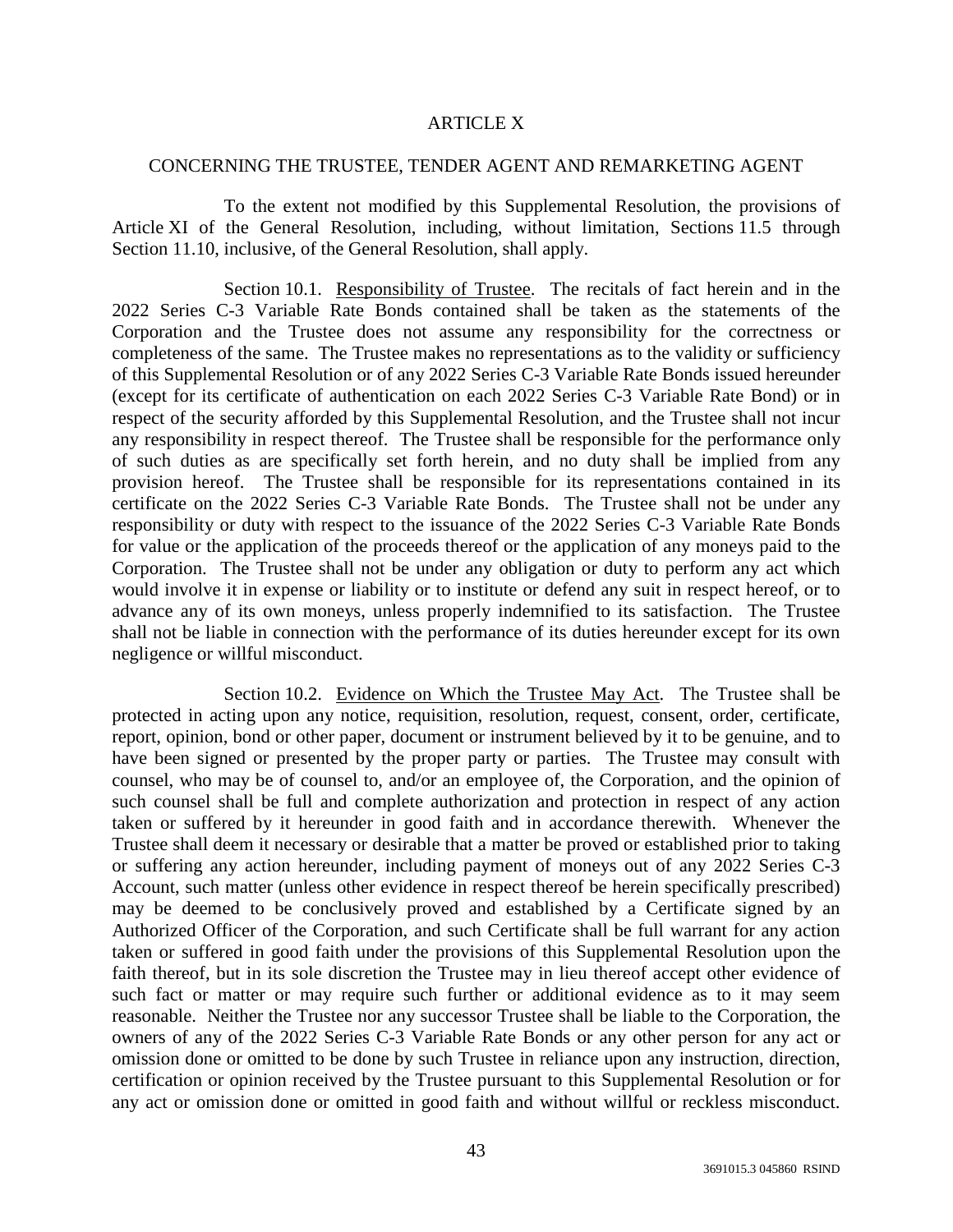# ARTICLE X

## CONCERNING THE TRUSTEE, TENDER AGENT AND REMARKETING AGENT

To the extent not modified by this Supplemental Resolution, the provisions of Article XI of the General Resolution, including, without limitation, Sections 11.5 through Section 11.10, inclusive, of the General Resolution, shall apply.

Section 10.1. Responsibility of Trustee. The recitals of fact herein and in the 2022 Series C-3 Variable Rate Bonds contained shall be taken as the statements of the Corporation and the Trustee does not assume any responsibility for the correctness or completeness of the same. The Trustee makes no representations as to the validity or sufficiency of this Supplemental Resolution or of any 2022 Series C-3 Variable Rate Bonds issued hereunder (except for its certificate of authentication on each 2022 Series C-3 Variable Rate Bond) or in respect of the security afforded by this Supplemental Resolution, and the Trustee shall not incur any responsibility in respect thereof. The Trustee shall be responsible for the performance only of such duties as are specifically set forth herein, and no duty shall be implied from any provision hereof. The Trustee shall be responsible for its representations contained in its certificate on the 2022 Series C-3 Variable Rate Bonds. The Trustee shall not be under any responsibility or duty with respect to the issuance of the 2022 Series C-3 Variable Rate Bonds for value or the application of the proceeds thereof or the application of any moneys paid to the Corporation. The Trustee shall not be under any obligation or duty to perform any act which would involve it in expense or liability or to institute or defend any suit in respect hereof, or to advance any of its own moneys, unless properly indemnified to its satisfaction. The Trustee shall not be liable in connection with the performance of its duties hereunder except for its own negligence or willful misconduct.

Section 10.2. Evidence on Which the Trustee May Act. The Trustee shall be protected in acting upon any notice, requisition, resolution, request, consent, order, certificate, report, opinion, bond or other paper, document or instrument believed by it to be genuine, and to have been signed or presented by the proper party or parties. The Trustee may consult with counsel, who may be of counsel to, and/or an employee of, the Corporation, and the opinion of such counsel shall be full and complete authorization and protection in respect of any action taken or suffered by it hereunder in good faith and in accordance therewith. Whenever the Trustee shall deem it necessary or desirable that a matter be proved or established prior to taking or suffering any action hereunder, including payment of moneys out of any 2022 Series C-3 Account, such matter (unless other evidence in respect thereof be herein specifically prescribed) may be deemed to be conclusively proved and established by a Certificate signed by an Authorized Officer of the Corporation, and such Certificate shall be full warrant for any action taken or suffered in good faith under the provisions of this Supplemental Resolution upon the faith thereof, but in its sole discretion the Trustee may in lieu thereof accept other evidence of such fact or matter or may require such further or additional evidence as to it may seem reasonable. Neither the Trustee nor any successor Trustee shall be liable to the Corporation, the owners of any of the 2022 Series C-3 Variable Rate Bonds or any other person for any act or omission done or omitted to be done by such Trustee in reliance upon any instruction, direction, certification or opinion received by the Trustee pursuant to this Supplemental Resolution or for any act or omission done or omitted in good faith and without willful or reckless misconduct.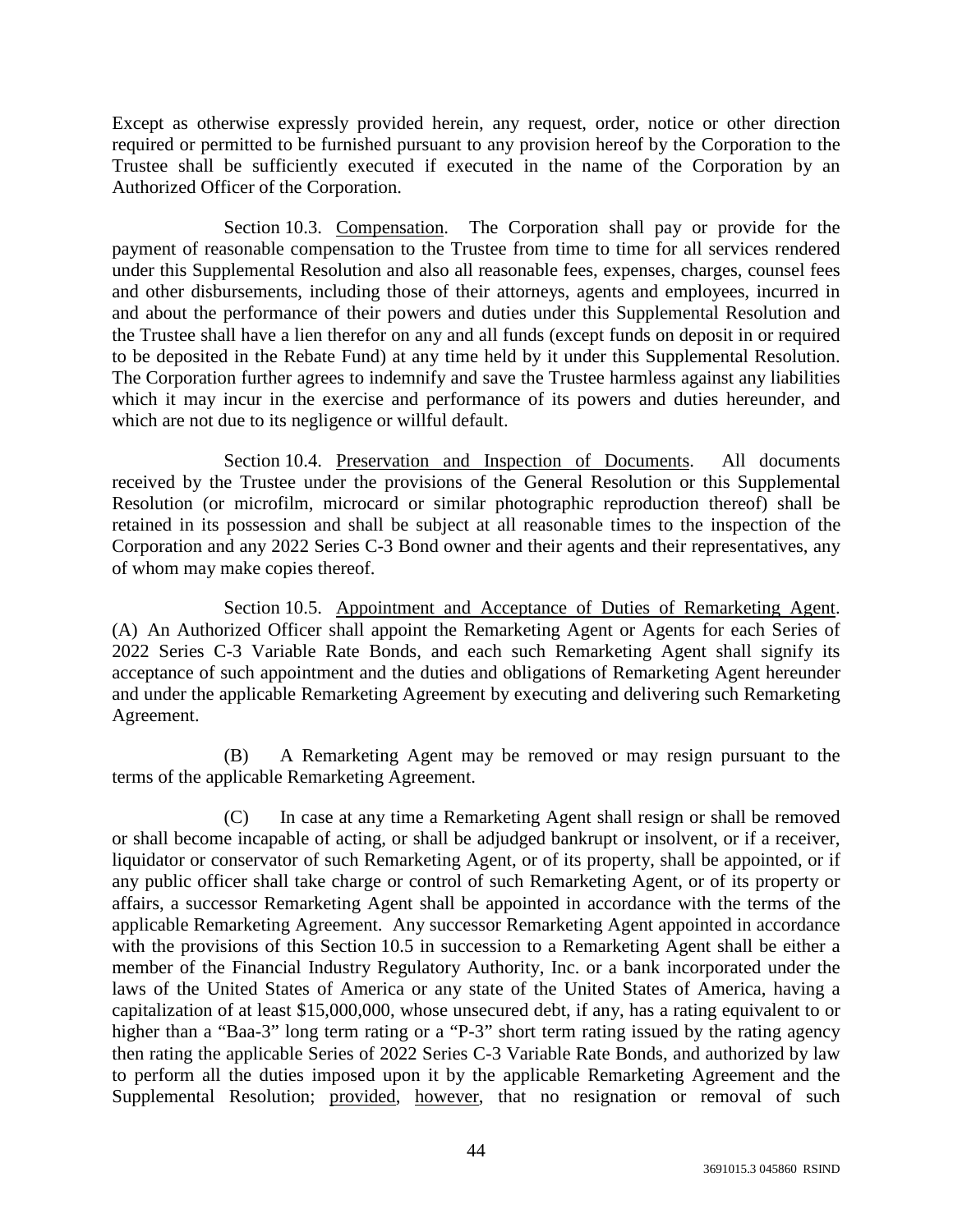Except as otherwise expressly provided herein, any request, order, notice or other direction required or permitted to be furnished pursuant to any provision hereof by the Corporation to the Trustee shall be sufficiently executed if executed in the name of the Corporation by an Authorized Officer of the Corporation.

Section 10.3. Compensation. The Corporation shall pay or provide for the payment of reasonable compensation to the Trustee from time to time for all services rendered under this Supplemental Resolution and also all reasonable fees, expenses, charges, counsel fees and other disbursements, including those of their attorneys, agents and employees, incurred in and about the performance of their powers and duties under this Supplemental Resolution and the Trustee shall have a lien therefor on any and all funds (except funds on deposit in or required to be deposited in the Rebate Fund) at any time held by it under this Supplemental Resolution. The Corporation further agrees to indemnify and save the Trustee harmless against any liabilities which it may incur in the exercise and performance of its powers and duties hereunder, and which are not due to its negligence or willful default.

Section 10.4. Preservation and Inspection of Documents. All documents received by the Trustee under the provisions of the General Resolution or this Supplemental Resolution (or microfilm, microcard or similar photographic reproduction thereof) shall be retained in its possession and shall be subject at all reasonable times to the inspection of the Corporation and any 2022 Series C-3 Bond owner and their agents and their representatives, any of whom may make copies thereof.

Section 10.5. Appointment and Acceptance of Duties of Remarketing Agent. (A) An Authorized Officer shall appoint the Remarketing Agent or Agents for each Series of 2022 Series C-3 Variable Rate Bonds, and each such Remarketing Agent shall signify its acceptance of such appointment and the duties and obligations of Remarketing Agent hereunder and under the applicable Remarketing Agreement by executing and delivering such Remarketing Agreement.

(B) A Remarketing Agent may be removed or may resign pursuant to the terms of the applicable Remarketing Agreement.

(C) In case at any time a Remarketing Agent shall resign or shall be removed or shall become incapable of acting, or shall be adjudged bankrupt or insolvent, or if a receiver, liquidator or conservator of such Remarketing Agent, or of its property, shall be appointed, or if any public officer shall take charge or control of such Remarketing Agent, or of its property or affairs, a successor Remarketing Agent shall be appointed in accordance with the terms of the applicable Remarketing Agreement. Any successor Remarketing Agent appointed in accordance with the provisions of this Section 10.5 in succession to a Remarketing Agent shall be either a member of the Financial Industry Regulatory Authority, Inc. or a bank incorporated under the laws of the United States of America or any state of the United States of America, having a capitalization of at least $15,000,000, whose unsecured debt, if any, has a rating equivalent to or higher than a "Baa-3" long term rating or a "P-3" short term rating issued by the rating agency then rating the applicable Series of 2022 Series C-3 Variable Rate Bonds, and authorized by law to perform all the duties imposed upon it by the applicable Remarketing Agreement and the Supplemental Resolution; provided, however, that no resignation or removal of such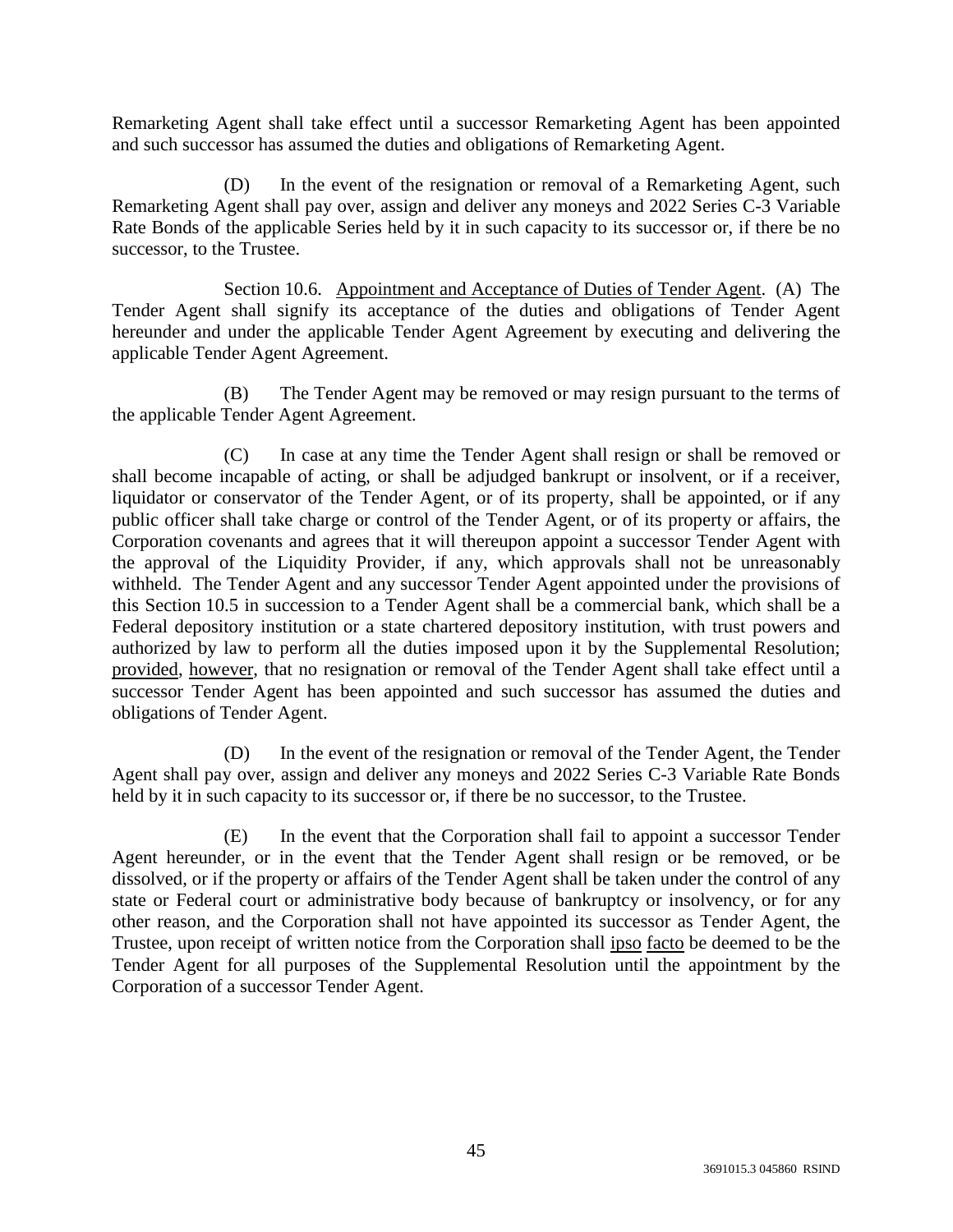Remarketing Agent shall take effect until a successor Remarketing Agent has been appointed and such successor has assumed the duties and obligations of Remarketing Agent.

(D) In the event of the resignation or removal of a Remarketing Agent, such Remarketing Agent shall pay over, assign and deliver any moneys and 2022 Series C-3 Variable Rate Bonds of the applicable Series held by it in such capacity to its successor or, if there be no successor, to the Trustee.

Section 10.6. Appointment and Acceptance of Duties of Tender Agent. (A) The Tender Agent shall signify its acceptance of the duties and obligations of Tender Agent hereunder and under the applicable Tender Agent Agreement by executing and delivering the applicable Tender Agent Agreement.

(B) The Tender Agent may be removed or may resign pursuant to the terms of the applicable Tender Agent Agreement.

(C) In case at any time the Tender Agent shall resign or shall be removed or shall become incapable of acting, or shall be adjudged bankrupt or insolvent, or if a receiver, liquidator or conservator of the Tender Agent, or of its property, shall be appointed, or if any public officer shall take charge or control of the Tender Agent, or of its property or affairs, the Corporation covenants and agrees that it will thereupon appoint a successor Tender Agent with the approval of the Liquidity Provider, if any, which approvals shall not be unreasonably withheld. The Tender Agent and any successor Tender Agent appointed under the provisions of this Section 10.5 in succession to a Tender Agent shall be a commercial bank, which shall be a Federal depository institution or a state chartered depository institution, with trust powers and authorized by law to perform all the duties imposed upon it by the Supplemental Resolution; provided, however, that no resignation or removal of the Tender Agent shall take effect until a successor Tender Agent has been appointed and such successor has assumed the duties and obligations of Tender Agent.

(D) In the event of the resignation or removal of the Tender Agent, the Tender Agent shall pay over, assign and deliver any moneys and 2022 Series C-3 Variable Rate Bonds held by it in such capacity to its successor or, if there be no successor, to the Trustee.

(E) In the event that the Corporation shall fail to appoint a successor Tender Agent hereunder, or in the event that the Tender Agent shall resign or be removed, or be dissolved, or if the property or affairs of the Tender Agent shall be taken under the control of any state or Federal court or administrative body because of bankruptcy or insolvency, or for any other reason, and the Corporation shall not have appointed its successor as Tender Agent, the Trustee, upon receipt of written notice from the Corporation shall ipso facto be deemed to be the Tender Agent for all purposes of the Supplemental Resolution until the appointment by the Corporation of a successor Tender Agent.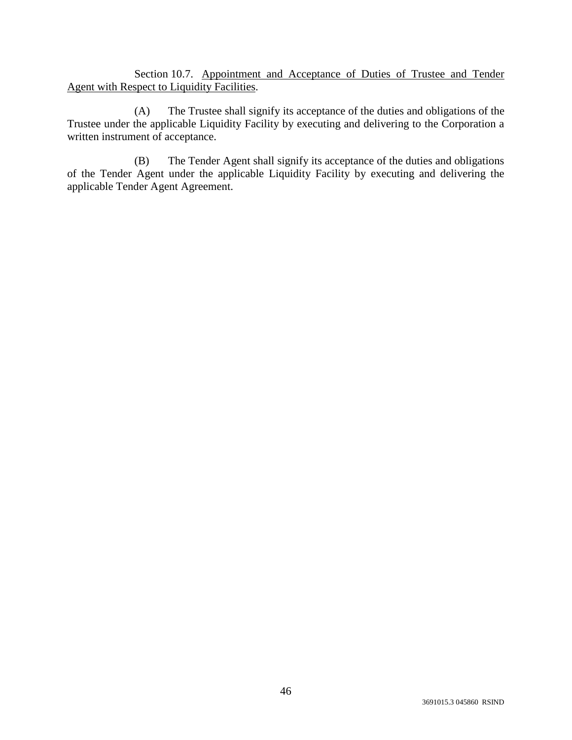Section 10.7. Appointment and Acceptance of Duties of Trustee and Tender Agent with Respect to Liquidity Facilities.

(A) The Trustee shall signify its acceptance of the duties and obligations of the Trustee under the applicable Liquidity Facility by executing and delivering to the Corporation a written instrument of acceptance.

(B) The Tender Agent shall signify its acceptance of the duties and obligations of the Tender Agent under the applicable Liquidity Facility by executing and delivering the applicable Tender Agent Agreement.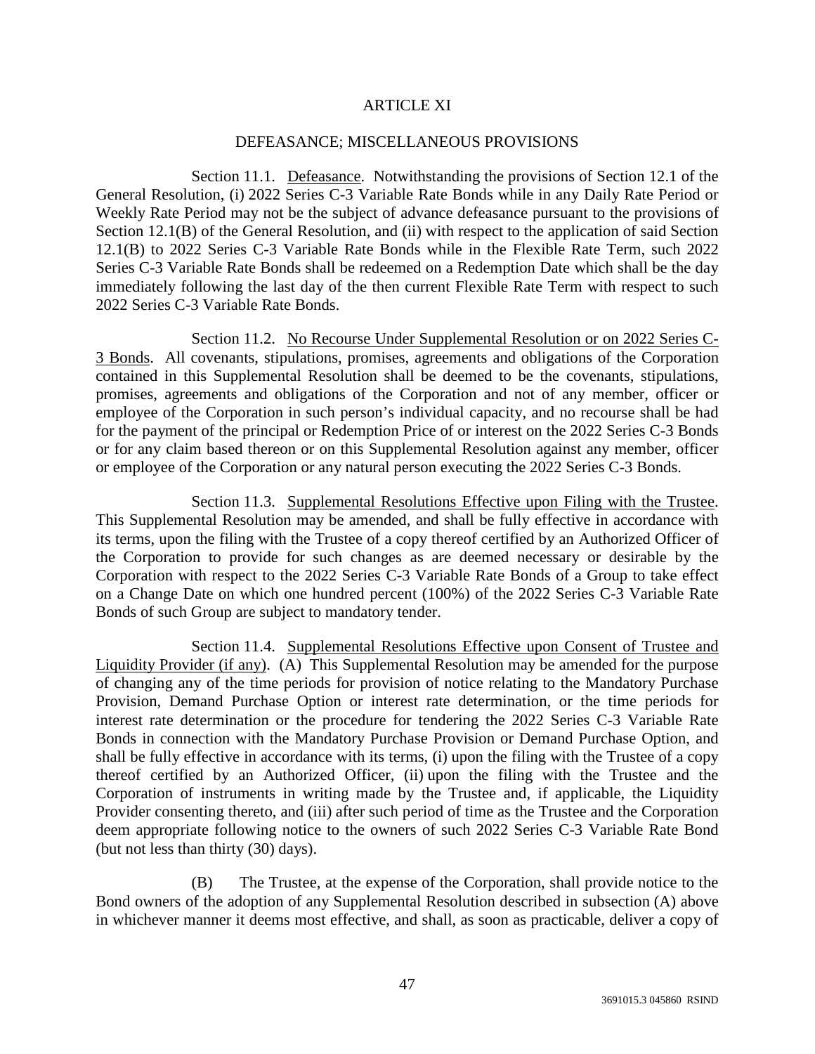# ARTICLE XI

## DEFEASANCE; MISCELLANEOUS PROVISIONS

Section 11.1. Defeasance. Notwithstanding the provisions of Section 12.1 of the General Resolution, (i) 2022 Series C-3 Variable Rate Bonds while in any Daily Rate Period or Weekly Rate Period may not be the subject of advance defeasance pursuant to the provisions of Section 12.1(B) of the General Resolution, and (ii) with respect to the application of said Section 12.1(B) to 2022 Series C-3 Variable Rate Bonds while in the Flexible Rate Term, such 2022 Series C-3 Variable Rate Bonds shall be redeemed on a Redemption Date which shall be the day immediately following the last day of the then current Flexible Rate Term with respect to such 2022 Series C-3 Variable Rate Bonds.

Section 11.2. No Recourse Under Supplemental Resolution or on 2022 Series C-3 Bonds. All covenants, stipulations, promises, agreements and obligations of the Corporation contained in this Supplemental Resolution shall be deemed to be the covenants, stipulations, promises, agreements and obligations of the Corporation and not of any member, officer or employee of the Corporation in such person's individual capacity, and no recourse shall be had for the payment of the principal or Redemption Price of or interest on the 2022 Series C-3 Bonds or for any claim based thereon or on this Supplemental Resolution against any member, officer or employee of the Corporation or any natural person executing the 2022 Series C-3 Bonds.

Section 11.3. Supplemental Resolutions Effective upon Filing with the Trustee. This Supplemental Resolution may be amended, and shall be fully effective in accordance with its terms, upon the filing with the Trustee of a copy thereof certified by an Authorized Officer of the Corporation to provide for such changes as are deemed necessary or desirable by the Corporation with respect to the 2022 Series C-3 Variable Rate Bonds of a Group to take effect on a Change Date on which one hundred percent (100%) of the 2022 Series C-3 Variable Rate Bonds of such Group are subject to mandatory tender.

Section 11.4. Supplemental Resolutions Effective upon Consent of Trustee and Liquidity Provider (if any). (A) This Supplemental Resolution may be amended for the purpose of changing any of the time periods for provision of notice relating to the Mandatory Purchase Provision, Demand Purchase Option or interest rate determination, or the time periods for interest rate determination or the procedure for tendering the 2022 Series C-3 Variable Rate Bonds in connection with the Mandatory Purchase Provision or Demand Purchase Option, and shall be fully effective in accordance with its terms, (i) upon the filing with the Trustee of a copy thereof certified by an Authorized Officer, (ii) upon the filing with the Trustee and the Corporation of instruments in writing made by the Trustee and, if applicable, the Liquidity Provider consenting thereto, and (iii) after such period of time as the Trustee and the Corporation deem appropriate following notice to the owners of such 2022 Series C-3 Variable Rate Bond (but not less than thirty (30) days).

(B) The Trustee, at the expense of the Corporation, shall provide notice to the Bond owners of the adoption of any Supplemental Resolution described in subsection (A) above in whichever manner it deems most effective, and shall, as soon as practicable, deliver a copy of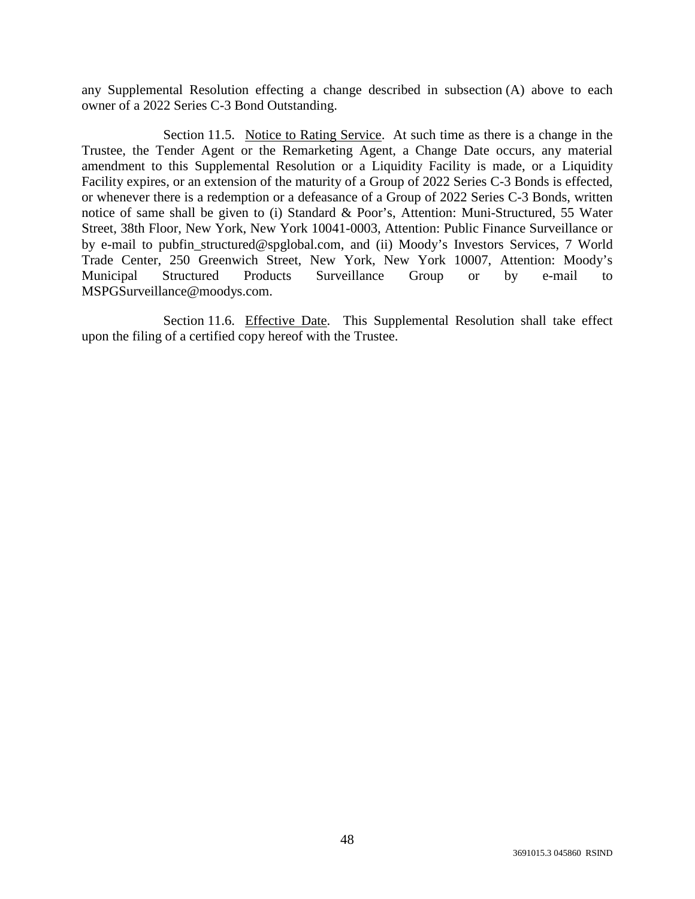any Supplemental Resolution effecting a change described in subsection (A) above to each owner of a 2022 Series C-3 Bond Outstanding.

Section 11.5. Notice to Rating Service. At such time as there is a change in the Trustee, the Tender Agent or the Remarketing Agent, a Change Date occurs, any material amendment to this Supplemental Resolution or a Liquidity Facility is made, or a Liquidity Facility expires, or an extension of the maturity of a Group of 2022 Series C-3 Bonds is effected, or whenever there is a redemption or a defeasance of a Group of 2022 Series C-3 Bonds, written notice of same shall be given to (i) Standard & Poor's, Attention: Muni-Structured, 55 Water Street, 38th Floor, New York, New York 10041-0003, Attention: Public Finance Surveillance or by e-mail to pubfin_structured@spglobal.com, and (ii) Moody's Investors Services, 7 World Trade Center, 250 Greenwich Street, New York, New York 10007, Attention: Moody's Municipal Structured Products Surveillance Group or by e-mail to MSPGSurveillance@moodys.com.

Section 11.6. Effective Date. This Supplemental Resolution shall take effect upon the filing of a certified copy hereof with the Trustee.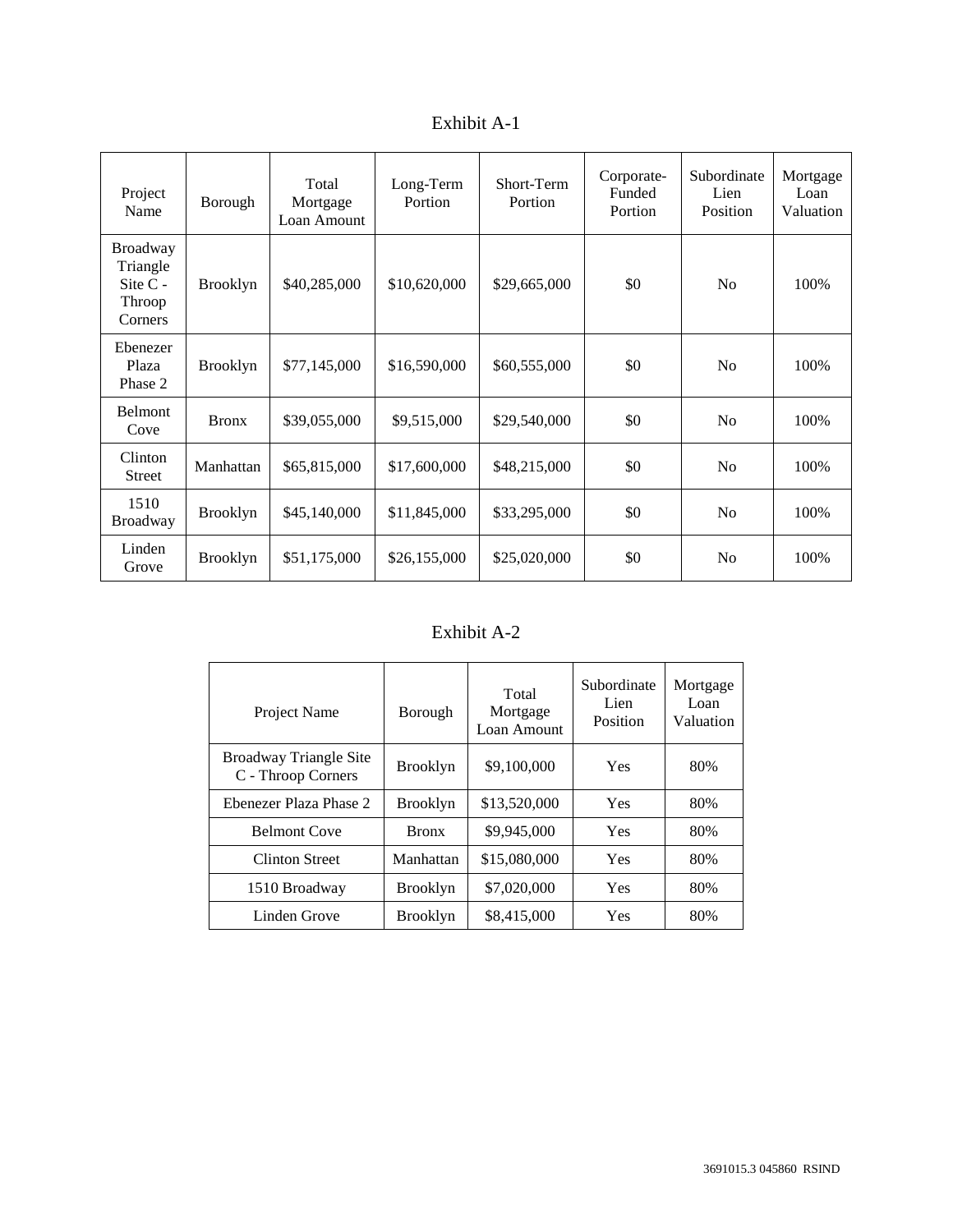# Exhibit A-1

| Project Name | Borough | Total Mortgage Loan Amount | Long-Term Portion | Short-Term Portion | Corporate-Funded Portion | Subordinate Lien Position | Mortgage Loan Valuation |
|---|---|---|---|---|---|---|---|
| Broadway Triangle Site C - Throop Corners | Brooklyn | $40,285,000 | $10,620,000 | $29,665,000 | $0 | No | 100% |
| Ebenezer Plaza Phase 2 | Brooklyn | $77,145,000 | $16,590,000 | $60,555,000 | $0 | No | 100% |
| Belmont Cove | Bronx | $39,055,000 | $9,515,000 | $29,540,000 | $0 | No | 100% |
| Clinton Street | Manhattan | $65,815,000 | $17,600,000 | $48,215,000 | $0 | No | 100% |
| 1510 Broadway | Brooklyn | $45,140,000 | $11,845,000 | $33,295,000 | $0 | No | 100% |
| Linden Grove | Brooklyn | $51,175,000 | $26,155,000 | $25,020,000 | $0 | No | 100% |

# Exhibit A-2

| Project Name | Borough | Total Mortgage Loan Amount | Subordinate Lien Position | Mortgage Loan Valuation |
|---|---|---|---|---|
| Broadway Triangle Site C - Throop Corners | Brooklyn | $9,100,000 | Yes | 80% |
| Ebenezer Plaza Phase 2 | Brooklyn | $13,520,000 | Yes | 80% |
| Belmont Cove | Bronx | $9,945,000 | Yes | 80% |
| Clinton Street | Manhattan | $15,080,000 | Yes | 80% |
| 1510 Broadway | Brooklyn | $7,020,000 | Yes | 80% |
| Linden Grove | Brooklyn | $8,415,000 | Yes | 80% |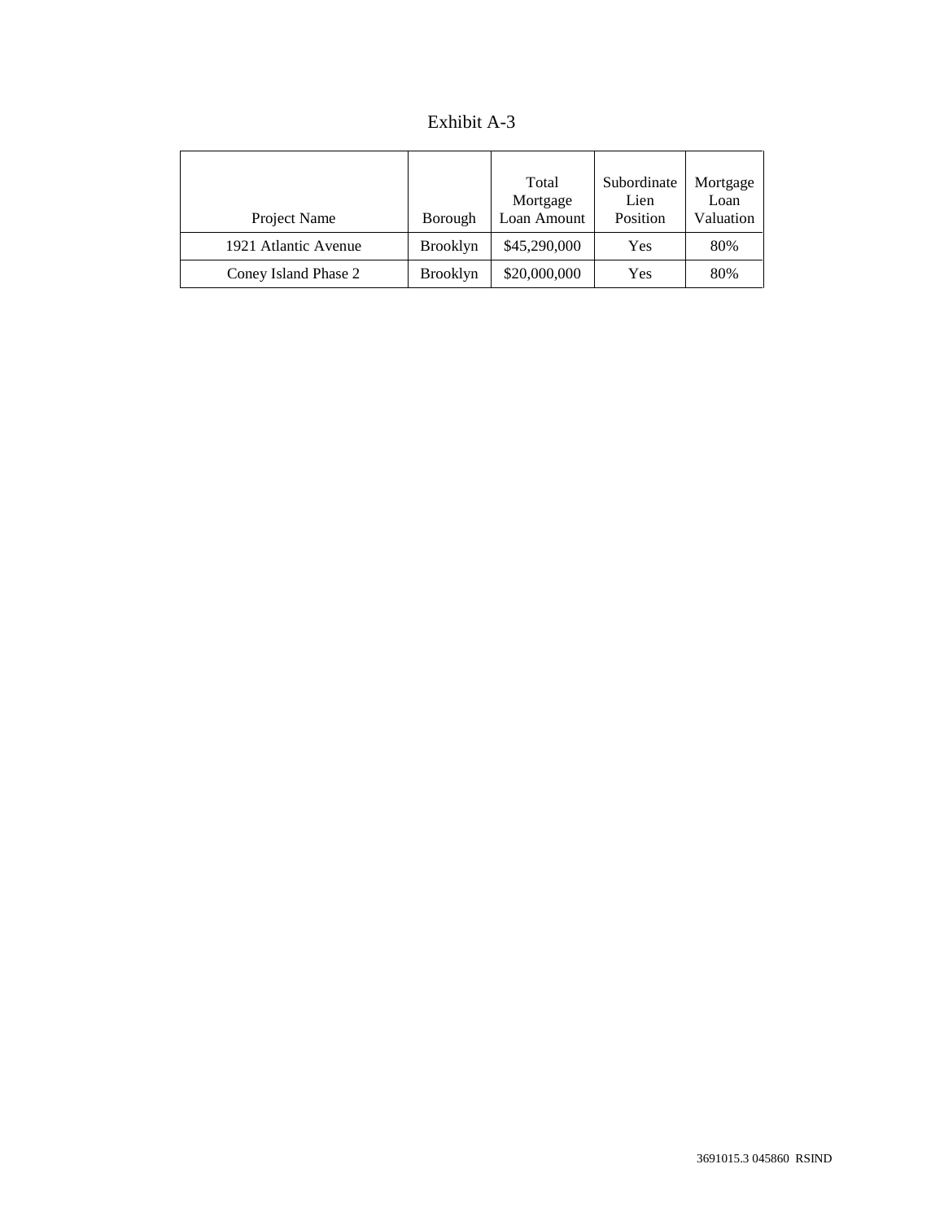Exhibit A-3

| Project Name | Borough | Total Mortgage Loan Amount | Subordinate Lien Position | Mortgage Loan Valuation |
|---|---|---|---|---|
| 1921 Atlantic Avenue | Brooklyn | $45,290,000 | Yes | 80% |
| Coney Island Phase 2 | Brooklyn | $20,000,000 | Yes | 80% |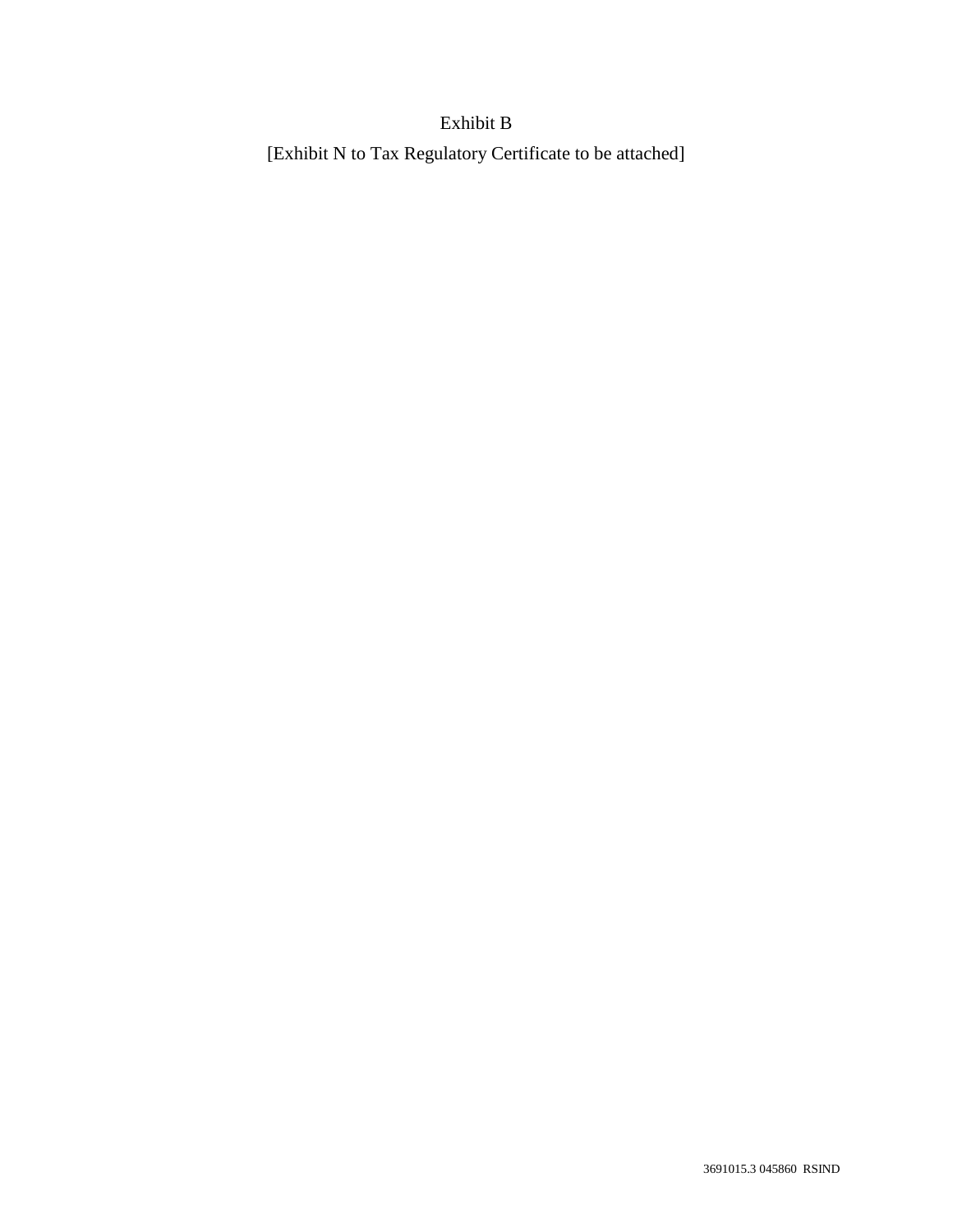# Exhibit B

[Exhibit N to Tax Regulatory Certificate to be attached]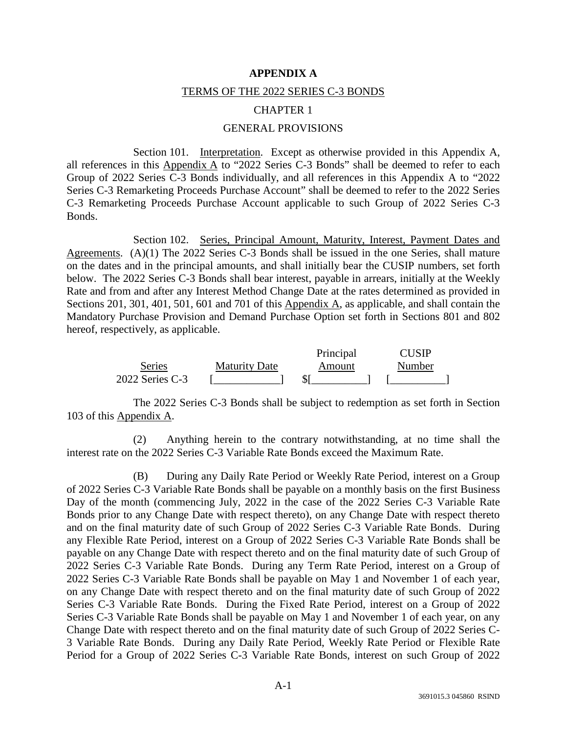**APPENDIX A**

TERMS OF THE 2022 SERIES C-3 BONDS

CHAPTER 1

GENERAL PROVISIONS

Section 101. Interpretation. Except as otherwise provided in this Appendix A, all references in this Appendix A to "2022 Series C-3 Bonds" shall be deemed to refer to each Group of 2022 Series C-3 Bonds individually, and all references in this Appendix A to "2022 Series C-3 Remarketing Proceeds Purchase Account" shall be deemed to refer to the 2022 Series C-3 Remarketing Proceeds Purchase Account applicable to such Group of 2022 Series C-3 Bonds.

Section 102. Series, Principal Amount, Maturity, Interest, Payment Dates and Agreements. (A)(1) The 2022 Series C-3 Bonds shall be issued in the one Series, shall mature on the dates and in the principal amounts, and shall initially bear the CUSIP numbers, set forth below. The 2022 Series C-3 Bonds shall bear interest, payable in arrears, initially at the Weekly Rate and from and after any Interest Method Change Date at the rates determined as provided in Sections 201, 301, 401, 501, 601 and 701 of this Appendix A, as applicable, and shall contain the Mandatory Purchase Provision and Demand Purchase Option set forth in Sections 801 and 802 hereof, respectively, as applicable.

| Series | Maturity Date | Principal Amount | CUSIP Number |
|---|---|---|---|
| 2022 Series C-3 | [____________] | $[__________] | [__________] |

The 2022 Series C-3 Bonds shall be subject to redemption as set forth in Section 103 of this Appendix A.

(2) Anything herein to the contrary notwithstanding, at no time shall the interest rate on the 2022 Series C-3 Variable Rate Bonds exceed the Maximum Rate.

(B) During any Daily Rate Period or Weekly Rate Period, interest on a Group of 2022 Series C-3 Variable Rate Bonds shall be payable on a monthly basis on the first Business Day of the month (commencing July, 2022 in the case of the 2022 Series C-3 Variable Rate Bonds prior to any Change Date with respect thereto), on any Change Date with respect thereto and on the final maturity date of such Group of 2022 Series C-3 Variable Rate Bonds. During any Flexible Rate Period, interest on a Group of 2022 Series C-3 Variable Rate Bonds shall be payable on any Change Date with respect thereto and on the final maturity date of such Group of 2022 Series C-3 Variable Rate Bonds. During any Term Rate Period, interest on a Group of 2022 Series C-3 Variable Rate Bonds shall be payable on May 1 and November 1 of each year, on any Change Date with respect thereto and on the final maturity date of such Group of 2022 Series C-3 Variable Rate Bonds. During the Fixed Rate Period, interest on a Group of 2022 Series C-3 Variable Rate Bonds shall be payable on May 1 and November 1 of each year, on any Change Date with respect thereto and on the final maturity date of such Group of 2022 Series C-3 Variable Rate Bonds. During any Daily Rate Period, Weekly Rate Period or Flexible Rate Period for a Group of 2022 Series C-3 Variable Rate Bonds, interest on such Group of 2022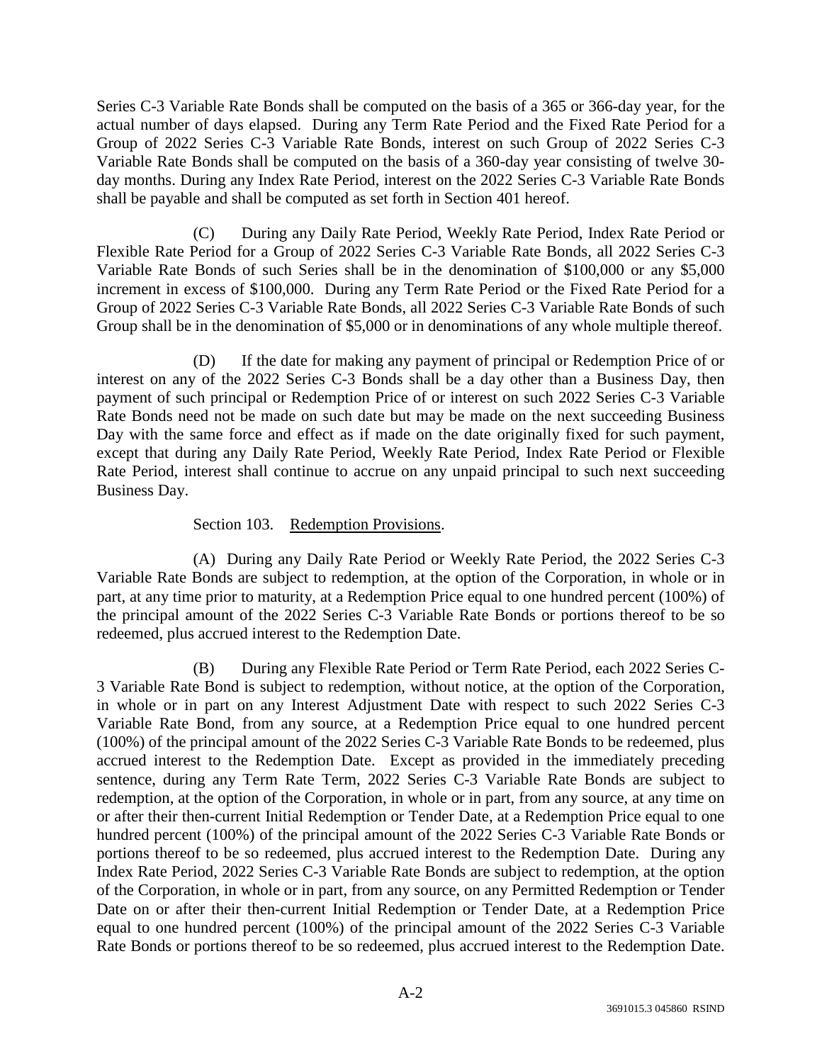Series C-3 Variable Rate Bonds shall be computed on the basis of a 365 or 366-day year, for the actual number of days elapsed. During any Term Rate Period and the Fixed Rate Period for a Group of 2022 Series C-3 Variable Rate Bonds, interest on such Group of 2022 Series C-3 Variable Rate Bonds shall be computed on the basis of a 360-day year consisting of twelve 30-day months. During any Index Rate Period, interest on the 2022 Series C-3 Variable Rate Bonds shall be payable and shall be computed as set forth in Section 401 hereof.

(C) During any Daily Rate Period, Weekly Rate Period, Index Rate Period or Flexible Rate Period for a Group of 2022 Series C-3 Variable Rate Bonds, all 2022 Series C-3 Variable Rate Bonds of such Series shall be in the denomination of $100,000 or any $5,000 increment in excess of $100,000. During any Term Rate Period or the Fixed Rate Period for a Group of 2022 Series C-3 Variable Rate Bonds, all 2022 Series C-3 Variable Rate Bonds of such Group shall be in the denomination of $5,000 or in denominations of any whole multiple thereof.

(D) If the date for making any payment of principal or Redemption Price of or interest on any of the 2022 Series C-3 Bonds shall be a day other than a Business Day, then payment of such principal or Redemption Price of or interest on such 2022 Series C-3 Variable Rate Bonds need not be made on such date but may be made on the next succeeding Business Day with the same force and effect as if made on the date originally fixed for such payment, except that during any Daily Rate Period, Weekly Rate Period, Index Rate Period or Flexible Rate Period, interest shall continue to accrue on any unpaid principal to such next succeeding Business Day.

Section 103. Redemption Provisions.

(A) During any Daily Rate Period or Weekly Rate Period, the 2022 Series C-3 Variable Rate Bonds are subject to redemption, at the option of the Corporation, in whole or in part, at any time prior to maturity, at a Redemption Price equal to one hundred percent (100%) of the principal amount of the 2022 Series C-3 Variable Rate Bonds or portions thereof to be so redeemed, plus accrued interest to the Redemption Date.

(B) During any Flexible Rate Period or Term Rate Period, each 2022 Series C-3 Variable Rate Bond is subject to redemption, without notice, at the option of the Corporation, in whole or in part on any Interest Adjustment Date with respect to such 2022 Series C-3 Variable Rate Bond, from any source, at a Redemption Price equal to one hundred percent (100%) of the principal amount of the 2022 Series C-3 Variable Rate Bonds to be redeemed, plus accrued interest to the Redemption Date. Except as provided in the immediately preceding sentence, during any Term Rate Term, 2022 Series C-3 Variable Rate Bonds are subject to redemption, at the option of the Corporation, in whole or in part, from any source, at any time on or after their then-current Initial Redemption or Tender Date, at a Redemption Price equal to one hundred percent (100%) of the principal amount of the 2022 Series C-3 Variable Rate Bonds or portions thereof to be so redeemed, plus accrued interest to the Redemption Date. During any Index Rate Period, 2022 Series C-3 Variable Rate Bonds are subject to redemption, at the option of the Corporation, in whole or in part, from any source, on any Permitted Redemption or Tender Date on or after their then-current Initial Redemption or Tender Date, at a Redemption Price equal to one hundred percent (100%) of the principal amount of the 2022 Series C-3 Variable Rate Bonds or portions thereof to be so redeemed, plus accrued interest to the Redemption Date.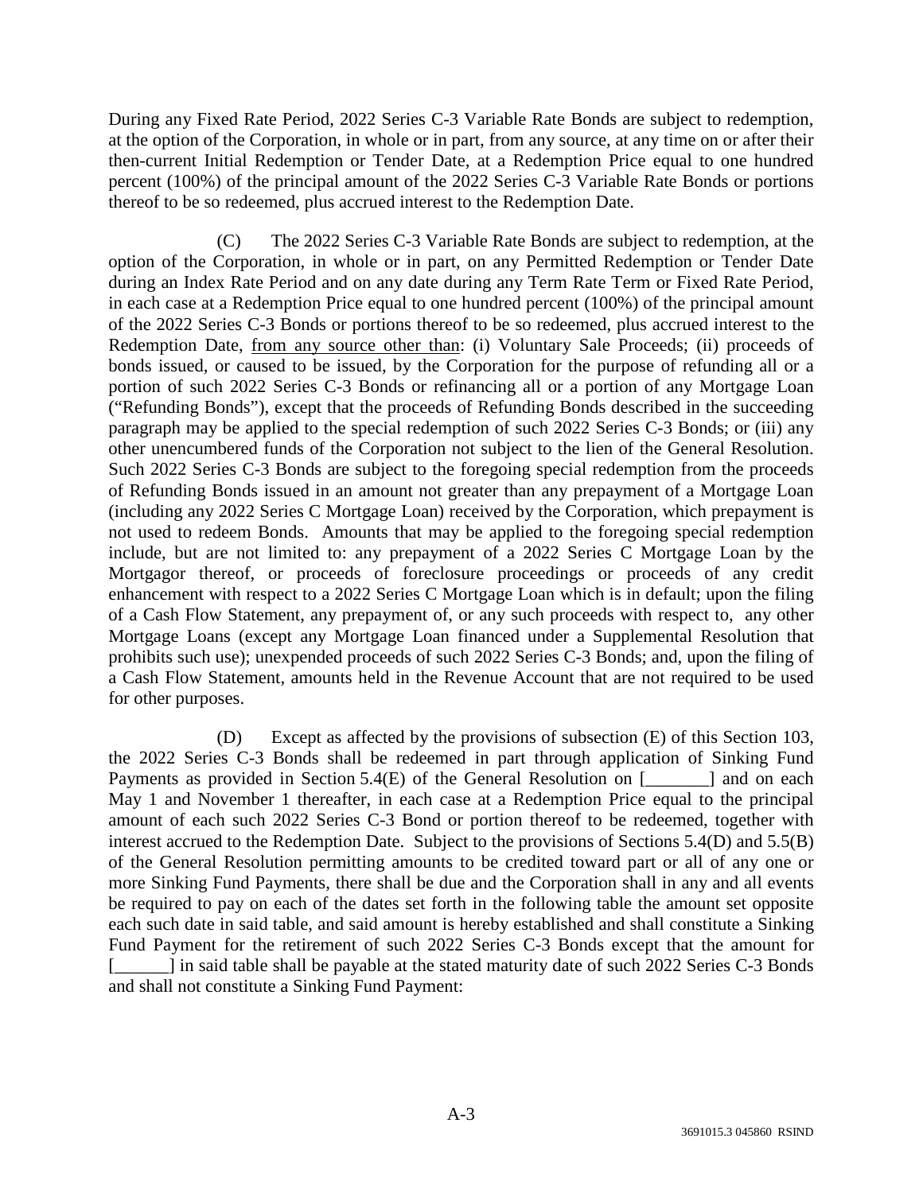During any Fixed Rate Period, 2022 Series C-3 Variable Rate Bonds are subject to redemption, at the option of the Corporation, in whole or in part, from any source, at any time on or after their then-current Initial Redemption or Tender Date, at a Redemption Price equal to one hundred percent (100%) of the principal amount of the 2022 Series C-3 Variable Rate Bonds or portions thereof to be so redeemed, plus accrued interest to the Redemption Date.

(C) The 2022 Series C-3 Variable Rate Bonds are subject to redemption, at the option of the Corporation, in whole or in part, on any Permitted Redemption or Tender Date during an Index Rate Period and on any date during any Term Rate Term or Fixed Rate Period, in each case at a Redemption Price equal to one hundred percent (100%) of the principal amount of the 2022 Series C-3 Bonds or portions thereof to be so redeemed, plus accrued interest to the Redemption Date, <u>from any source other than</u>: (i) Voluntary Sale Proceeds; (ii) proceeds of bonds issued, or caused to be issued, by the Corporation for the purpose of refunding all or a portion of such 2022 Series C-3 Bonds or refinancing all or a portion of any Mortgage Loan ("Refunding Bonds"), except that the proceeds of Refunding Bonds described in the succeeding paragraph may be applied to the special redemption of such 2022 Series C-3 Bonds; or (iii) any other unencumbered funds of the Corporation not subject to the lien of the General Resolution. Such 2022 Series C-3 Bonds are subject to the foregoing special redemption from the proceeds of Refunding Bonds issued in an amount not greater than any prepayment of a Mortgage Loan (including any 2022 Series C Mortgage Loan) received by the Corporation, which prepayment is not used to redeem Bonds. Amounts that may be applied to the foregoing special redemption include, but are not limited to: any prepayment of a 2022 Series C Mortgage Loan by the Mortgagor thereof, or proceeds of foreclosure proceedings or proceeds of any credit enhancement with respect to a 2022 Series C Mortgage Loan which is in default; upon the filing of a Cash Flow Statement, any prepayment of, or any such proceeds with respect to, any other Mortgage Loans (except any Mortgage Loan financed under a Supplemental Resolution that prohibits such use); unexpended proceeds of such 2022 Series C-3 Bonds; and, upon the filing of a Cash Flow Statement, amounts held in the Revenue Account that are not required to be used for other purposes.

(D) Except as affected by the provisions of subsection (E) of this Section 103, the 2022 Series C-3 Bonds shall be redeemed in part through application of Sinking Fund Payments as provided in Section 5.4(E) of the General Resolution on [_______] and on each May 1 and November 1 thereafter, in each case at a Redemption Price equal to the principal amount of each such 2022 Series C-3 Bond or portion thereof to be redeemed, together with interest accrued to the Redemption Date. Subject to the provisions of Sections 5.4(D) and 5.5(B) of the General Resolution permitting amounts to be credited toward part or all of any one or more Sinking Fund Payments, there shall be due and the Corporation shall in any and all events be required to pay on each of the dates set forth in the following table the amount set opposite each such date in said table, and said amount is hereby established and shall constitute a Sinking Fund Payment for the retirement of such 2022 Series C-3 Bonds except that the amount for [______] in said table shall be payable at the stated maturity date of such 2022 Series C-3 Bonds and shall not constitute a Sinking Fund Payment: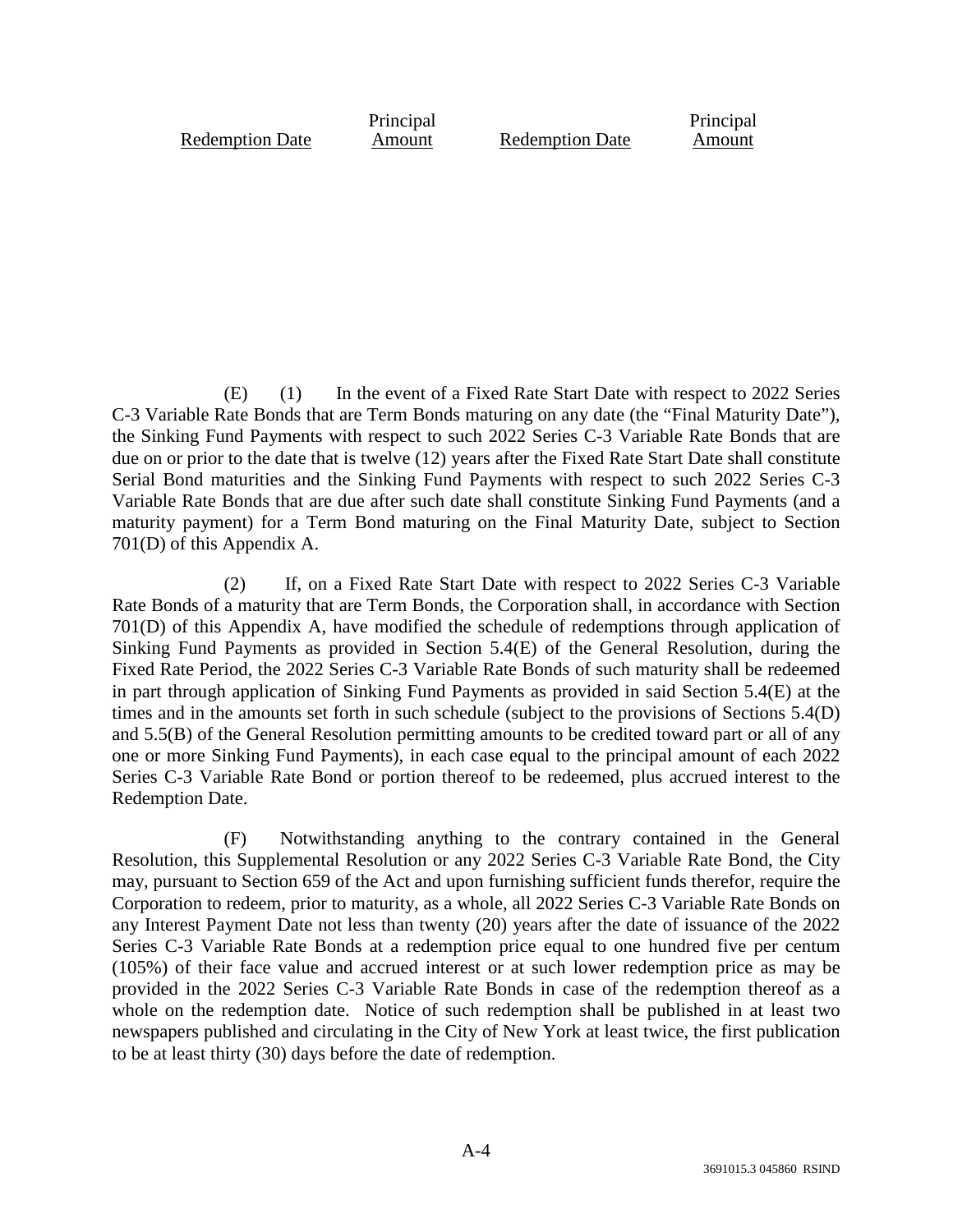| Redemption Date | Principal Amount | Redemption Date | Principal Amount |
|---|---|---|---|

(E) (1) In the event of a Fixed Rate Start Date with respect to 2022 Series C-3 Variable Rate Bonds that are Term Bonds maturing on any date (the "Final Maturity Date"), the Sinking Fund Payments with respect to such 2022 Series C-3 Variable Rate Bonds that are due on or prior to the date that is twelve (12) years after the Fixed Rate Start Date shall constitute Serial Bond maturities and the Sinking Fund Payments with respect to such 2022 Series C-3 Variable Rate Bonds that are due after such date shall constitute Sinking Fund Payments (and a maturity payment) for a Term Bond maturing on the Final Maturity Date, subject to Section 701(D) of this Appendix A.

(2) If, on a Fixed Rate Start Date with respect to 2022 Series C-3 Variable Rate Bonds of a maturity that are Term Bonds, the Corporation shall, in accordance with Section 701(D) of this Appendix A, have modified the schedule of redemptions through application of Sinking Fund Payments as provided in Section 5.4(E) of the General Resolution, during the Fixed Rate Period, the 2022 Series C-3 Variable Rate Bonds of such maturity shall be redeemed in part through application of Sinking Fund Payments as provided in said Section 5.4(E) at the times and in the amounts set forth in such schedule (subject to the provisions of Sections 5.4(D) and 5.5(B) of the General Resolution permitting amounts to be credited toward part or all of any one or more Sinking Fund Payments), in each case equal to the principal amount of each 2022 Series C-3 Variable Rate Bond or portion thereof to be redeemed, plus accrued interest to the Redemption Date.

(F) Notwithstanding anything to the contrary contained in the General Resolution, this Supplemental Resolution or any 2022 Series C-3 Variable Rate Bond, the City may, pursuant to Section 659 of the Act and upon furnishing sufficient funds therefor, require the Corporation to redeem, prior to maturity, as a whole, all 2022 Series C-3 Variable Rate Bonds on any Interest Payment Date not less than twenty (20) years after the date of issuance of the 2022 Series C-3 Variable Rate Bonds at a redemption price equal to one hundred five per centum (105%) of their face value and accrued interest or at such lower redemption price as may be provided in the 2022 Series C-3 Variable Rate Bonds in case of the redemption thereof as a whole on the redemption date. Notice of such redemption shall be published in at least two newspapers published and circulating in the City of New York at least twice, the first publication to be at least thirty (30) days before the date of redemption.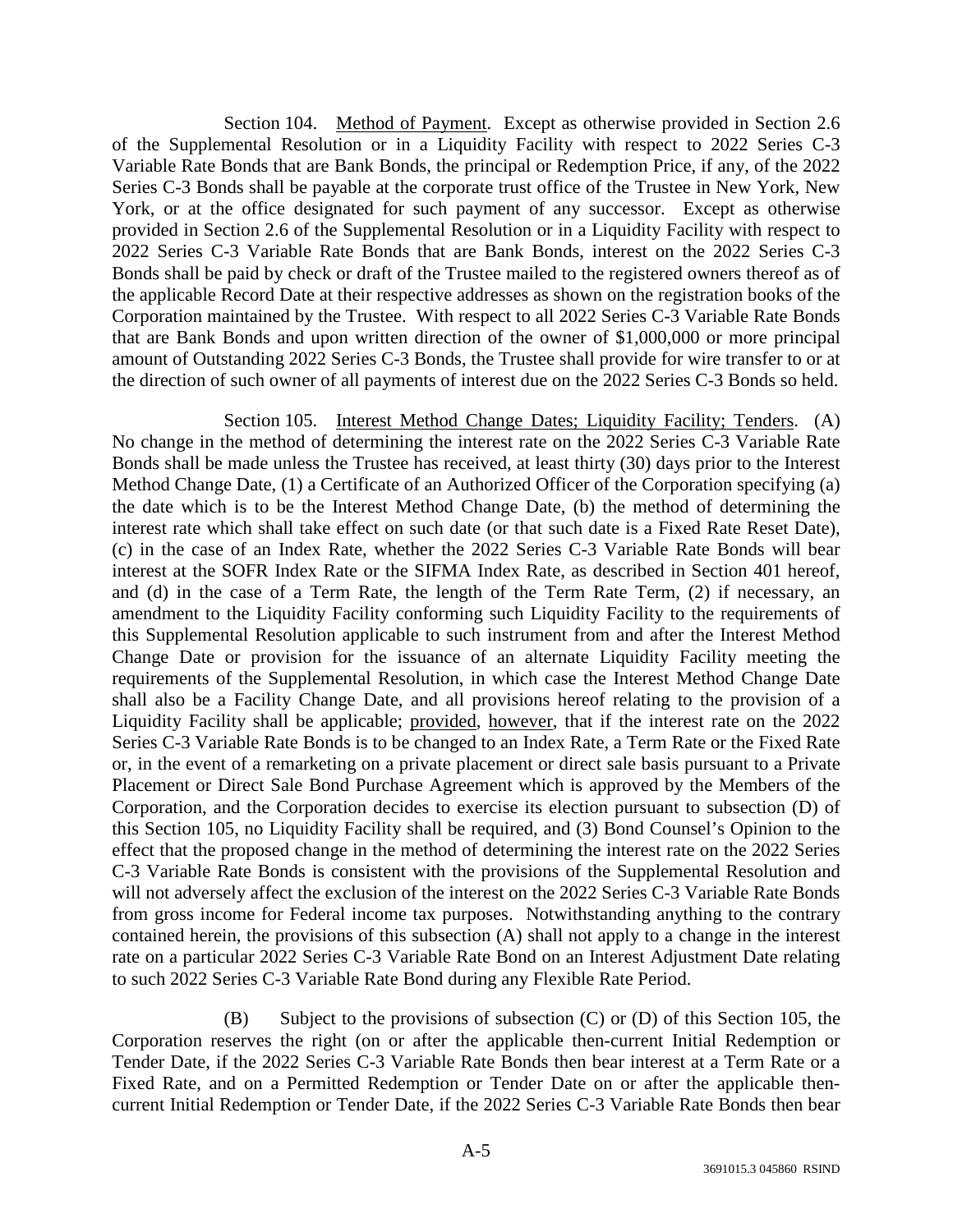Section 104. Method of Payment. Except as otherwise provided in Section 2.6 of the Supplemental Resolution or in a Liquidity Facility with respect to 2022 Series C-3 Variable Rate Bonds that are Bank Bonds, the principal or Redemption Price, if any, of the 2022 Series C-3 Bonds shall be payable at the corporate trust office of the Trustee in New York, New York, or at the office designated for such payment of any successor. Except as otherwise provided in Section 2.6 of the Supplemental Resolution or in a Liquidity Facility with respect to 2022 Series C-3 Variable Rate Bonds that are Bank Bonds, interest on the 2022 Series C-3 Bonds shall be paid by check or draft of the Trustee mailed to the registered owners thereof as of the applicable Record Date at their respective addresses as shown on the registration books of the Corporation maintained by the Trustee. With respect to all 2022 Series C-3 Variable Rate Bonds that are Bank Bonds and upon written direction of the owner of $1,000,000 or more principal amount of Outstanding 2022 Series C-3 Bonds, the Trustee shall provide for wire transfer to or at the direction of such owner of all payments of interest due on the 2022 Series C-3 Bonds so held.

Section 105. Interest Method Change Dates; Liquidity Facility; Tenders. (A) No change in the method of determining the interest rate on the 2022 Series C-3 Variable Rate Bonds shall be made unless the Trustee has received, at least thirty (30) days prior to the Interest Method Change Date, (1) a Certificate of an Authorized Officer of the Corporation specifying (a) the date which is to be the Interest Method Change Date, (b) the method of determining the interest rate which shall take effect on such date (or that such date is a Fixed Rate Reset Date), (c) in the case of an Index Rate, whether the 2022 Series C-3 Variable Rate Bonds will bear interest at the SOFR Index Rate or the SIFMA Index Rate, as described in Section 401 hereof, and (d) in the case of a Term Rate, the length of the Term Rate Term, (2) if necessary, an amendment to the Liquidity Facility conforming such Liquidity Facility to the requirements of this Supplemental Resolution applicable to such instrument from and after the Interest Method Change Date or provision for the issuance of an alternate Liquidity Facility meeting the requirements of the Supplemental Resolution, in which case the Interest Method Change Date shall also be a Facility Change Date, and all provisions hereof relating to the provision of a Liquidity Facility shall be applicable; provided, however, that if the interest rate on the 2022 Series C-3 Variable Rate Bonds is to be changed to an Index Rate, a Term Rate or the Fixed Rate or, in the event of a remarketing on a private placement or direct sale basis pursuant to a Private Placement or Direct Sale Bond Purchase Agreement which is approved by the Members of the Corporation, and the Corporation decides to exercise its election pursuant to subsection (D) of this Section 105, no Liquidity Facility shall be required, and (3) Bond Counsel's Opinion to the effect that the proposed change in the method of determining the interest rate on the 2022 Series C-3 Variable Rate Bonds is consistent with the provisions of the Supplemental Resolution and will not adversely affect the exclusion of the interest on the 2022 Series C-3 Variable Rate Bonds from gross income for Federal income tax purposes. Notwithstanding anything to the contrary contained herein, the provisions of this subsection (A) shall not apply to a change in the interest rate on a particular 2022 Series C-3 Variable Rate Bond on an Interest Adjustment Date relating to such 2022 Series C-3 Variable Rate Bond during any Flexible Rate Period.

(B) Subject to the provisions of subsection (C) or (D) of this Section 105, the Corporation reserves the right (on or after the applicable then-current Initial Redemption or Tender Date, if the 2022 Series C-3 Variable Rate Bonds then bear interest at a Term Rate or a Fixed Rate, and on a Permitted Redemption or Tender Date on or after the applicable then-current Initial Redemption or Tender Date, if the 2022 Series C-3 Variable Rate Bonds then bear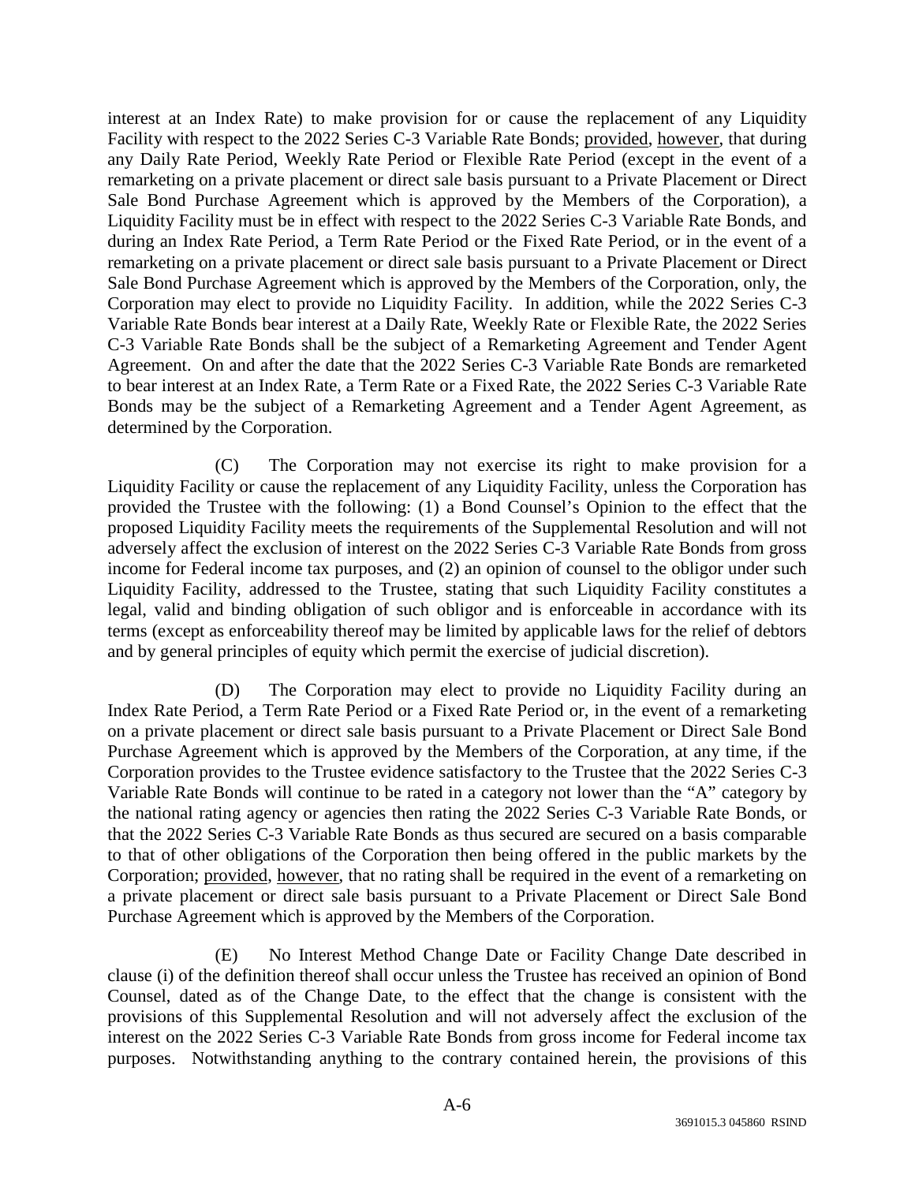interest at an Index Rate) to make provision for or cause the replacement of any Liquidity Facility with respect to the 2022 Series C-3 Variable Rate Bonds; provided, however, that during any Daily Rate Period, Weekly Rate Period or Flexible Rate Period (except in the event of a remarketing on a private placement or direct sale basis pursuant to a Private Placement or Direct Sale Bond Purchase Agreement which is approved by the Members of the Corporation), a Liquidity Facility must be in effect with respect to the 2022 Series C-3 Variable Rate Bonds, and during an Index Rate Period, a Term Rate Period or the Fixed Rate Period, or in the event of a remarketing on a private placement or direct sale basis pursuant to a Private Placement or Direct Sale Bond Purchase Agreement which is approved by the Members of the Corporation, only, the Corporation may elect to provide no Liquidity Facility. In addition, while the 2022 Series C-3 Variable Rate Bonds bear interest at a Daily Rate, Weekly Rate or Flexible Rate, the 2022 Series C-3 Variable Rate Bonds shall be the subject of a Remarketing Agreement and Tender Agent Agreement. On and after the date that the 2022 Series C-3 Variable Rate Bonds are remarketed to bear interest at an Index Rate, a Term Rate or a Fixed Rate, the 2022 Series C-3 Variable Rate Bonds may be the subject of a Remarketing Agreement and a Tender Agent Agreement, as determined by the Corporation.

(C) The Corporation may not exercise its right to make provision for a Liquidity Facility or cause the replacement of any Liquidity Facility, unless the Corporation has provided the Trustee with the following: (1) a Bond Counsel's Opinion to the effect that the proposed Liquidity Facility meets the requirements of the Supplemental Resolution and will not adversely affect the exclusion of interest on the 2022 Series C-3 Variable Rate Bonds from gross income for Federal income tax purposes, and (2) an opinion of counsel to the obligor under such Liquidity Facility, addressed to the Trustee, stating that such Liquidity Facility constitutes a legal, valid and binding obligation of such obligor and is enforceable in accordance with its terms (except as enforceability thereof may be limited by applicable laws for the relief of debtors and by general principles of equity which permit the exercise of judicial discretion).

(D) The Corporation may elect to provide no Liquidity Facility during an Index Rate Period, a Term Rate Period or a Fixed Rate Period or, in the event of a remarketing on a private placement or direct sale basis pursuant to a Private Placement or Direct Sale Bond Purchase Agreement which is approved by the Members of the Corporation, at any time, if the Corporation provides to the Trustee evidence satisfactory to the Trustee that the 2022 Series C-3 Variable Rate Bonds will continue to be rated in a category not lower than the "A" category by the national rating agency or agencies then rating the 2022 Series C-3 Variable Rate Bonds, or that the 2022 Series C-3 Variable Rate Bonds as thus secured are secured on a basis comparable to that of other obligations of the Corporation then being offered in the public markets by the Corporation; provided, however, that no rating shall be required in the event of a remarketing on a private placement or direct sale basis pursuant to a Private Placement or Direct Sale Bond Purchase Agreement which is approved by the Members of the Corporation.

(E) No Interest Method Change Date or Facility Change Date described in clause (i) of the definition thereof shall occur unless the Trustee has received an opinion of Bond Counsel, dated as of the Change Date, to the effect that the change is consistent with the provisions of this Supplemental Resolution and will not adversely affect the exclusion of the interest on the 2022 Series C-3 Variable Rate Bonds from gross income for Federal income tax purposes. Notwithstanding anything to the contrary contained herein, the provisions of this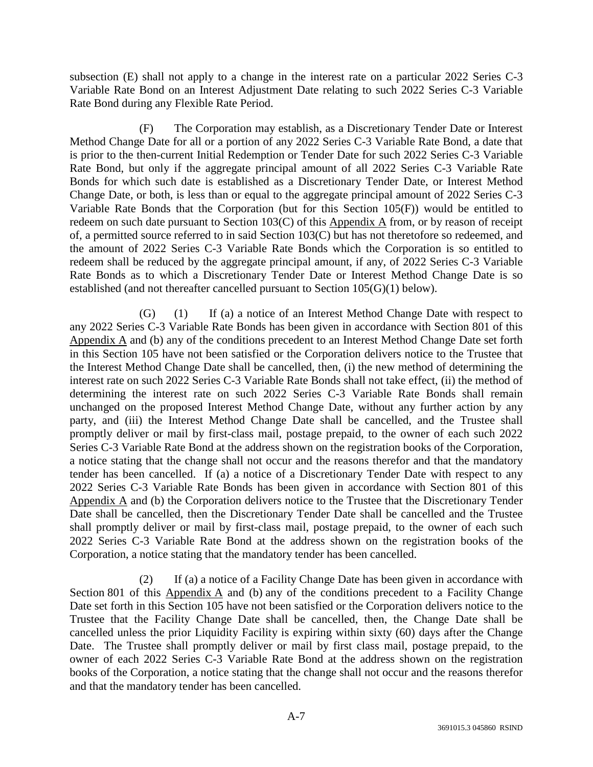subsection (E) shall not apply to a change in the interest rate on a particular 2022 Series C-3 Variable Rate Bond on an Interest Adjustment Date relating to such 2022 Series C-3 Variable Rate Bond during any Flexible Rate Period.

(F) The Corporation may establish, as a Discretionary Tender Date or Interest Method Change Date for all or a portion of any 2022 Series C-3 Variable Rate Bond, a date that is prior to the then-current Initial Redemption or Tender Date for such 2022 Series C-3 Variable Rate Bond, but only if the aggregate principal amount of all 2022 Series C-3 Variable Rate Bonds for which such date is established as a Discretionary Tender Date, or Interest Method Change Date, or both, is less than or equal to the aggregate principal amount of 2022 Series C-3 Variable Rate Bonds that the Corporation (but for this Section 105(F)) would be entitled to redeem on such date pursuant to Section 103(C) of this Appendix A from, or by reason of receipt of, a permitted source referred to in said Section 103(C) but has not theretofore so redeemed, and the amount of 2022 Series C-3 Variable Rate Bonds which the Corporation is so entitled to redeem shall be reduced by the aggregate principal amount, if any, of 2022 Series C-3 Variable Rate Bonds as to which a Discretionary Tender Date or Interest Method Change Date is so established (and not thereafter cancelled pursuant to Section 105(G)(1) below).

(G) (1) If (a) a notice of an Interest Method Change Date with respect to any 2022 Series C-3 Variable Rate Bonds has been given in accordance with Section 801 of this Appendix A and (b) any of the conditions precedent to an Interest Method Change Date set forth in this Section 105 have not been satisfied or the Corporation delivers notice to the Trustee that the Interest Method Change Date shall be cancelled, then, (i) the new method of determining the interest rate on such 2022 Series C-3 Variable Rate Bonds shall not take effect, (ii) the method of determining the interest rate on such 2022 Series C-3 Variable Rate Bonds shall remain unchanged on the proposed Interest Method Change Date, without any further action by any party, and (iii) the Interest Method Change Date shall be cancelled, and the Trustee shall promptly deliver or mail by first-class mail, postage prepaid, to the owner of each such 2022 Series C-3 Variable Rate Bond at the address shown on the registration books of the Corporation, a notice stating that the change shall not occur and the reasons therefor and that the mandatory tender has been cancelled. If (a) a notice of a Discretionary Tender Date with respect to any 2022 Series C-3 Variable Rate Bonds has been given in accordance with Section 801 of this Appendix A and (b) the Corporation delivers notice to the Trustee that the Discretionary Tender Date shall be cancelled, then the Discretionary Tender Date shall be cancelled and the Trustee shall promptly deliver or mail by first-class mail, postage prepaid, to the owner of each such 2022 Series C-3 Variable Rate Bond at the address shown on the registration books of the Corporation, a notice stating that the mandatory tender has been cancelled.

(2) If (a) a notice of a Facility Change Date has been given in accordance with Section 801 of this Appendix A and (b) any of the conditions precedent to a Facility Change Date set forth in this Section 105 have not been satisfied or the Corporation delivers notice to the Trustee that the Facility Change Date shall be cancelled, then, the Change Date shall be cancelled unless the prior Liquidity Facility is expiring within sixty (60) days after the Change Date. The Trustee shall promptly deliver or mail by first class mail, postage prepaid, to the owner of each 2022 Series C-3 Variable Rate Bond at the address shown on the registration books of the Corporation, a notice stating that the change shall not occur and the reasons therefor and that the mandatory tender has been cancelled.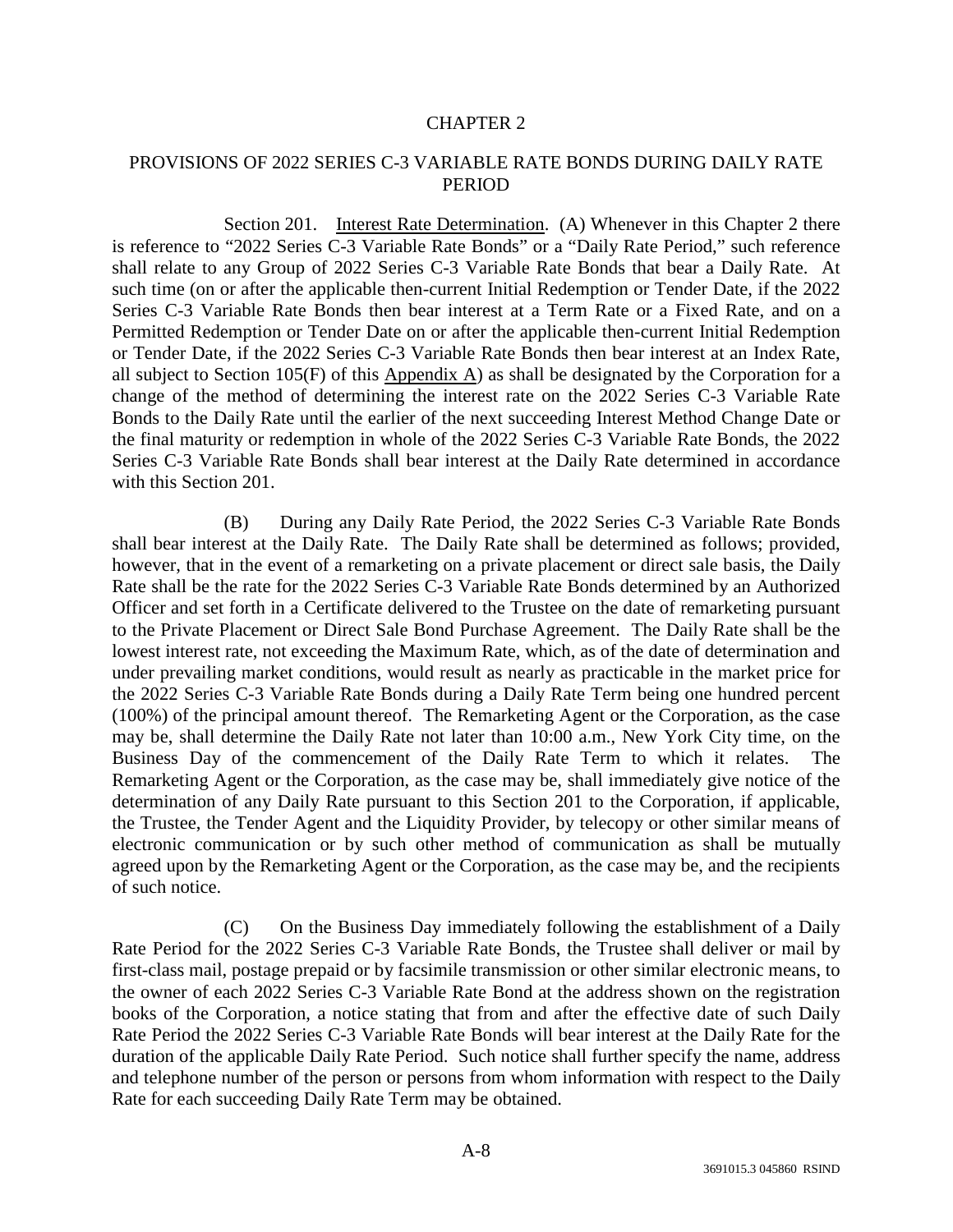# CHAPTER 2

## PROVISIONS OF 2022 SERIES C-3 VARIABLE RATE BONDS DURING DAILY RATE PERIOD

Section 201. Interest Rate Determination. (A) Whenever in this Chapter 2 there is reference to "2022 Series C-3 Variable Rate Bonds" or a "Daily Rate Period," such reference shall relate to any Group of 2022 Series C-3 Variable Rate Bonds that bear a Daily Rate. At such time (on or after the applicable then-current Initial Redemption or Tender Date, if the 2022 Series C-3 Variable Rate Bonds then bear interest at a Term Rate or a Fixed Rate, and on a Permitted Redemption or Tender Date on or after the applicable then-current Initial Redemption or Tender Date, if the 2022 Series C-3 Variable Rate Bonds then bear interest at an Index Rate, all subject to Section 105(F) of this Appendix A) as shall be designated by the Corporation for a change of the method of determining the interest rate on the 2022 Series C-3 Variable Rate Bonds to the Daily Rate until the earlier of the next succeeding Interest Method Change Date or the final maturity or redemption in whole of the 2022 Series C-3 Variable Rate Bonds, the 2022 Series C-3 Variable Rate Bonds shall bear interest at the Daily Rate determined in accordance with this Section 201.

(B) During any Daily Rate Period, the 2022 Series C-3 Variable Rate Bonds shall bear interest at the Daily Rate. The Daily Rate shall be determined as follows; provided, however, that in the event of a remarketing on a private placement or direct sale basis, the Daily Rate shall be the rate for the 2022 Series C-3 Variable Rate Bonds determined by an Authorized Officer and set forth in a Certificate delivered to the Trustee on the date of remarketing pursuant to the Private Placement or Direct Sale Bond Purchase Agreement. The Daily Rate shall be the lowest interest rate, not exceeding the Maximum Rate, which, as of the date of determination and under prevailing market conditions, would result as nearly as practicable in the market price for the 2022 Series C-3 Variable Rate Bonds during a Daily Rate Term being one hundred percent (100%) of the principal amount thereof. The Remarketing Agent or the Corporation, as the case may be, shall determine the Daily Rate not later than 10:00 a.m., New York City time, on the Business Day of the commencement of the Daily Rate Term to which it relates. The Remarketing Agent or the Corporation, as the case may be, shall immediately give notice of the determination of any Daily Rate pursuant to this Section 201 to the Corporation, if applicable, the Trustee, the Tender Agent and the Liquidity Provider, by telecopy or other similar means of electronic communication or by such other method of communication as shall be mutually agreed upon by the Remarketing Agent or the Corporation, as the case may be, and the recipients of such notice.

(C) On the Business Day immediately following the establishment of a Daily Rate Period for the 2022 Series C-3 Variable Rate Bonds, the Trustee shall deliver or mail by first-class mail, postage prepaid or by facsimile transmission or other similar electronic means, to the owner of each 2022 Series C-3 Variable Rate Bond at the address shown on the registration books of the Corporation, a notice stating that from and after the effective date of such Daily Rate Period the 2022 Series C-3 Variable Rate Bonds will bear interest at the Daily Rate for the duration of the applicable Daily Rate Period. Such notice shall further specify the name, address and telephone number of the person or persons from whom information with respect to the Daily Rate for each succeeding Daily Rate Term may be obtained.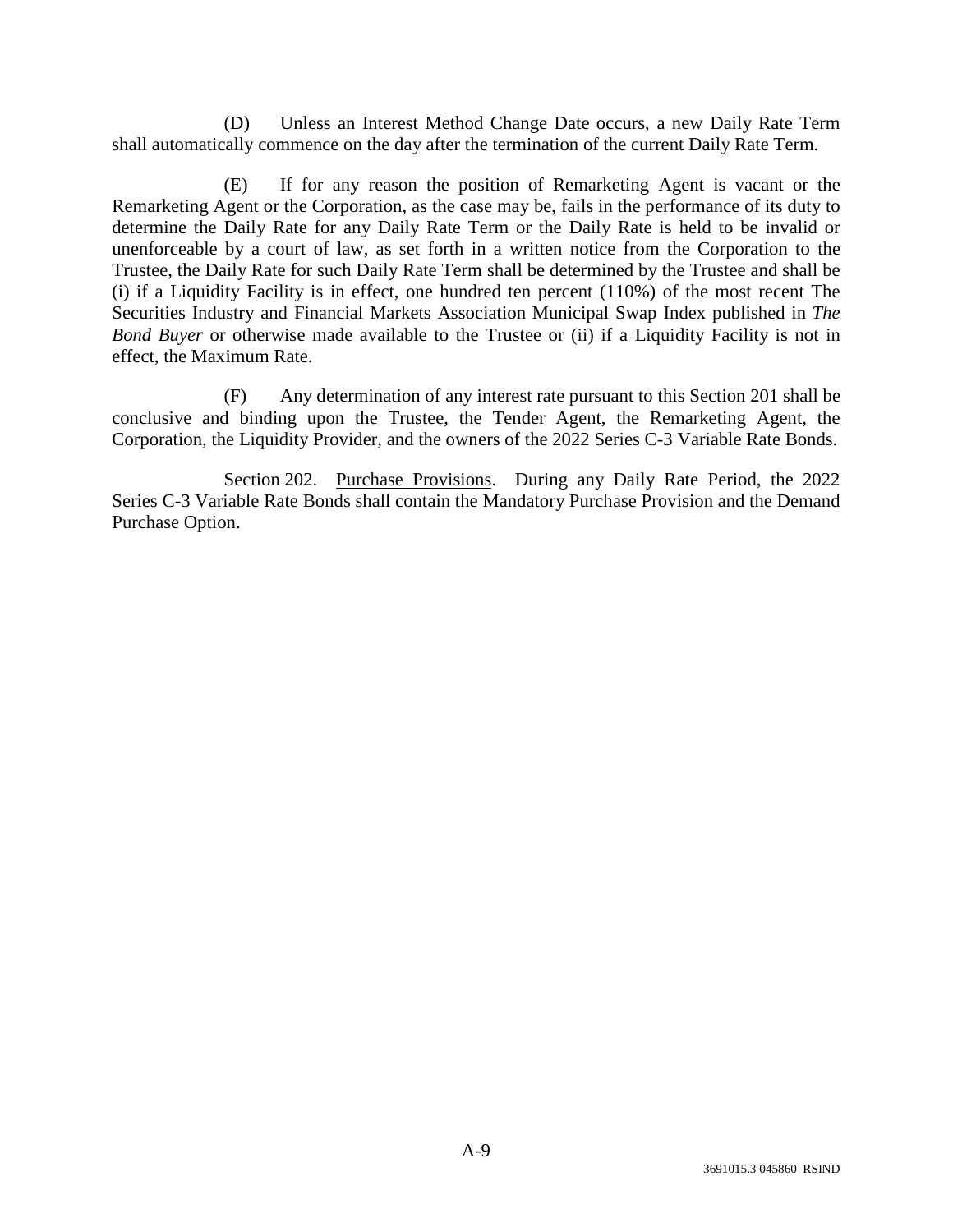(D) Unless an Interest Method Change Date occurs, a new Daily Rate Term shall automatically commence on the day after the termination of the current Daily Rate Term.

(E) If for any reason the position of Remarketing Agent is vacant or the Remarketing Agent or the Corporation, as the case may be, fails in the performance of its duty to determine the Daily Rate for any Daily Rate Term or the Daily Rate is held to be invalid or unenforceable by a court of law, as set forth in a written notice from the Corporation to the Trustee, the Daily Rate for such Daily Rate Term shall be determined by the Trustee and shall be (i) if a Liquidity Facility is in effect, one hundred ten percent (110%) of the most recent The Securities Industry and Financial Markets Association Municipal Swap Index published in *The Bond Buyer* or otherwise made available to the Trustee or (ii) if a Liquidity Facility is not in effect, the Maximum Rate.

(F) Any determination of any interest rate pursuant to this Section 201 shall be conclusive and binding upon the Trustee, the Tender Agent, the Remarketing Agent, the Corporation, the Liquidity Provider, and the owners of the 2022 Series C-3 Variable Rate Bonds.

Section 202. Purchase Provisions. During any Daily Rate Period, the 2022 Series C-3 Variable Rate Bonds shall contain the Mandatory Purchase Provision and the Demand Purchase Option.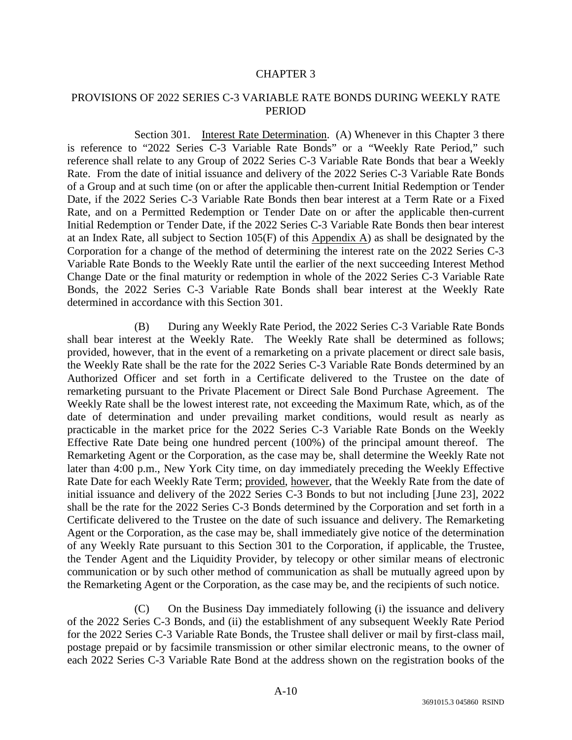## CHAPTER 3

## PROVISIONS OF 2022 SERIES C-3 VARIABLE RATE BONDS DURING WEEKLY RATE PERIOD

Section 301. Interest Rate Determination. (A) Whenever in this Chapter 3 there is reference to "2022 Series C-3 Variable Rate Bonds" or a "Weekly Rate Period," such reference shall relate to any Group of 2022 Series C-3 Variable Rate Bonds that bear a Weekly Rate. From the date of initial issuance and delivery of the 2022 Series C-3 Variable Rate Bonds of a Group and at such time (on or after the applicable then-current Initial Redemption or Tender Date, if the 2022 Series C-3 Variable Rate Bonds then bear interest at a Term Rate or a Fixed Rate, and on a Permitted Redemption or Tender Date on or after the applicable then-current Initial Redemption or Tender Date, if the 2022 Series C-3 Variable Rate Bonds then bear interest at an Index Rate, all subject to Section 105(F) of this Appendix A) as shall be designated by the Corporation for a change of the method of determining the interest rate on the 2022 Series C-3 Variable Rate Bonds to the Weekly Rate until the earlier of the next succeeding Interest Method Change Date or the final maturity or redemption in whole of the 2022 Series C-3 Variable Rate Bonds, the 2022 Series C-3 Variable Rate Bonds shall bear interest at the Weekly Rate determined in accordance with this Section 301.

(B) During any Weekly Rate Period, the 2022 Series C-3 Variable Rate Bonds shall bear interest at the Weekly Rate. The Weekly Rate shall be determined as follows; provided, however, that in the event of a remarketing on a private placement or direct sale basis, the Weekly Rate shall be the rate for the 2022 Series C-3 Variable Rate Bonds determined by an Authorized Officer and set forth in a Certificate delivered to the Trustee on the date of remarketing pursuant to the Private Placement or Direct Sale Bond Purchase Agreement. The Weekly Rate shall be the lowest interest rate, not exceeding the Maximum Rate, which, as of the date of determination and under prevailing market conditions, would result as nearly as practicable in the market price for the 2022 Series C-3 Variable Rate Bonds on the Weekly Effective Rate Date being one hundred percent (100%) of the principal amount thereof. The Remarketing Agent or the Corporation, as the case may be, shall determine the Weekly Rate not later than 4:00 p.m., New York City time, on day immediately preceding the Weekly Effective Rate Date for each Weekly Rate Term; provided, however, that the Weekly Rate from the date of initial issuance and delivery of the 2022 Series C-3 Bonds to but not including [June 23], 2022 shall be the rate for the 2022 Series C-3 Bonds determined by the Corporation and set forth in a Certificate delivered to the Trustee on the date of such issuance and delivery. The Remarketing Agent or the Corporation, as the case may be, shall immediately give notice of the determination of any Weekly Rate pursuant to this Section 301 to the Corporation, if applicable, the Trustee, the Tender Agent and the Liquidity Provider, by telecopy or other similar means of electronic communication or by such other method of communication as shall be mutually agreed upon by the Remarketing Agent or the Corporation, as the case may be, and the recipients of such notice.

(C) On the Business Day immediately following (i) the issuance and delivery of the 2022 Series C-3 Bonds, and (ii) the establishment of any subsequent Weekly Rate Period for the 2022 Series C-3 Variable Rate Bonds, the Trustee shall deliver or mail by first-class mail, postage prepaid or by facsimile transmission or other similar electronic means, to the owner of each 2022 Series C-3 Variable Rate Bond at the address shown on the registration books of the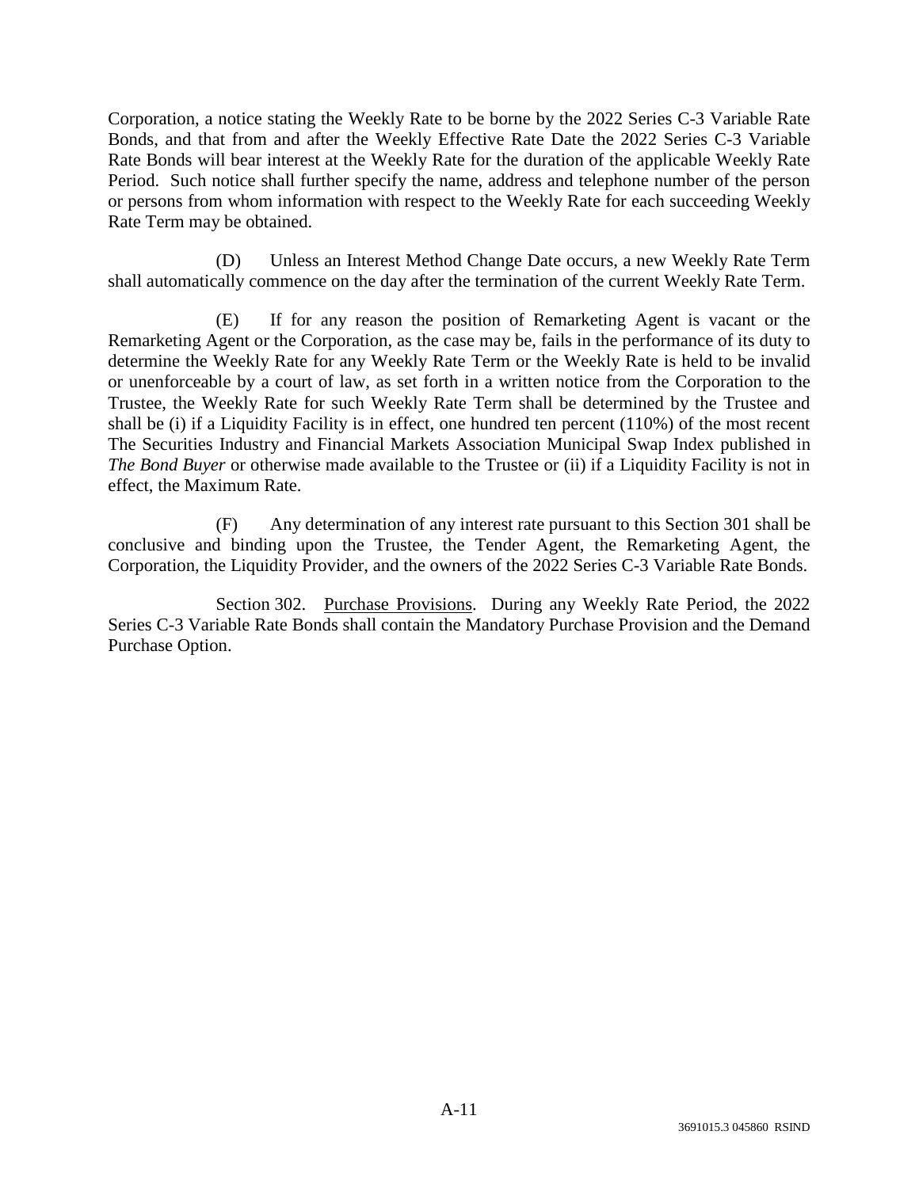Corporation, a notice stating the Weekly Rate to be borne by the 2022 Series C-3 Variable Rate Bonds, and that from and after the Weekly Effective Rate Date the 2022 Series C-3 Variable Rate Bonds will bear interest at the Weekly Rate for the duration of the applicable Weekly Rate Period. Such notice shall further specify the name, address and telephone number of the person or persons from whom information with respect to the Weekly Rate for each succeeding Weekly Rate Term may be obtained.

(D) Unless an Interest Method Change Date occurs, a new Weekly Rate Term shall automatically commence on the day after the termination of the current Weekly Rate Term.

(E) If for any reason the position of Remarketing Agent is vacant or the Remarketing Agent or the Corporation, as the case may be, fails in the performance of its duty to determine the Weekly Rate for any Weekly Rate Term or the Weekly Rate is held to be invalid or unenforceable by a court of law, as set forth in a written notice from the Corporation to the Trustee, the Weekly Rate for such Weekly Rate Term shall be determined by the Trustee and shall be (i) if a Liquidity Facility is in effect, one hundred ten percent (110%) of the most recent The Securities Industry and Financial Markets Association Municipal Swap Index published in *The Bond Buyer* or otherwise made available to the Trustee or (ii) if a Liquidity Facility is not in effect, the Maximum Rate.

(F) Any determination of any interest rate pursuant to this Section 301 shall be conclusive and binding upon the Trustee, the Tender Agent, the Remarketing Agent, the Corporation, the Liquidity Provider, and the owners of the 2022 Series C-3 Variable Rate Bonds.

Section 302. Purchase Provisions. During any Weekly Rate Period, the 2022 Series C-3 Variable Rate Bonds shall contain the Mandatory Purchase Provision and the Demand Purchase Option.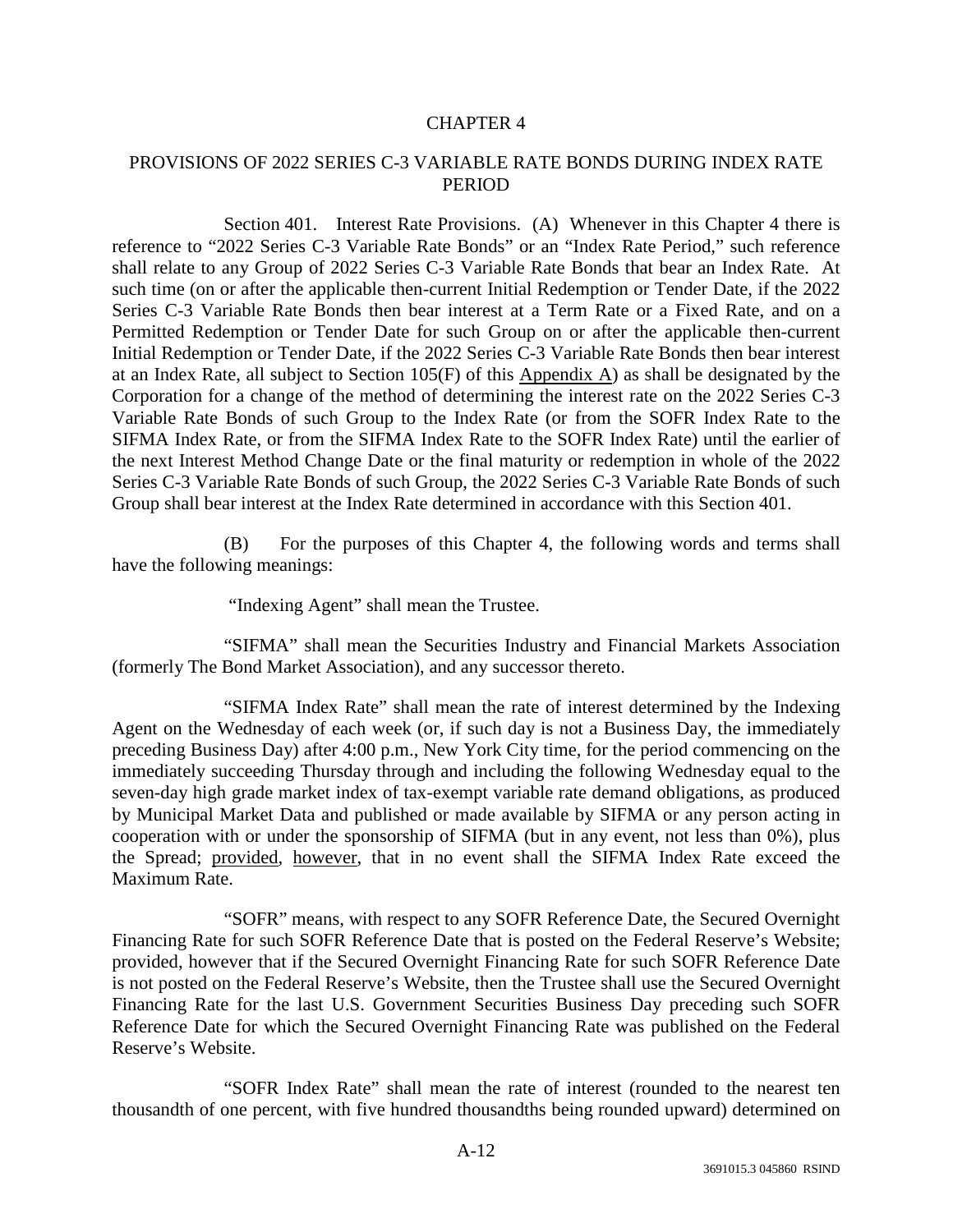# CHAPTER 4

## PROVISIONS OF 2022 SERIES C-3 VARIABLE RATE BONDS DURING INDEX RATE PERIOD

Section 401. Interest Rate Provisions. (A) Whenever in this Chapter 4 there is reference to "2022 Series C-3 Variable Rate Bonds" or an "Index Rate Period," such reference shall relate to any Group of 2022 Series C-3 Variable Rate Bonds that bear an Index Rate. At such time (on or after the applicable then-current Initial Redemption or Tender Date, if the 2022 Series C-3 Variable Rate Bonds then bear interest at a Term Rate or a Fixed Rate, and on a Permitted Redemption or Tender Date for such Group on or after the applicable then-current Initial Redemption or Tender Date, if the 2022 Series C-3 Variable Rate Bonds then bear interest at an Index Rate, all subject to Section 105(F) of this <u>Appendix A</u>) as shall be designated by the Corporation for a change of the method of determining the interest rate on the 2022 Series C-3 Variable Rate Bonds of such Group to the Index Rate (or from the SOFR Index Rate to the SIFMA Index Rate, or from the SIFMA Index Rate to the SOFR Index Rate) until the earlier of the next Interest Method Change Date or the final maturity or redemption in whole of the 2022 Series C-3 Variable Rate Bonds of such Group, the 2022 Series C-3 Variable Rate Bonds of such Group shall bear interest at the Index Rate determined in accordance with this Section 401.

(B) For the purposes of this Chapter 4, the following words and terms shall have the following meanings:

"Indexing Agent" shall mean the Trustee.

"SIFMA" shall mean the Securities Industry and Financial Markets Association (formerly The Bond Market Association), and any successor thereto.

"SIFMA Index Rate" shall mean the rate of interest determined by the Indexing Agent on the Wednesday of each week (or, if such day is not a Business Day, the immediately preceding Business Day) after 4:00 p.m., New York City time, for the period commencing on the immediately succeeding Thursday through and including the following Wednesday equal to the seven-day high grade market index of tax-exempt variable rate demand obligations, as produced by Municipal Market Data and published or made available by SIFMA or any person acting in cooperation with or under the sponsorship of SIFMA (but in any event, not less than 0%), plus the Spread; <u>provided</u>, <u>however</u>, that in no event shall the SIFMA Index Rate exceed the Maximum Rate.

"SOFR" means, with respect to any SOFR Reference Date, the Secured Overnight Financing Rate for such SOFR Reference Date that is posted on the Federal Reserve's Website; provided, however that if the Secured Overnight Financing Rate for such SOFR Reference Date is not posted on the Federal Reserve's Website, then the Trustee shall use the Secured Overnight Financing Rate for the last U.S. Government Securities Business Day preceding such SOFR Reference Date for which the Secured Overnight Financing Rate was published on the Federal Reserve's Website.

"SOFR Index Rate" shall mean the rate of interest (rounded to the nearest ten thousandth of one percent, with five hundred thousandths being rounded upward) determined on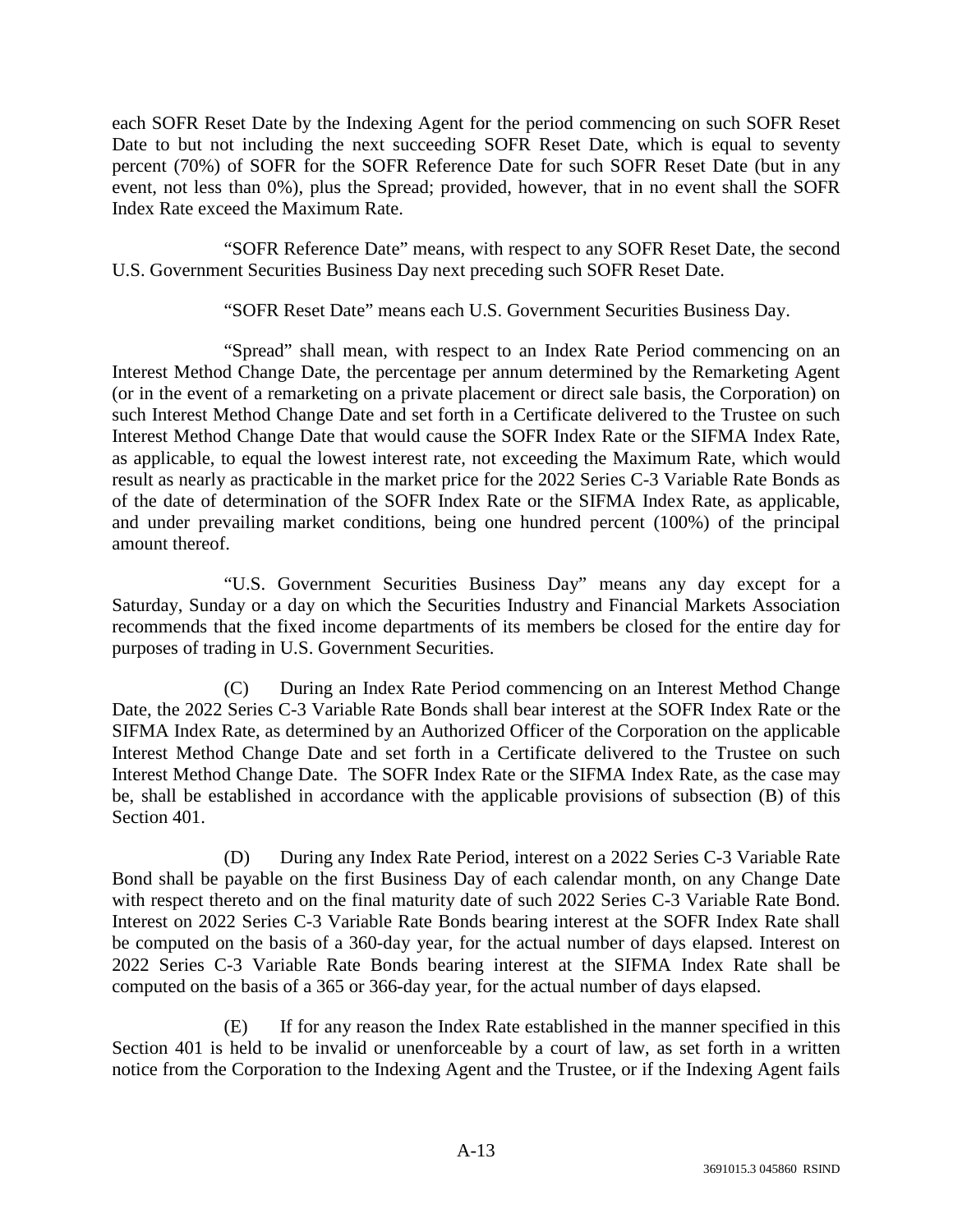each SOFR Reset Date by the Indexing Agent for the period commencing on such SOFR Reset Date to but not including the next succeeding SOFR Reset Date, which is equal to seventy percent (70%) of SOFR for the SOFR Reference Date for such SOFR Reset Date (but in any event, not less than 0%), plus the Spread; provided, however, that in no event shall the SOFR Index Rate exceed the Maximum Rate.

"SOFR Reference Date" means, with respect to any SOFR Reset Date, the second U.S. Government Securities Business Day next preceding such SOFR Reset Date.

"SOFR Reset Date" means each U.S. Government Securities Business Day.

"Spread" shall mean, with respect to an Index Rate Period commencing on an Interest Method Change Date, the percentage per annum determined by the Remarketing Agent (or in the event of a remarketing on a private placement or direct sale basis, the Corporation) on such Interest Method Change Date and set forth in a Certificate delivered to the Trustee on such Interest Method Change Date that would cause the SOFR Index Rate or the SIFMA Index Rate, as applicable, to equal the lowest interest rate, not exceeding the Maximum Rate, which would result as nearly as practicable in the market price for the 2022 Series C-3 Variable Rate Bonds as of the date of determination of the SOFR Index Rate or the SIFMA Index Rate, as applicable, and under prevailing market conditions, being one hundred percent (100%) of the principal amount thereof.

"U.S. Government Securities Business Day" means any day except for a Saturday, Sunday or a day on which the Securities Industry and Financial Markets Association recommends that the fixed income departments of its members be closed for the entire day for purposes of trading in U.S. Government Securities.

(C) During an Index Rate Period commencing on an Interest Method Change Date, the 2022 Series C-3 Variable Rate Bonds shall bear interest at the SOFR Index Rate or the SIFMA Index Rate, as determined by an Authorized Officer of the Corporation on the applicable Interest Method Change Date and set forth in a Certificate delivered to the Trustee on such Interest Method Change Date. The SOFR Index Rate or the SIFMA Index Rate, as the case may be, shall be established in accordance with the applicable provisions of subsection (B) of this Section 401.

(D) During any Index Rate Period, interest on a 2022 Series C-3 Variable Rate Bond shall be payable on the first Business Day of each calendar month, on any Change Date with respect thereto and on the final maturity date of such 2022 Series C-3 Variable Rate Bond. Interest on 2022 Series C-3 Variable Rate Bonds bearing interest at the SOFR Index Rate shall be computed on the basis of a 360-day year, for the actual number of days elapsed. Interest on 2022 Series C-3 Variable Rate Bonds bearing interest at the SIFMA Index Rate shall be computed on the basis of a 365 or 366-day year, for the actual number of days elapsed.

(E) If for any reason the Index Rate established in the manner specified in this Section 401 is held to be invalid or unenforceable by a court of law, as set forth in a written notice from the Corporation to the Indexing Agent and the Trustee, or if the Indexing Agent fails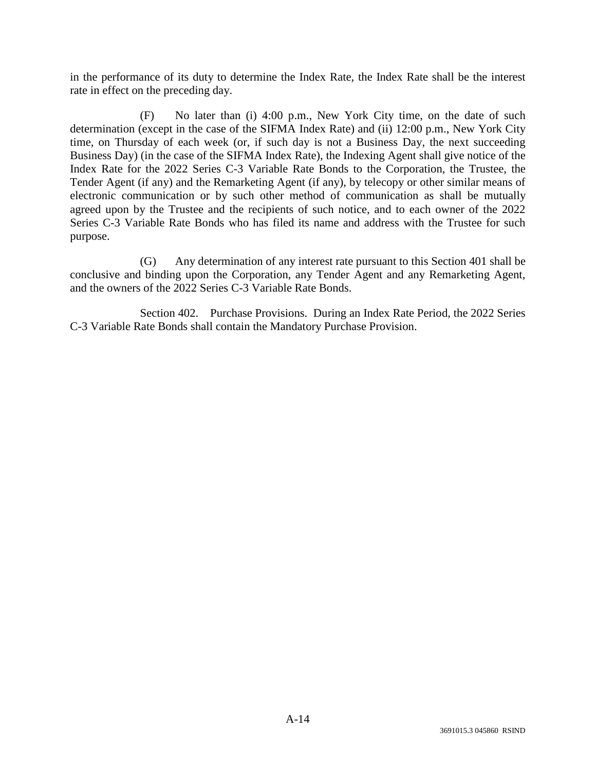in the performance of its duty to determine the Index Rate, the Index Rate shall be the interest rate in effect on the preceding day.

(F) No later than (i) 4:00 p.m., New York City time, on the date of such determination (except in the case of the SIFMA Index Rate) and (ii) 12:00 p.m., New York City time, on Thursday of each week (or, if such day is not a Business Day, the next succeeding Business Day) (in the case of the SIFMA Index Rate), the Indexing Agent shall give notice of the Index Rate for the 2022 Series C-3 Variable Rate Bonds to the Corporation, the Trustee, the Tender Agent (if any) and the Remarketing Agent (if any), by telecopy or other similar means of electronic communication or by such other method of communication as shall be mutually agreed upon by the Trustee and the recipients of such notice, and to each owner of the 2022 Series C-3 Variable Rate Bonds who has filed its name and address with the Trustee for such purpose.

(G) Any determination of any interest rate pursuant to this Section 401 shall be conclusive and binding upon the Corporation, any Tender Agent and any Remarketing Agent, and the owners of the 2022 Series C-3 Variable Rate Bonds.

Section 402. Purchase Provisions. During an Index Rate Period, the 2022 Series C-3 Variable Rate Bonds shall contain the Mandatory Purchase Provision.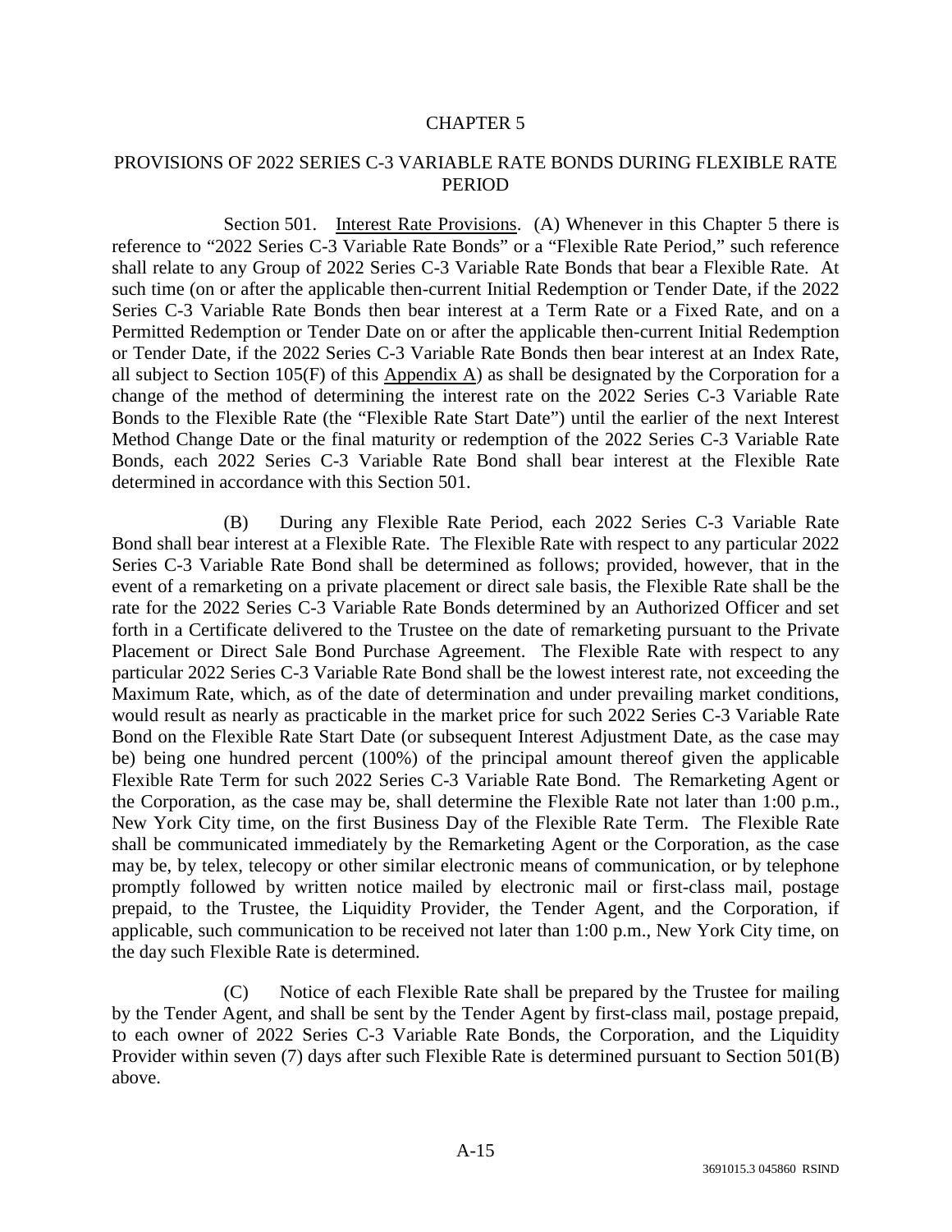# CHAPTER 5

## PROVISIONS OF 2022 SERIES C-3 VARIABLE RATE BONDS DURING FLEXIBLE RATE PERIOD

Section 501. Interest Rate Provisions. (A) Whenever in this Chapter 5 there is reference to "2022 Series C-3 Variable Rate Bonds" or a "Flexible Rate Period," such reference shall relate to any Group of 2022 Series C-3 Variable Rate Bonds that bear a Flexible Rate. At such time (on or after the applicable then-current Initial Redemption or Tender Date, if the 2022 Series C-3 Variable Rate Bonds then bear interest at a Term Rate or a Fixed Rate, and on a Permitted Redemption or Tender Date on or after the applicable then-current Initial Redemption or Tender Date, if the 2022 Series C-3 Variable Rate Bonds then bear interest at an Index Rate, all subject to Section 105(F) of this Appendix A) as shall be designated by the Corporation for a change of the method of determining the interest rate on the 2022 Series C-3 Variable Rate Bonds to the Flexible Rate (the "Flexible Rate Start Date") until the earlier of the next Interest Method Change Date or the final maturity or redemption of the 2022 Series C-3 Variable Rate Bonds, each 2022 Series C-3 Variable Rate Bond shall bear interest at the Flexible Rate determined in accordance with this Section 501.

(B) During any Flexible Rate Period, each 2022 Series C-3 Variable Rate Bond shall bear interest at a Flexible Rate. The Flexible Rate with respect to any particular 2022 Series C-3 Variable Rate Bond shall be determined as follows; provided, however, that in the event of a remarketing on a private placement or direct sale basis, the Flexible Rate shall be the rate for the 2022 Series C-3 Variable Rate Bonds determined by an Authorized Officer and set forth in a Certificate delivered to the Trustee on the date of remarketing pursuant to the Private Placement or Direct Sale Bond Purchase Agreement. The Flexible Rate with respect to any particular 2022 Series C-3 Variable Rate Bond shall be the lowest interest rate, not exceeding the Maximum Rate, which, as of the date of determination and under prevailing market conditions, would result as nearly as practicable in the market price for such 2022 Series C-3 Variable Rate Bond on the Flexible Rate Start Date (or subsequent Interest Adjustment Date, as the case may be) being one hundred percent (100%) of the principal amount thereof given the applicable Flexible Rate Term for such 2022 Series C-3 Variable Rate Bond. The Remarketing Agent or the Corporation, as the case may be, shall determine the Flexible Rate not later than 1:00 p.m., New York City time, on the first Business Day of the Flexible Rate Term. The Flexible Rate shall be communicated immediately by the Remarketing Agent or the Corporation, as the case may be, by telex, telecopy or other similar electronic means of communication, or by telephone promptly followed by written notice mailed by electronic mail or first-class mail, postage prepaid, to the Trustee, the Liquidity Provider, the Tender Agent, and the Corporation, if applicable, such communication to be received not later than 1:00 p.m., New York City time, on the day such Flexible Rate is determined.

(C) Notice of each Flexible Rate shall be prepared by the Trustee for mailing by the Tender Agent, and shall be sent by the Tender Agent by first-class mail, postage prepaid, to each owner of 2022 Series C-3 Variable Rate Bonds, the Corporation, and the Liquidity Provider within seven (7) days after such Flexible Rate is determined pursuant to Section 501(B) above.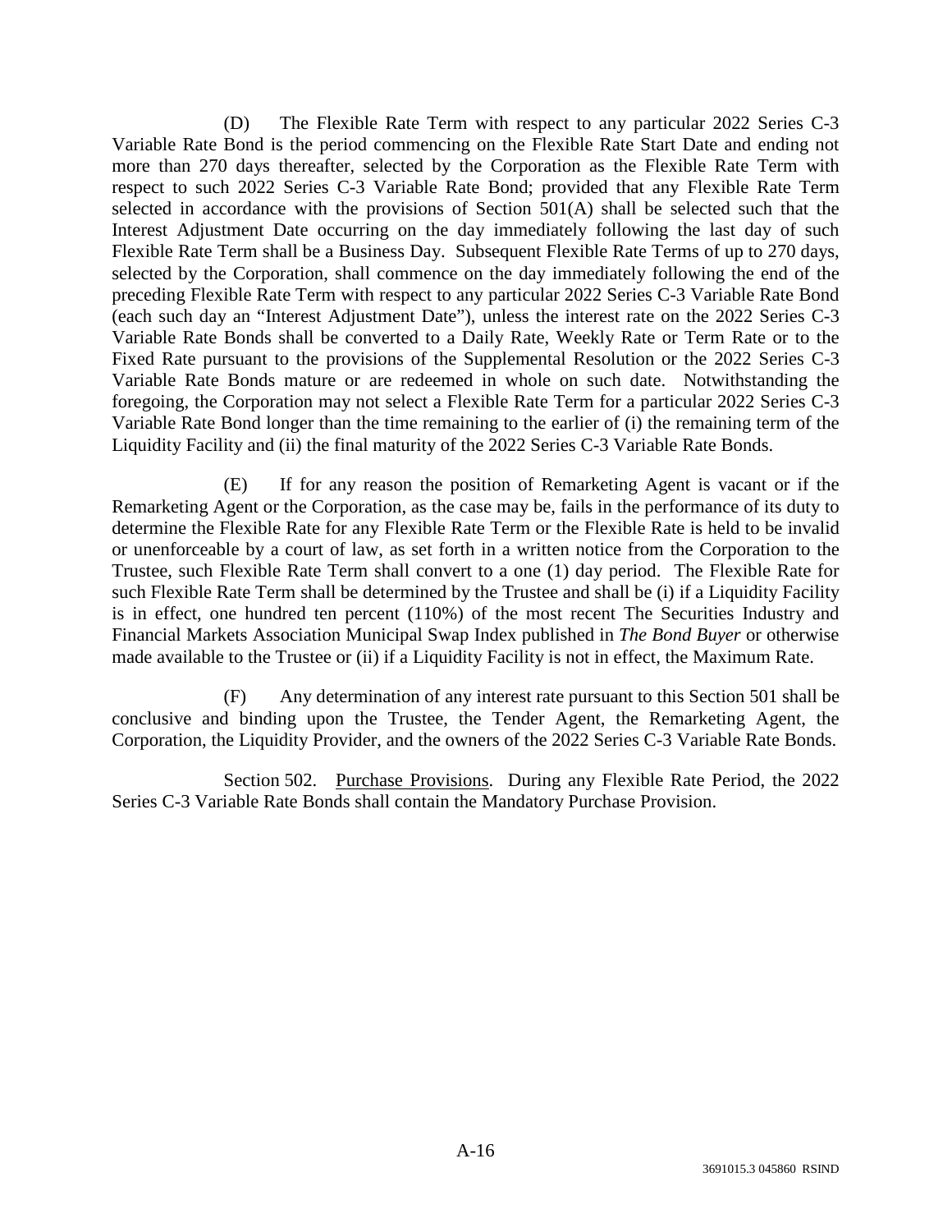(D) The Flexible Rate Term with respect to any particular 2022 Series C-3 Variable Rate Bond is the period commencing on the Flexible Rate Start Date and ending not more than 270 days thereafter, selected by the Corporation as the Flexible Rate Term with respect to such 2022 Series C-3 Variable Rate Bond; provided that any Flexible Rate Term selected in accordance with the provisions of Section 501(A) shall be selected such that the Interest Adjustment Date occurring on the day immediately following the last day of such Flexible Rate Term shall be a Business Day. Subsequent Flexible Rate Terms of up to 270 days, selected by the Corporation, shall commence on the day immediately following the end of the preceding Flexible Rate Term with respect to any particular 2022 Series C-3 Variable Rate Bond (each such day an "Interest Adjustment Date"), unless the interest rate on the 2022 Series C-3 Variable Rate Bonds shall be converted to a Daily Rate, Weekly Rate or Term Rate or to the Fixed Rate pursuant to the provisions of the Supplemental Resolution or the 2022 Series C-3 Variable Rate Bonds mature or are redeemed in whole on such date. Notwithstanding the foregoing, the Corporation may not select a Flexible Rate Term for a particular 2022 Series C-3 Variable Rate Bond longer than the time remaining to the earlier of (i) the remaining term of the Liquidity Facility and (ii) the final maturity of the 2022 Series C-3 Variable Rate Bonds.

(E) If for any reason the position of Remarketing Agent is vacant or if the Remarketing Agent or the Corporation, as the case may be, fails in the performance of its duty to determine the Flexible Rate for any Flexible Rate Term or the Flexible Rate is held to be invalid or unenforceable by a court of law, as set forth in a written notice from the Corporation to the Trustee, such Flexible Rate Term shall convert to a one (1) day period. The Flexible Rate for such Flexible Rate Term shall be determined by the Trustee and shall be (i) if a Liquidity Facility is in effect, one hundred ten percent (110%) of the most recent The Securities Industry and Financial Markets Association Municipal Swap Index published in *The Bond Buyer* or otherwise made available to the Trustee or (ii) if a Liquidity Facility is not in effect, the Maximum Rate.

(F) Any determination of any interest rate pursuant to this Section 501 shall be conclusive and binding upon the Trustee, the Tender Agent, the Remarketing Agent, the Corporation, the Liquidity Provider, and the owners of the 2022 Series C-3 Variable Rate Bonds.

Section 502. Purchase Provisions. During any Flexible Rate Period, the 2022 Series C-3 Variable Rate Bonds shall contain the Mandatory Purchase Provision.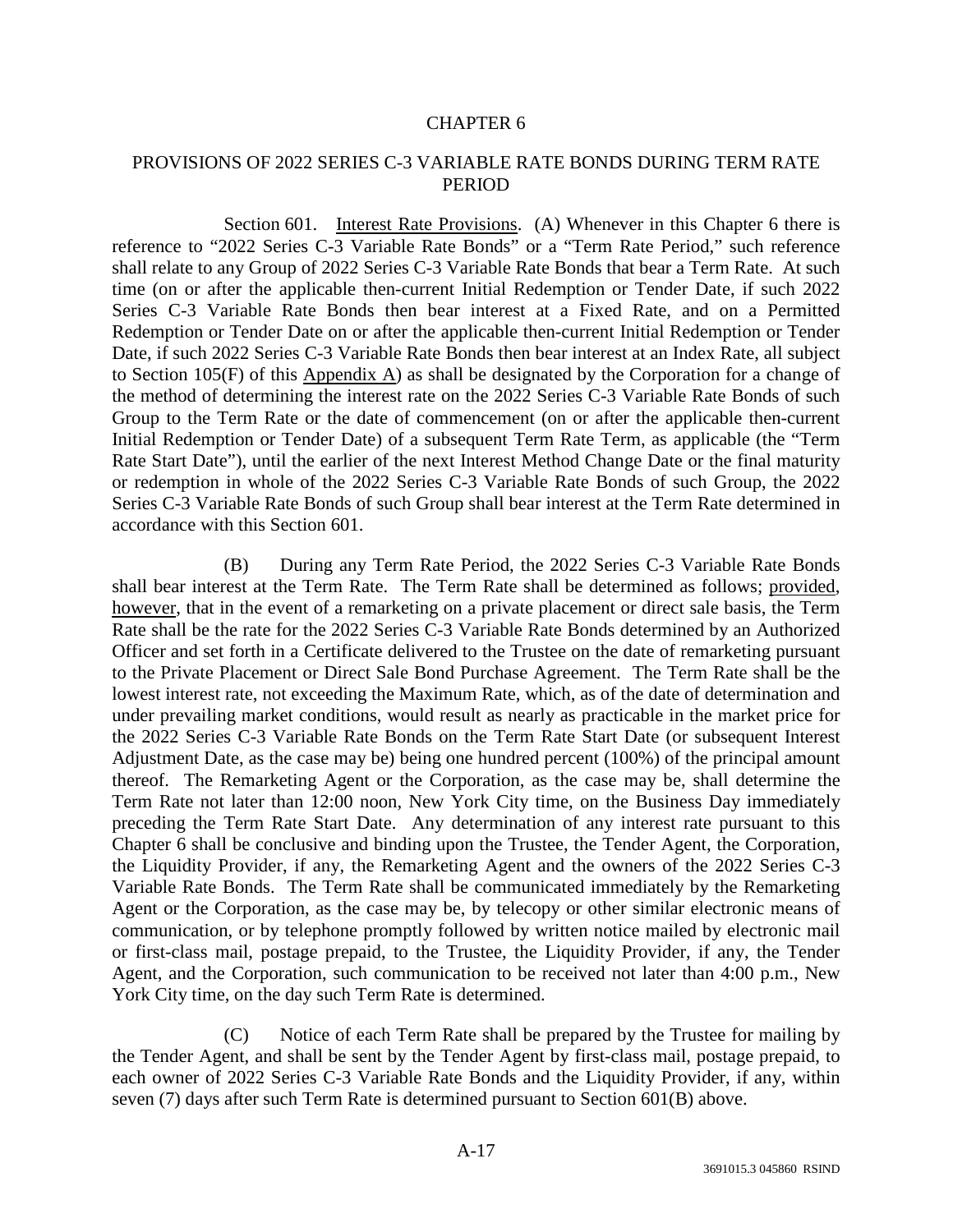# CHAPTER 6

## PROVISIONS OF 2022 SERIES C-3 VARIABLE RATE BONDS DURING TERM RATE PERIOD

Section 601. Interest Rate Provisions. (A) Whenever in this Chapter 6 there is reference to "2022 Series C-3 Variable Rate Bonds" or a "Term Rate Period," such reference shall relate to any Group of 2022 Series C-3 Variable Rate Bonds that bear a Term Rate. At such time (on or after the applicable then-current Initial Redemption or Tender Date, if such 2022 Series C-3 Variable Rate Bonds then bear interest at a Fixed Rate, and on a Permitted Redemption or Tender Date on or after the applicable then-current Initial Redemption or Tender Date, if such 2022 Series C-3 Variable Rate Bonds then bear interest at an Index Rate, all subject to Section 105(F) of this Appendix A) as shall be designated by the Corporation for a change of the method of determining the interest rate on the 2022 Series C-3 Variable Rate Bonds of such Group to the Term Rate or the date of commencement (on or after the applicable then-current Initial Redemption or Tender Date) of a subsequent Term Rate Term, as applicable (the "Term Rate Start Date"), until the earlier of the next Interest Method Change Date or the final maturity or redemption in whole of the 2022 Series C-3 Variable Rate Bonds of such Group, the 2022 Series C-3 Variable Rate Bonds of such Group shall bear interest at the Term Rate determined in accordance with this Section 601.

(B) During any Term Rate Period, the 2022 Series C-3 Variable Rate Bonds shall bear interest at the Term Rate. The Term Rate shall be determined as follows; provided, however, that in the event of a remarketing on a private placement or direct sale basis, the Term Rate shall be the rate for the 2022 Series C-3 Variable Rate Bonds determined by an Authorized Officer and set forth in a Certificate delivered to the Trustee on the date of remarketing pursuant to the Private Placement or Direct Sale Bond Purchase Agreement. The Term Rate shall be the lowest interest rate, not exceeding the Maximum Rate, which, as of the date of determination and under prevailing market conditions, would result as nearly as practicable in the market price for the 2022 Series C-3 Variable Rate Bonds on the Term Rate Start Date (or subsequent Interest Adjustment Date, as the case may be) being one hundred percent (100%) of the principal amount thereof. The Remarketing Agent or the Corporation, as the case may be, shall determine the Term Rate not later than 12:00 noon, New York City time, on the Business Day immediately preceding the Term Rate Start Date. Any determination of any interest rate pursuant to this Chapter 6 shall be conclusive and binding upon the Trustee, the Tender Agent, the Corporation, the Liquidity Provider, if any, the Remarketing Agent and the owners of the 2022 Series C-3 Variable Rate Bonds. The Term Rate shall be communicated immediately by the Remarketing Agent or the Corporation, as the case may be, by telecopy or other similar electronic means of communication, or by telephone promptly followed by written notice mailed by electronic mail or first-class mail, postage prepaid, to the Trustee, the Liquidity Provider, if any, the Tender Agent, and the Corporation, such communication to be received not later than 4:00 p.m., New York City time, on the day such Term Rate is determined.

(C) Notice of each Term Rate shall be prepared by the Trustee for mailing by the Tender Agent, and shall be sent by the Tender Agent by first-class mail, postage prepaid, to each owner of 2022 Series C-3 Variable Rate Bonds and the Liquidity Provider, if any, within seven (7) days after such Term Rate is determined pursuant to Section 601(B) above.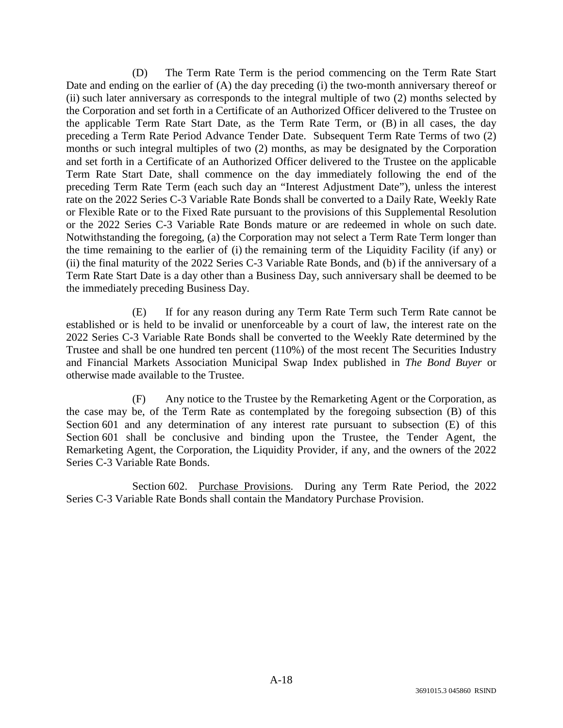(D) The Term Rate Term is the period commencing on the Term Rate Start Date and ending on the earlier of (A) the day preceding (i) the two-month anniversary thereof or (ii) such later anniversary as corresponds to the integral multiple of two (2) months selected by the Corporation and set forth in a Certificate of an Authorized Officer delivered to the Trustee on the applicable Term Rate Start Date, as the Term Rate Term, or (B) in all cases, the day preceding a Term Rate Period Advance Tender Date. Subsequent Term Rate Terms of two (2) months or such integral multiples of two (2) months, as may be designated by the Corporation and set forth in a Certificate of an Authorized Officer delivered to the Trustee on the applicable Term Rate Start Date, shall commence on the day immediately following the end of the preceding Term Rate Term (each such day an "Interest Adjustment Date"), unless the interest rate on the 2022 Series C-3 Variable Rate Bonds shall be converted to a Daily Rate, Weekly Rate or Flexible Rate or to the Fixed Rate pursuant to the provisions of this Supplemental Resolution or the 2022 Series C-3 Variable Rate Bonds mature or are redeemed in whole on such date. Notwithstanding the foregoing, (a) the Corporation may not select a Term Rate Term longer than the time remaining to the earlier of (i) the remaining term of the Liquidity Facility (if any) or (ii) the final maturity of the 2022 Series C-3 Variable Rate Bonds, and (b) if the anniversary of a Term Rate Start Date is a day other than a Business Day, such anniversary shall be deemed to be the immediately preceding Business Day.

(E) If for any reason during any Term Rate Term such Term Rate cannot be established or is held to be invalid or unenforceable by a court of law, the interest rate on the 2022 Series C-3 Variable Rate Bonds shall be converted to the Weekly Rate determined by the Trustee and shall be one hundred ten percent (110%) of the most recent The Securities Industry and Financial Markets Association Municipal Swap Index published in *The Bond Buyer* or otherwise made available to the Trustee.

(F) Any notice to the Trustee by the Remarketing Agent or the Corporation, as the case may be, of the Term Rate as contemplated by the foregoing subsection (B) of this Section 601 and any determination of any interest rate pursuant to subsection (E) of this Section 601 shall be conclusive and binding upon the Trustee, the Tender Agent, the Remarketing Agent, the Corporation, the Liquidity Provider, if any, and the owners of the 2022 Series C-3 Variable Rate Bonds.

Section 602. Purchase Provisions. During any Term Rate Period, the 2022 Series C-3 Variable Rate Bonds shall contain the Mandatory Purchase Provision.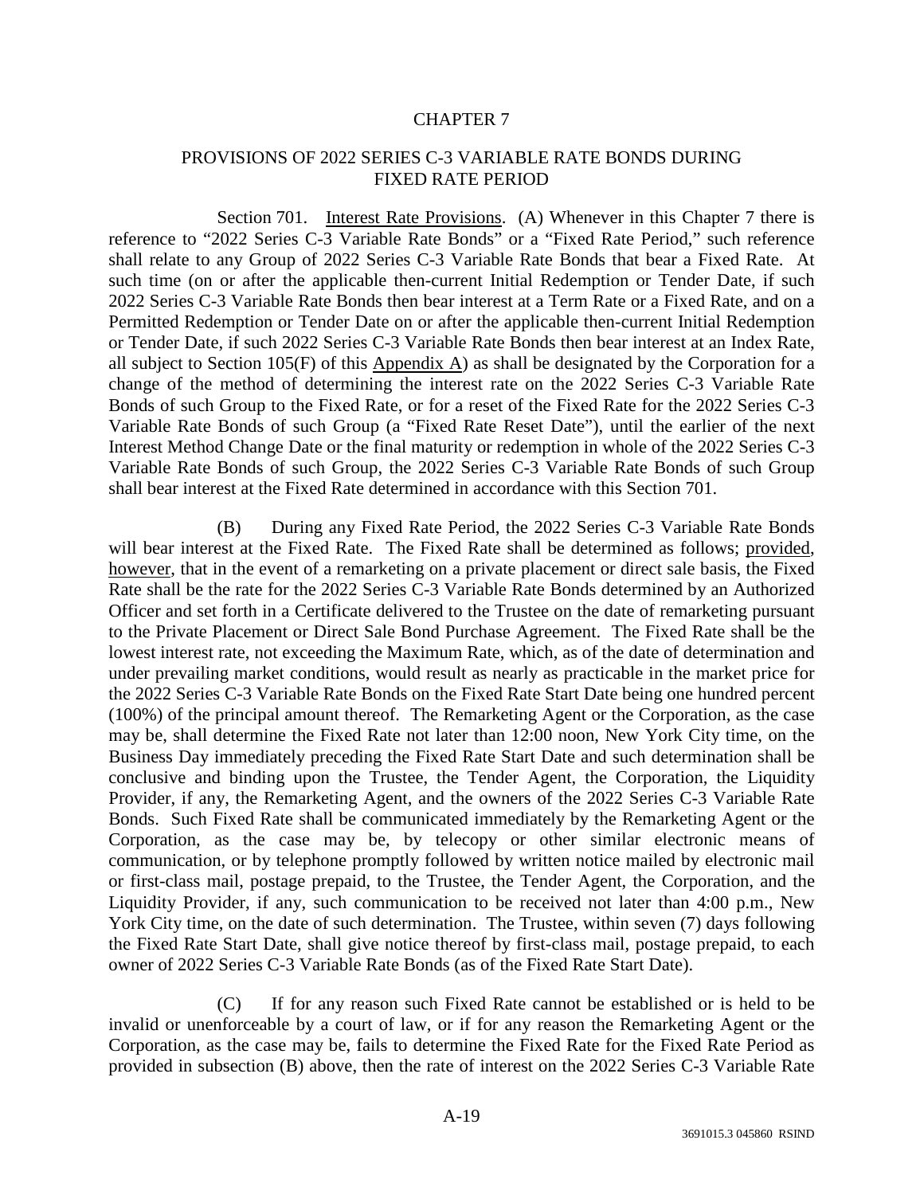# CHAPTER 7

## PROVISIONS OF 2022 SERIES C-3 VARIABLE RATE BONDS DURING FIXED RATE PERIOD

Section 701. Interest Rate Provisions. (A) Whenever in this Chapter 7 there is reference to "2022 Series C-3 Variable Rate Bonds" or a "Fixed Rate Period," such reference shall relate to any Group of 2022 Series C-3 Variable Rate Bonds that bear a Fixed Rate. At such time (on or after the applicable then-current Initial Redemption or Tender Date, if such 2022 Series C-3 Variable Rate Bonds then bear interest at a Term Rate or a Fixed Rate, and on a Permitted Redemption or Tender Date on or after the applicable then-current Initial Redemption or Tender Date, if such 2022 Series C-3 Variable Rate Bonds then bear interest at an Index Rate, all subject to Section 105(F) of this Appendix A) as shall be designated by the Corporation for a change of the method of determining the interest rate on the 2022 Series C-3 Variable Rate Bonds of such Group to the Fixed Rate, or for a reset of the Fixed Rate for the 2022 Series C-3 Variable Rate Bonds of such Group (a "Fixed Rate Reset Date"), until the earlier of the next Interest Method Change Date or the final maturity or redemption in whole of the 2022 Series C-3 Variable Rate Bonds of such Group, the 2022 Series C-3 Variable Rate Bonds of such Group shall bear interest at the Fixed Rate determined in accordance with this Section 701.

(B) During any Fixed Rate Period, the 2022 Series C-3 Variable Rate Bonds will bear interest at the Fixed Rate. The Fixed Rate shall be determined as follows; provided, however, that in the event of a remarketing on a private placement or direct sale basis, the Fixed Rate shall be the rate for the 2022 Series C-3 Variable Rate Bonds determined by an Authorized Officer and set forth in a Certificate delivered to the Trustee on the date of remarketing pursuant to the Private Placement or Direct Sale Bond Purchase Agreement. The Fixed Rate shall be the lowest interest rate, not exceeding the Maximum Rate, which, as of the date of determination and under prevailing market conditions, would result as nearly as practicable in the market price for the 2022 Series C-3 Variable Rate Bonds on the Fixed Rate Start Date being one hundred percent (100%) of the principal amount thereof. The Remarketing Agent or the Corporation, as the case may be, shall determine the Fixed Rate not later than 12:00 noon, New York City time, on the Business Day immediately preceding the Fixed Rate Start Date and such determination shall be conclusive and binding upon the Trustee, the Tender Agent, the Corporation, the Liquidity Provider, if any, the Remarketing Agent, and the owners of the 2022 Series C-3 Variable Rate Bonds. Such Fixed Rate shall be communicated immediately by the Remarketing Agent or the Corporation, as the case may be, by telecopy or other similar electronic means of communication, or by telephone promptly followed by written notice mailed by electronic mail or first-class mail, postage prepaid, to the Trustee, the Tender Agent, the Corporation, and the Liquidity Provider, if any, such communication to be received not later than 4:00 p.m., New York City time, on the date of such determination. The Trustee, within seven (7) days following the Fixed Rate Start Date, shall give notice thereof by first-class mail, postage prepaid, to each owner of 2022 Series C-3 Variable Rate Bonds (as of the Fixed Rate Start Date).

(C) If for any reason such Fixed Rate cannot be established or is held to be invalid or unenforceable by a court of law, or if for any reason the Remarketing Agent or the Corporation, as the case may be, fails to determine the Fixed Rate for the Fixed Rate Period as provided in subsection (B) above, then the rate of interest on the 2022 Series C-3 Variable Rate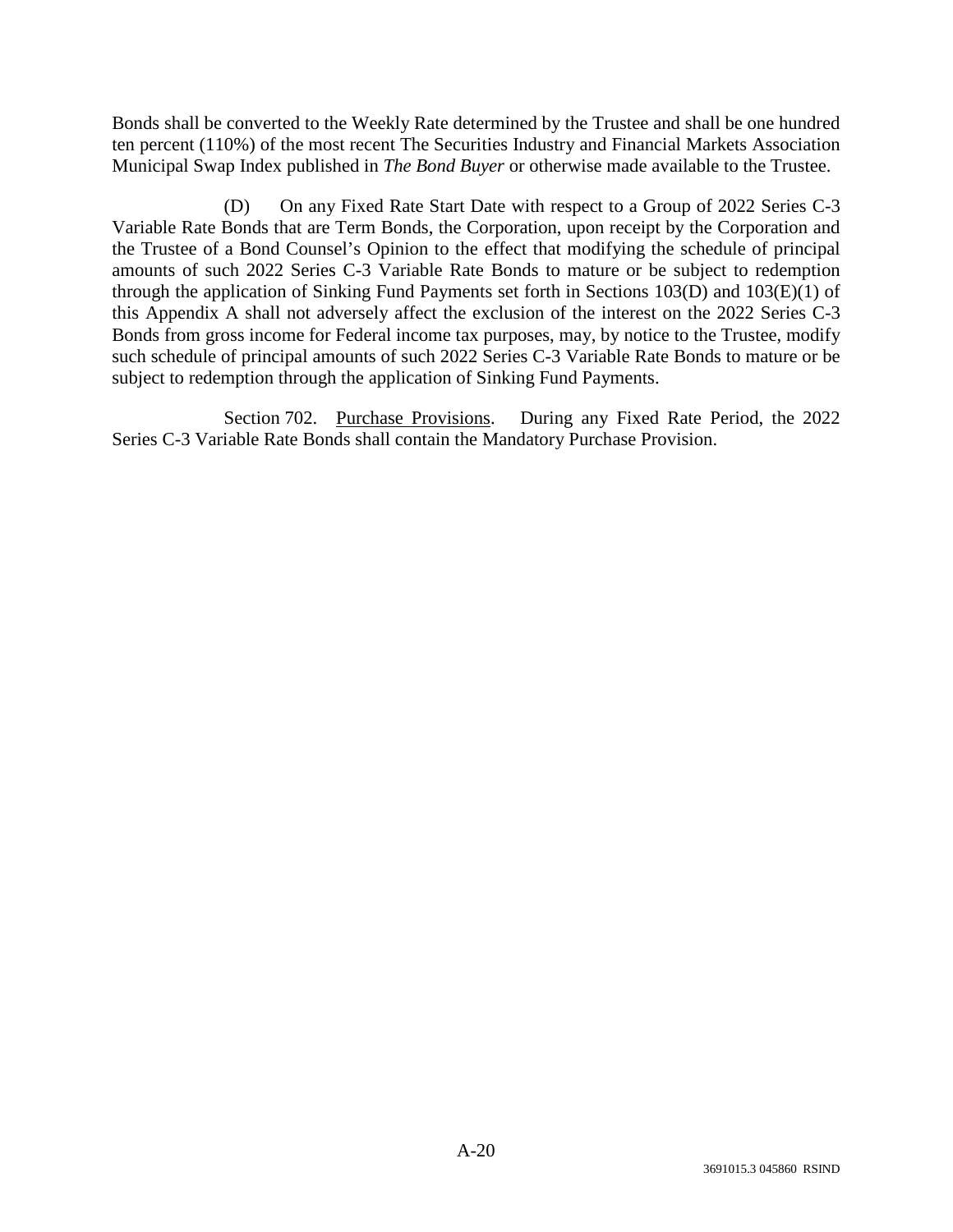Bonds shall be converted to the Weekly Rate determined by the Trustee and shall be one hundred ten percent (110%) of the most recent The Securities Industry and Financial Markets Association Municipal Swap Index published in *The Bond Buyer* or otherwise made available to the Trustee.

(D) On any Fixed Rate Start Date with respect to a Group of 2022 Series C-3 Variable Rate Bonds that are Term Bonds, the Corporation, upon receipt by the Corporation and the Trustee of a Bond Counsel's Opinion to the effect that modifying the schedule of principal amounts of such 2022 Series C-3 Variable Rate Bonds to mature or be subject to redemption through the application of Sinking Fund Payments set forth in Sections 103(D) and 103(E)(1) of this Appendix A shall not adversely affect the exclusion of the interest on the 2022 Series C-3 Bonds from gross income for Federal income tax purposes, may, by notice to the Trustee, modify such schedule of principal amounts of such 2022 Series C-3 Variable Rate Bonds to mature or be subject to redemption through the application of Sinking Fund Payments.

Section 702. Purchase Provisions. During any Fixed Rate Period, the 2022 Series C-3 Variable Rate Bonds shall contain the Mandatory Purchase Provision.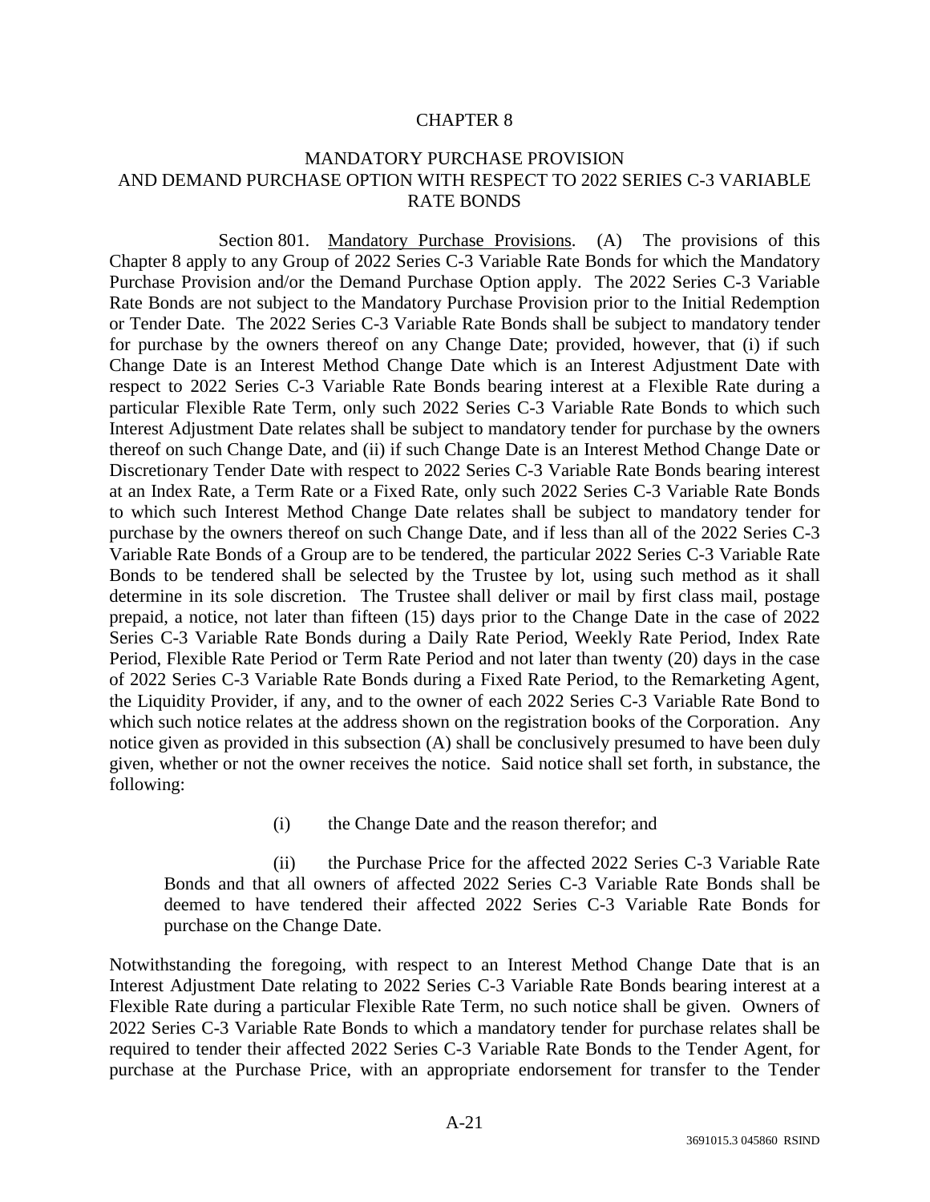# CHAPTER 8

## MANDATORY PURCHASE PROVISION AND DEMAND PURCHASE OPTION WITH RESPECT TO 2022 SERIES C-3 VARIABLE RATE BONDS

Section 801. Mandatory Purchase Provisions. (A) The provisions of this Chapter 8 apply to any Group of 2022 Series C-3 Variable Rate Bonds for which the Mandatory Purchase Provision and/or the Demand Purchase Option apply. The 2022 Series C-3 Variable Rate Bonds are not subject to the Mandatory Purchase Provision prior to the Initial Redemption or Tender Date. The 2022 Series C-3 Variable Rate Bonds shall be subject to mandatory tender for purchase by the owners thereof on any Change Date; provided, however, that (i) if such Change Date is an Interest Method Change Date which is an Interest Adjustment Date with respect to 2022 Series C-3 Variable Rate Bonds bearing interest at a Flexible Rate during a particular Flexible Rate Term, only such 2022 Series C-3 Variable Rate Bonds to which such Interest Adjustment Date relates shall be subject to mandatory tender for purchase by the owners thereof on such Change Date, and (ii) if such Change Date is an Interest Method Change Date or Discretionary Tender Date with respect to 2022 Series C-3 Variable Rate Bonds bearing interest at an Index Rate, a Term Rate or a Fixed Rate, only such 2022 Series C-3 Variable Rate Bonds to which such Interest Method Change Date relates shall be subject to mandatory tender for purchase by the owners thereof on such Change Date, and if less than all of the 2022 Series C-3 Variable Rate Bonds of a Group are to be tendered, the particular 2022 Series C-3 Variable Rate Bonds to be tendered shall be selected by the Trustee by lot, using such method as it shall determine in its sole discretion. The Trustee shall deliver or mail by first class mail, postage prepaid, a notice, not later than fifteen (15) days prior to the Change Date in the case of 2022 Series C-3 Variable Rate Bonds during a Daily Rate Period, Weekly Rate Period, Index Rate Period, Flexible Rate Period or Term Rate Period and not later than twenty (20) days in the case of 2022 Series C-3 Variable Rate Bonds during a Fixed Rate Period, to the Remarketing Agent, the Liquidity Provider, if any, and to the owner of each 2022 Series C-3 Variable Rate Bond to which such notice relates at the address shown on the registration books of the Corporation. Any notice given as provided in this subsection (A) shall be conclusively presumed to have been duly given, whether or not the owner receives the notice. Said notice shall set forth, in substance, the following:

(i) the Change Date and the reason therefor; and

(ii) the Purchase Price for the affected 2022 Series C-3 Variable Rate Bonds and that all owners of affected 2022 Series C-3 Variable Rate Bonds shall be deemed to have tendered their affected 2022 Series C-3 Variable Rate Bonds for purchase on the Change Date.

Notwithstanding the foregoing, with respect to an Interest Method Change Date that is an Interest Adjustment Date relating to 2022 Series C-3 Variable Rate Bonds bearing interest at a Flexible Rate during a particular Flexible Rate Term, no such notice shall be given. Owners of 2022 Series C-3 Variable Rate Bonds to which a mandatory tender for purchase relates shall be required to tender their affected 2022 Series C-3 Variable Rate Bonds to the Tender Agent, for purchase at the Purchase Price, with an appropriate endorsement for transfer to the Tender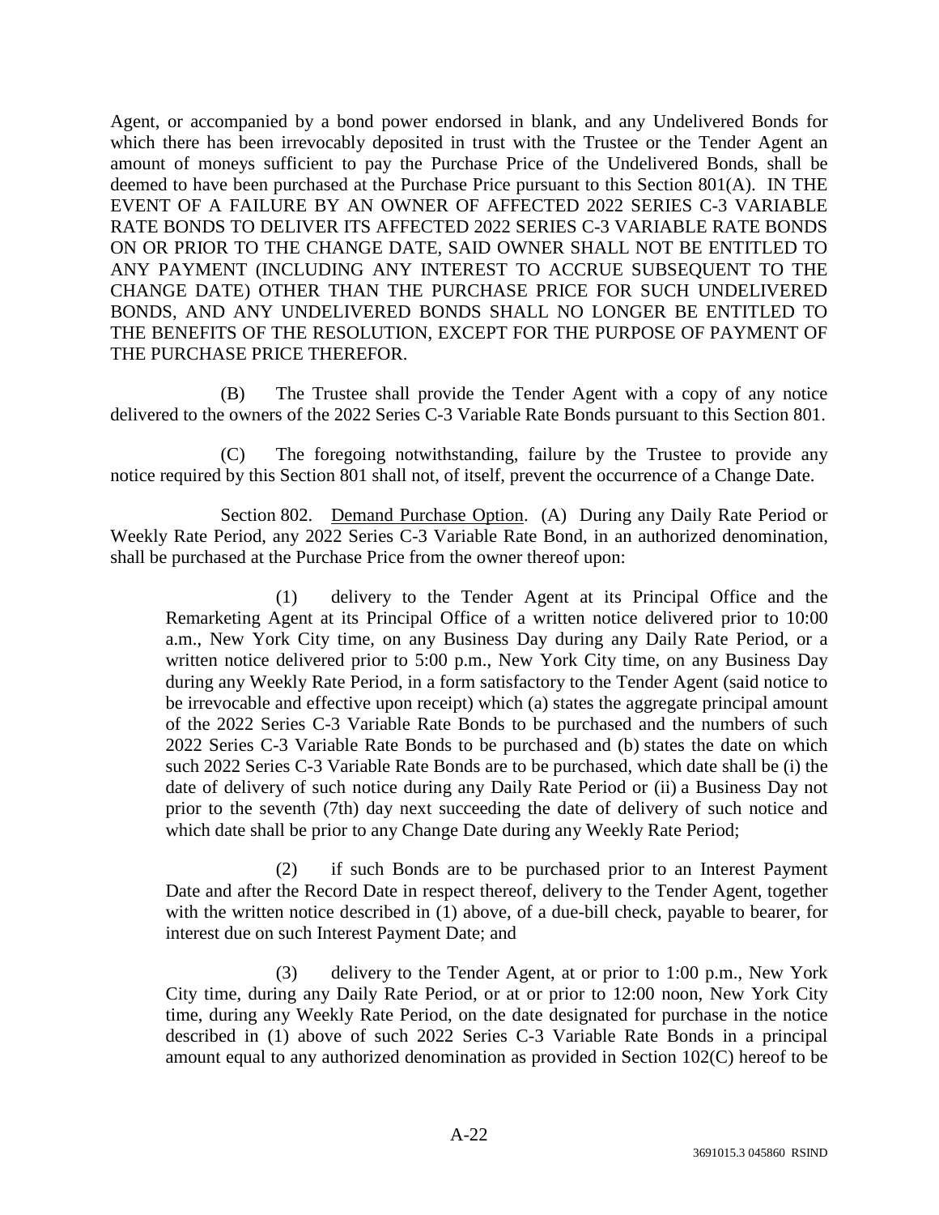Agent, or accompanied by a bond power endorsed in blank, and any Undelivered Bonds for which there has been irrevocably deposited in trust with the Trustee or the Tender Agent an amount of moneys sufficient to pay the Purchase Price of the Undelivered Bonds, shall be deemed to have been purchased at the Purchase Price pursuant to this Section 801(A). IN THE EVENT OF A FAILURE BY AN OWNER OF AFFECTED 2022 SERIES C-3 VARIABLE RATE BONDS TO DELIVER ITS AFFECTED 2022 SERIES C-3 VARIABLE RATE BONDS ON OR PRIOR TO THE CHANGE DATE, SAID OWNER SHALL NOT BE ENTITLED TO ANY PAYMENT (INCLUDING ANY INTEREST TO ACCRUE SUBSEQUENT TO THE CHANGE DATE) OTHER THAN THE PURCHASE PRICE FOR SUCH UNDELIVERED BONDS, AND ANY UNDELIVERED BONDS SHALL NO LONGER BE ENTITLED TO THE BENEFITS OF THE RESOLUTION, EXCEPT FOR THE PURPOSE OF PAYMENT OF THE PURCHASE PRICE THEREFOR.

(B) The Trustee shall provide the Tender Agent with a copy of any notice delivered to the owners of the 2022 Series C-3 Variable Rate Bonds pursuant to this Section 801.

(C) The foregoing notwithstanding, failure by the Trustee to provide any notice required by this Section 801 shall not, of itself, prevent the occurrence of a Change Date.

Section 802. Demand Purchase Option. (A) During any Daily Rate Period or Weekly Rate Period, any 2022 Series C-3 Variable Rate Bond, in an authorized denomination, shall be purchased at the Purchase Price from the owner thereof upon:

(1) delivery to the Tender Agent at its Principal Office and the Remarketing Agent at its Principal Office of a written notice delivered prior to 10:00 a.m., New York City time, on any Business Day during any Daily Rate Period, or a written notice delivered prior to 5:00 p.m., New York City time, on any Business Day during any Weekly Rate Period, in a form satisfactory to the Tender Agent (said notice to be irrevocable and effective upon receipt) which (a) states the aggregate principal amount of the 2022 Series C-3 Variable Rate Bonds to be purchased and the numbers of such 2022 Series C-3 Variable Rate Bonds to be purchased and (b) states the date on which such 2022 Series C-3 Variable Rate Bonds are to be purchased, which date shall be (i) the date of delivery of such notice during any Daily Rate Period or (ii) a Business Day not prior to the seventh (7th) day next succeeding the date of delivery of such notice and which date shall be prior to any Change Date during any Weekly Rate Period;

(2) if such Bonds are to be purchased prior to an Interest Payment Date and after the Record Date in respect thereof, delivery to the Tender Agent, together with the written notice described in (1) above, of a due-bill check, payable to bearer, for interest due on such Interest Payment Date; and

(3) delivery to the Tender Agent, at or prior to 1:00 p.m., New York City time, during any Daily Rate Period, or at or prior to 12:00 noon, New York City time, during any Weekly Rate Period, on the date designated for purchase in the notice described in (1) above of such 2022 Series C-3 Variable Rate Bonds in a principal amount equal to any authorized denomination as provided in Section 102(C) hereof to be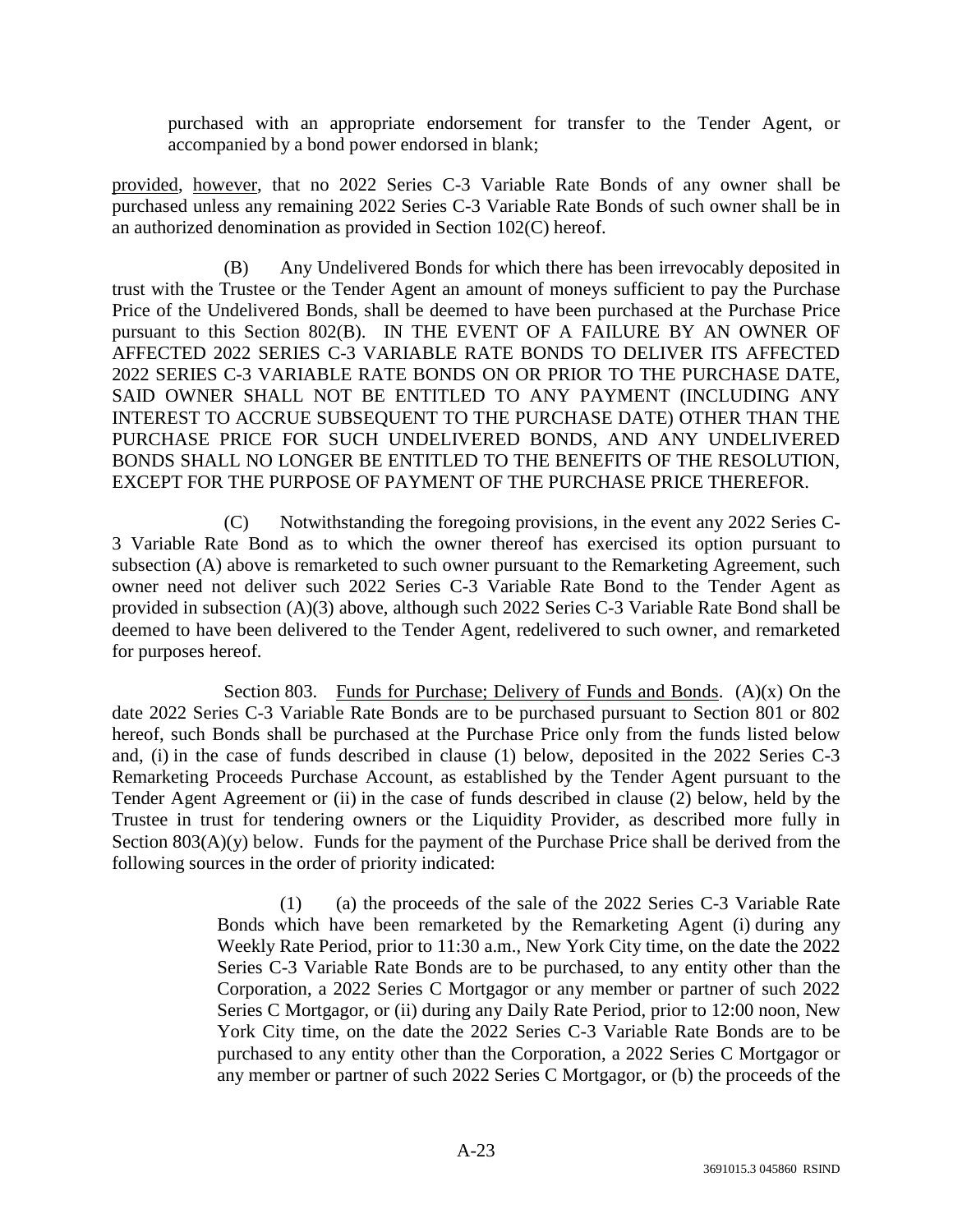purchased with an appropriate endorsement for transfer to the Tender Agent, or accompanied by a bond power endorsed in blank;

provided, however, that no 2022 Series C-3 Variable Rate Bonds of any owner shall be purchased unless any remaining 2022 Series C-3 Variable Rate Bonds of such owner shall be in an authorized denomination as provided in Section 102(C) hereof.

(B) Any Undelivered Bonds for which there has been irrevocably deposited in trust with the Trustee or the Tender Agent an amount of moneys sufficient to pay the Purchase Price of the Undelivered Bonds, shall be deemed to have been purchased at the Purchase Price pursuant to this Section 802(B). IN THE EVENT OF A FAILURE BY AN OWNER OF AFFECTED 2022 SERIES C-3 VARIABLE RATE BONDS TO DELIVER ITS AFFECTED 2022 SERIES C-3 VARIABLE RATE BONDS ON OR PRIOR TO THE PURCHASE DATE, SAID OWNER SHALL NOT BE ENTITLED TO ANY PAYMENT (INCLUDING ANY INTEREST TO ACCRUE SUBSEQUENT TO THE PURCHASE DATE) OTHER THAN THE PURCHASE PRICE FOR SUCH UNDELIVERED BONDS, AND ANY UNDELIVERED BONDS SHALL NO LONGER BE ENTITLED TO THE BENEFITS OF THE RESOLUTION, EXCEPT FOR THE PURPOSE OF PAYMENT OF THE PURCHASE PRICE THEREFOR.

(C) Notwithstanding the foregoing provisions, in the event any 2022 Series C-3 Variable Rate Bond as to which the owner thereof has exercised its option pursuant to subsection (A) above is remarketed to such owner pursuant to the Remarketing Agreement, such owner need not deliver such 2022 Series C-3 Variable Rate Bond to the Tender Agent as provided in subsection (A)(3) above, although such 2022 Series C-3 Variable Rate Bond shall be deemed to have been delivered to the Tender Agent, redelivered to such owner, and remarketed for purposes hereof.

Section 803. Funds for Purchase; Delivery of Funds and Bonds. (A)(x) On the date 2022 Series C-3 Variable Rate Bonds are to be purchased pursuant to Section 801 or 802 hereof, such Bonds shall be purchased at the Purchase Price only from the funds listed below and, (i) in the case of funds described in clause (1) below, deposited in the 2022 Series C-3 Remarketing Proceeds Purchase Account, as established by the Tender Agent pursuant to the Tender Agent Agreement or (ii) in the case of funds described in clause (2) below, held by the Trustee in trust for tendering owners or the Liquidity Provider, as described more fully in Section 803(A)(y) below. Funds for the payment of the Purchase Price shall be derived from the following sources in the order of priority indicated:

(1) (a) the proceeds of the sale of the 2022 Series C-3 Variable Rate Bonds which have been remarketed by the Remarketing Agent (i) during any Weekly Rate Period, prior to 11:30 a.m., New York City time, on the date the 2022 Series C-3 Variable Rate Bonds are to be purchased, to any entity other than the Corporation, a 2022 Series C Mortgagor or any member or partner of such 2022 Series C Mortgagor, or (ii) during any Daily Rate Period, prior to 12:00 noon, New York City time, on the date the 2022 Series C-3 Variable Rate Bonds are to be purchased to any entity other than the Corporation, a 2022 Series C Mortgagor or any member or partner of such 2022 Series C Mortgagor, or (b) the proceeds of the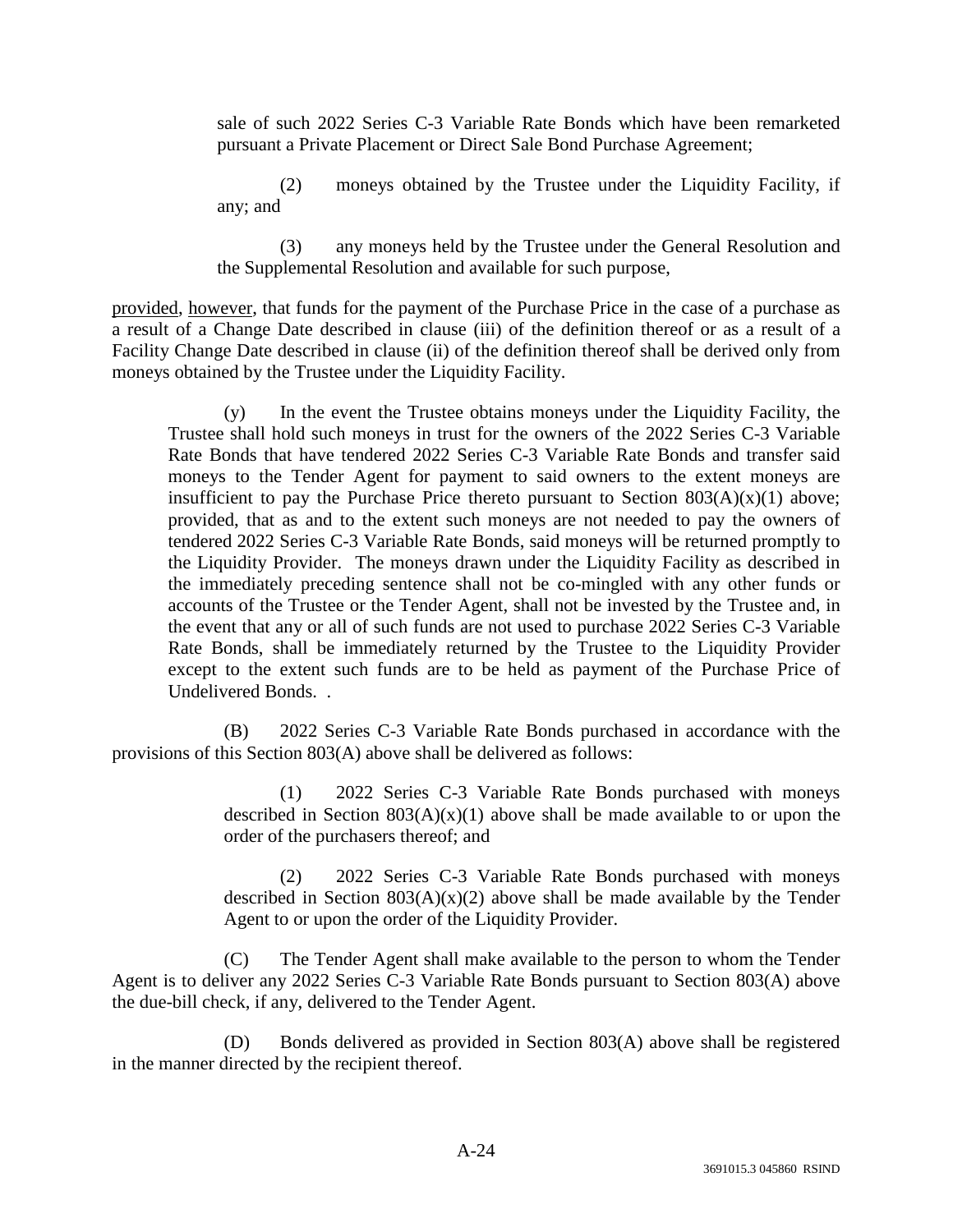sale of such 2022 Series C-3 Variable Rate Bonds which have been remarketed pursuant a Private Placement or Direct Sale Bond Purchase Agreement;

(2) moneys obtained by the Trustee under the Liquidity Facility, if any; and

(3) any moneys held by the Trustee under the General Resolution and the Supplemental Resolution and available for such purpose,

provided, however, that funds for the payment of the Purchase Price in the case of a purchase as a result of a Change Date described in clause (iii) of the definition thereof or as a result of a Facility Change Date described in clause (ii) of the definition thereof shall be derived only from moneys obtained by the Trustee under the Liquidity Facility.

(y) In the event the Trustee obtains moneys under the Liquidity Facility, the Trustee shall hold such moneys in trust for the owners of the 2022 Series C-3 Variable Rate Bonds that have tendered 2022 Series C-3 Variable Rate Bonds and transfer said moneys to the Tender Agent for payment to said owners to the extent moneys are insufficient to pay the Purchase Price thereto pursuant to Section 803(A)(x)(1) above; provided, that as and to the extent such moneys are not needed to pay the owners of tendered 2022 Series C-3 Variable Rate Bonds, said moneys will be returned promptly to the Liquidity Provider. The moneys drawn under the Liquidity Facility as described in the immediately preceding sentence shall not be co-mingled with any other funds or accounts of the Trustee or the Tender Agent, shall not be invested by the Trustee and, in the event that any or all of such funds are not used to purchase 2022 Series C-3 Variable Rate Bonds, shall be immediately returned by the Trustee to the Liquidity Provider except to the extent such funds are to be held as payment of the Purchase Price of Undelivered Bonds. .

(B) 2022 Series C-3 Variable Rate Bonds purchased in accordance with the provisions of this Section 803(A) above shall be delivered as follows:

(1) 2022 Series C-3 Variable Rate Bonds purchased with moneys described in Section 803(A)(x)(1) above shall be made available to or upon the order of the purchasers thereof; and

(2) 2022 Series C-3 Variable Rate Bonds purchased with moneys described in Section 803(A)(x)(2) above shall be made available by the Tender Agent to or upon the order of the Liquidity Provider.

(C) The Tender Agent shall make available to the person to whom the Tender Agent is to deliver any 2022 Series C-3 Variable Rate Bonds pursuant to Section 803(A) above the due-bill check, if any, delivered to the Tender Agent.

(D) Bonds delivered as provided in Section 803(A) above shall be registered in the manner directed by the recipient thereof.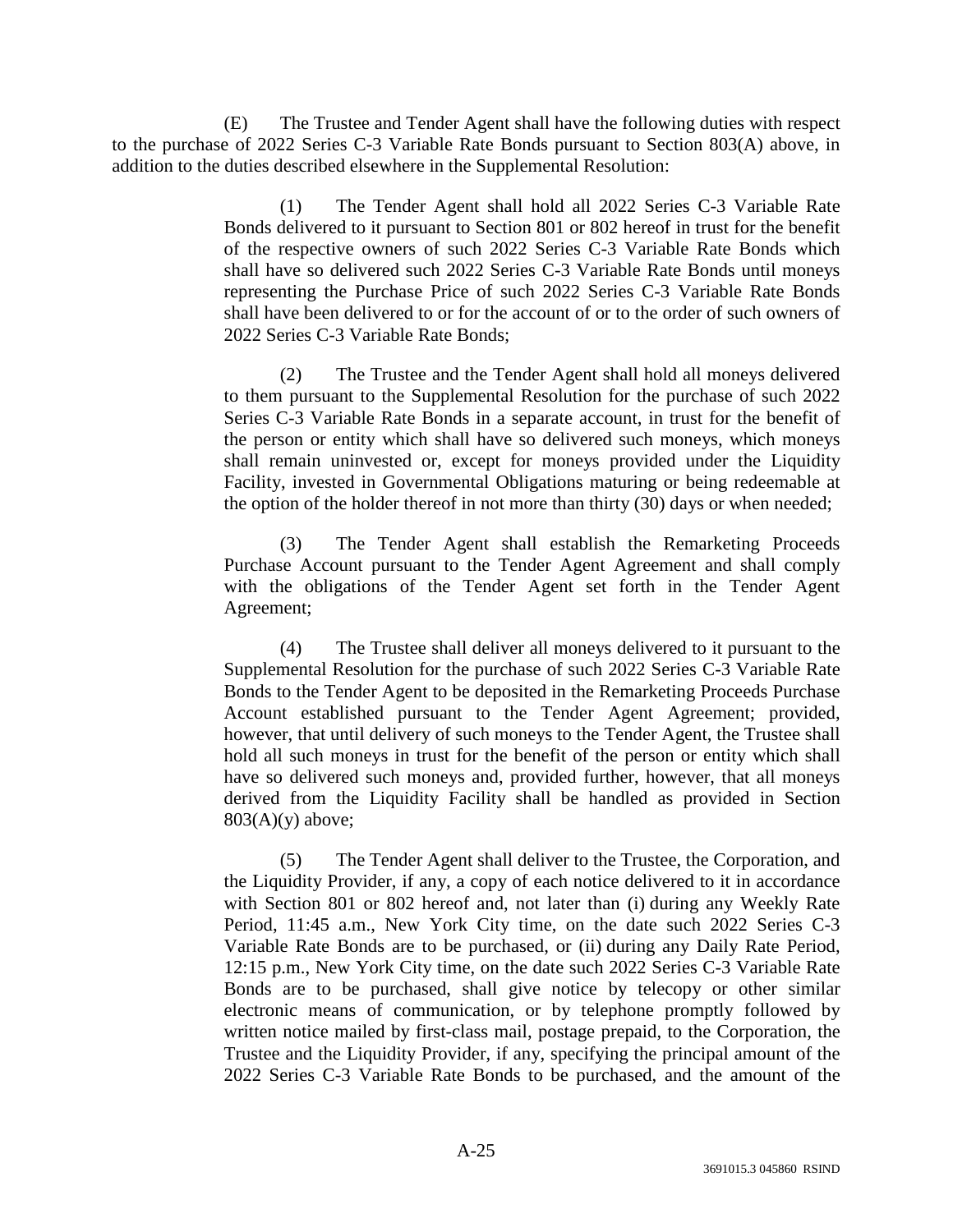(E) The Trustee and Tender Agent shall have the following duties with respect to the purchase of 2022 Series C-3 Variable Rate Bonds pursuant to Section 803(A) above, in addition to the duties described elsewhere in the Supplemental Resolution:

> (1) The Tender Agent shall hold all 2022 Series C-3 Variable Rate Bonds delivered to it pursuant to Section 801 or 802 hereof in trust for the benefit of the respective owners of such 2022 Series C-3 Variable Rate Bonds which shall have so delivered such 2022 Series C-3 Variable Rate Bonds until moneys representing the Purchase Price of such 2022 Series C-3 Variable Rate Bonds shall have been delivered to or for the account of or to the order of such owners of 2022 Series C-3 Variable Rate Bonds;
>
> (2) The Trustee and the Tender Agent shall hold all moneys delivered to them pursuant to the Supplemental Resolution for the purchase of such 2022 Series C-3 Variable Rate Bonds in a separate account, in trust for the benefit of the person or entity which shall have so delivered such moneys, which moneys shall remain uninvested or, except for moneys provided under the Liquidity Facility, invested in Governmental Obligations maturing or being redeemable at the option of the holder thereof in not more than thirty (30) days or when needed;
>
> (3) The Tender Agent shall establish the Remarketing Proceeds Purchase Account pursuant to the Tender Agent Agreement and shall comply with the obligations of the Tender Agent set forth in the Tender Agent Agreement;
>
> (4) The Trustee shall deliver all moneys delivered to it pursuant to the Supplemental Resolution for the purchase of such 2022 Series C-3 Variable Rate Bonds to the Tender Agent to be deposited in the Remarketing Proceeds Purchase Account established pursuant to the Tender Agent Agreement; provided, however, that until delivery of such moneys to the Tender Agent, the Trustee shall hold all such moneys in trust for the benefit of the person or entity which shall have so delivered such moneys and, provided further, however, that all moneys derived from the Liquidity Facility shall be handled as provided in Section 803(A)(y) above;
>
> (5) The Tender Agent shall deliver to the Trustee, the Corporation, and the Liquidity Provider, if any, a copy of each notice delivered to it in accordance with Section 801 or 802 hereof and, not later than (i) during any Weekly Rate Period, 11:45 a.m., New York City time, on the date such 2022 Series C-3 Variable Rate Bonds are to be purchased, or (ii) during any Daily Rate Period, 12:15 p.m., New York City time, on the date such 2022 Series C-3 Variable Rate Bonds are to be purchased, shall give notice by telecopy or other similar electronic means of communication, or by telephone promptly followed by written notice mailed by first-class mail, postage prepaid, to the Corporation, the Trustee and the Liquidity Provider, if any, specifying the principal amount of the 2022 Series C-3 Variable Rate Bonds to be purchased, and the amount of the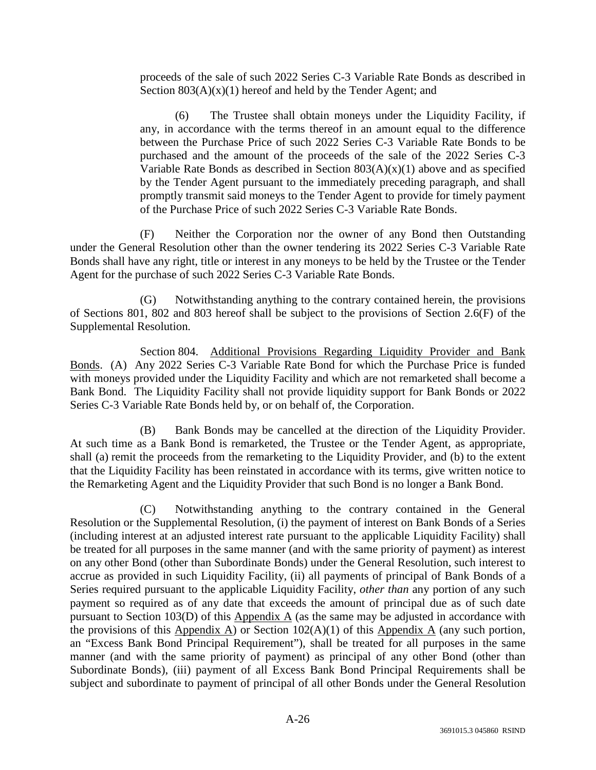proceeds of the sale of such 2022 Series C-3 Variable Rate Bonds as described in Section 803(A)(x)(1) hereof and held by the Tender Agent; and

(6) The Trustee shall obtain moneys under the Liquidity Facility, if any, in accordance with the terms thereof in an amount equal to the difference between the Purchase Price of such 2022 Series C-3 Variable Rate Bonds to be purchased and the amount of the proceeds of the sale of the 2022 Series C-3 Variable Rate Bonds as described in Section 803(A)(x)(1) above and as specified by the Tender Agent pursuant to the immediately preceding paragraph, and shall promptly transmit said moneys to the Tender Agent to provide for timely payment of the Purchase Price of such 2022 Series C-3 Variable Rate Bonds.

(F) Neither the Corporation nor the owner of any Bond then Outstanding under the General Resolution other than the owner tendering its 2022 Series C-3 Variable Rate Bonds shall have any right, title or interest in any moneys to be held by the Trustee or the Tender Agent for the purchase of such 2022 Series C-3 Variable Rate Bonds.

(G) Notwithstanding anything to the contrary contained herein, the provisions of Sections 801, 802 and 803 hereof shall be subject to the provisions of Section 2.6(F) of the Supplemental Resolution.

Section 804. Additional Provisions Regarding Liquidity Provider and Bank Bonds. (A) Any 2022 Series C-3 Variable Rate Bond for which the Purchase Price is funded with moneys provided under the Liquidity Facility and which are not remarketed shall become a Bank Bond. The Liquidity Facility shall not provide liquidity support for Bank Bonds or 2022 Series C-3 Variable Rate Bonds held by, or on behalf of, the Corporation.

(B) Bank Bonds may be cancelled at the direction of the Liquidity Provider. At such time as a Bank Bond is remarketed, the Trustee or the Tender Agent, as appropriate, shall (a) remit the proceeds from the remarketing to the Liquidity Provider, and (b) to the extent that the Liquidity Facility has been reinstated in accordance with its terms, give written notice to the Remarketing Agent and the Liquidity Provider that such Bond is no longer a Bank Bond.

(C) Notwithstanding anything to the contrary contained in the General Resolution or the Supplemental Resolution, (i) the payment of interest on Bank Bonds of a Series (including interest at an adjusted interest rate pursuant to the applicable Liquidity Facility) shall be treated for all purposes in the same manner (and with the same priority of payment) as interest on any other Bond (other than Subordinate Bonds) under the General Resolution, such interest to accrue as provided in such Liquidity Facility, (ii) all payments of principal of Bank Bonds of a Series required pursuant to the applicable Liquidity Facility, *other than* any portion of any such payment so required as of any date that exceeds the amount of principal due as of such date pursuant to Section 103(D) of this Appendix A (as the same may be adjusted in accordance with the provisions of this Appendix A) or Section 102(A)(1) of this Appendix A (any such portion, an "Excess Bank Bond Principal Requirement"), shall be treated for all purposes in the same manner (and with the same priority of payment) as principal of any other Bond (other than Subordinate Bonds), (iii) payment of all Excess Bank Bond Principal Requirements shall be subject and subordinate to payment of principal of all other Bonds under the General Resolution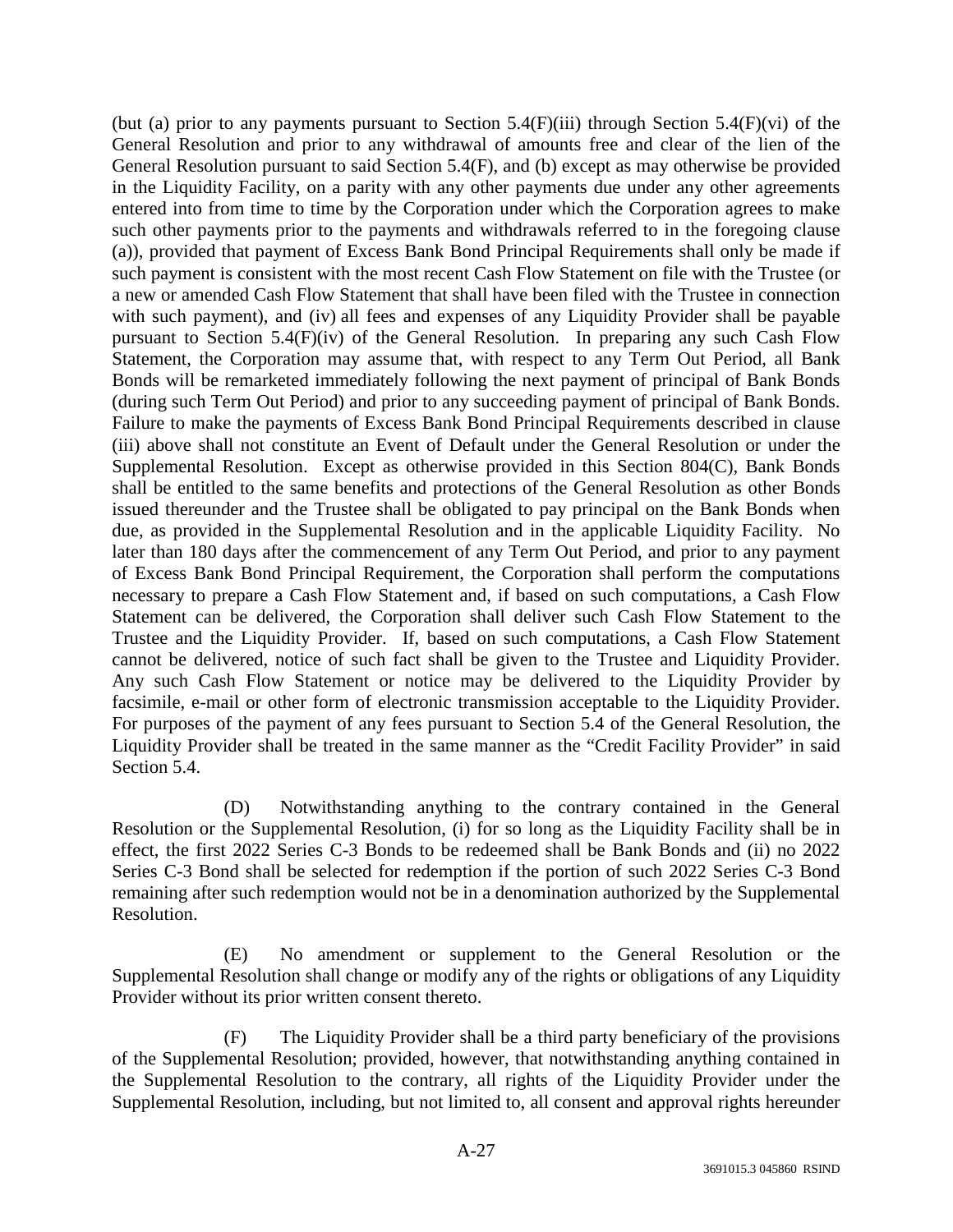(but (a) prior to any payments pursuant to Section 5.4(F)(iii) through Section 5.4(F)(vi) of the General Resolution and prior to any withdrawal of amounts free and clear of the lien of the General Resolution pursuant to said Section 5.4(F), and (b) except as may otherwise be provided in the Liquidity Facility, on a parity with any other payments due under any other agreements entered into from time to time by the Corporation under which the Corporation agrees to make such other payments prior to the payments and withdrawals referred to in the foregoing clause (a)), provided that payment of Excess Bank Bond Principal Requirements shall only be made if such payment is consistent with the most recent Cash Flow Statement on file with the Trustee (or a new or amended Cash Flow Statement that shall have been filed with the Trustee in connection with such payment), and (iv) all fees and expenses of any Liquidity Provider shall be payable pursuant to Section 5.4(F)(iv) of the General Resolution. In preparing any such Cash Flow Statement, the Corporation may assume that, with respect to any Term Out Period, all Bank Bonds will be remarketed immediately following the next payment of principal of Bank Bonds (during such Term Out Period) and prior to any succeeding payment of principal of Bank Bonds. Failure to make the payments of Excess Bank Bond Principal Requirements described in clause (iii) above shall not constitute an Event of Default under the General Resolution or under the Supplemental Resolution. Except as otherwise provided in this Section 804(C), Bank Bonds shall be entitled to the same benefits and protections of the General Resolution as other Bonds issued thereunder and the Trustee shall be obligated to pay principal on the Bank Bonds when due, as provided in the Supplemental Resolution and in the applicable Liquidity Facility. No later than 180 days after the commencement of any Term Out Period, and prior to any payment of Excess Bank Bond Principal Requirement, the Corporation shall perform the computations necessary to prepare a Cash Flow Statement and, if based on such computations, a Cash Flow Statement can be delivered, the Corporation shall deliver such Cash Flow Statement to the Trustee and the Liquidity Provider. If, based on such computations, a Cash Flow Statement cannot be delivered, notice of such fact shall be given to the Trustee and Liquidity Provider. Any such Cash Flow Statement or notice may be delivered to the Liquidity Provider by facsimile, e-mail or other form of electronic transmission acceptable to the Liquidity Provider. For purposes of the payment of any fees pursuant to Section 5.4 of the General Resolution, the Liquidity Provider shall be treated in the same manner as the "Credit Facility Provider" in said Section 5.4.

(D) Notwithstanding anything to the contrary contained in the General Resolution or the Supplemental Resolution, (i) for so long as the Liquidity Facility shall be in effect, the first 2022 Series C-3 Bonds to be redeemed shall be Bank Bonds and (ii) no 2022 Series C-3 Bond shall be selected for redemption if the portion of such 2022 Series C-3 Bond remaining after such redemption would not be in a denomination authorized by the Supplemental Resolution.

(E) No amendment or supplement to the General Resolution or the Supplemental Resolution shall change or modify any of the rights or obligations of any Liquidity Provider without its prior written consent thereto.

(F) The Liquidity Provider shall be a third party beneficiary of the provisions of the Supplemental Resolution; provided, however, that notwithstanding anything contained in the Supplemental Resolution to the contrary, all rights of the Liquidity Provider under the Supplemental Resolution, including, but not limited to, all consent and approval rights hereunder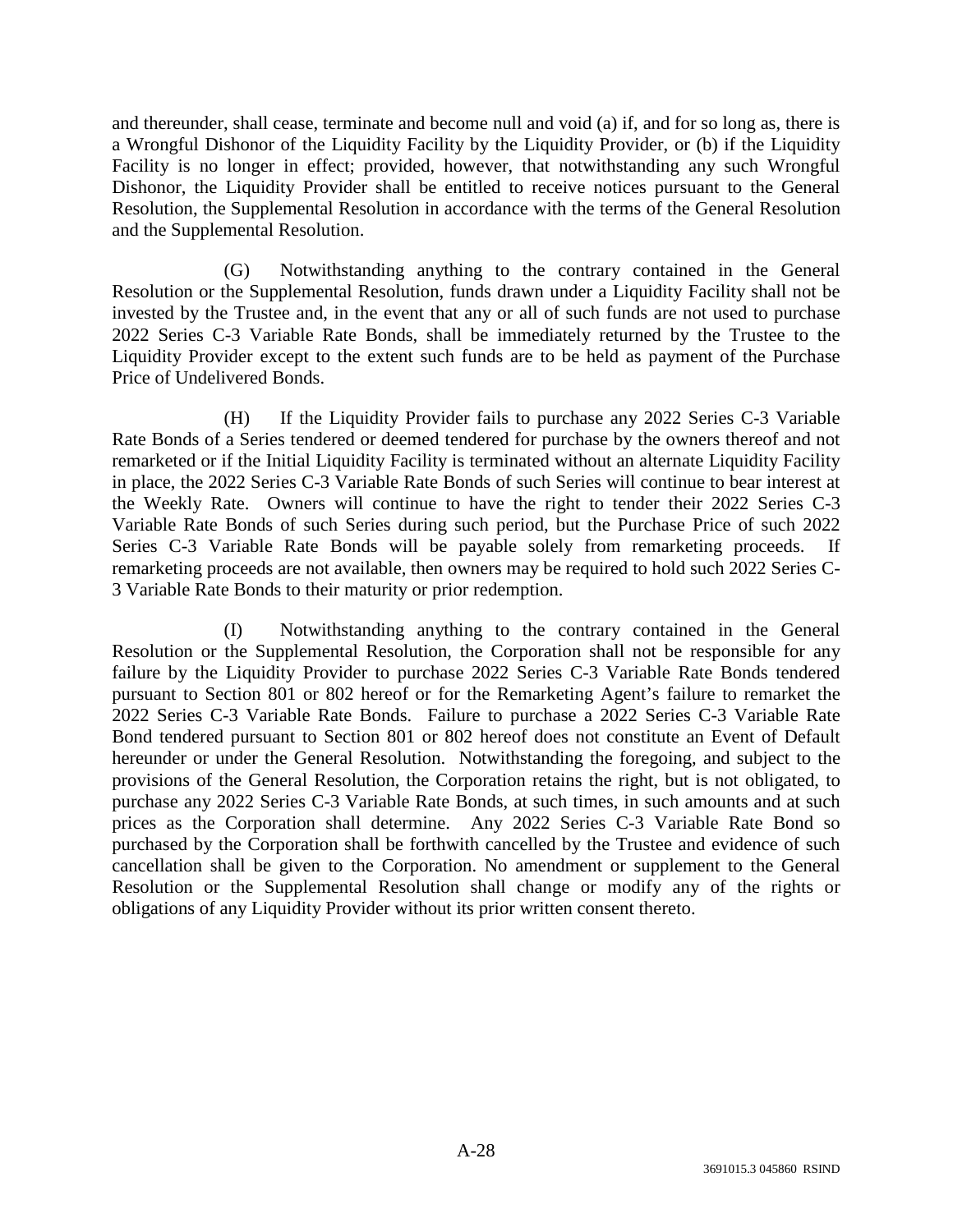and thereunder, shall cease, terminate and become null and void (a) if, and for so long as, there is a Wrongful Dishonor of the Liquidity Facility by the Liquidity Provider, or (b) if the Liquidity Facility is no longer in effect; provided, however, that notwithstanding any such Wrongful Dishonor, the Liquidity Provider shall be entitled to receive notices pursuant to the General Resolution, the Supplemental Resolution in accordance with the terms of the General Resolution and the Supplemental Resolution.

(G) Notwithstanding anything to the contrary contained in the General Resolution or the Supplemental Resolution, funds drawn under a Liquidity Facility shall not be invested by the Trustee and, in the event that any or all of such funds are not used to purchase 2022 Series C-3 Variable Rate Bonds, shall be immediately returned by the Trustee to the Liquidity Provider except to the extent such funds are to be held as payment of the Purchase Price of Undelivered Bonds.

(H) If the Liquidity Provider fails to purchase any 2022 Series C-3 Variable Rate Bonds of a Series tendered or deemed tendered for purchase by the owners thereof and not remarketed or if the Initial Liquidity Facility is terminated without an alternate Liquidity Facility in place, the 2022 Series C-3 Variable Rate Bonds of such Series will continue to bear interest at the Weekly Rate. Owners will continue to have the right to tender their 2022 Series C-3 Variable Rate Bonds of such Series during such period, but the Purchase Price of such 2022 Series C-3 Variable Rate Bonds will be payable solely from remarketing proceeds. If remarketing proceeds are not available, then owners may be required to hold such 2022 Series C-3 Variable Rate Bonds to their maturity or prior redemption.

(I) Notwithstanding anything to the contrary contained in the General Resolution or the Supplemental Resolution, the Corporation shall not be responsible for any failure by the Liquidity Provider to purchase 2022 Series C-3 Variable Rate Bonds tendered pursuant to Section 801 or 802 hereof or for the Remarketing Agent's failure to remarket the 2022 Series C-3 Variable Rate Bonds. Failure to purchase a 2022 Series C-3 Variable Rate Bond tendered pursuant to Section 801 or 802 hereof does not constitute an Event of Default hereunder or under the General Resolution. Notwithstanding the foregoing, and subject to the provisions of the General Resolution, the Corporation retains the right, but is not obligated, to purchase any 2022 Series C-3 Variable Rate Bonds, at such times, in such amounts and at such prices as the Corporation shall determine. Any 2022 Series C-3 Variable Rate Bond so purchased by the Corporation shall be forthwith cancelled by the Trustee and evidence of such cancellation shall be given to the Corporation. No amendment or supplement to the General Resolution or the Supplemental Resolution shall change or modify any of the rights or obligations of any Liquidity Provider without its prior written consent thereto.